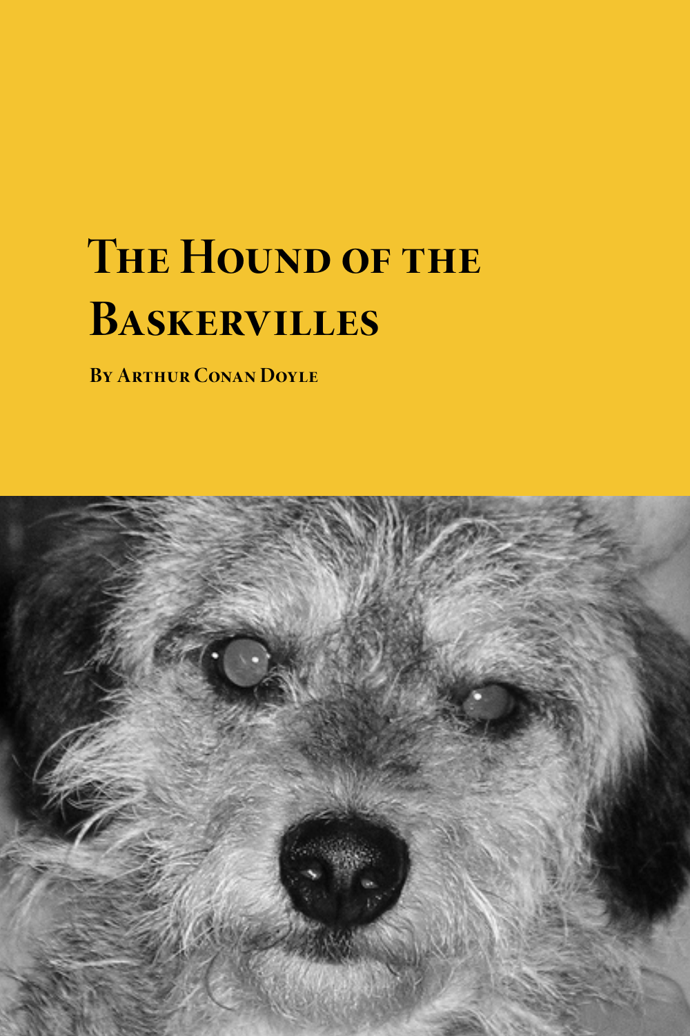# The Hound of the Baskervilles

**By Arthur Conan Doyle**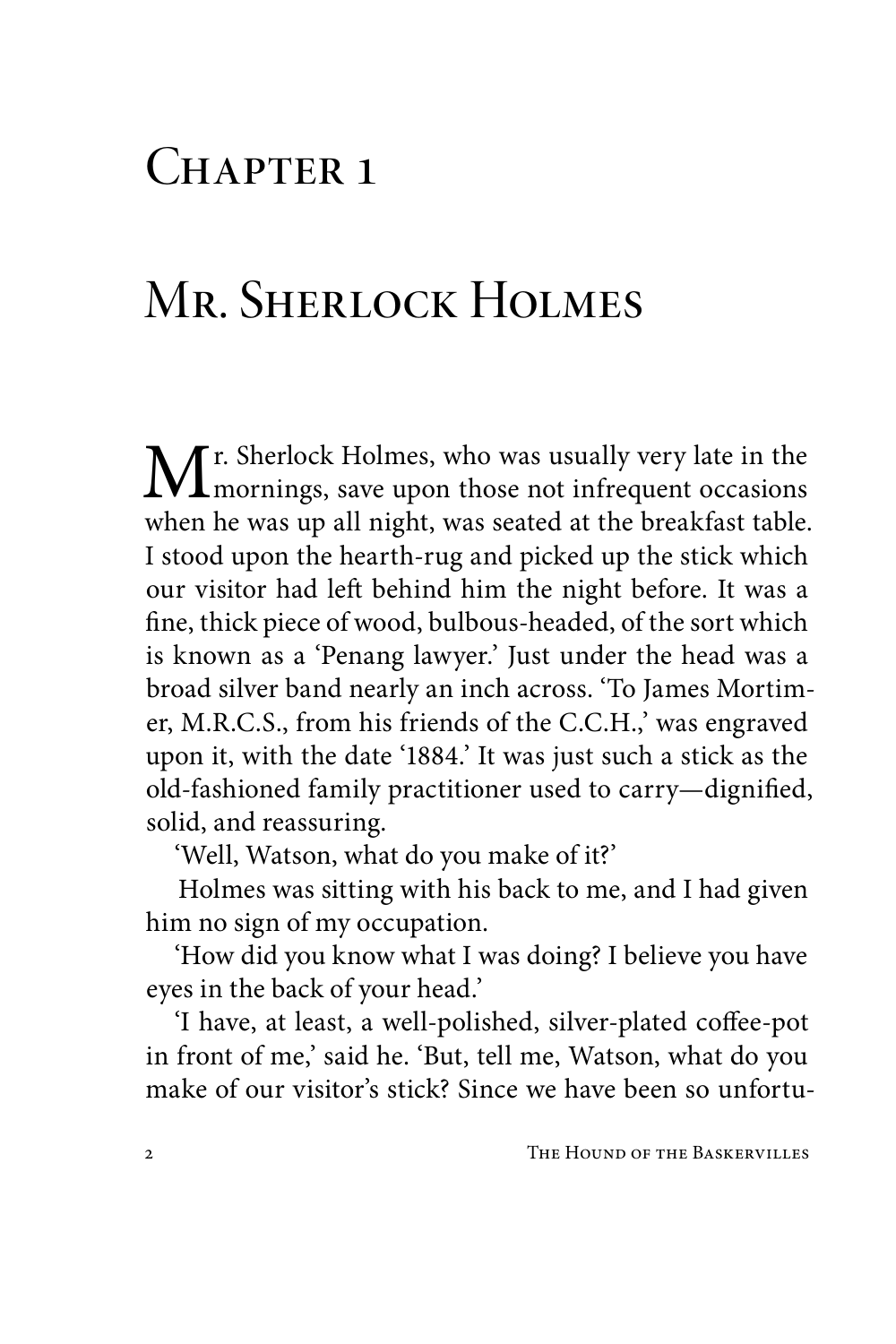# Chapter 1

# Mr. Sherlock Holmes

Mr. Sherlock Holmes, who was usually very late in the mornings, save upon those not infrequent occasions when he was up all night, was seated at the breakfast table. I stood upon the hearth-rug and picked up the stick which our visitor had left behind him the night before. It was a fine, thick piece of wood, bulbous-headed, of the sort which is known as a 'Penang lawyer.' Just under the head was a broad silver band nearly an inch across. 'To James Mortimer, M.R.C.S., from his friends of the C.C.H.,' was engraved upon it, with the date '1884.' It was just such a stick as the old-fashioned family practitioner used to carry—dignified, solid, and reassuring.

'Well, Watson, what do you make of it?'

Holmes was sitting with his back to me, and I had given him no sign of my occupation.

'How did you know what I was doing? I believe you have eyes in the back of your head.'

'I have, at least, a well-polished, silver-plated coffee-pot in front of me,' said he. 'But, tell me, Watson, what do you make of our visitor's stick? Since we have been so unfortu-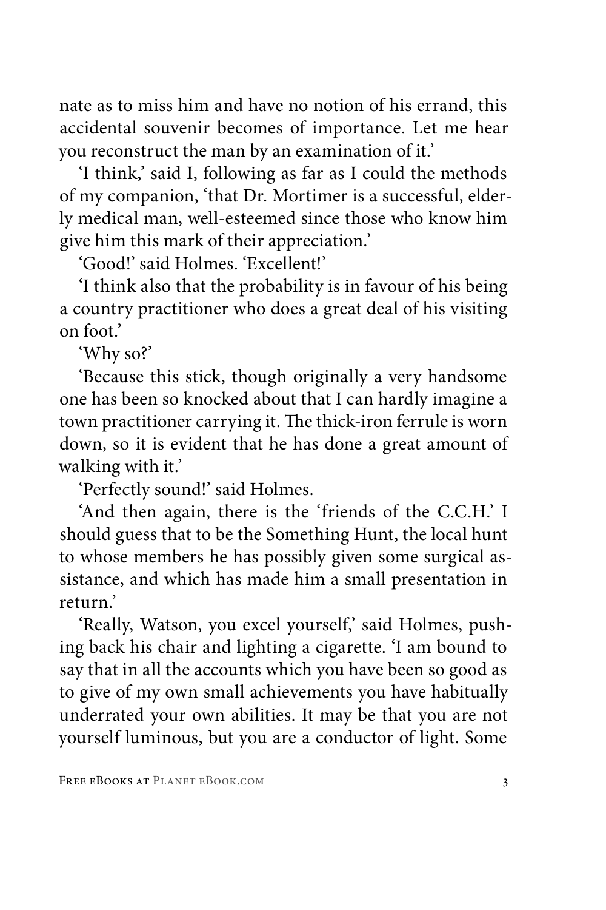nate as to miss him and have no notion of his errand, this accidental souvenir becomes of importance. Let me hear you reconstruct the man by an examination of it.'

'I think,' said I, following as far as I could the methods of my companion, 'that Dr. Mortimer is a successful, elderly medical man, well-esteemed since those who know him give him this mark of their appreciation.'

'Good!' said Holmes. 'Excellent!'

'I think also that the probability is in favour of his being a country practitioner who does a great deal of his visiting on foot.'

'Why so?'

'Because this stick, though originally a very handsome one has been so knocked about that I can hardly imagine a town practitioner carrying it. The thick-iron ferrule is worn down, so it is evident that he has done a great amount of walking with it.'

'Perfectly sound!' said Holmes.

'And then again, there is the 'friends of the C.C.H.' I should guess that to be the Something Hunt, the local hunt to whose members he has possibly given some surgical assistance, and which has made him a small presentation in return.'

'Really, Watson, you excel yourself,' said Holmes, pushing back his chair and lighting a cigarette. 'I am bound to say that in all the accounts which you have been so good as to give of my own small achievements you have habitually underrated your own abilities. It may be that you are not yourself luminous, but you are a conductor of light. Some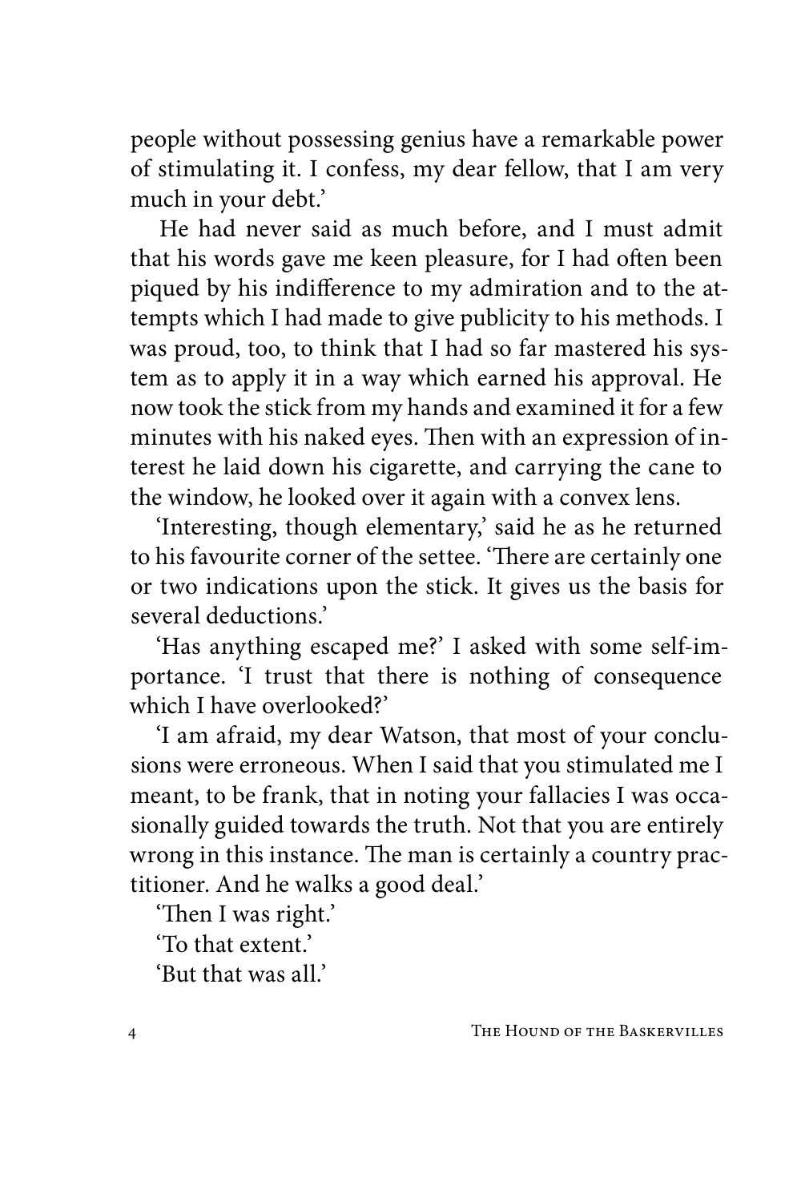people without possessing genius have a remarkable power of stimulating it. I confess, my dear fellow, that I am very much in your debt.'

He had never said as much before, and I must admit that his words gave me keen pleasure, for I had often been piqued by his indifference to my admiration and to the attempts which I had made to give publicity to his methods. I was proud, too, to think that I had so far mastered his system as to apply it in a way which earned his approval. He now took the stick from my hands and examined it for a few minutes with his naked eyes. Then with an expression of interest he laid down his cigarette, and carrying the cane to the window, he looked over it again with a convex lens.

'Interesting, though elementary,' said he as he returned to his favourite corner of the settee. 'There are certainly one or two indications upon the stick. It gives us the basis for several deductions.'

'Has anything escaped me?' I asked with some self-importance. 'I trust that there is nothing of consequence which I have overlooked?'

'I am afraid, my dear Watson, that most of your conclusions were erroneous. When I said that you stimulated me I meant, to be frank, that in noting your fallacies I was occasionally guided towards the truth. Not that you are entirely wrong in this instance. The man is certainly a country practitioner. And he walks a good deal.'

'Then I was right.'

'To that extent.'

'But that was all.'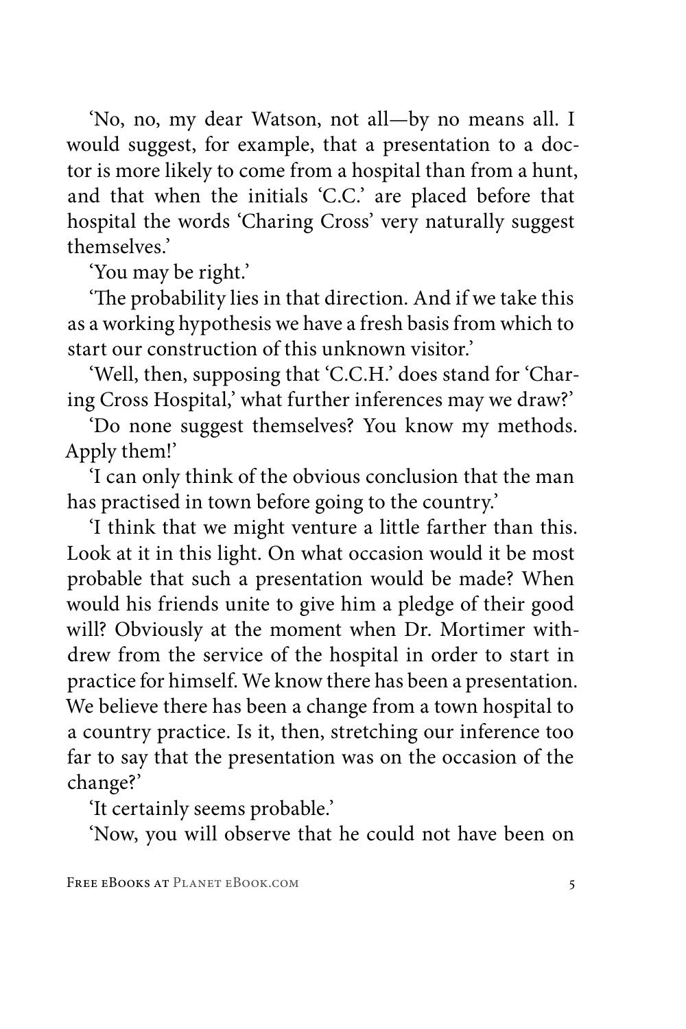'No, no, my dear Watson, not all—by no means all. I would suggest, for example, that a presentation to a doctor is more likely to come from a hospital than from a hunt, and that when the initials 'C.C.' are placed before that hospital the words 'Charing Cross' very naturally suggest themselves.'

'You may be right.'

'The probability lies in that direction. And if we take this as a working hypothesis we have a fresh basis from which to start our construction of this unknown visitor.'

'Well, then, supposing that 'C.C.H.' does stand for 'Charing Cross Hospital,' what further inferences may we draw?'

'Do none suggest themselves? You know my methods. Apply them!'

'I can only think of the obvious conclusion that the man has practised in town before going to the country.'

'I think that we might venture a little farther than this. Look at it in this light. On what occasion would it be most probable that such a presentation would be made? When would his friends unite to give him a pledge of their good will? Obviously at the moment when Dr. Mortimer withdrew from the service of the hospital in order to start in practice for himself. We know there has been a presentation. We believe there has been a change from a town hospital to a country practice. Is it, then, stretching our inference too far to say that the presentation was on the occasion of the change?'

'It certainly seems probable.'

'Now, you will observe that he could not have been on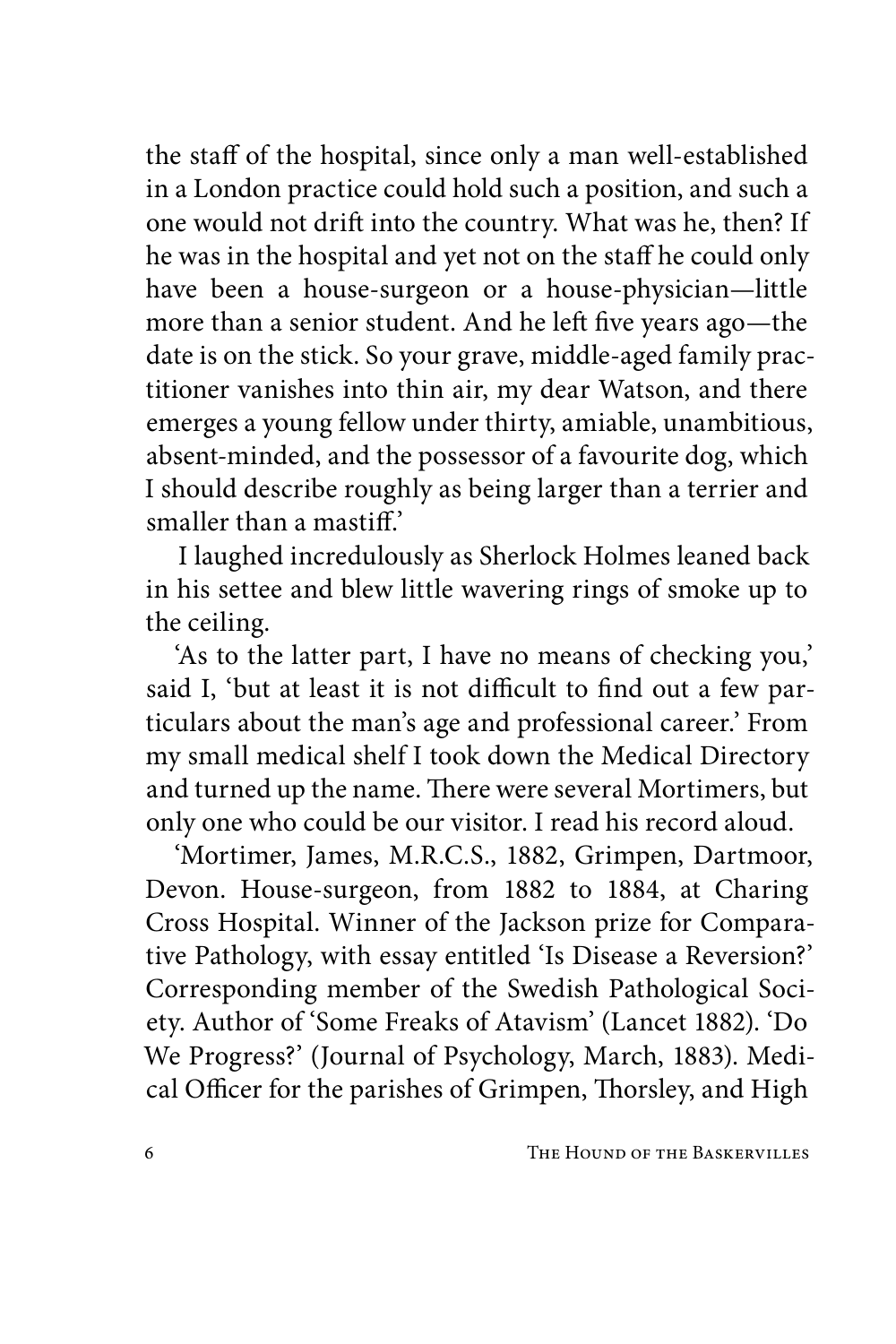the staff of the hospital, since only a man well-established in a London practice could hold such a position, and such a one would not drift into the country. What was he, then? If he was in the hospital and yet not on the staff he could only have been a house-surgeon or a house-physician—little more than a senior student. And he left five years ago—the date is on the stick. So your grave, middle-aged family practitioner vanishes into thin air, my dear Watson, and there emerges a young fellow under thirty, amiable, unambitious, absent-minded, and the possessor of a favourite dog, which I should describe roughly as being larger than a terrier and smaller than a mastiff.'

I laughed incredulously as Sherlock Holmes leaned back in his settee and blew little wavering rings of smoke up to the ceiling.

'As to the latter part, I have no means of checking you,' said I, 'but at least it is not difficult to find out a few particulars about the man's age and professional career.' From my small medical shelf I took down the Medical Directory and turned up the name. There were several Mortimers, but only one who could be our visitor. I read his record aloud.

'Mortimer, James, M.R.C.S., 1882, Grimpen, Dartmoor, Devon. House-surgeon, from 1882 to 1884, at Charing Cross Hospital. Winner of the Jackson prize for Comparative Pathology, with essay entitled 'Is Disease a Reversion?' Corresponding member of the Swedish Pathological Society. Author of 'Some Freaks of Atavism' (Lancet 1882). 'Do We Progress?' (Journal of Psychology, March, 1883). Medical Officer for the parishes of Grimpen, Thorsley, and High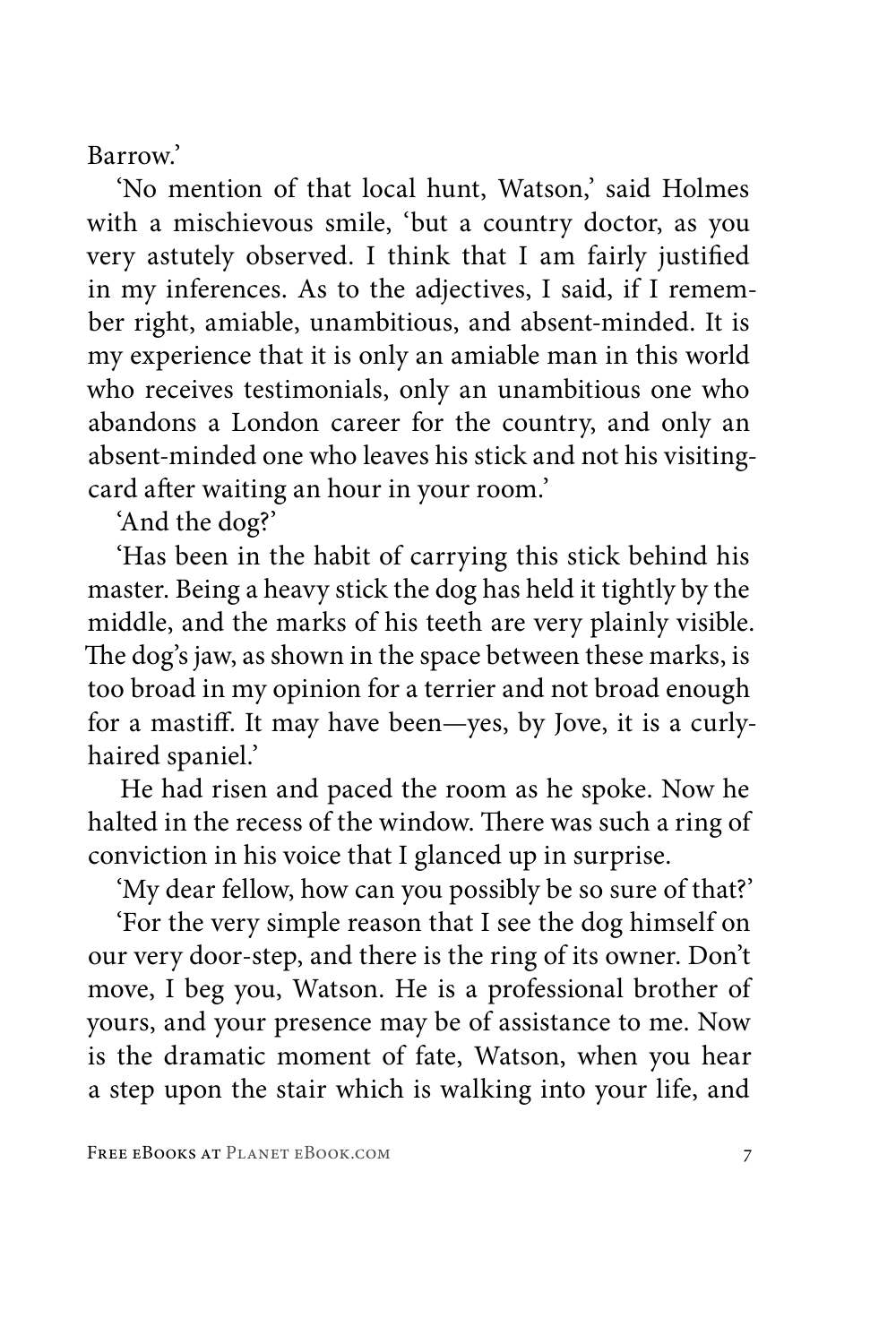Barrow.'

'No mention of that local hunt, Watson,' said Holmes with a mischievous smile, 'but a country doctor, as you very astutely observed. I think that I am fairly justified in my inferences. As to the adjectives, I said, if I remember right, amiable, unambitious, and absent-minded. It is my experience that it is only an amiable man in this world who receives testimonials, only an unambitious one who abandons a London career for the country, and only an absent-minded one who leaves his stick and not his visiting-card after waiting an hour in your room.'

'And the dog?'

'Has been in the habit of carrying this stick behind his master. Being a heavy stick the dog has held it tightly by the middle, and the marks of his teeth are very plainly visible. The dog's jaw, as shown in the space between these marks, is too broad in my opinion for a terrier and not broad enough for a mastiff. It may have been—yes, by Jove, it is a curly-haired spaniel.'

He had risen and paced the room as he spoke. Now he halted in the recess of the window. There was such a ring of conviction in his voice that I glanced up in surprise.

'My dear fellow, how can you possibly be so sure of that?'

'For the very simple reason that I see the dog himself on our very door-step, and there is the ring of its owner. Don't move, I beg you, Watson. He is a professional brother of yours, and your presence may be of assistance to me. Now is the dramatic moment of fate, Watson, when you hear a step upon the stair which is walking into your life, and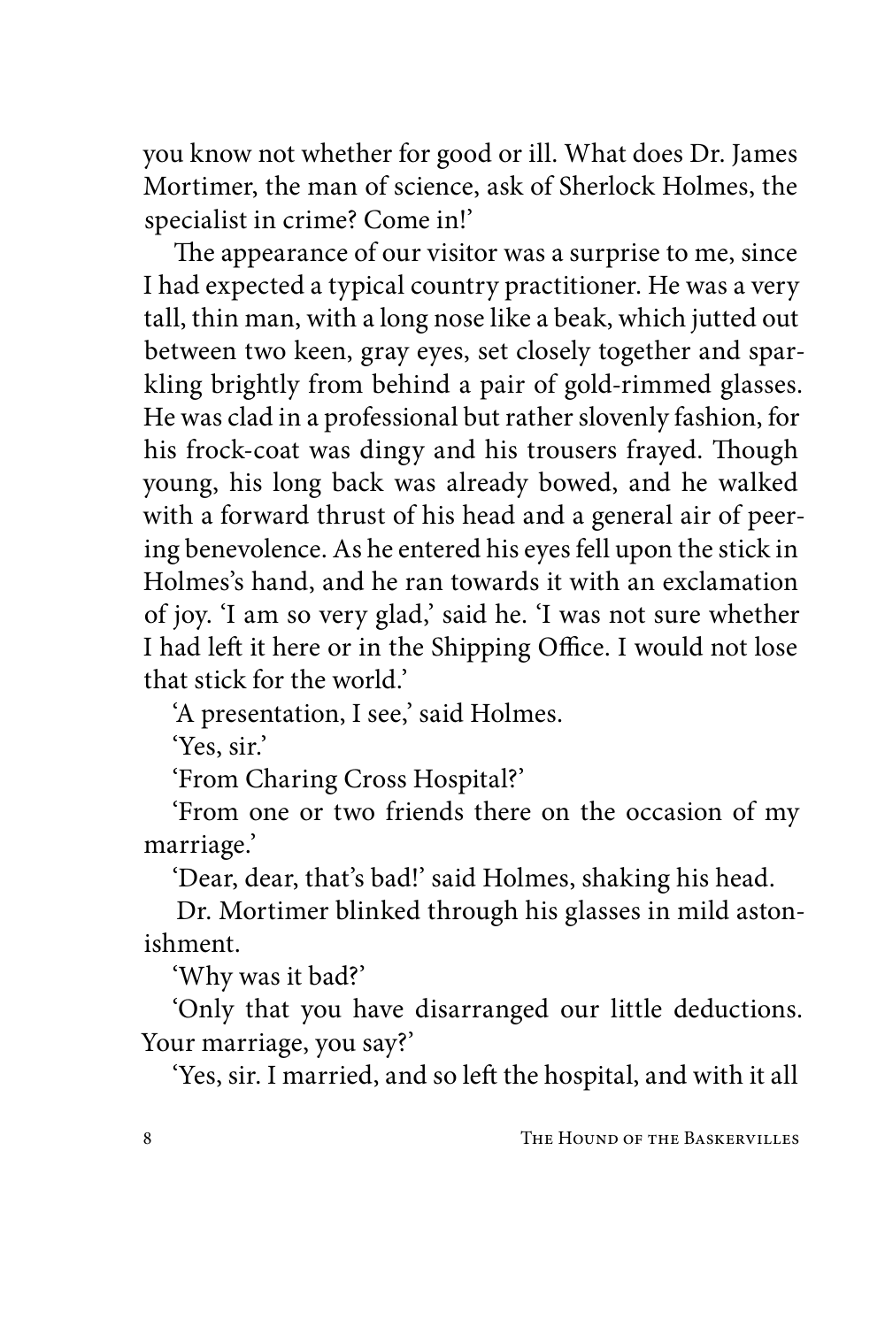you know not whether for good or ill. What does Dr. James Mortimer, the man of science, ask of Sherlock Holmes, the specialist in crime? Come in!'

The appearance of our visitor was a surprise to me, since I had expected a typical country practitioner. He was a very tall, thin man, with a long nose like a beak, which jutted out between two keen, gray eyes, set closely together and sparkling brightly from behind a pair of gold-rimmed glasses. He was clad in a professional but rather slovenly fashion, for his frock-coat was dingy and his trousers frayed. Though young, his long back was already bowed, and he walked with a forward thrust of his head and a general air of peering benevolence. As he entered his eyes fell upon the stick in Holmes's hand, and he ran towards it with an exclamation of joy. 'I am so very glad,' said he. 'I was not sure whether I had left it here or in the Shipping Office. I would not lose that stick for the world.'

'A presentation, I see,' said Holmes.

'Yes, sir.'

'From Charing Cross Hospital?'

'From one or two friends there on the occasion of my marriage.'

'Dear, dear, that's bad!' said Holmes, shaking his head.

Dr. Mortimer blinked through his glasses in mild astonishment.

'Why was it bad?'

'Only that you have disarranged our little deductions. Your marriage, you say?'

'Yes, sir. I married, and so left the hospital, and with it all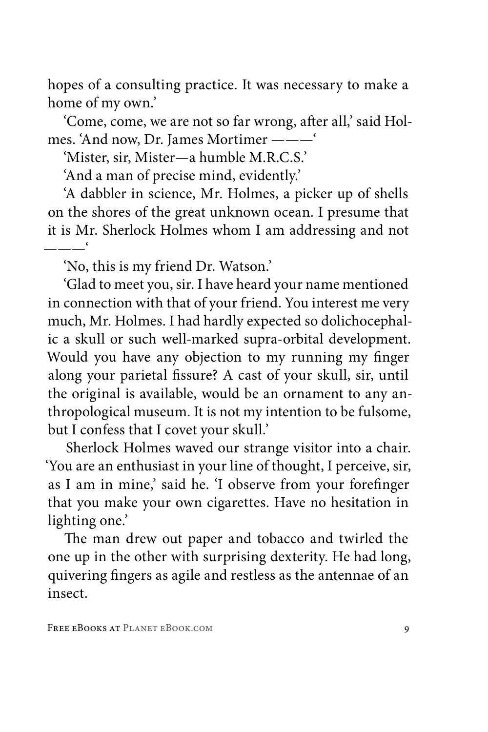hopes of a consulting practice. It was necessary to make a home of my own.'

'Come, come, we are not so far wrong, after all,' said Holmes. 'And now, Dr. James Mortimer ———'

'Mister, sir, Mister—a humble M.R.C.S.'

'And a man of precise mind, evidently.'

'A dabbler in science, Mr. Holmes, a picker up of shells on the shores of the great unknown ocean. I presume that it is Mr. Sherlock Holmes whom I am addressing and not ———'

'No, this is my friend Dr. Watson.'

'Glad to meet you, sir. I have heard your name mentioned in connection with that of your friend. You interest me very much, Mr. Holmes. I had hardly expected so dolichocephalic a skull or such well-marked supra-orbital development. Would you have any objection to my running my finger along your parietal fissure? A cast of your skull, sir, until the original is available, would be an ornament to any anthropological museum. It is not my intention to be fulsome, but I confess that I covet your skull.'

Sherlock Holmes waved our strange visitor into a chair. 'You are an enthusiast in your line of thought, I perceive, sir, as I am in mine,' said he. 'I observe from your forefinger that you make your own cigarettes. Have no hesitation in lighting one.'

The man drew out paper and tobacco and twirled the one up in the other with surprising dexterity. He had long, quivering fingers as agile and restless as the antennae of an insect.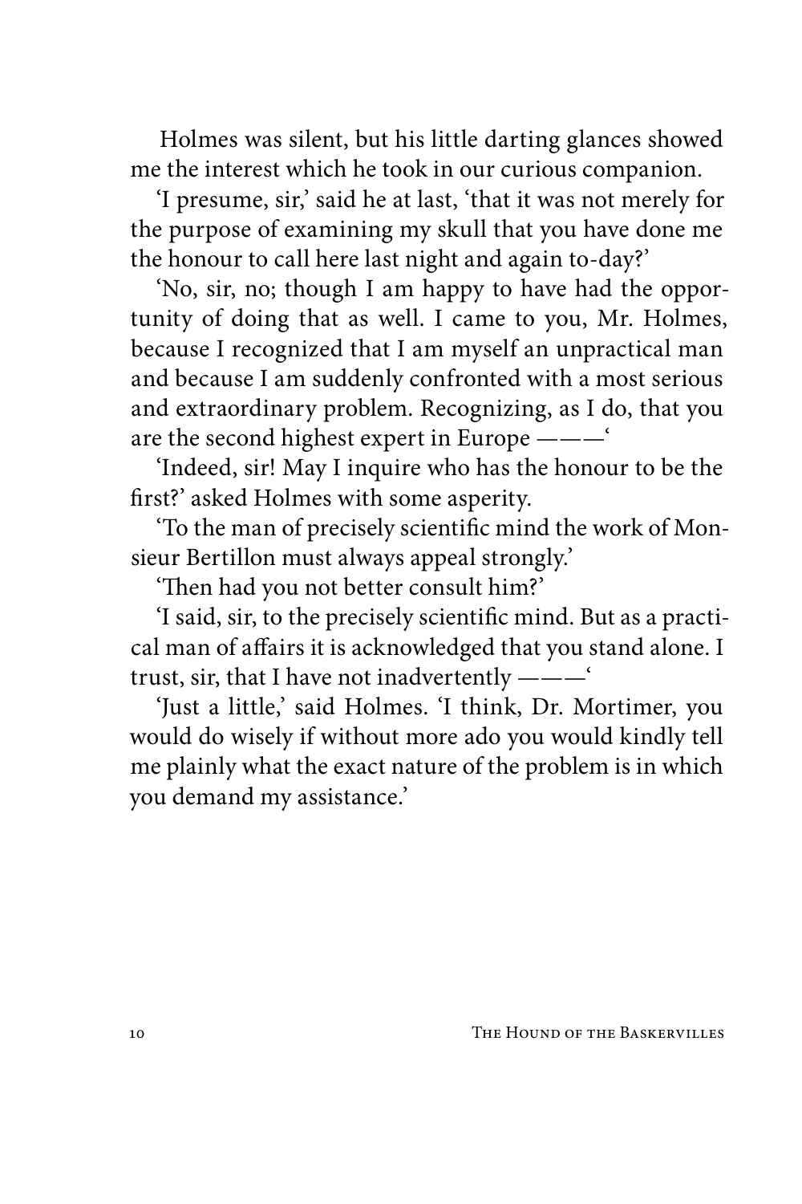Holmes was silent, but his little darting glances showed me the interest which he took in our curious companion.

'I presume, sir,' said he at last, 'that it was not merely for the purpose of examining my skull that you have done me the honour to call here last night and again to-day?'

'No, sir, no; though I am happy to have had the opportunity of doing that as well. I came to you, Mr. Holmes, because I recognized that I am myself an unpractical man and because I am suddenly confronted with a most serious and extraordinary problem. Recognizing, as I do, that you are the second highest expert in Europe ———'

'Indeed, sir! May I inquire who has the honour to be the first?' asked Holmes with some asperity.

'To the man of precisely scientific mind the work of Monsieur Bertillon must always appeal strongly.'

'Then had you not better consult him?'

'I said, sir, to the precisely scientific mind. But as a practical man of affairs it is acknowledged that you stand alone. I trust, sir, that I have not inadvertently ———'

'Just a little,' said Holmes. 'I think, Dr. Mortimer, you would do wisely if without more ado you would kindly tell me plainly what the exact nature of the problem is in which you demand my assistance.'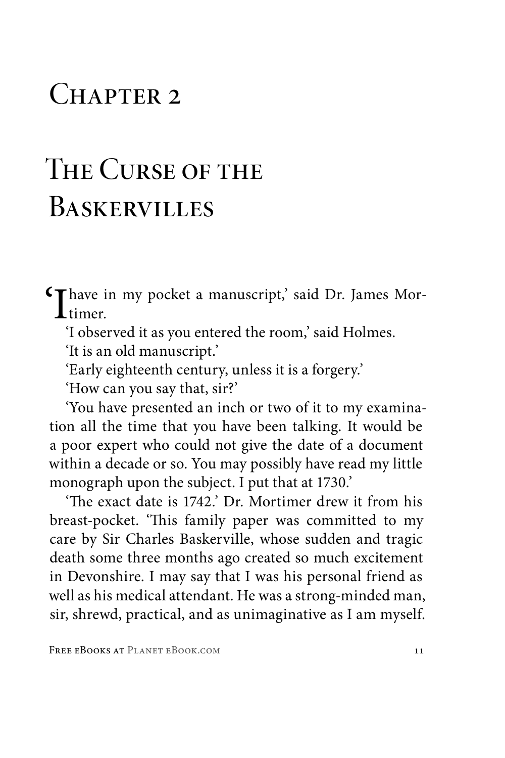# Chapter 2

# The Curse of the Baskervilles

'I have in my pocket a manuscript,' said Dr. James Mortimer.

'I observed it as you entered the room,' said Holmes.

'It is an old manuscript.'

'Early eighteenth century, unless it is a forgery.'

'How can you say that, sir?'

'You have presented an inch or two of it to my examination all the time that you have been talking. It would be a poor expert who could not give the date of a document within a decade or so. You may possibly have read my little monograph upon the subject. I put that at 1730.'

'The exact date is 1742.' Dr. Mortimer drew it from his breast-pocket. 'This family paper was committed to my care by Sir Charles Baskerville, whose sudden and tragic death some three months ago created so much excitement in Devonshire. I may say that I was his personal friend as well as his medical attendant. He was a strong-minded man, sir, shrewd, practical, and as unimaginative as I am myself.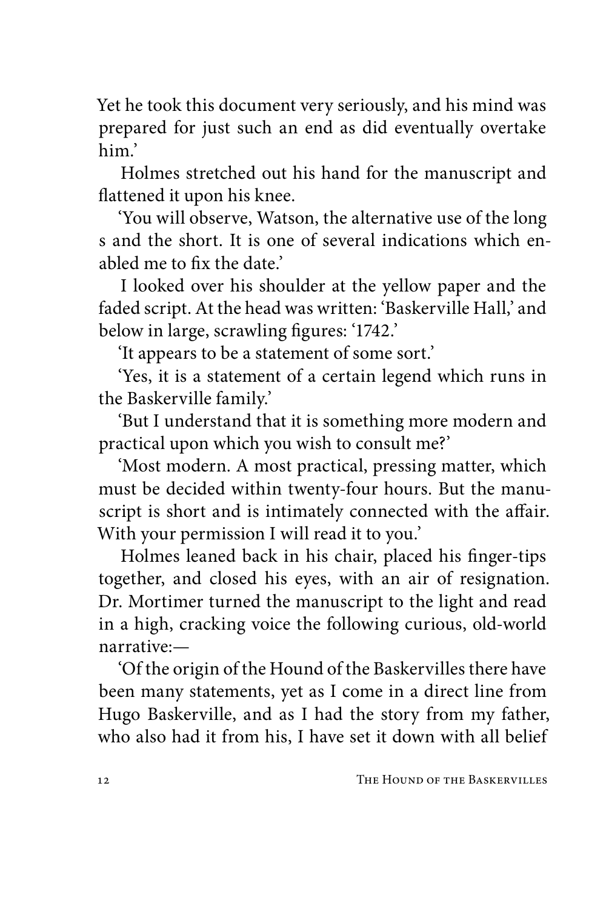Yet he took this document very seriously, and his mind was prepared for just such an end as did eventually overtake him.'

Holmes stretched out his hand for the manuscript and flattened it upon his knee.

'You will observe, Watson, the alternative use of the long s and the short. It is one of several indications which enabled me to fix the date.'

I looked over his shoulder at the yellow paper and the faded script. At the head was written: 'Baskerville Hall,' and below in large, scrawling figures: '1742.'

'It appears to be a statement of some sort.'

'Yes, it is a statement of a certain legend which runs in the Baskerville family.'

'But I understand that it is something more modern and practical upon which you wish to consult me?'

'Most modern. A most practical, pressing matter, which must be decided within twenty-four hours. But the manuscript is short and is intimately connected with the affair. With your permission I will read it to you.'

Holmes leaned back in his chair, placed his finger-tips together, and closed his eyes, with an air of resignation. Dr. Mortimer turned the manuscript to the light and read in a high, cracking voice the following curious, old-world narrative:—

'Of the origin of the Hound of the Baskervilles there have been many statements, yet as I come in a direct line from Hugo Baskerville, and as I had the story from my father, who also had it from his, I have set it down with all belief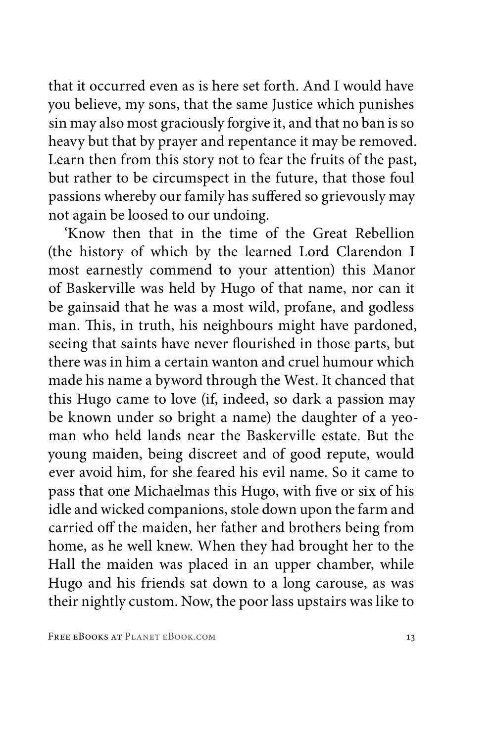that it occurred even as is here set forth. And I would have you believe, my sons, that the same Justice which punishes sin may also most graciously forgive it, and that no ban is so heavy but that by prayer and repentance it may be removed. Learn then from this story not to fear the fruits of the past, but rather to be circumspect in the future, that those foul passions whereby our family has suffered so grievously may not again be loosed to our undoing.

'Know then that in the time of the Great Rebellion (the history of which by the learned Lord Clarendon I most earnestly commend to your attention) this Manor of Baskerville was held by Hugo of that name, nor can it be gainsaid that he was a most wild, profane, and godless man. This, in truth, his neighbours might have pardoned, seeing that saints have never flourished in those parts, but there was in him a certain wanton and cruel humour which made his name a byword through the West. It chanced that this Hugo came to love (if, indeed, so dark a passion may be known under so bright a name) the daughter of a yeoman who held lands near the Baskerville estate. But the young maiden, being discreet and of good repute, would ever avoid him, for she feared his evil name. So it came to pass that one Michaelmas this Hugo, with five or six of his idle and wicked companions, stole down upon the farm and carried off the maiden, her father and brothers being from home, as he well knew. When they had brought her to the Hall the maiden was placed in an upper chamber, while Hugo and his friends sat down to a long carouse, as was their nightly custom. Now, the poor lass upstairs was like to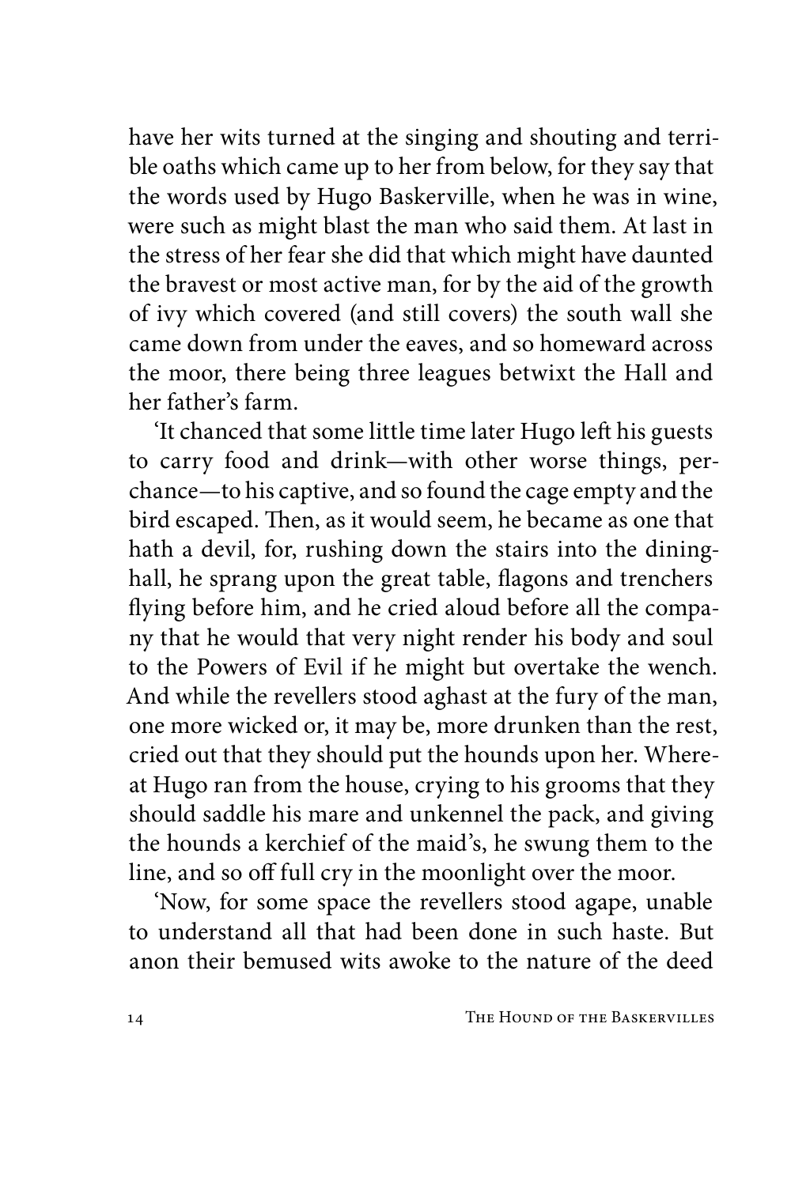have her wits turned at the singing and shouting and terrible oaths which came up to her from below, for they say that the words used by Hugo Baskerville, when he was in wine, were such as might blast the man who said them. At last in the stress of her fear she did that which might have daunted the bravest or most active man, for by the aid of the growth of ivy which covered (and still covers) the south wall she came down from under the eaves, and so homeward across the moor, there being three leagues betwixt the Hall and her father's farm.

'It chanced that some little time later Hugo left his guests to carry food and drink—with other worse things, perchance—to his captive, and so found the cage empty and the bird escaped. Then, as it would seem, he became as one that hath a devil, for, rushing down the stairs into the dining-hall, he sprang upon the great table, flagons and trenchers flying before him, and he cried aloud before all the company that he would that very night render his body and soul to the Powers of Evil if he might but overtake the wench. And while the revellers stood aghast at the fury of the man, one more wicked or, it may be, more drunken than the rest, cried out that they should put the hounds upon her. Whereat Hugo ran from the house, crying to his grooms that they should saddle his mare and unkennel the pack, and giving the hounds a kerchief of the maid's, he swung them to the line, and so off full cry in the moonlight over the moor.

'Now, for some space the revellers stood agape, unable to understand all that had been done in such haste. But anon their bemused wits awoke to the nature of the deed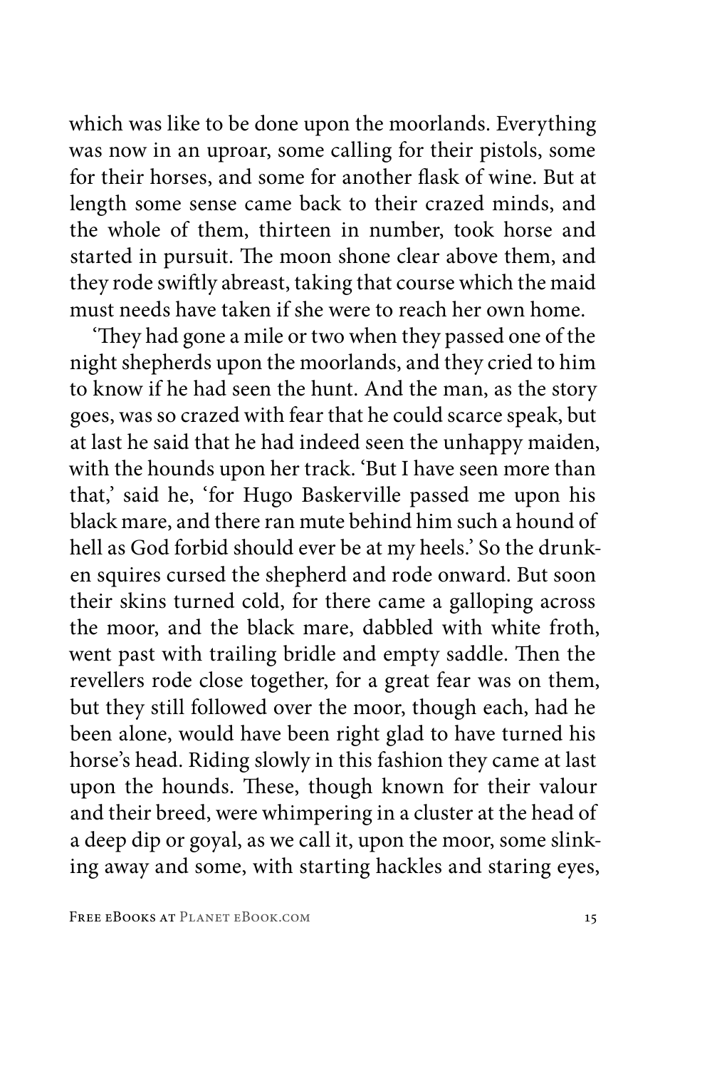which was like to be done upon the moorlands. Everything was now in an uproar, some calling for their pistols, some for their horses, and some for another flask of wine. But at length some sense came back to their crazed minds, and the whole of them, thirteen in number, took horse and started in pursuit. The moon shone clear above them, and they rode swiftly abreast, taking that course which the maid must needs have taken if she were to reach her own home.

'They had gone a mile or two when they passed one of the night shepherds upon the moorlands, and they cried to him to know if he had seen the hunt. And the man, as the story goes, was so crazed with fear that he could scarce speak, but at last he said that he had indeed seen the unhappy maiden, with the hounds upon her track. 'But I have seen more than that,' said he, 'for Hugo Baskerville passed me upon his black mare, and there ran mute behind him such a hound of hell as God forbid should ever be at my heels.' So the drunken squires cursed the shepherd and rode onward. But soon their skins turned cold, for there came a galloping across the moor, and the black mare, dabbled with white froth, went past with trailing bridle and empty saddle. Then the revellers rode close together, for a great fear was on them, but they still followed over the moor, though each, had he been alone, would have been right glad to have turned his horse's head. Riding slowly in this fashion they came at last upon the hounds. These, though known for their valour and their breed, were whimpering in a cluster at the head of a deep dip or goyal, as we call it, upon the moor, some slinking away and some, with starting hackles and staring eyes,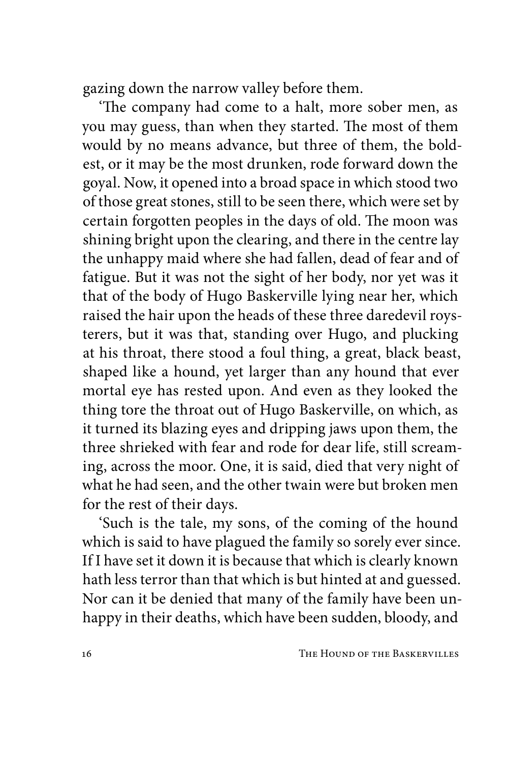gazing down the narrow valley before them.

'The company had come to a halt, more sober men, as you may guess, than when they started. The most of them would by no means advance, but three of them, the boldest, or it may be the most drunken, rode forward down the goyal. Now, it opened into a broad space in which stood two of those great stones, still to be seen there, which were set by certain forgotten peoples in the days of old. The moon was shining bright upon the clearing, and there in the centre lay the unhappy maid where she had fallen, dead of fear and of fatigue. But it was not the sight of her body, nor yet was it that of the body of Hugo Baskerville lying near her, which raised the hair upon the heads of these three daredevil roysterers, but it was that, standing over Hugo, and plucking at his throat, there stood a foul thing, a great, black beast, shaped like a hound, yet larger than any hound that ever mortal eye has rested upon. And even as they looked the thing tore the throat out of Hugo Baskerville, on which, as it turned its blazing eyes and dripping jaws upon them, the three shrieked with fear and rode for dear life, still screaming, across the moor. One, it is said, died that very night of what he had seen, and the other twain were but broken men for the rest of their days.

'Such is the tale, my sons, of the coming of the hound which is said to have plagued the family so sorely ever since. If I have set it down it is because that which is clearly known hath less terror than that which is but hinted at and guessed. Nor can it be denied that many of the family have been unhappy in their deaths, which have been sudden, bloody, and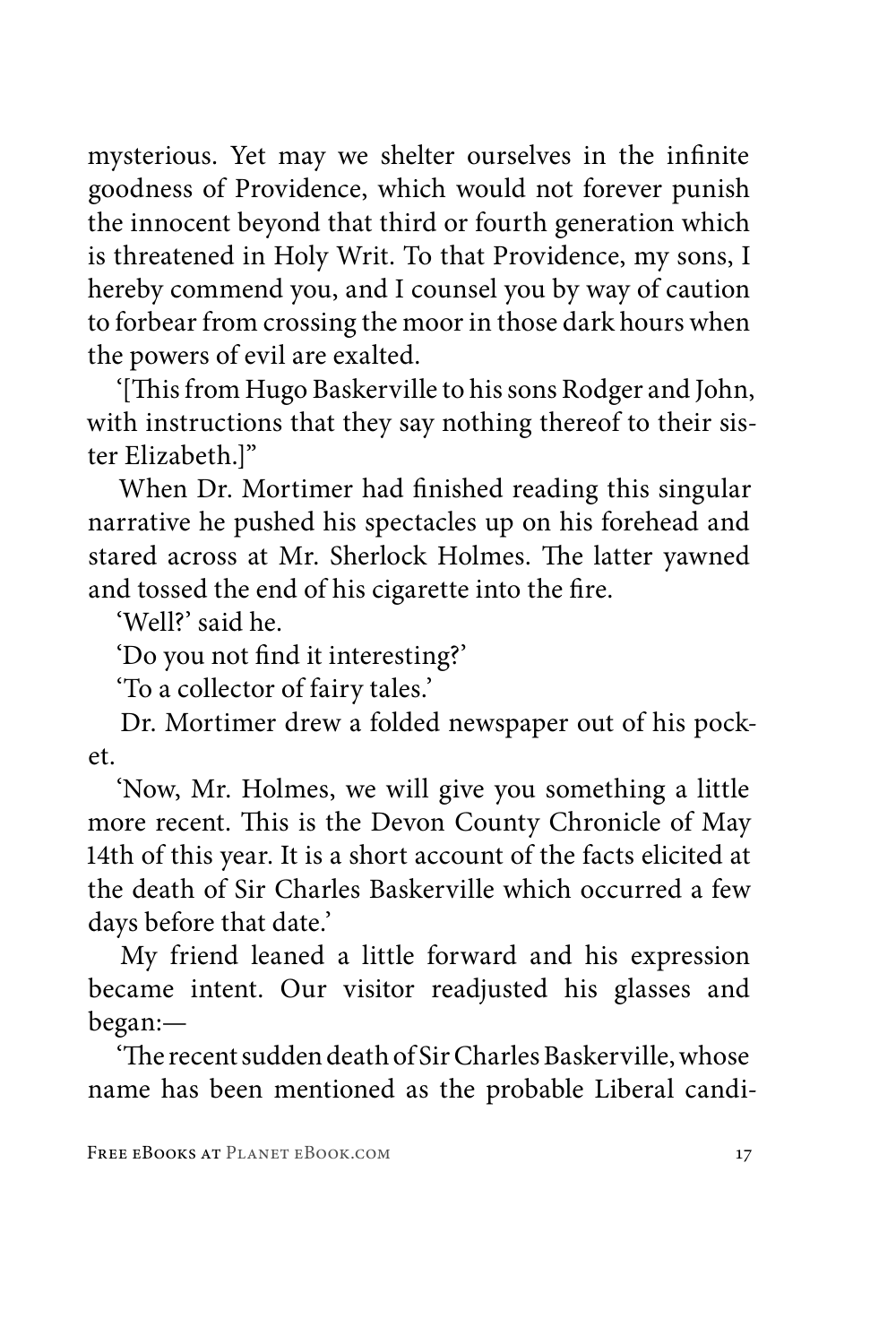mysterious. Yet may we shelter ourselves in the infinite goodness of Providence, which would not forever punish the innocent beyond that third or fourth generation which is threatened in Holy Writ. To that Providence, my sons, I hereby commend you, and I counsel you by way of caution to forbear from crossing the moor in those dark hours when the powers of evil are exalted.

'[This from Hugo Baskerville to his sons Rodger and John, with instructions that they say nothing thereof to their sister Elizabeth.]"

When Dr. Mortimer had finished reading this singular narrative he pushed his spectacles up on his forehead and stared across at Mr. Sherlock Holmes. The latter yawned and tossed the end of his cigarette into the fire.

'Well?' said he.

'Do you not find it interesting?'

'To a collector of fairy tales.'

Dr. Mortimer drew a folded newspaper out of his pocket.

'Now, Mr. Holmes, we will give you something a little more recent. This is the Devon County Chronicle of May 14th of this year. It is a short account of the facts elicited at the death of Sir Charles Baskerville which occurred a few days before that date.'

My friend leaned a little forward and his expression became intent. Our visitor readjusted his glasses and began:—

'The recent sudden death of Sir Charles Baskerville, whose name has been mentioned as the probable Liberal candi-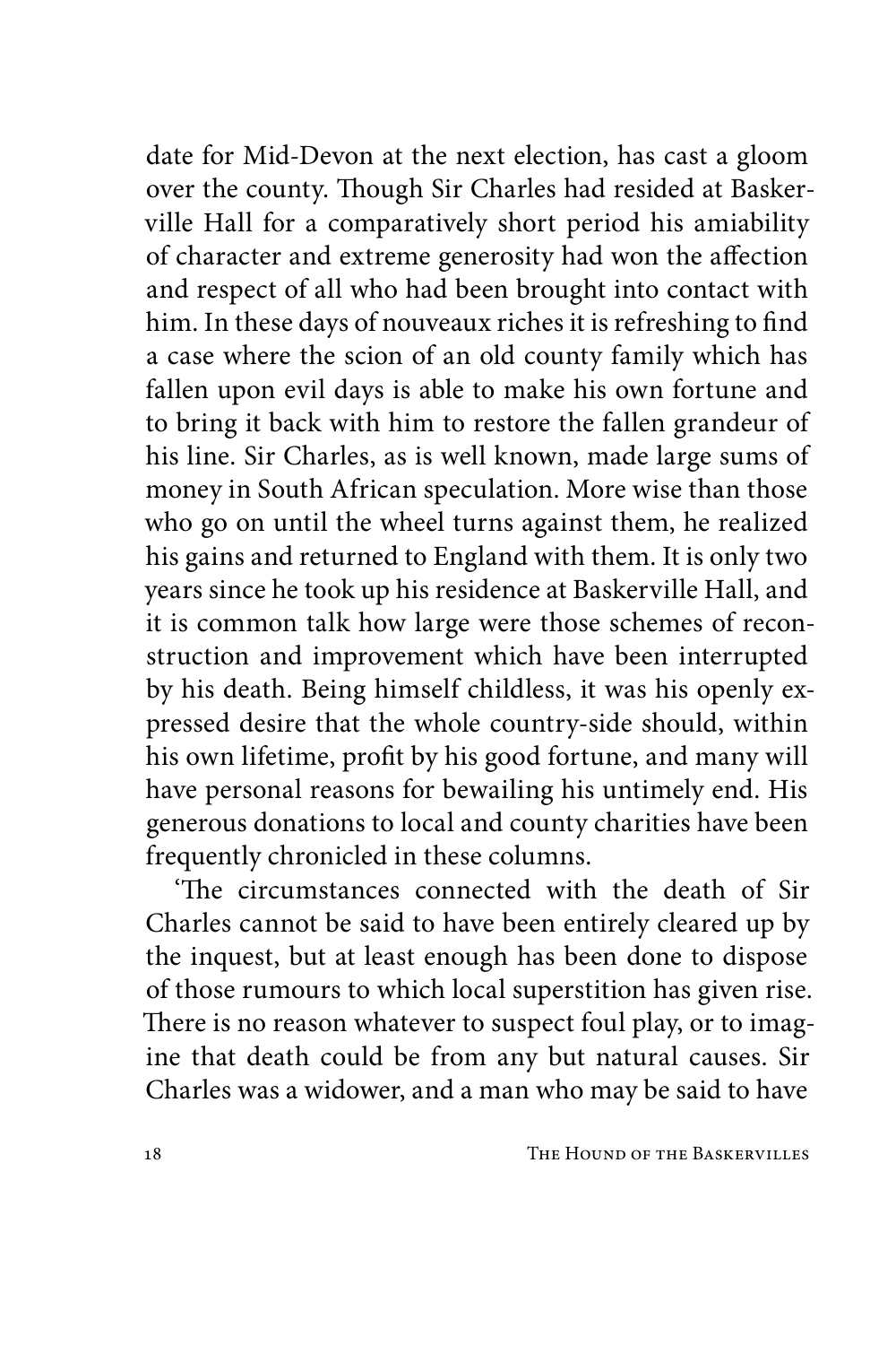date for Mid-Devon at the next election, has cast a gloom over the county. Though Sir Charles had resided at Baskerville Hall for a comparatively short period his amiability of character and extreme generosity had won the affection and respect of all who had been brought into contact with him. In these days of nouveaux riches it is refreshing to find a case where the scion of an old county family which has fallen upon evil days is able to make his own fortune and to bring it back with him to restore the fallen grandeur of his line. Sir Charles, as is well known, made large sums of money in South African speculation. More wise than those who go on until the wheel turns against them, he realized his gains and returned to England with them. It is only two years since he took up his residence at Baskerville Hall, and it is common talk how large were those schemes of reconstruction and improvement which have been interrupted by his death. Being himself childless, it was his openly expressed desire that the whole country-side should, within his own lifetime, profit by his good fortune, and many will have personal reasons for bewailing his untimely end. His generous donations to local and county charities have been frequently chronicled in these columns.

'The circumstances connected with the death of Sir Charles cannot be said to have been entirely cleared up by the inquest, but at least enough has been done to dispose of those rumours to which local superstition has given rise. There is no reason whatever to suspect foul play, or to imagine that death could be from any but natural causes. Sir Charles was a widower, and a man who may be said to have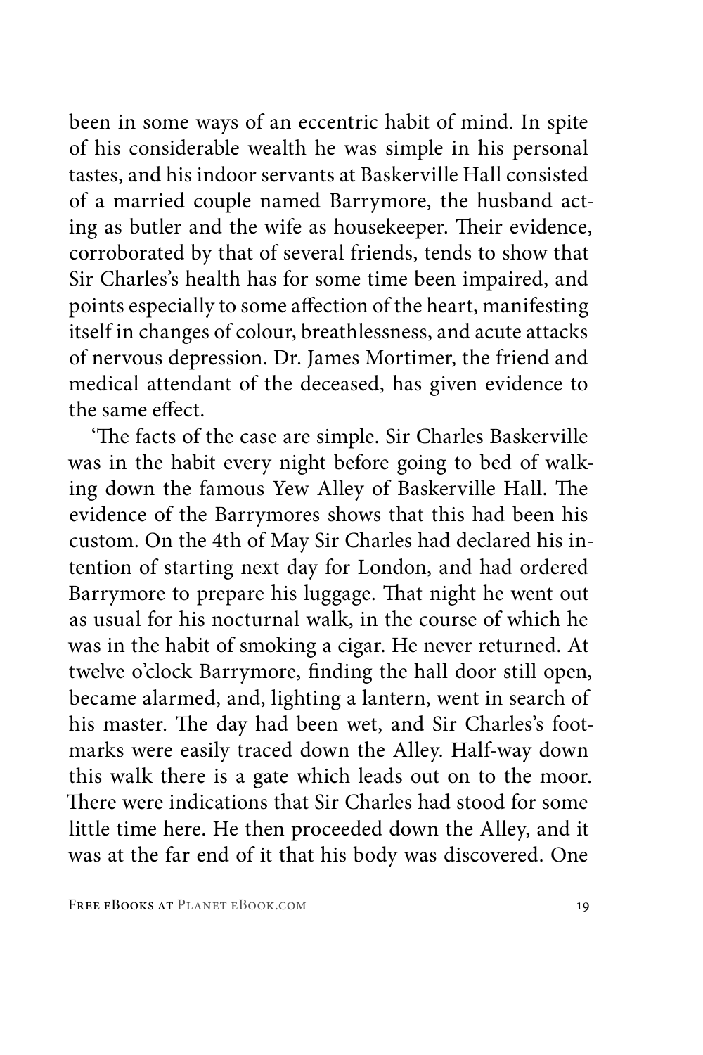been in some ways of an eccentric habit of mind. In spite of his considerable wealth he was simple in his personal tastes, and his indoor servants at Baskerville Hall consisted of a married couple named Barrymore, the husband acting as butler and the wife as housekeeper. Their evidence, corroborated by that of several friends, tends to show that Sir Charles's health has for some time been impaired, and points especially to some affection of the heart, manifesting itself in changes of colour, breathlessness, and acute attacks of nervous depression. Dr. James Mortimer, the friend and medical attendant of the deceased, has given evidence to the same effect.

'The facts of the case are simple. Sir Charles Baskerville was in the habit every night before going to bed of walking down the famous Yew Alley of Baskerville Hall. The evidence of the Barrymores shows that this had been his custom. On the 4th of May Sir Charles had declared his intention of starting next day for London, and had ordered Barrymore to prepare his luggage. That night he went out as usual for his nocturnal walk, in the course of which he was in the habit of smoking a cigar. He never returned. At twelve o'clock Barrymore, finding the hall door still open, became alarmed, and, lighting a lantern, went in search of his master. The day had been wet, and Sir Charles's footmarks were easily traced down the Alley. Half-way down this walk there is a gate which leads out on to the moor. There were indications that Sir Charles had stood for some little time here. He then proceeded down the Alley, and it was at the far end of it that his body was discovered. One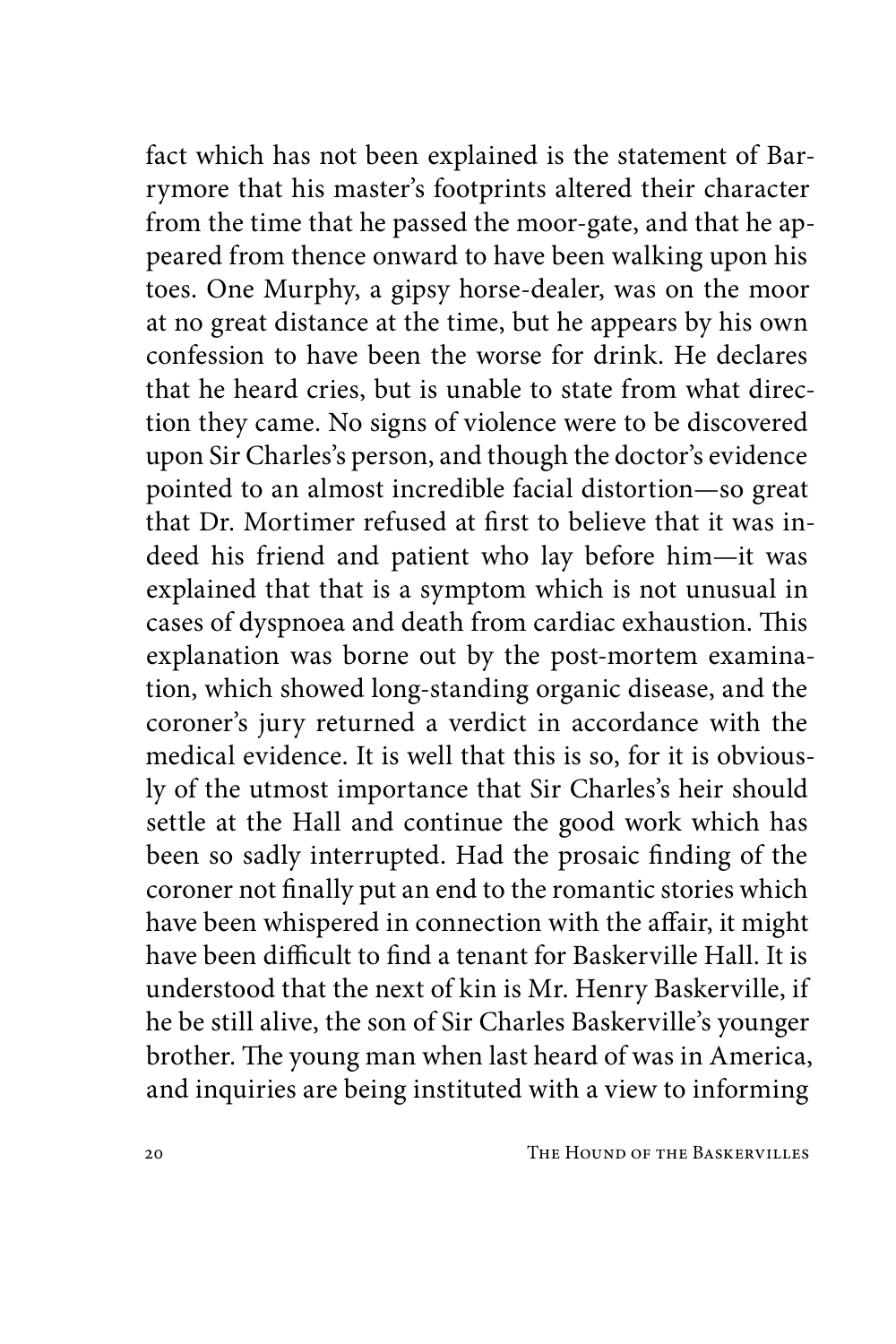fact which has not been explained is the statement of Barrymore that his master's footprints altered their character from the time that he passed the moor-gate, and that he appeared from thence onward to have been walking upon his toes. One Murphy, a gipsy horse-dealer, was on the moor at no great distance at the time, but he appears by his own confession to have been the worse for drink. He declares that he heard cries, but is unable to state from what direction they came. No signs of violence were to be discovered upon Sir Charles's person, and though the doctor's evidence pointed to an almost incredible facial distortion—so great that Dr. Mortimer refused at first to believe that it was indeed his friend and patient who lay before him—it was explained that that is a symptom which is not unusual in cases of dyspnoea and death from cardiac exhaustion. This explanation was borne out by the post-mortem examination, which showed long-standing organic disease, and the coroner's jury returned a verdict in accordance with the medical evidence. It is well that this is so, for it is obviously of the utmost importance that Sir Charles's heir should settle at the Hall and continue the good work which has been so sadly interrupted. Had the prosaic finding of the coroner not finally put an end to the romantic stories which have been whispered in connection with the affair, it might have been difficult to find a tenant for Baskerville Hall. It is understood that the next of kin is Mr. Henry Baskerville, if he be still alive, the son of Sir Charles Baskerville's younger brother. The young man when last heard of was in America, and inquiries are being instituted with a view to informing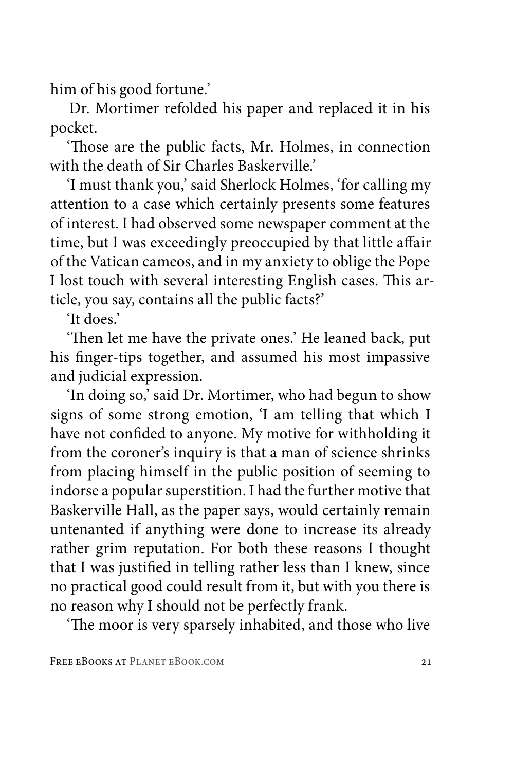him of his good fortune.'

Dr. Mortimer refolded his paper and replaced it in his pocket.

'Those are the public facts, Mr. Holmes, in connection with the death of Sir Charles Baskerville.'

'I must thank you,' said Sherlock Holmes, 'for calling my attention to a case which certainly presents some features of interest. I had observed some newspaper comment at the time, but I was exceedingly preoccupied by that little affair of the Vatican cameos, and in my anxiety to oblige the Pope I lost touch with several interesting English cases. This article, you say, contains all the public facts?'

'It does.'

'Then let me have the private ones.' He leaned back, put his finger-tips together, and assumed his most impassive and judicial expression.

'In doing so,' said Dr. Mortimer, who had begun to show signs of some strong emotion, 'I am telling that which I have not confided to anyone. My motive for withholding it from the coroner's inquiry is that a man of science shrinks from placing himself in the public position of seeming to indorse a popular superstition. I had the further motive that Baskerville Hall, as the paper says, would certainly remain untenanted if anything were done to increase its already rather grim reputation. For both these reasons I thought that I was justified in telling rather less than I knew, since no practical good could result from it, but with you there is no reason why I should not be perfectly frank.

'The moor is very sparsely inhabited, and those who live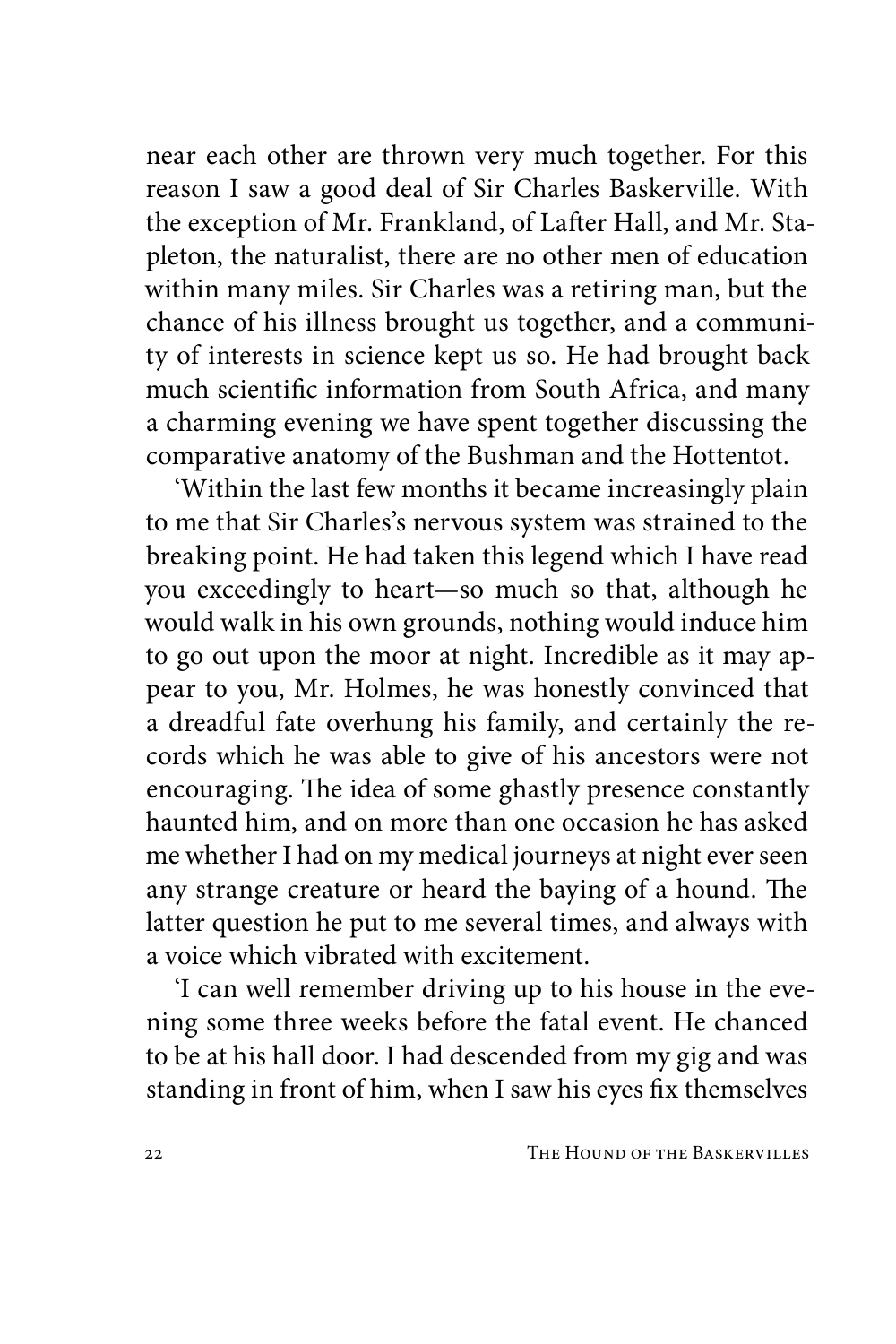near each other are thrown very much together. For this reason I saw a good deal of Sir Charles Baskerville. With the exception of Mr. Frankland, of Lafter Hall, and Mr. Stapleton, the naturalist, there are no other men of education within many miles. Sir Charles was a retiring man, but the chance of his illness brought us together, and a community of interests in science kept us so. He had brought back much scientific information from South Africa, and many a charming evening we have spent together discussing the comparative anatomy of the Bushman and the Hottentot.

'Within the last few months it became increasingly plain to me that Sir Charles's nervous system was strained to the breaking point. He had taken this legend which I have read you exceedingly to heart—so much so that, although he would walk in his own grounds, nothing would induce him to go out upon the moor at night. Incredible as it may appear to you, Mr. Holmes, he was honestly convinced that a dreadful fate overhung his family, and certainly the records which he was able to give of his ancestors were not encouraging. The idea of some ghastly presence constantly haunted him, and on more than one occasion he has asked me whether I had on my medical journeys at night ever seen any strange creature or heard the baying of a hound. The latter question he put to me several times, and always with a voice which vibrated with excitement.

'I can well remember driving up to his house in the evening some three weeks before the fatal event. He chanced to be at his hall door. I had descended from my gig and was standing in front of him, when I saw his eyes fix themselves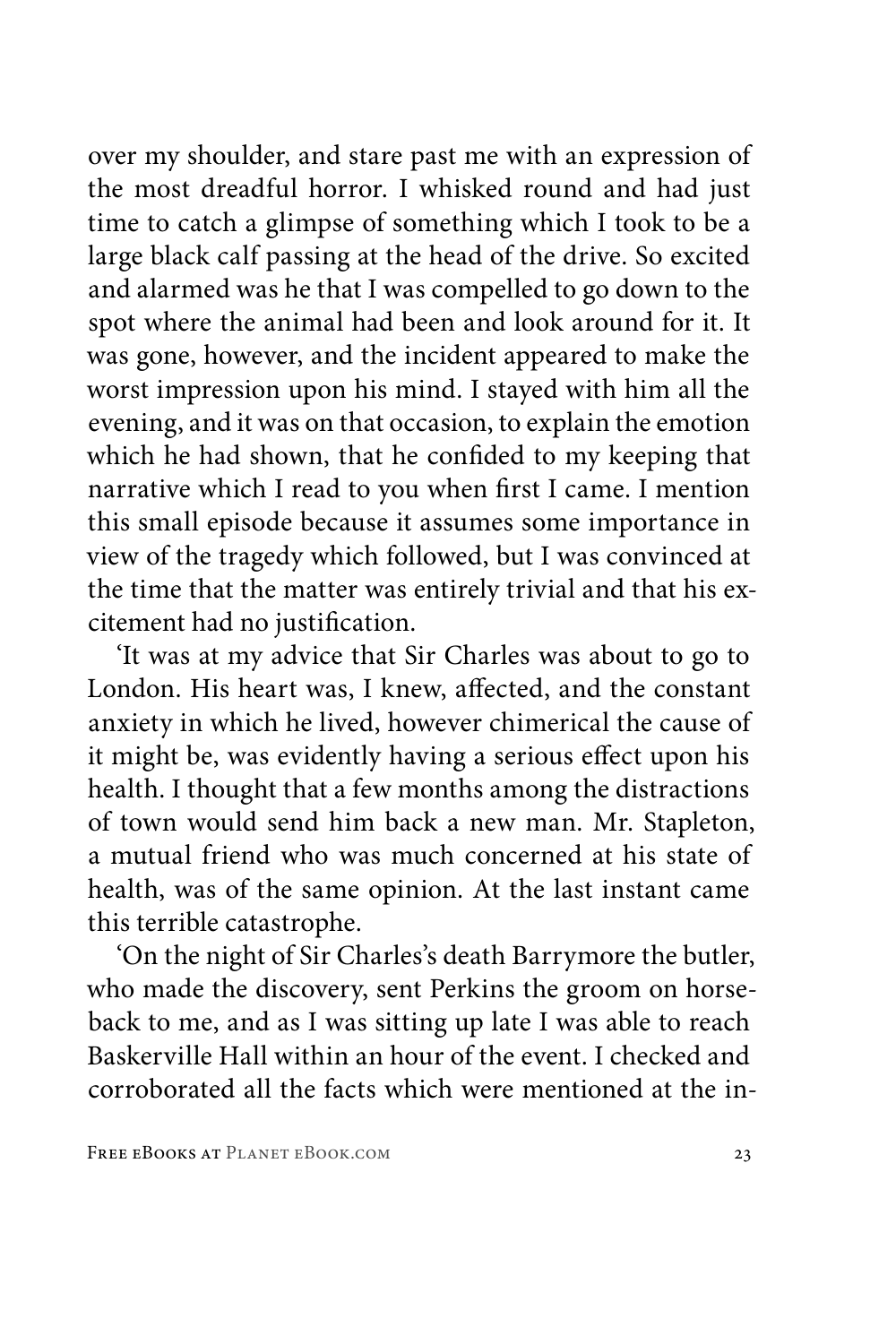over my shoulder, and stare past me with an expression of the most dreadful horror. I whisked round and had just time to catch a glimpse of something which I took to be a large black calf passing at the head of the drive. So excited and alarmed was he that I was compelled to go down to the spot where the animal had been and look around for it. It was gone, however, and the incident appeared to make the worst impression upon his mind. I stayed with him all the evening, and it was on that occasion, to explain the emotion which he had shown, that he confided to my keeping that narrative which I read to you when first I came. I mention this small episode because it assumes some importance in view of the tragedy which followed, but I was convinced at the time that the matter was entirely trivial and that his excitement had no justification.

'It was at my advice that Sir Charles was about to go to London. His heart was, I knew, affected, and the constant anxiety in which he lived, however chimerical the cause of it might be, was evidently having a serious effect upon his health. I thought that a few months among the distractions of town would send him back a new man. Mr. Stapleton, a mutual friend who was much concerned at his state of health, was of the same opinion. At the last instant came this terrible catastrophe.

'On the night of Sir Charles's death Barrymore the butler, who made the discovery, sent Perkins the groom on horseback to me, and as I was sitting up late I was able to reach Baskerville Hall within an hour of the event. I checked and corroborated all the facts which were mentioned at the in-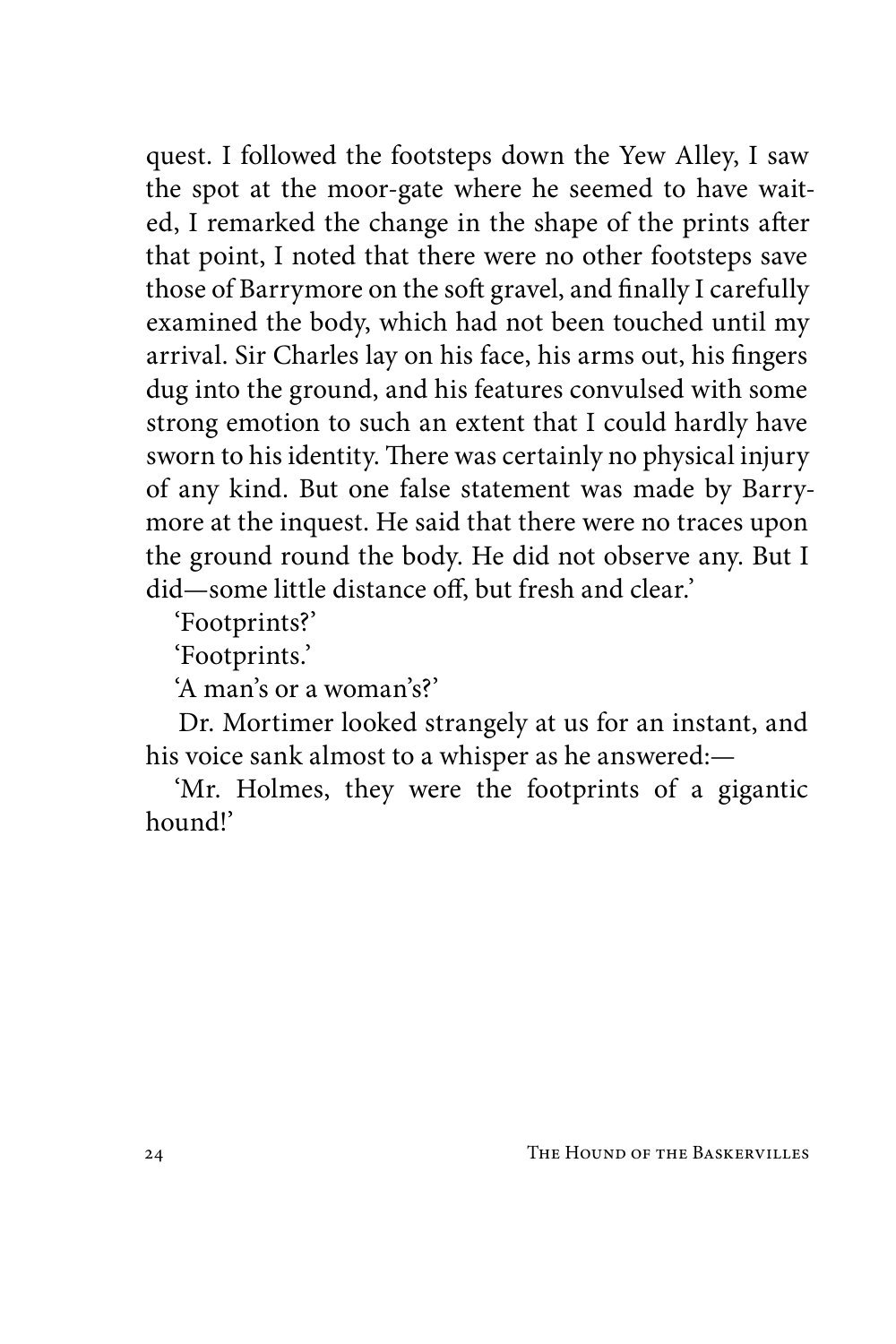quest. I followed the footsteps down the Yew Alley, I saw the spot at the moor-gate where he seemed to have waited, I remarked the change in the shape of the prints after that point, I noted that there were no other footsteps save those of Barrymore on the soft gravel, and finally I carefully examined the body, which had not been touched until my arrival. Sir Charles lay on his face, his arms out, his fingers dug into the ground, and his features convulsed with some strong emotion to such an extent that I could hardly have sworn to his identity. There was certainly no physical injury of any kind. But one false statement was made by Barrymore at the inquest. He said that there were no traces upon the ground round the body. He did not observe any. But I did—some little distance off, but fresh and clear.'

'Footprints?'

'Footprints.'

'A man's or a woman's?'

Dr. Mortimer looked strangely at us for an instant, and his voice sank almost to a whisper as he answered:—

'Mr. Holmes, they were the footprints of a gigantic hound!'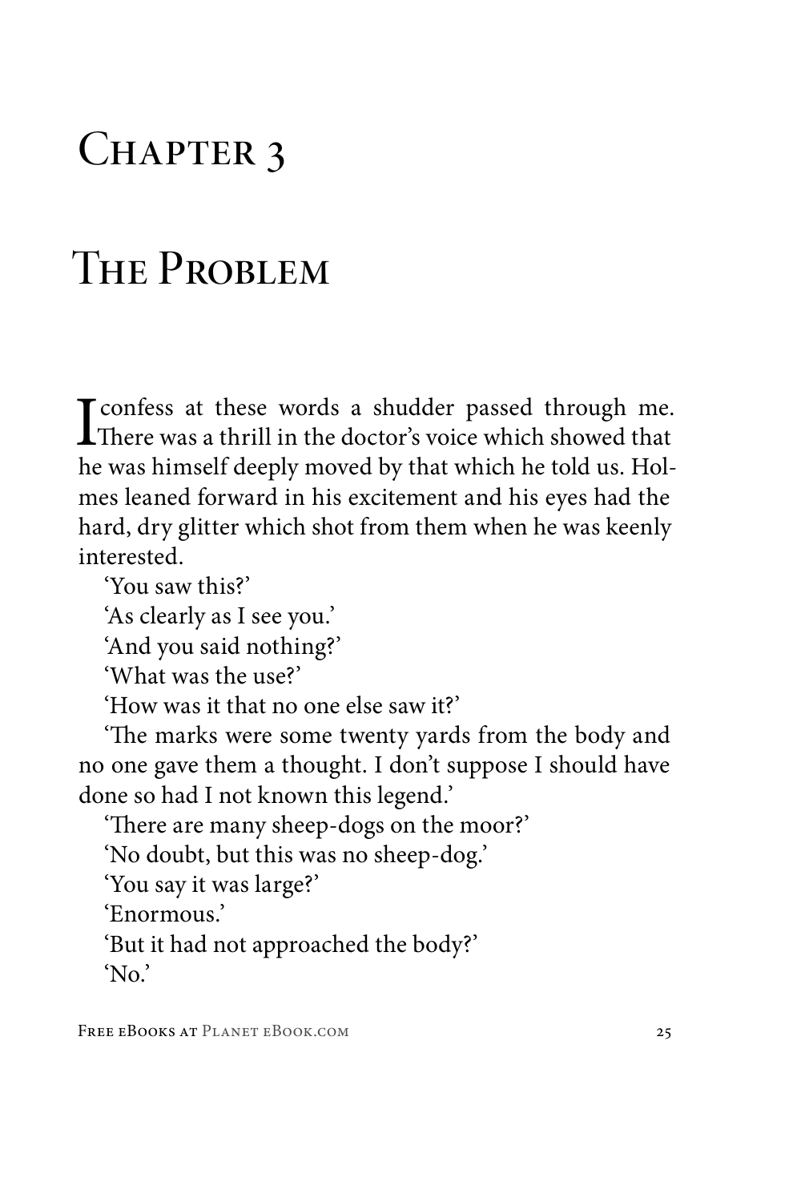# Chapter 3

# The Problem

I confess at these words a shudder passed through me. There was a thrill in the doctor's voice which showed that he was himself deeply moved by that which he told us. Holmes leaned forward in his excitement and his eyes had the hard, dry glitter which shot from them when he was keenly interested.

'You saw this?'

'As clearly as I see you.'

'And you said nothing?'

'What was the use?'

'How was it that no one else saw it?'

'The marks were some twenty yards from the body and no one gave them a thought. I don't suppose I should have done so had I not known this legend.'

'There are many sheep-dogs on the moor?'

'No doubt, but this was no sheep-dog.'

'You say it was large?'

'Enormous.'

'But it had not approached the body?'

'No.'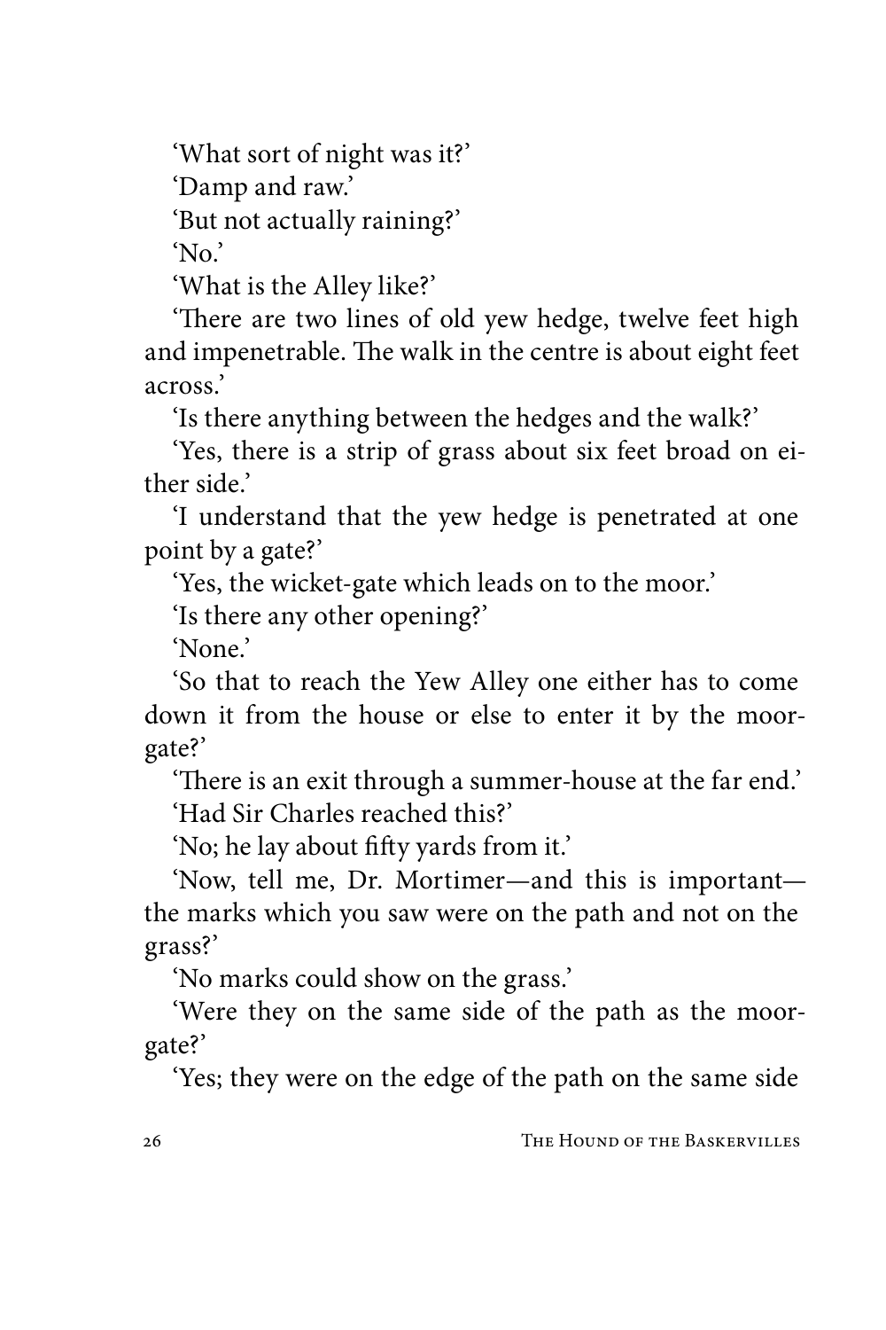'What sort of night was it?'

'Damp and raw.'

'But not actually raining?'

'No.'

'What is the Alley like?'

'There are two lines of old yew hedge, twelve feet high and impenetrable. The walk in the centre is about eight feet across.'

'Is there anything between the hedges and the walk?'

'Yes, there is a strip of grass about six feet broad on either side.'

'I understand that the yew hedge is penetrated at one point by a gate?'

'Yes, the wicket-gate which leads on to the moor.'

'Is there any other opening?'

'None.'

'So that to reach the Yew Alley one either has to come down it from the house or else to enter it by the moor-gate?'

'There is an exit through a summer-house at the far end.'

'Had Sir Charles reached this?'

'No; he lay about fifty yards from it.'

'Now, tell me, Dr. Mortimer—and this is important—the marks which you saw were on the path and not on the grass?'

'No marks could show on the grass.'

'Were they on the same side of the path as the moor-gate?'

'Yes; they were on the edge of the path on the same side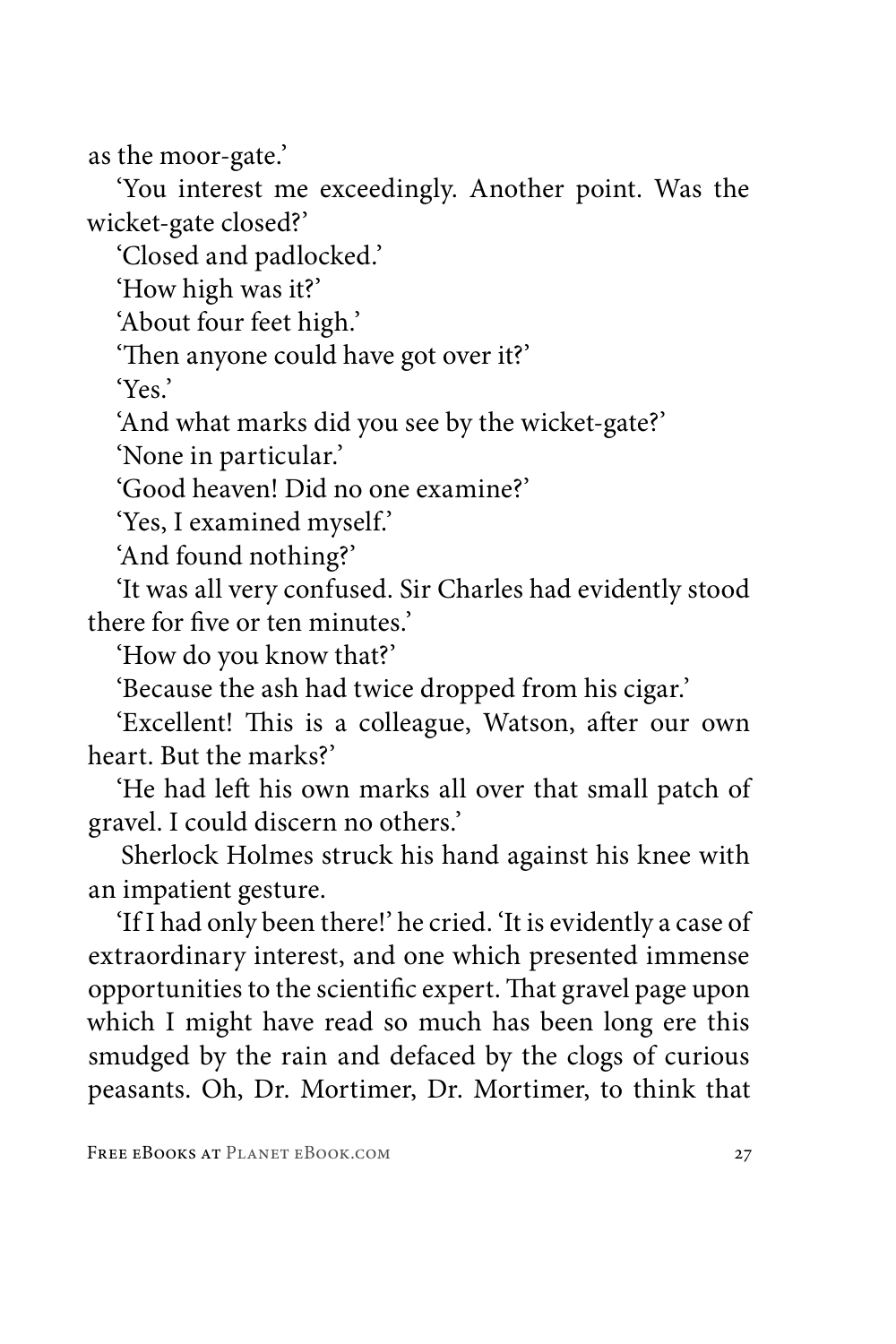as the moor-gate.'

'You interest me exceedingly. Another point. Was the wicket-gate closed?'

'Closed and padlocked.'

'How high was it?'

'About four feet high.'

'Then anyone could have got over it?'

'Yes.'

'And what marks did you see by the wicket-gate?'

'None in particular.'

'Good heaven! Did no one examine?'

'Yes, I examined myself.'

'And found nothing?'

'It was all very confused. Sir Charles had evidently stood there for five or ten minutes.'

'How do you know that?'

'Because the ash had twice dropped from his cigar.'

'Excellent! This is a colleague, Watson, after our own heart. But the marks?'

'He had left his own marks all over that small patch of gravel. I could discern no others.'

Sherlock Holmes struck his hand against his knee with an impatient gesture.

'If I had only been there!' he cried. 'It is evidently a case of extraordinary interest, and one which presented immense opportunities to the scientific expert. That gravel page upon which I might have read so much has been long ere this smudged by the rain and defaced by the clogs of curious peasants. Oh, Dr. Mortimer, Dr. Mortimer, to think that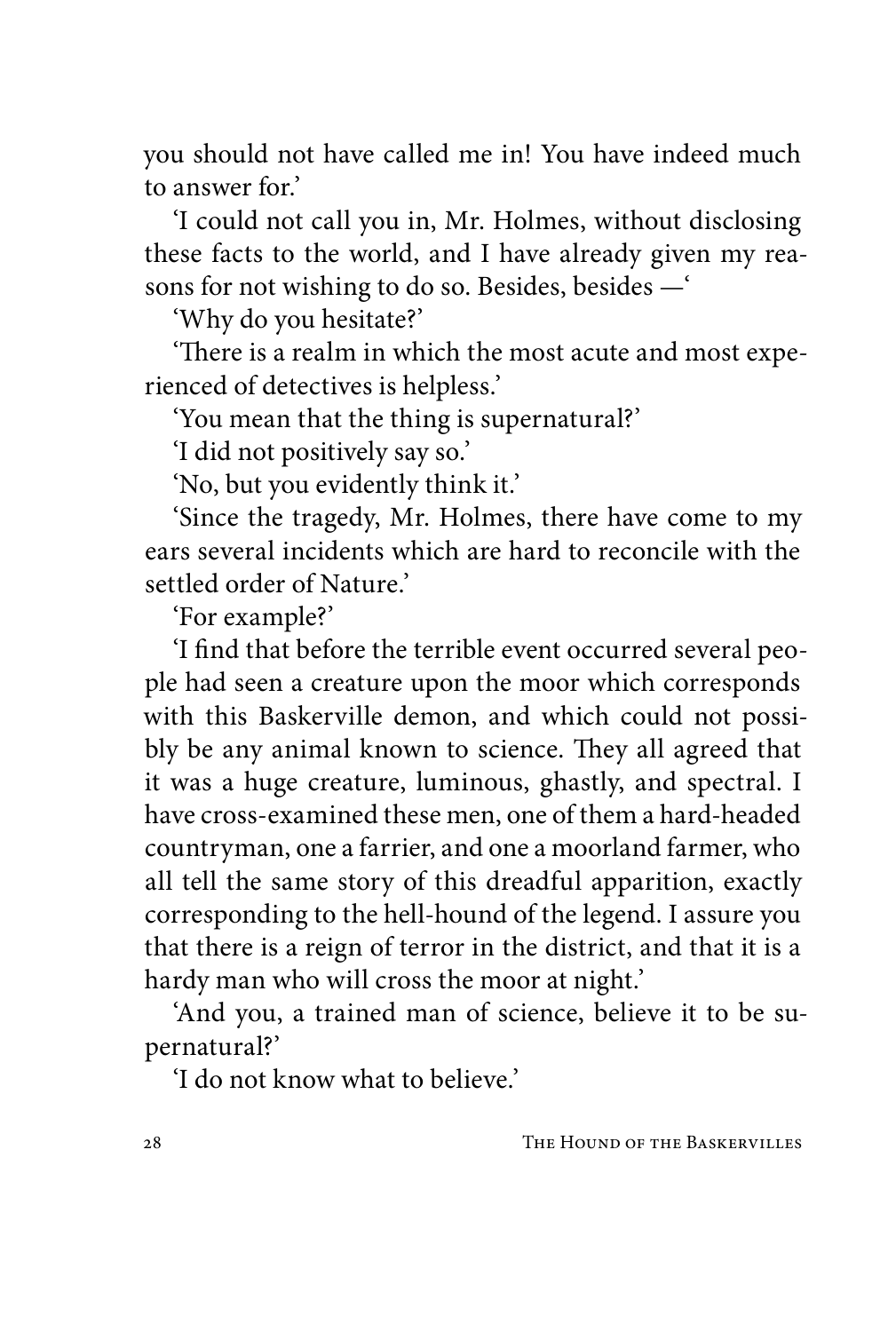you should not have called me in! You have indeed much to answer for.'

'I could not call you in, Mr. Holmes, without disclosing these facts to the world, and I have already given my reasons for not wishing to do so. Besides, besides —'

'Why do you hesitate?'

'There is a realm in which the most acute and most experienced of detectives is helpless.'

'You mean that the thing is supernatural?'

'I did not positively say so.'

'No, but you evidently think it.'

'Since the tragedy, Mr. Holmes, there have come to my ears several incidents which are hard to reconcile with the settled order of Nature.'

'For example?'

'I find that before the terrible event occurred several people had seen a creature upon the moor which corresponds with this Baskerville demon, and which could not possibly be any animal known to science. They all agreed that it was a huge creature, luminous, ghastly, and spectral. I have cross-examined these men, one of them a hard-headed countryman, one a farrier, and one a moorland farmer, who all tell the same story of this dreadful apparition, exactly corresponding to the hell-hound of the legend. I assure you that there is a reign of terror in the district, and that it is a hardy man who will cross the moor at night.'

'And you, a trained man of science, believe it to be supernatural?'

'I do not know what to believe.'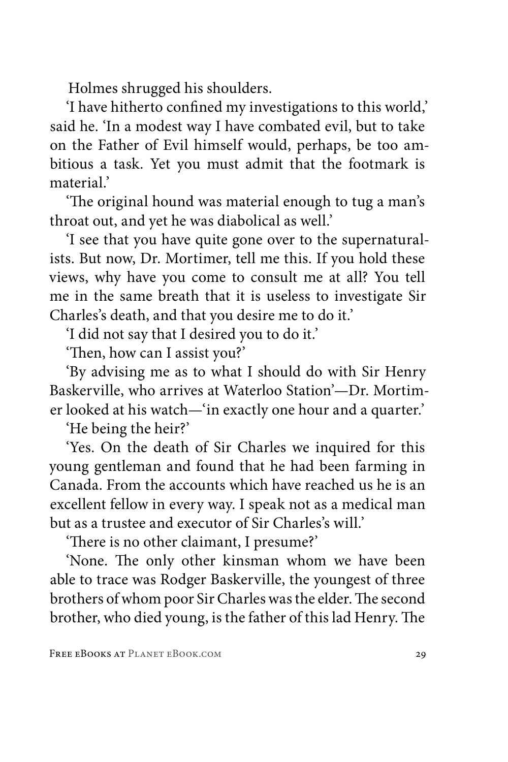Holmes shrugged his shoulders.

'I have hitherto confined my investigations to this world,' said he. 'In a modest way I have combated evil, but to take on the Father of Evil himself would, perhaps, be too ambitious a task. Yet you must admit that the footmark is material.'

'The original hound was material enough to tug a man's throat out, and yet he was diabolical as well.'

'I see that you have quite gone over to the supernaturalists. But now, Dr. Mortimer, tell me this. If you hold these views, why have you come to consult me at all? You tell me in the same breath that it is useless to investigate Sir Charles's death, and that you desire me to do it.'

'I did not say that I desired you to do it.'

'Then, how can I assist you?'

'By advising me as to what I should do with Sir Henry Baskerville, who arrives at Waterloo Station'—Dr. Mortimer looked at his watch—'in exactly one hour and a quarter.'

'He being the heir?'

'Yes. On the death of Sir Charles we inquired for this young gentleman and found that he had been farming in Canada. From the accounts which have reached us he is an excellent fellow in every way. I speak not as a medical man but as a trustee and executor of Sir Charles's will.'

'There is no other claimant, I presume?'

'None. The only other kinsman whom we have been able to trace was Rodger Baskerville, the youngest of three brothers of whom poor Sir Charles was the elder. The second brother, who died young, is the father of this lad Henry. The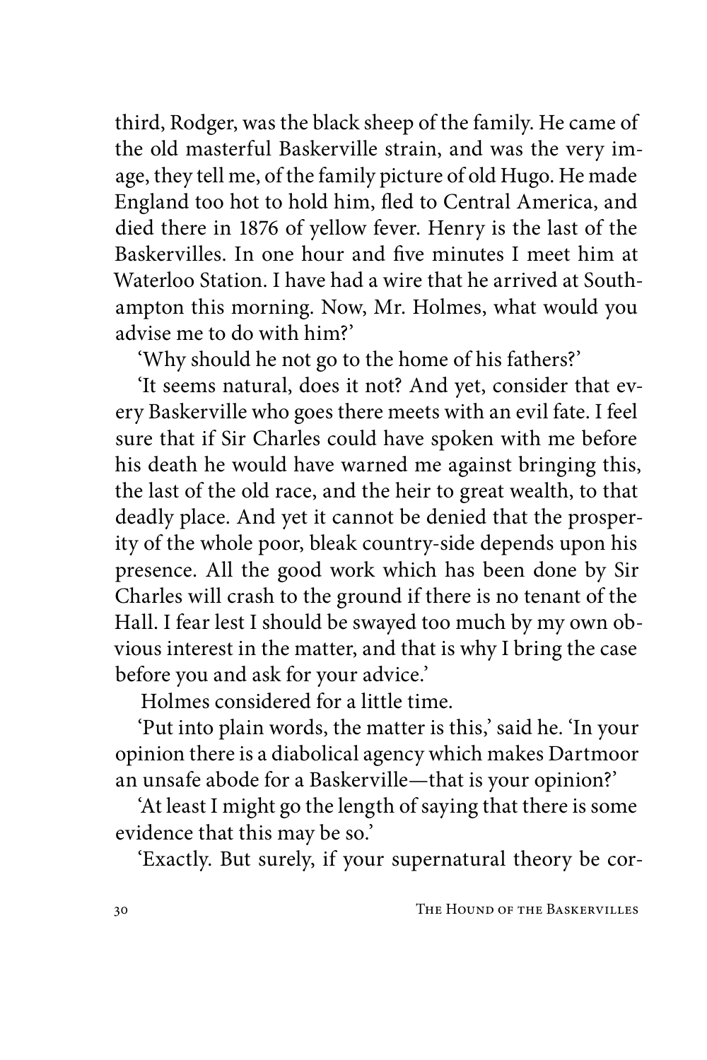third, Rodger, was the black sheep of the family. He came of the old masterful Baskerville strain, and was the very image, they tell me, of the family picture of old Hugo. He made England too hot to hold him, fled to Central America, and died there in 1876 of yellow fever. Henry is the last of the Baskervilles. In one hour and five minutes I meet him at Waterloo Station. I have had a wire that he arrived at Southampton this morning. Now, Mr. Holmes, what would you advise me to do with him?'

'Why should he not go to the home of his fathers?'

'It seems natural, does it not? And yet, consider that every Baskerville who goes there meets with an evil fate. I feel sure that if Sir Charles could have spoken with me before his death he would have warned me against bringing this, the last of the old race, and the heir to great wealth, to that deadly place. And yet it cannot be denied that the prosperity of the whole poor, bleak country-side depends upon his presence. All the good work which has been done by Sir Charles will crash to the ground if there is no tenant of the Hall. I fear lest I should be swayed too much by my own obvious interest in the matter, and that is why I bring the case before you and ask for your advice.'

Holmes considered for a little time.

'Put into plain words, the matter is this,' said he. 'In your opinion there is a diabolical agency which makes Dartmoor an unsafe abode for a Baskerville—that is your opinion?'

'At least I might go the length of saying that there is some evidence that this may be so.'

'Exactly. But surely, if your supernatural theory be cor-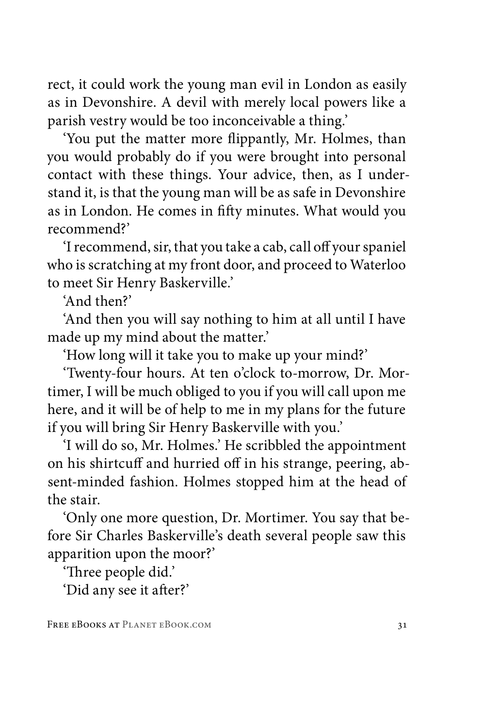rect, it could work the young man evil in London as easily as in Devonshire. A devil with merely local powers like a parish vestry would be too inconceivable a thing.'

'You put the matter more flippantly, Mr. Holmes, than you would probably do if you were brought into personal contact with these things. Your advice, then, as I understand it, is that the young man will be as safe in Devonshire as in London. He comes in fifty minutes. What would you recommend?'

'I recommend, sir, that you take a cab, call off your spaniel who is scratching at my front door, and proceed to Waterloo to meet Sir Henry Baskerville.'

'And then?'

'And then you will say nothing to him at all until I have made up my mind about the matter.'

'How long will it take you to make up your mind?'

'Twenty-four hours. At ten o'clock to-morrow, Dr. Mortimer, I will be much obliged to you if you will call upon me here, and it will be of help to me in my plans for the future if you will bring Sir Henry Baskerville with you.'

'I will do so, Mr. Holmes.' He scribbled the appointment on his shirtcuff and hurried off in his strange, peering, absent-minded fashion. Holmes stopped him at the head of the stair.

'Only one more question, Dr. Mortimer. You say that before Sir Charles Baskerville's death several people saw this apparition upon the moor?'

'Three people did.'

'Did any see it after?'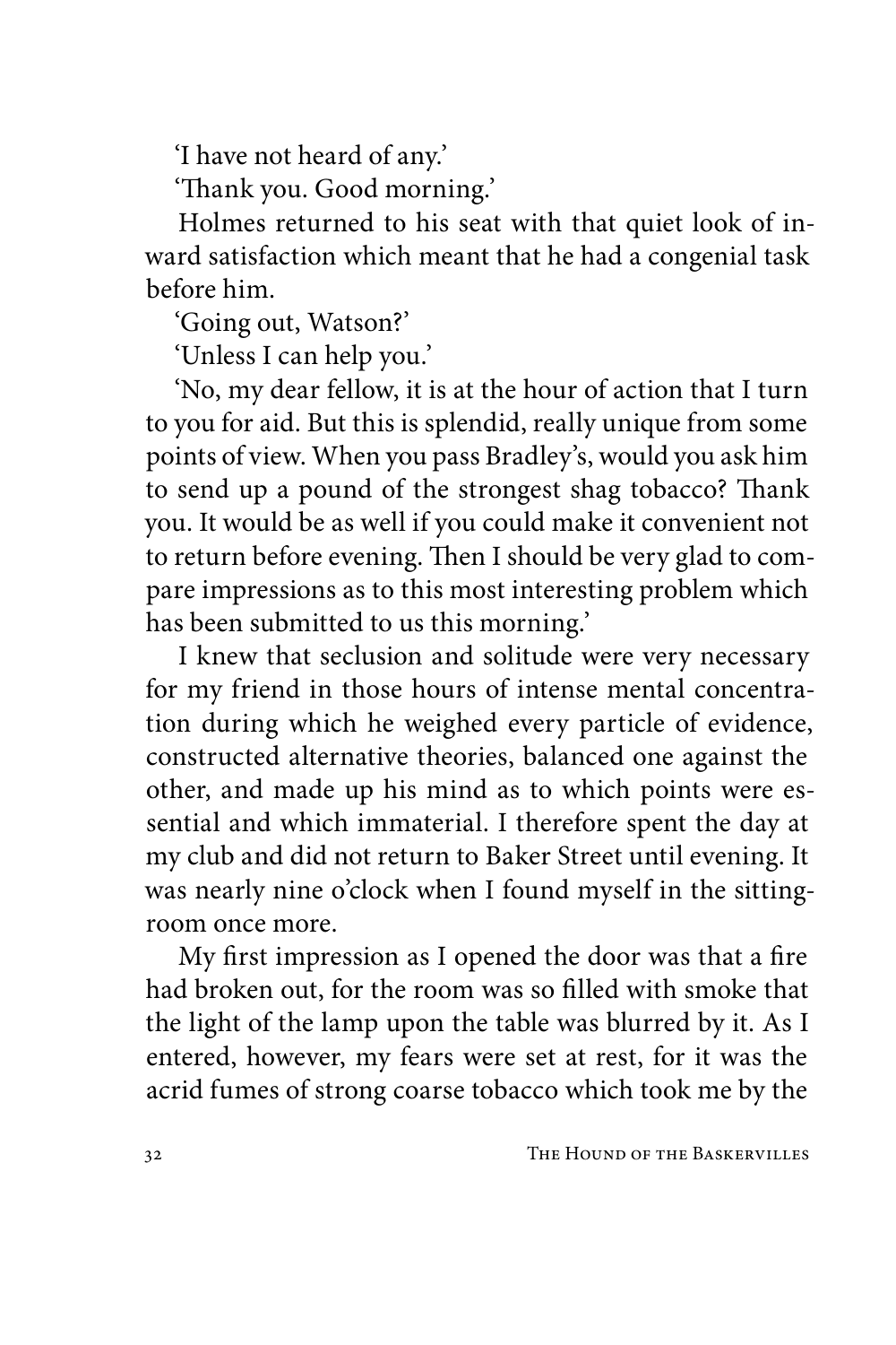'I have not heard of any.'

'Thank you. Good morning.'

Holmes returned to his seat with that quiet look of inward satisfaction which meant that he had a congenial task before him.

'Going out, Watson?'

'Unless I can help you.'

'No, my dear fellow, it is at the hour of action that I turn to you for aid. But this is splendid, really unique from some points of view. When you pass Bradley's, would you ask him to send up a pound of the strongest shag tobacco? Thank you. It would be as well if you could make it convenient not to return before evening. Then I should be very glad to compare impressions as to this most interesting problem which has been submitted to us this morning.'

I knew that seclusion and solitude were very necessary for my friend in those hours of intense mental concentration during which he weighed every particle of evidence, constructed alternative theories, balanced one against the other, and made up his mind as to which points were essential and which immaterial. I therefore spent the day at my club and did not return to Baker Street until evening. It was nearly nine o'clock when I found myself in the sitting-room once more.

My first impression as I opened the door was that a fire had broken out, for the room was so filled with smoke that the light of the lamp upon the table was blurred by it. As I entered, however, my fears were set at rest, for it was the acrid fumes of strong coarse tobacco which took me by the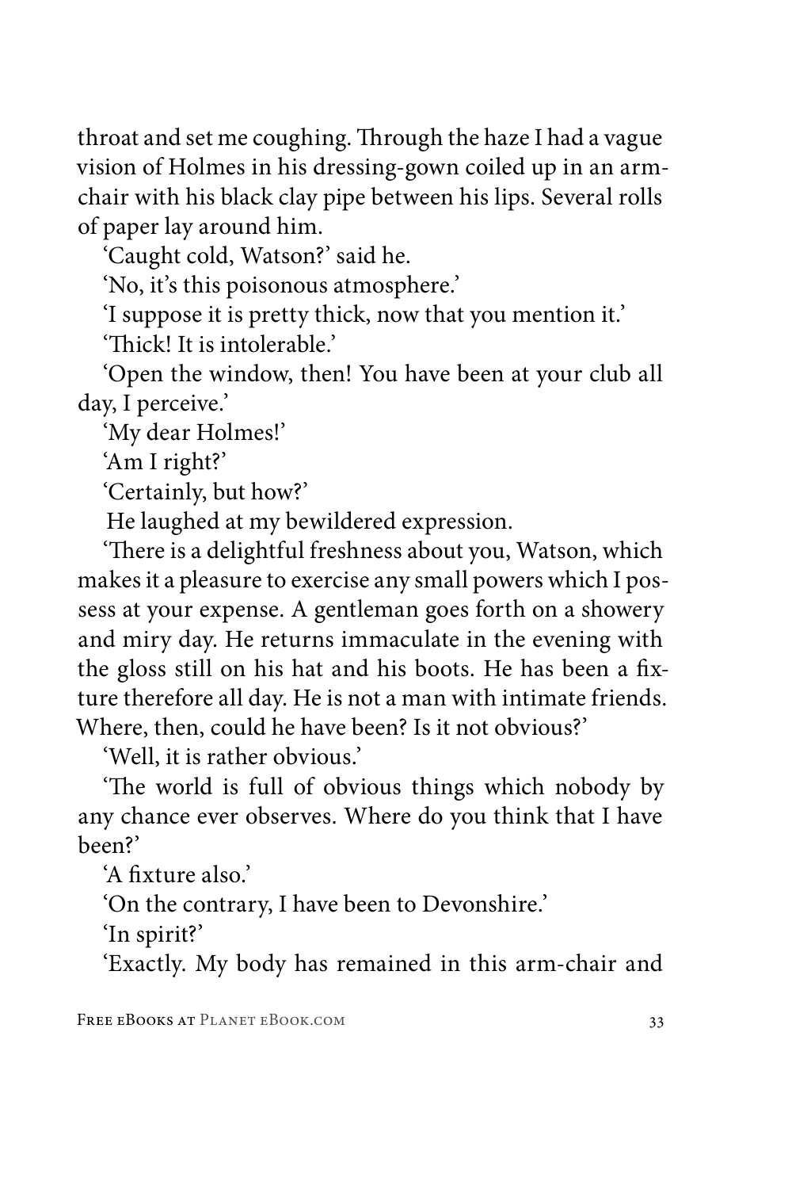throat and set me coughing. Through the haze I had a vague vision of Holmes in his dressing-gown coiled up in an arm-chair with his black clay pipe between his lips. Several rolls of paper lay around him.

'Caught cold, Watson?' said he.

'No, it's this poisonous atmosphere.'

'I suppose it is pretty thick, now that you mention it.'

'Thick! It is intolerable.'

'Open the window, then! You have been at your club all day, I perceive.'

'My dear Holmes!'

'Am I right?'

'Certainly, but how?'

He laughed at my bewildered expression.

'There is a delightful freshness about you, Watson, which makes it a pleasure to exercise any small powers which I possess at your expense. A gentleman goes forth on a showery and miry day. He returns immaculate in the evening with the gloss still on his hat and his boots. He has been a fixture therefore all day. He is not a man with intimate friends. Where, then, could he have been? Is it not obvious?'

'Well, it is rather obvious.'

'The world is full of obvious things which nobody by any chance ever observes. Where do you think that I have been?'

'A fixture also.'

'On the contrary, I have been to Devonshire.'

'In spirit?'

'Exactly. My body has remained in this arm-chair and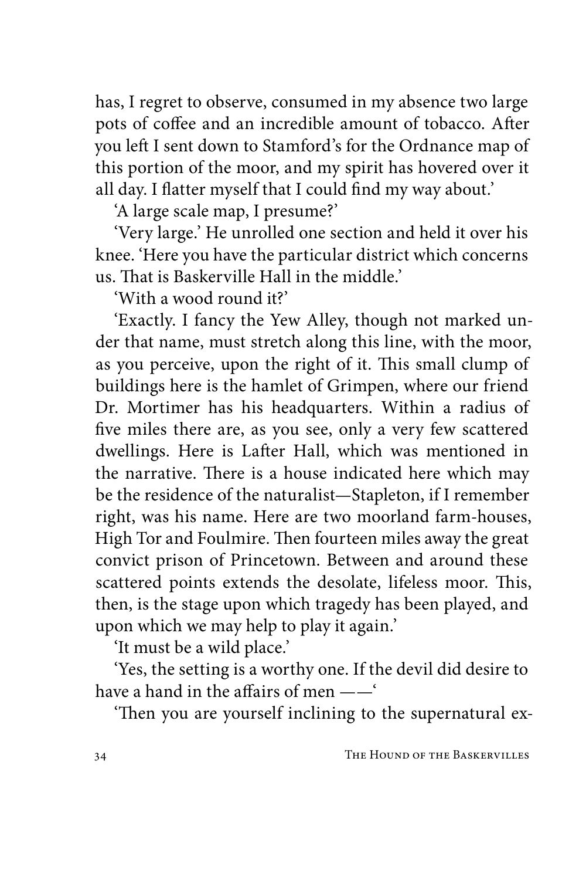has, I regret to observe, consumed in my absence two large pots of coffee and an incredible amount of tobacco. After you left I sent down to Stamford's for the Ordnance map of this portion of the moor, and my spirit has hovered over it all day. I flatter myself that I could find my way about.'

'A large scale map, I presume?'

'Very large.' He unrolled one section and held it over his knee. 'Here you have the particular district which concerns us. That is Baskerville Hall in the middle.'

'With a wood round it?'

'Exactly. I fancy the Yew Alley, though not marked under that name, must stretch along this line, with the moor, as you perceive, upon the right of it. This small clump of buildings here is the hamlet of Grimpen, where our friend Dr. Mortimer has his headquarters. Within a radius of five miles there are, as you see, only a very few scattered dwellings. Here is Lafter Hall, which was mentioned in the narrative. There is a house indicated here which may be the residence of the naturalist—Stapleton, if I remember right, was his name. Here are two moorland farm-houses, High Tor and Foulmire. Then fourteen miles away the great convict prison of Princetown. Between and around these scattered points extends the desolate, lifeless moor. This, then, is the stage upon which tragedy has been played, and upon which we may help to play it again.'

'It must be a wild place.'

'Yes, the setting is a worthy one. If the devil did desire to have a hand in the affairs of men ——'

'Then you are yourself inclining to the supernatural ex-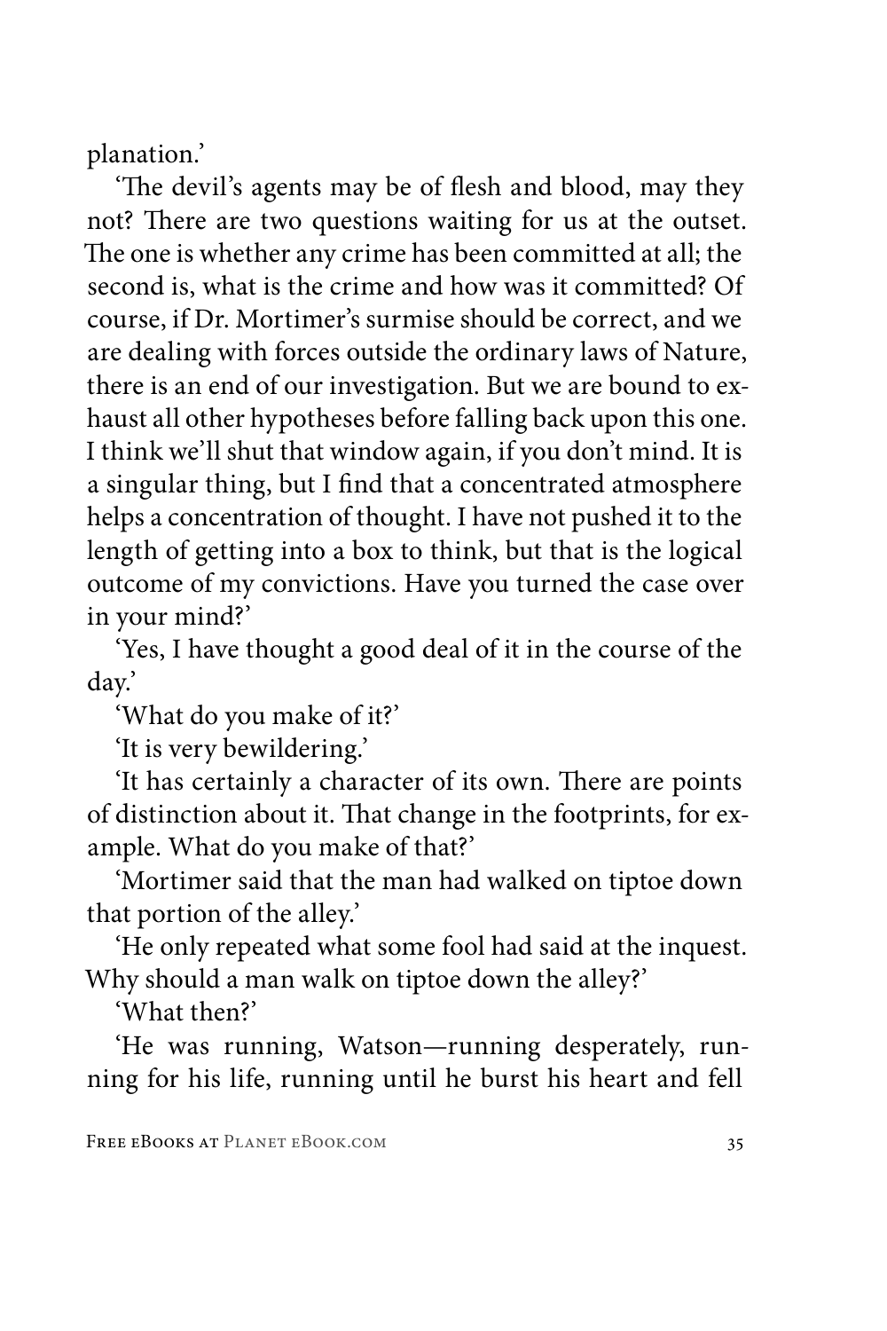planation.'

'The devil's agents may be of flesh and blood, may they not? There are two questions waiting for us at the outset. The one is whether any crime has been committed at all; the second is, what is the crime and how was it committed? Of course, if Dr. Mortimer's surmise should be correct, and we are dealing with forces outside the ordinary laws of Nature, there is an end of our investigation. But we are bound to exhaust all other hypotheses before falling back upon this one. I think we'll shut that window again, if you don't mind. It is a singular thing, but I find that a concentrated atmosphere helps a concentration of thought. I have not pushed it to the length of getting into a box to think, but that is the logical outcome of my convictions. Have you turned the case over in your mind?'

'Yes, I have thought a good deal of it in the course of the day.'

'What do you make of it?'

'It is very bewildering.'

'It has certainly a character of its own. There are points of distinction about it. That change in the footprints, for example. What do you make of that?'

'Mortimer said that the man had walked on tiptoe down that portion of the alley.'

'He only repeated what some fool had said at the inquest. Why should a man walk on tiptoe down the alley?'

'What then?'

'He was running, Watson—running desperately, running for his life, running until he burst his heart and fell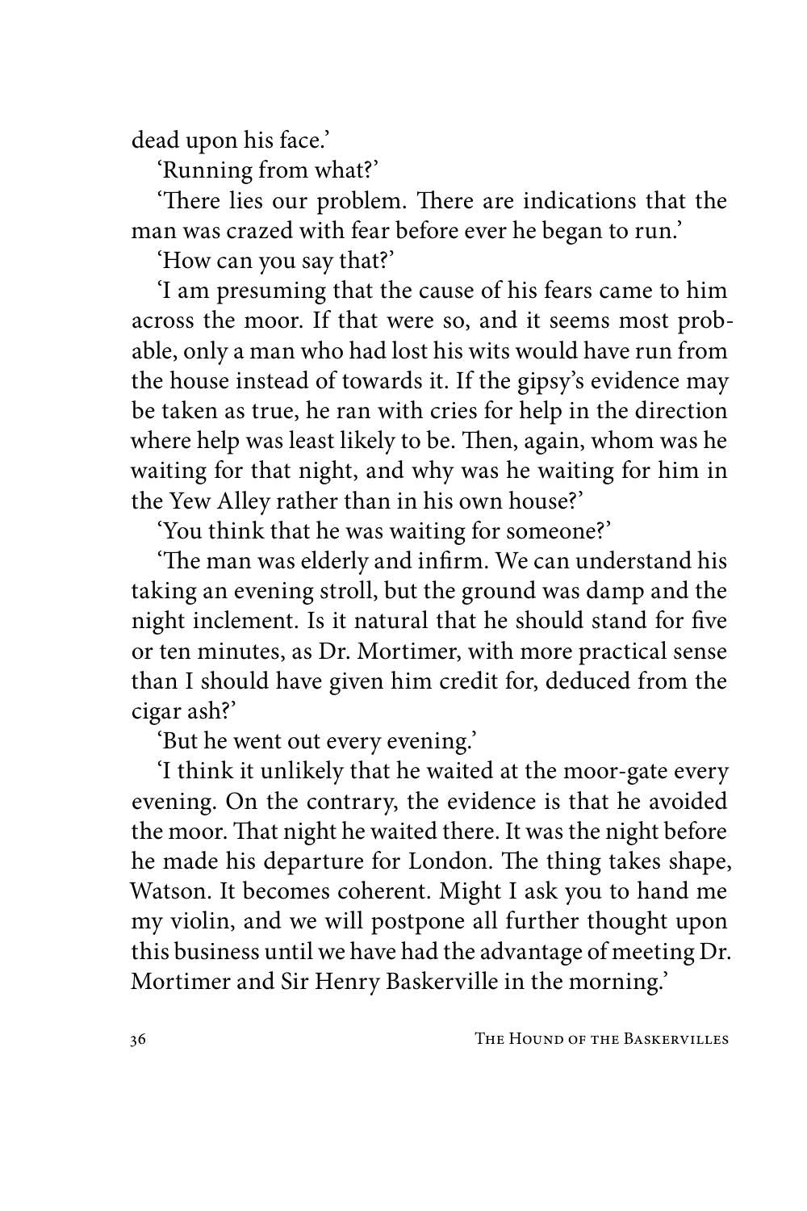dead upon his face.'

'Running from what?'

'There lies our problem. There are indications that the man was crazed with fear before ever he began to run.'

'How can you say that?'

'I am presuming that the cause of his fears came to him across the moor. If that were so, and it seems most probable, only a man who had lost his wits would have run from the house instead of towards it. If the gipsy's evidence may be taken as true, he ran with cries for help in the direction where help was least likely to be. Then, again, whom was he waiting for that night, and why was he waiting for him in the Yew Alley rather than in his own house?'

'You think that he was waiting for someone?'

'The man was elderly and infirm. We can understand his taking an evening stroll, but the ground was damp and the night inclement. Is it natural that he should stand for five or ten minutes, as Dr. Mortimer, with more practical sense than I should have given him credit for, deduced from the cigar ash?'

'But he went out every evening.'

'I think it unlikely that he waited at the moor-gate every evening. On the contrary, the evidence is that he avoided the moor. That night he waited there. It was the night before he made his departure for London. The thing takes shape, Watson. It becomes coherent. Might I ask you to hand me my violin, and we will postpone all further thought upon this business until we have had the advantage of meeting Dr. Mortimer and Sir Henry Baskerville in the morning.'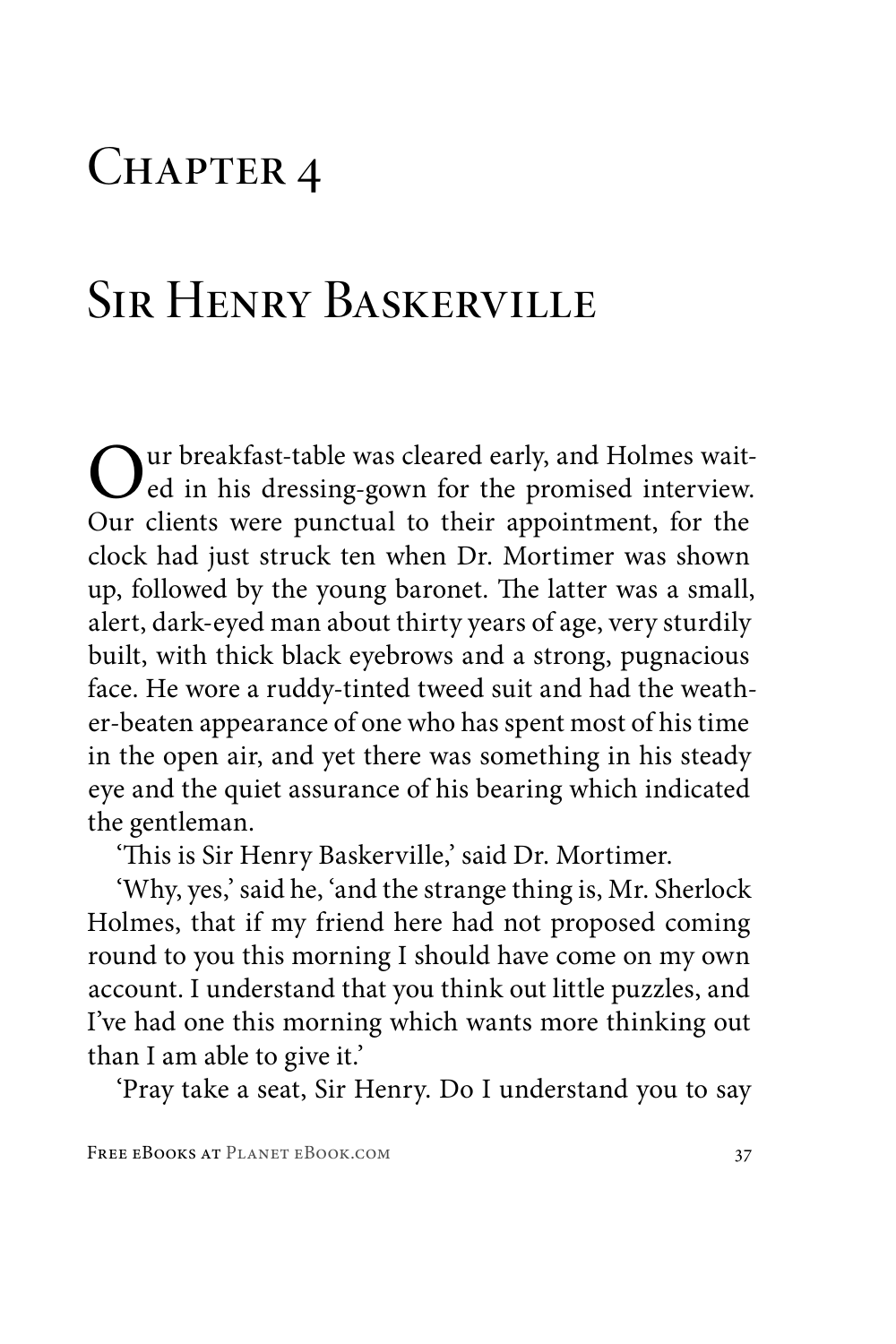# Chapter 4

# Sir Henry Baskerville

Our breakfast-table was cleared early, and Holmes waited in his dressing-gown for the promised interview. Our clients were punctual to their appointment, for the clock had just struck ten when Dr. Mortimer was shown up, followed by the young baronet. The latter was a small, alert, dark-eyed man about thirty years of age, very sturdily built, with thick black eyebrows and a strong, pugnacious face. He wore a ruddy-tinted tweed suit and had the weather-beaten appearance of one who has spent most of his time in the open air, and yet there was something in his steady eye and the quiet assurance of his bearing which indicated the gentleman.

'This is Sir Henry Baskerville,' said Dr. Mortimer.

'Why, yes,' said he, 'and the strange thing is, Mr. Sherlock Holmes, that if my friend here had not proposed coming round to you this morning I should have come on my own account. I understand that you think out little puzzles, and I've had one this morning which wants more thinking out than I am able to give it.'

'Pray take a seat, Sir Henry. Do I understand you to say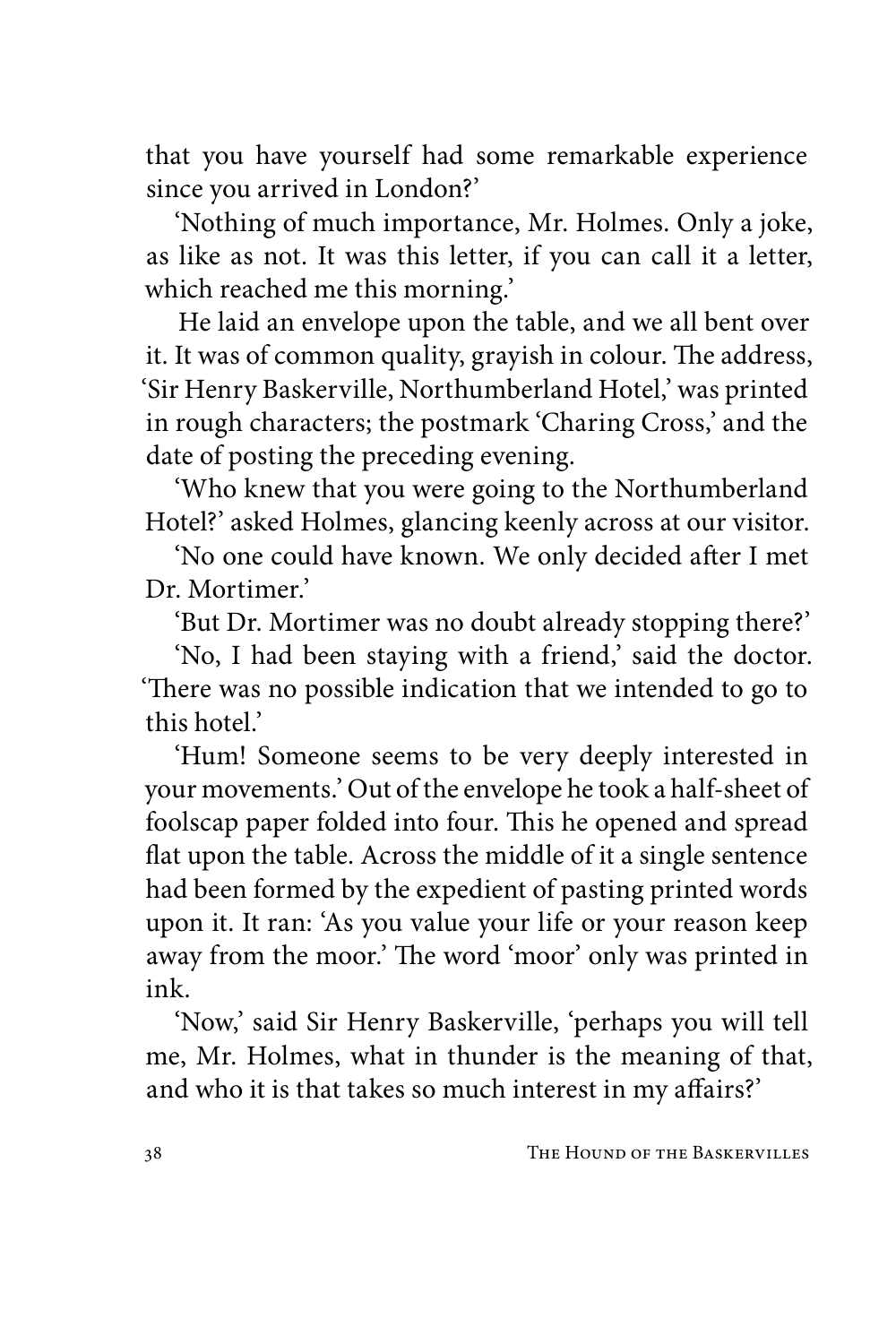that you have yourself had some remarkable experience since you arrived in London?'

'Nothing of much importance, Mr. Holmes. Only a joke, as like as not. It was this letter, if you can call it a letter, which reached me this morning.'

He laid an envelope upon the table, and we all bent over it. It was of common quality, grayish in colour. The address, 'Sir Henry Baskerville, Northumberland Hotel,' was printed in rough characters; the postmark 'Charing Cross,' and the date of posting the preceding evening.

'Who knew that you were going to the Northumberland Hotel?' asked Holmes, glancing keenly across at our visitor.

'No one could have known. We only decided after I met Dr. Mortimer.'

'But Dr. Mortimer was no doubt already stopping there?'

'No, I had been staying with a friend,' said the doctor. 'There was no possible indication that we intended to go to this hotel.'

'Hum! Someone seems to be very deeply interested in your movements.' Out of the envelope he took a half-sheet of foolscap paper folded into four. This he opened and spread flat upon the table. Across the middle of it a single sentence had been formed by the expedient of pasting printed words upon it. It ran: 'As you value your life or your reason keep away from the moor.' The word 'moor' only was printed in ink.

'Now,' said Sir Henry Baskerville, 'perhaps you will tell me, Mr. Holmes, what in thunder is the meaning of that, and who it is that takes so much interest in my affairs?'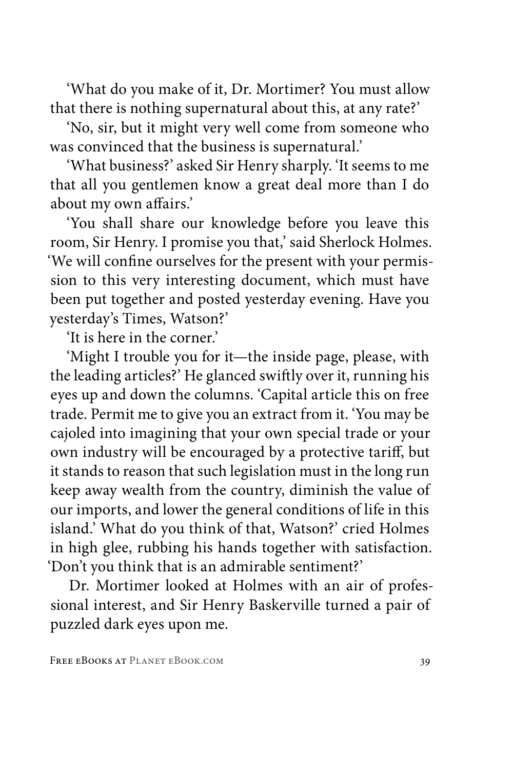'What do you make of it, Dr. Mortimer? You must allow that there is nothing supernatural about this, at any rate?'

'No, sir, but it might very well come from someone who was convinced that the business is supernatural.'

'What business?' asked Sir Henry sharply. 'It seems to me that all you gentlemen know a great deal more than I do about my own affairs.'

'You shall share our knowledge before you leave this room, Sir Henry. I promise you that,' said Sherlock Holmes. 'We will confine ourselves for the present with your permission to this very interesting document, which must have been put together and posted yesterday evening. Have you yesterday's Times, Watson?'

'It is here in the corner.'

'Might I trouble you for it—the inside page, please, with the leading articles?' He glanced swiftly over it, running his eyes up and down the columns. 'Capital article this on free trade. Permit me to give you an extract from it. 'You may be cajoled into imagining that your own special trade or your own industry will be encouraged by a protective tariff, but it stands to reason that such legislation must in the long run keep away wealth from the country, diminish the value of our imports, and lower the general conditions of life in this island.' What do you think of that, Watson?' cried Holmes in high glee, rubbing his hands together with satisfaction. 'Don't you think that is an admirable sentiment?'

Dr. Mortimer looked at Holmes with an air of professional interest, and Sir Henry Baskerville turned a pair of puzzled dark eyes upon me.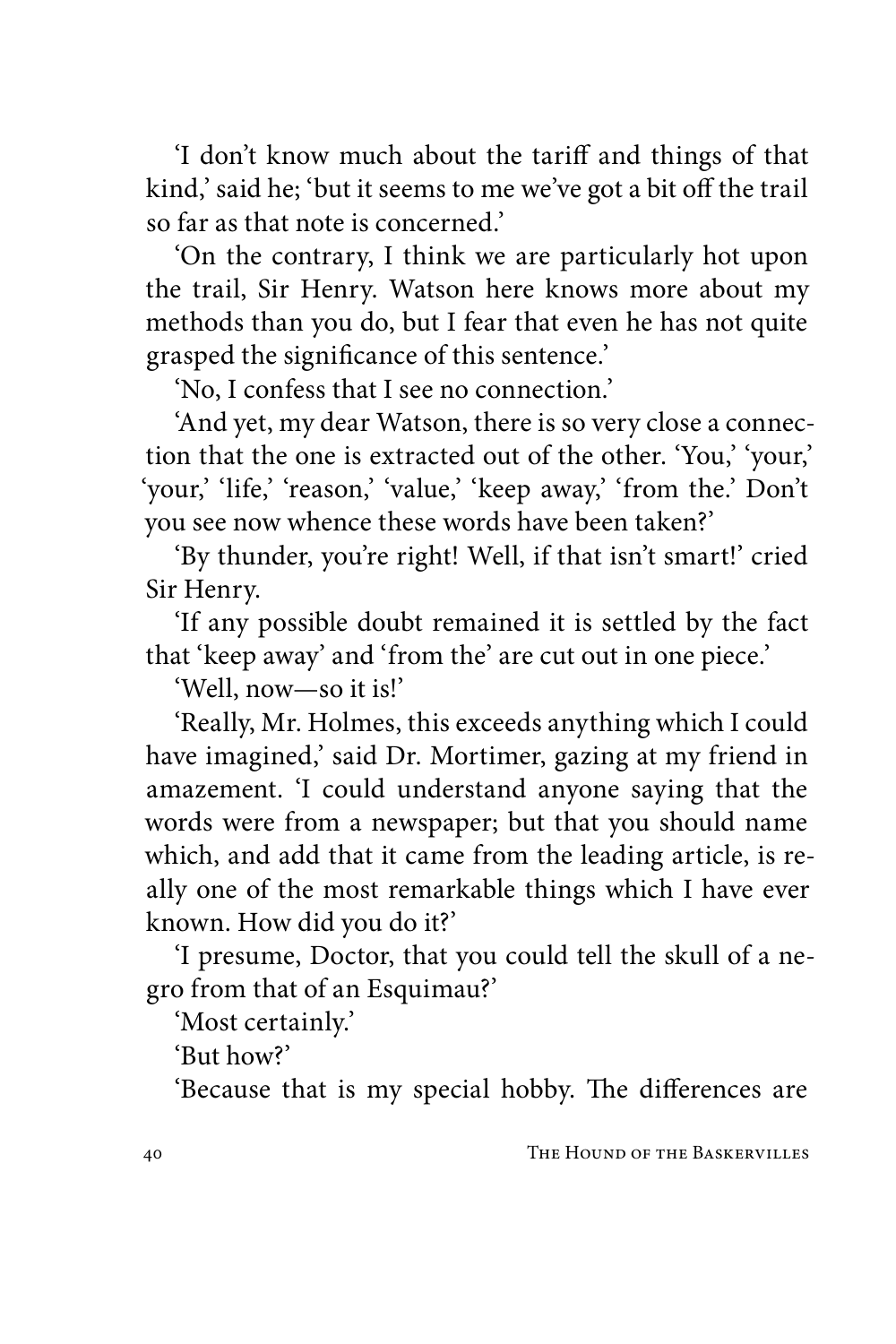'I don't know much about the tariff and things of that kind,' said he; 'but it seems to me we've got a bit off the trail so far as that note is concerned.'

'On the contrary, I think we are particularly hot upon the trail, Sir Henry. Watson here knows more about my methods than you do, but I fear that even he has not quite grasped the significance of this sentence.'

'No, I confess that I see no connection.'

'And yet, my dear Watson, there is so very close a connection that the one is extracted out of the other. 'You,' 'your,' 'your,' 'life,' 'reason,' 'value,' 'keep away,' 'from the.' Don't you see now whence these words have been taken?'

'By thunder, you're right! Well, if that isn't smart!' cried Sir Henry.

'If any possible doubt remained it is settled by the fact that 'keep away' and 'from the' are cut out in one piece.'

'Well, now—so it is!'

'Really, Mr. Holmes, this exceeds anything which I could have imagined,' said Dr. Mortimer, gazing at my friend in amazement. 'I could understand anyone saying that the words were from a newspaper; but that you should name which, and add that it came from the leading article, is really one of the most remarkable things which I have ever known. How did you do it?'

'I presume, Doctor, that you could tell the skull of a negro from that of an Esquimau?'

'Most certainly.'

'But how?'

'Because that is my special hobby. The differences are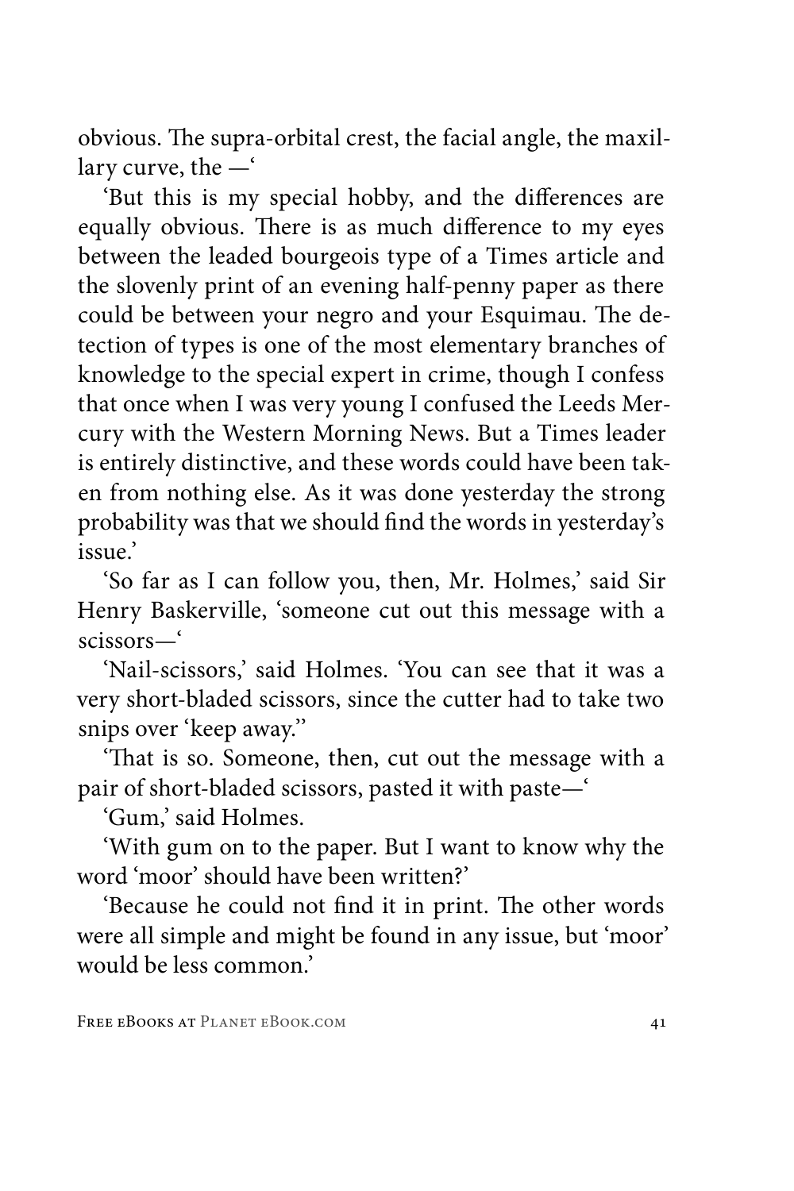obvious. The supra-orbital crest, the facial angle, the maxillary curve, the —'

'But this is my special hobby, and the differences are equally obvious. There is as much difference to my eyes between the leaded bourgeois type of a Times article and the slovenly print of an evening half-penny paper as there could be between your negro and your Esquimau. The detection of types is one of the most elementary branches of knowledge to the special expert in crime, though I confess that once when I was very young I confused the Leeds Mercury with the Western Morning News. But a Times leader is entirely distinctive, and these words could have been taken from nothing else. As it was done yesterday the strong probability was that we should find the words in yesterday's issue.'

'So far as I can follow you, then, Mr. Holmes,' said Sir Henry Baskerville, 'someone cut out this message with a scissors—'

'Nail-scissors,' said Holmes. 'You can see that it was a very short-bladed scissors, since the cutter had to take two snips over 'keep away.''

'That is so. Someone, then, cut out the message with a pair of short-bladed scissors, pasted it with paste—'

'Gum,' said Holmes.

'With gum on to the paper. But I want to know why the word 'moor' should have been written?'

'Because he could not find it in print. The other words were all simple and might be found in any issue, but 'moor' would be less common.'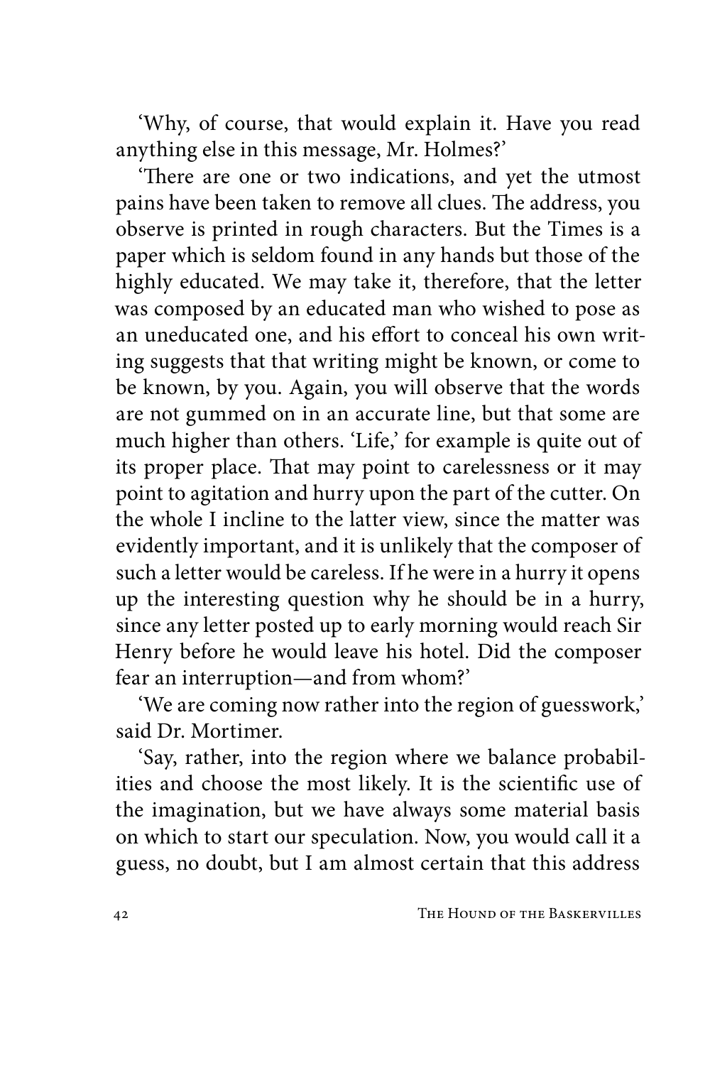'Why, of course, that would explain it. Have you read anything else in this message, Mr. Holmes?'

'There are one or two indications, and yet the utmost pains have been taken to remove all clues. The address, you observe is printed in rough characters. But the Times is a paper which is seldom found in any hands but those of the highly educated. We may take it, therefore, that the letter was composed by an educated man who wished to pose as an uneducated one, and his effort to conceal his own writing suggests that that writing might be known, or come to be known, by you. Again, you will observe that the words are not gummed on in an accurate line, but that some are much higher than others. 'Life,' for example is quite out of its proper place. That may point to carelessness or it may point to agitation and hurry upon the part of the cutter. On the whole I incline to the latter view, since the matter was evidently important, and it is unlikely that the composer of such a letter would be careless. If he were in a hurry it opens up the interesting question why he should be in a hurry, since any letter posted up to early morning would reach Sir Henry before he would leave his hotel. Did the composer fear an interruption—and from whom?'

'We are coming now rather into the region of guesswork,' said Dr. Mortimer.

'Say, rather, into the region where we balance probabilities and choose the most likely. It is the scientific use of the imagination, but we have always some material basis on which to start our speculation. Now, you would call it a guess, no doubt, but I am almost certain that this address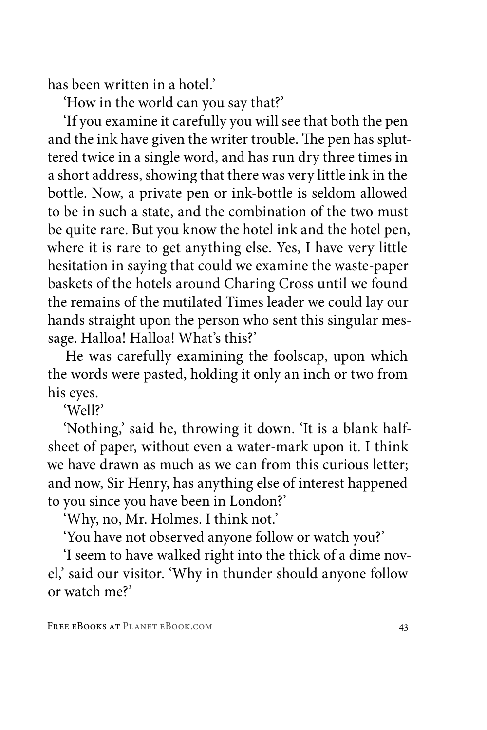has been written in a hotel.'

'How in the world can you say that?'

'If you examine it carefully you will see that both the pen and the ink have given the writer trouble. The pen has spluttered twice in a single word, and has run dry three times in a short address, showing that there was very little ink in the bottle. Now, a private pen or ink-bottle is seldom allowed to be in such a state, and the combination of the two must be quite rare. But you know the hotel ink and the hotel pen, where it is rare to get anything else. Yes, I have very little hesitation in saying that could we examine the waste-paper baskets of the hotels around Charing Cross until we found the remains of the mutilated Times leader we could lay our hands straight upon the person who sent this singular message. Halloa! Halloa! What's this?'

He was carefully examining the foolscap, upon which the words were pasted, holding it only an inch or two from his eyes.

'Well?'

'Nothing,' said he, throwing it down. 'It is a blank half-sheet of paper, without even a water-mark upon it. I think we have drawn as much as we can from this curious letter; and now, Sir Henry, has anything else of interest happened to you since you have been in London?'

'Why, no, Mr. Holmes. I think not.'

'You have not observed anyone follow or watch you?'

'I seem to have walked right into the thick of a dime novel,' said our visitor. 'Why in thunder should anyone follow or watch me?'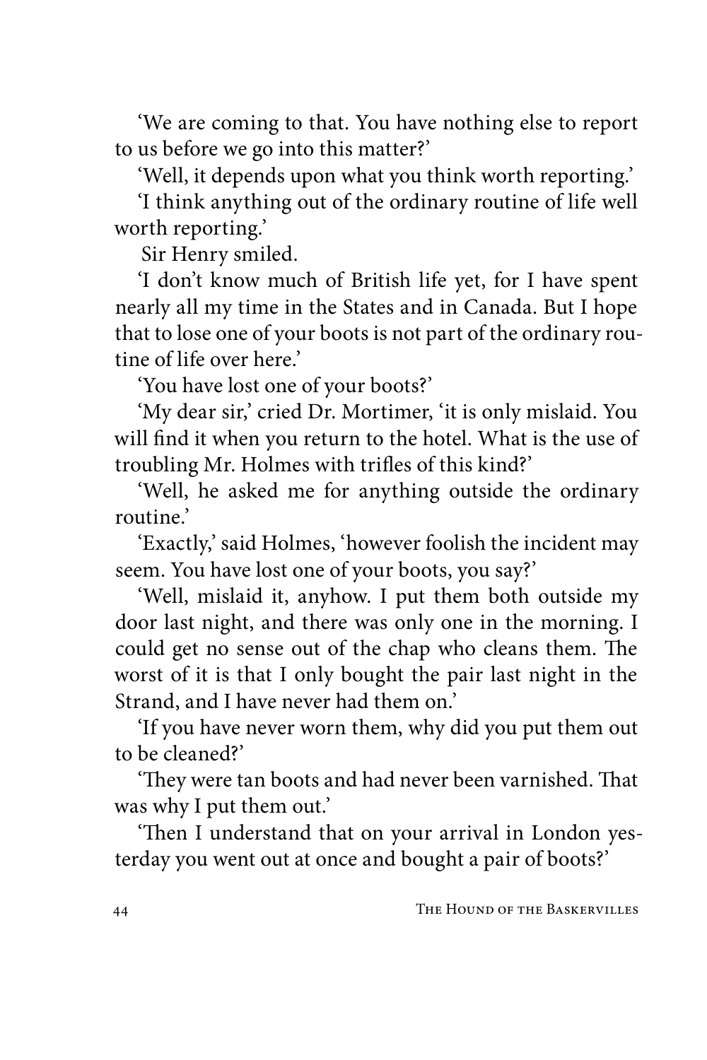'We are coming to that. You have nothing else to report to us before we go into this matter?'

'Well, it depends upon what you think worth reporting.'

'I think anything out of the ordinary routine of life well worth reporting.'

Sir Henry smiled.

'I don't know much of British life yet, for I have spent nearly all my time in the States and in Canada. But I hope that to lose one of your boots is not part of the ordinary routine of life over here.'

'You have lost one of your boots?'

'My dear sir,' cried Dr. Mortimer, 'it is only mislaid. You will find it when you return to the hotel. What is the use of troubling Mr. Holmes with trifles of this kind?'

'Well, he asked me for anything outside the ordinary routine.'

'Exactly,' said Holmes, 'however foolish the incident may seem. You have lost one of your boots, you say?'

'Well, mislaid it, anyhow. I put them both outside my door last night, and there was only one in the morning. I could get no sense out of the chap who cleans them. The worst of it is that I only bought the pair last night in the Strand, and I have never had them on.'

'If you have never worn them, why did you put them out to be cleaned?'

'They were tan boots and had never been varnished. That was why I put them out.'

'Then I understand that on your arrival in London yesterday you went out at once and bought a pair of boots?'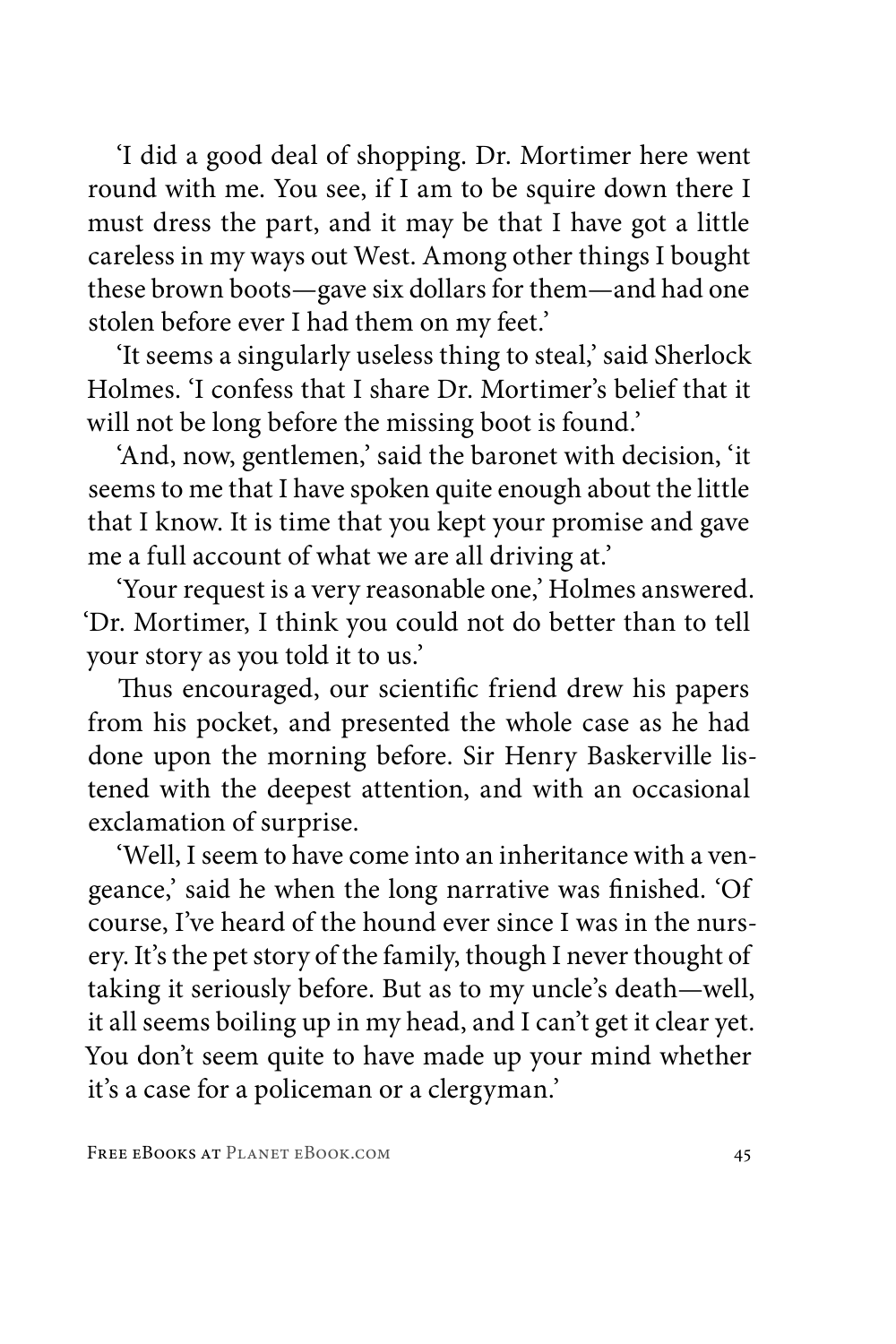'I did a good deal of shopping. Dr. Mortimer here went round with me. You see, if I am to be squire down there I must dress the part, and it may be that I have got a little careless in my ways out West. Among other things I bought these brown boots—gave six dollars for them—and had one stolen before ever I had them on my feet.'

'It seems a singularly useless thing to steal,' said Sherlock Holmes. 'I confess that I share Dr. Mortimer's belief that it will not be long before the missing boot is found.'

'And, now, gentlemen,' said the baronet with decision, 'it seems to me that I have spoken quite enough about the little that I know. It is time that you kept your promise and gave me a full account of what we are all driving at.'

'Your request is a very reasonable one,' Holmes answered. 'Dr. Mortimer, I think you could not do better than to tell your story as you told it to us.'

Thus encouraged, our scientific friend drew his papers from his pocket, and presented the whole case as he had done upon the morning before. Sir Henry Baskerville listened with the deepest attention, and with an occasional exclamation of surprise.

'Well, I seem to have come into an inheritance with a vengeance,' said he when the long narrative was finished. 'Of course, I've heard of the hound ever since I was in the nursery. It's the pet story of the family, though I never thought of taking it seriously before. But as to my uncle's death—well, it all seems boiling up in my head, and I can't get it clear yet. You don't seem quite to have made up your mind whether it's a case for a policeman or a clergyman.'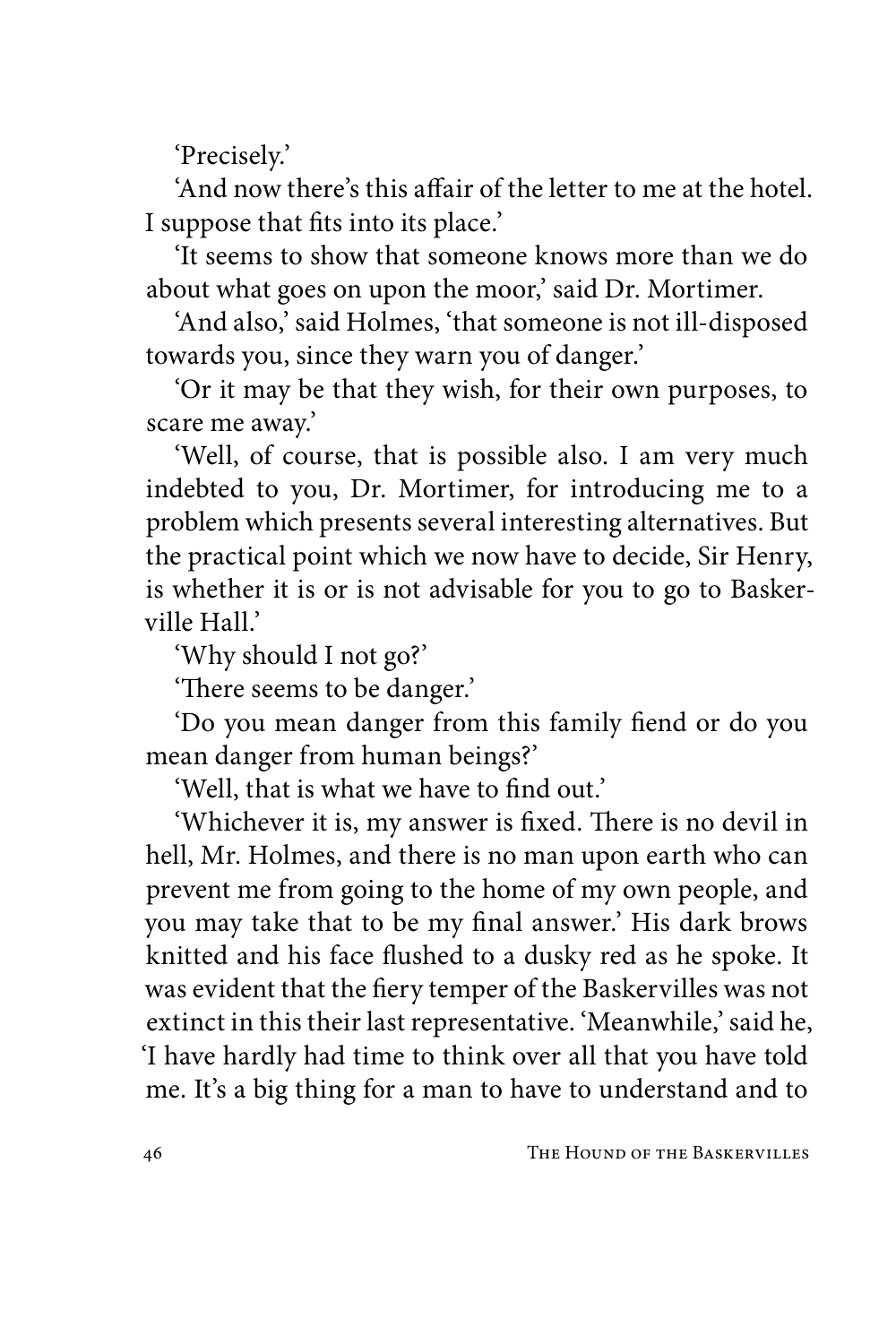'Precisely.'

'And now there's this affair of the letter to me at the hotel. I suppose that fits into its place.'

'It seems to show that someone knows more than we do about what goes on upon the moor,' said Dr. Mortimer.

'And also,' said Holmes, 'that someone is not ill-disposed towards you, since they warn you of danger.'

'Or it may be that they wish, for their own purposes, to scare me away.'

'Well, of course, that is possible also. I am very much indebted to you, Dr. Mortimer, for introducing me to a problem which presents several interesting alternatives. But the practical point which we now have to decide, Sir Henry, is whether it is or is not advisable for you to go to Baskerville Hall.'

'Why should I not go?'

'There seems to be danger.'

'Do you mean danger from this family fiend or do you mean danger from human beings?'

'Well, that is what we have to find out.'

'Whichever it is, my answer is fixed. There is no devil in hell, Mr. Holmes, and there is no man upon earth who can prevent me from going to the home of my own people, and you may take that to be my final answer.' His dark brows knitted and his face flushed to a dusky red as he spoke. It was evident that the fiery temper of the Baskervilles was not extinct in this their last representative. 'Meanwhile,' said he, 'I have hardly had time to think over all that you have told me. It's a big thing for a man to have to understand and to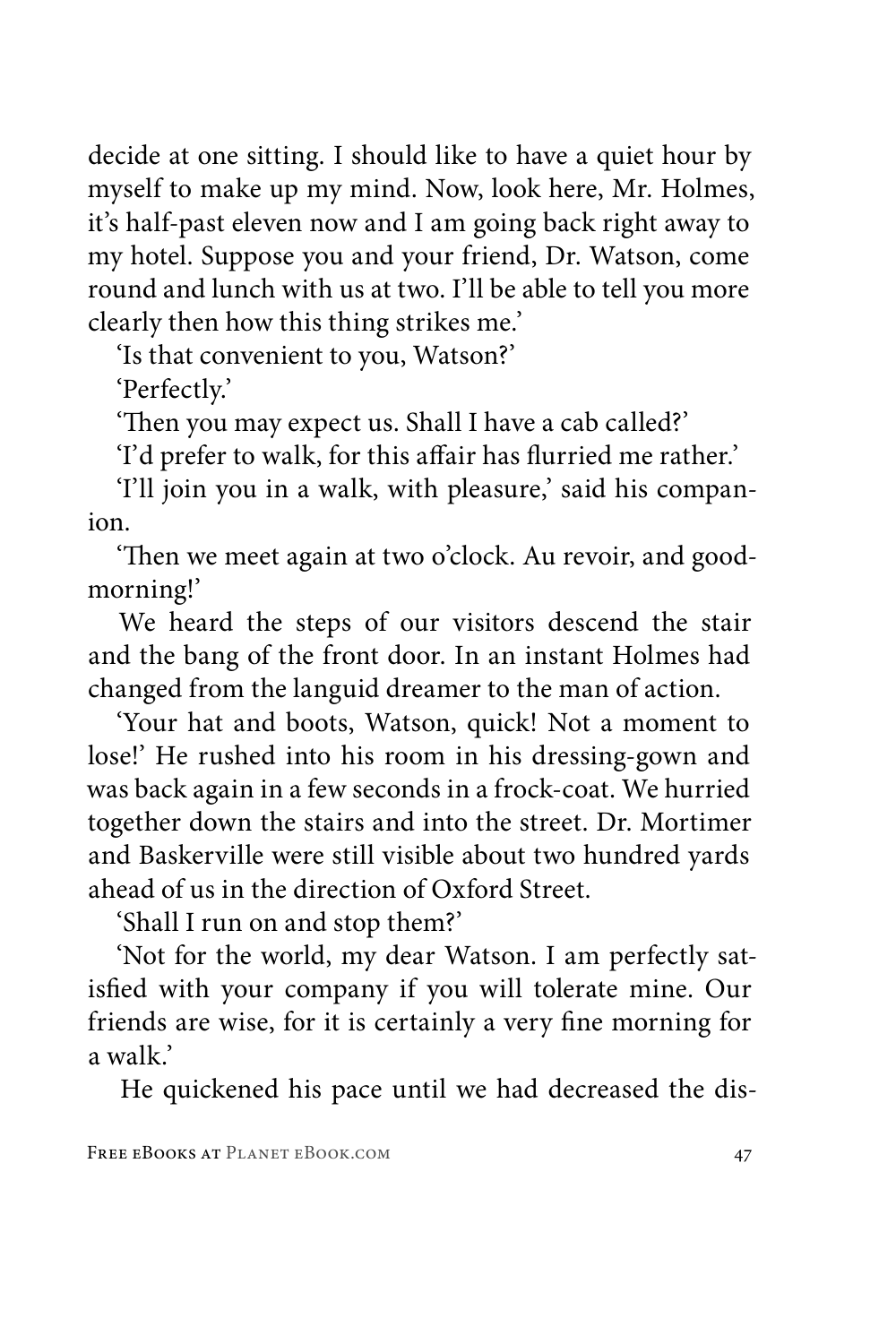decide at one sitting. I should like to have a quiet hour by myself to make up my mind. Now, look here, Mr. Holmes, it's half-past eleven now and I am going back right away to my hotel. Suppose you and your friend, Dr. Watson, come round and lunch with us at two. I'll be able to tell you more clearly then how this thing strikes me.'

'Is that convenient to you, Watson?'

'Perfectly.'

'Then you may expect us. Shall I have a cab called?'

'I'd prefer to walk, for this affair has flurried me rather.'

'I'll join you in a walk, with pleasure,' said his companion.

'Then we meet again at two o'clock. Au revoir, and good-morning!'

We heard the steps of our visitors descend the stair and the bang of the front door. In an instant Holmes had changed from the languid dreamer to the man of action.

'Your hat and boots, Watson, quick! Not a moment to lose!' He rushed into his room in his dressing-gown and was back again in a few seconds in a frock-coat. We hurried together down the stairs and into the street. Dr. Mortimer and Baskerville were still visible about two hundred yards ahead of us in the direction of Oxford Street.

'Shall I run on and stop them?'

'Not for the world, my dear Watson. I am perfectly satisfied with your company if you will tolerate mine. Our friends are wise, for it is certainly a very fine morning for a walk.'

He quickened his pace until we had decreased the dis-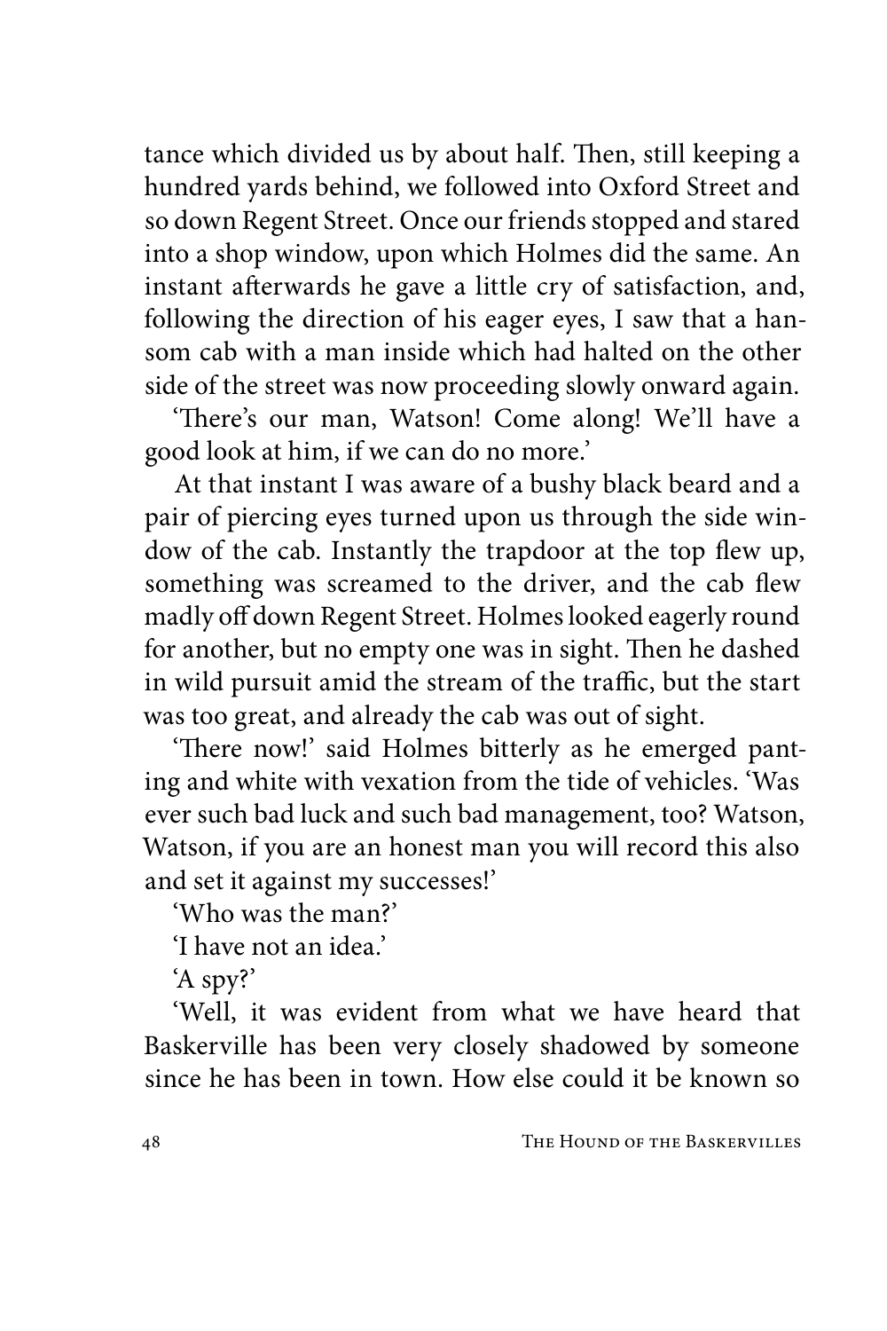tance which divided us by about half. Then, still keeping a hundred yards behind, we followed into Oxford Street and so down Regent Street. Once our friends stopped and stared into a shop window, upon which Holmes did the same. An instant afterwards he gave a little cry of satisfaction, and, following the direction of his eager eyes, I saw that a hansom cab with a man inside which had halted on the other side of the street was now proceeding slowly onward again.

'There's our man, Watson! Come along! We'll have a good look at him, if we can do no more.'

At that instant I was aware of a bushy black beard and a pair of piercing eyes turned upon us through the side window of the cab. Instantly the trapdoor at the top flew up, something was screamed to the driver, and the cab flew madly off down Regent Street. Holmes looked eagerly round for another, but no empty one was in sight. Then he dashed in wild pursuit amid the stream of the traffic, but the start was too great, and already the cab was out of sight.

'There now!' said Holmes bitterly as he emerged panting and white with vexation from the tide of vehicles. 'Was ever such bad luck and such bad management, too? Watson, Watson, if you are an honest man you will record this also and set it against my successes!'

'Who was the man?'

'I have not an idea.'

'A spy?'

'Well, it was evident from what we have heard that Baskerville has been very closely shadowed by someone since he has been in town. How else could it be known so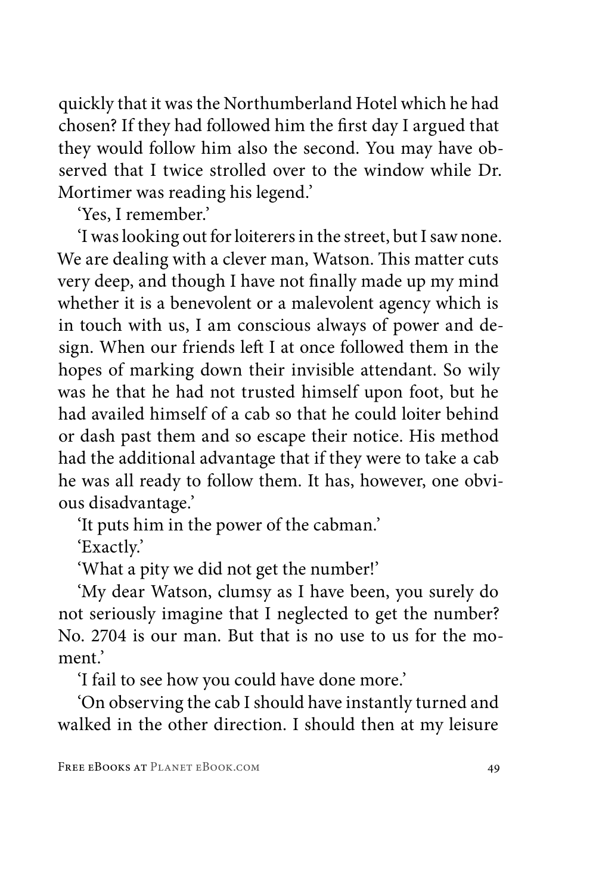quickly that it was the Northumberland Hotel which he had chosen? If they had followed him the first day I argued that they would follow him also the second. You may have observed that I twice strolled over to the window while Dr. Mortimer was reading his legend.'

'Yes, I remember.'

'I was looking out for loiterers in the street, but I saw none. We are dealing with a clever man, Watson. This matter cuts very deep, and though I have not finally made up my mind whether it is a benevolent or a malevolent agency which is in touch with us, I am conscious always of power and design. When our friends left I at once followed them in the hopes of marking down their invisible attendant. So wily was he that he had not trusted himself upon foot, but he had availed himself of a cab so that he could loiter behind or dash past them and so escape their notice. His method had the additional advantage that if they were to take a cab he was all ready to follow them. It has, however, one obvious disadvantage.'

'It puts him in the power of the cabman.'

'Exactly.'

'What a pity we did not get the number!'

'My dear Watson, clumsy as I have been, you surely do not seriously imagine that I neglected to get the number? No. 2704 is our man. But that is no use to us for the moment.'

'I fail to see how you could have done more.'

'On observing the cab I should have instantly turned and walked in the other direction. I should then at my leisure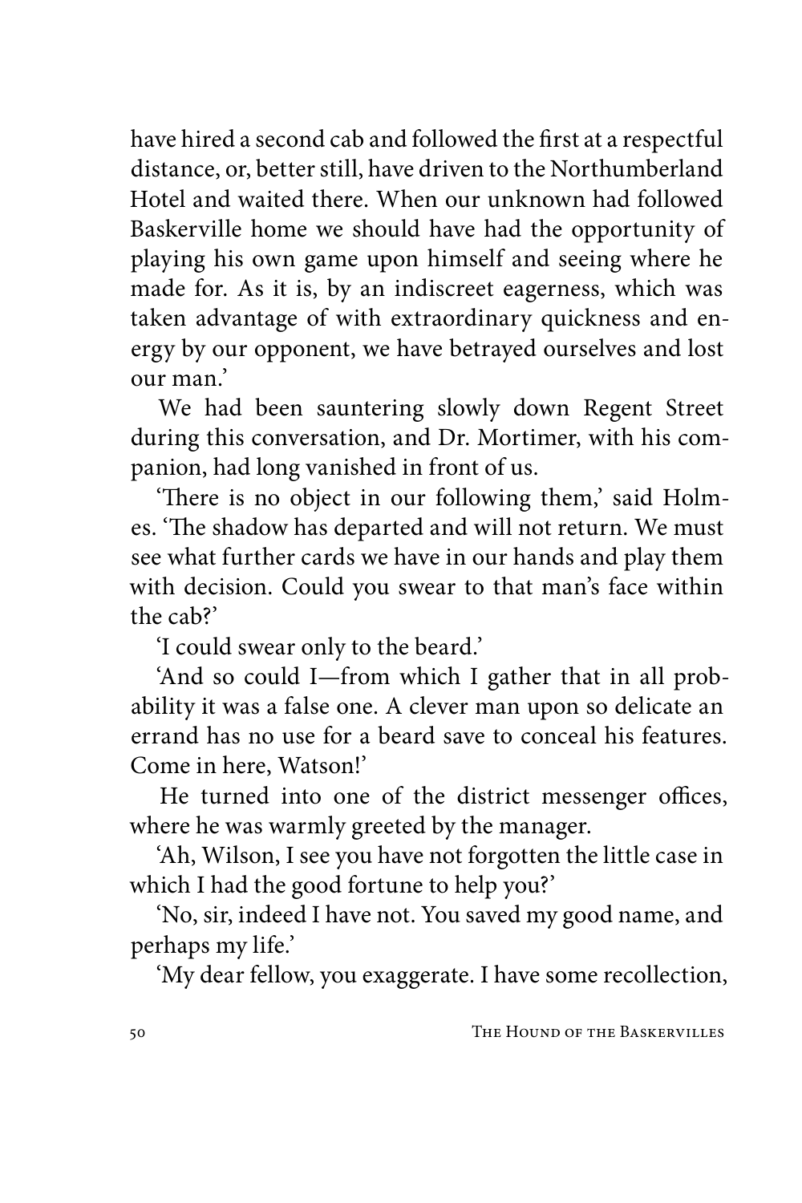have hired a second cab and followed the first at a respectful distance, or, better still, have driven to the Northumberland Hotel and waited there. When our unknown had followed Baskerville home we should have had the opportunity of playing his own game upon himself and seeing where he made for. As it is, by an indiscreet eagerness, which was taken advantage of with extraordinary quickness and energy by our opponent, we have betrayed ourselves and lost our man.'

We had been sauntering slowly down Regent Street during this conversation, and Dr. Mortimer, with his companion, had long vanished in front of us.

'There is no object in our following them,' said Holmes. 'The shadow has departed and will not return. We must see what further cards we have in our hands and play them with decision. Could you swear to that man's face within the cab?'

'I could swear only to the beard.'

'And so could I—from which I gather that in all probability it was a false one. A clever man upon so delicate an errand has no use for a beard save to conceal his features. Come in here, Watson!'

He turned into one of the district messenger offices, where he was warmly greeted by the manager.

'Ah, Wilson, I see you have not forgotten the little case in which I had the good fortune to help you?'

'No, sir, indeed I have not. You saved my good name, and perhaps my life.'

'My dear fellow, you exaggerate. I have some recollection,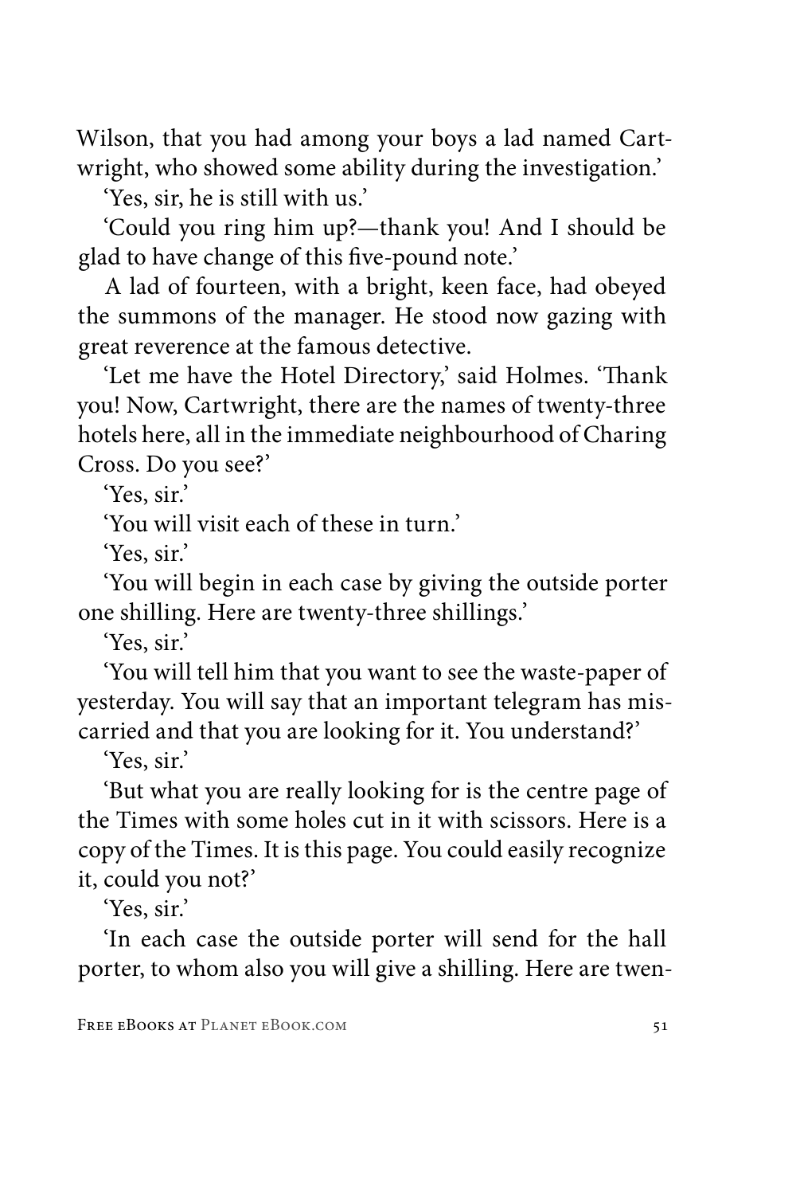Wilson, that you had among your boys a lad named Cartwright, who showed some ability during the investigation.'

'Yes, sir, he is still with us.'

'Could you ring him up?—thank you! And I should be glad to have change of this five-pound note.'

A lad of fourteen, with a bright, keen face, had obeyed the summons of the manager. He stood now gazing with great reverence at the famous detective.

'Let me have the Hotel Directory,' said Holmes. 'Thank you! Now, Cartwright, there are the names of twenty-three hotels here, all in the immediate neighbourhood of Charing Cross. Do you see?'

'Yes, sir.'

'You will visit each of these in turn.'

'Yes, sir.'

'You will begin in each case by giving the outside porter one shilling. Here are twenty-three shillings.'

'Yes, sir.'

'You will tell him that you want to see the waste-paper of yesterday. You will say that an important telegram has miscarried and that you are looking for it. You understand?'

'Yes, sir.'

'But what you are really looking for is the centre page of the Times with some holes cut in it with scissors. Here is a copy of the Times. It is this page. You could easily recognize it, could you not?'

'Yes, sir.'

'In each case the outside porter will send for the hall porter, to whom also you will give a shilling. Here are twen-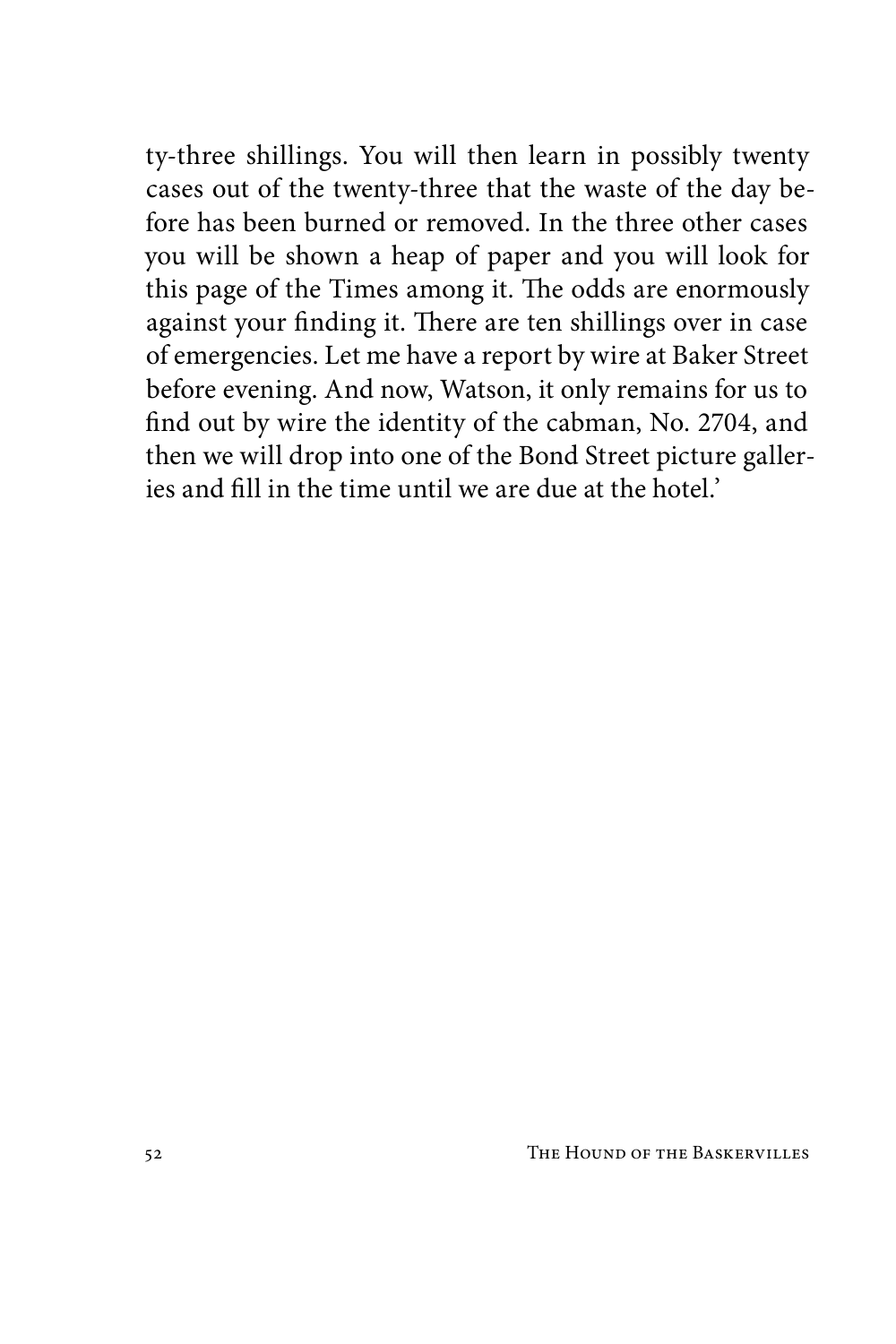ty-three shillings. You will then learn in possibly twenty cases out of the twenty-three that the waste of the day before has been burned or removed. In the three other cases you will be shown a heap of paper and you will look for this page of the Times among it. The odds are enormously against your finding it. There are ten shillings over in case of emergencies. Let me have a report by wire at Baker Street before evening. And now, Watson, it only remains for us to find out by wire the identity of the cabman, No. 2704, and then we will drop into one of the Bond Street picture galleries and fill in the time until we are due at the hotel.'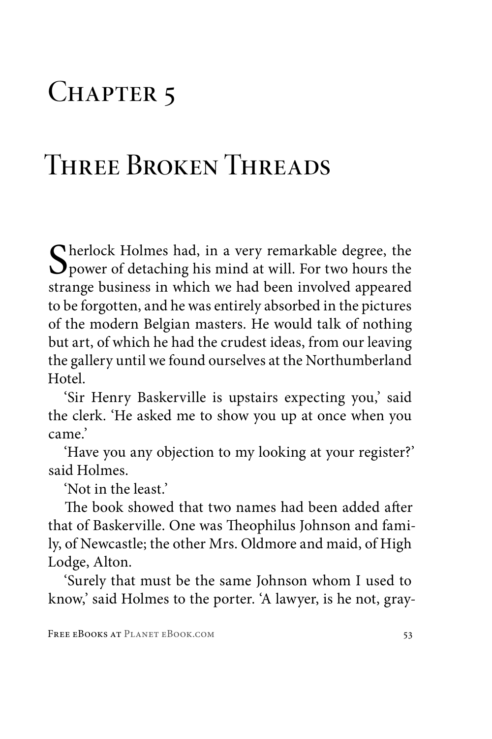# Chapter 5

# Three Broken Threads

Sherlock Holmes had, in a very remarkable degree, the power of detaching his mind at will. For two hours the strange business in which we had been involved appeared to be forgotten, and he was entirely absorbed in the pictures of the modern Belgian masters. He would talk of nothing but art, of which he had the crudest ideas, from our leaving the gallery until we found ourselves at the Northumberland Hotel.

'Sir Henry Baskerville is upstairs expecting you,' said the clerk. 'He asked me to show you up at once when you came.'

'Have you any objection to my looking at your register?' said Holmes.

'Not in the least.'

The book showed that two names had been added after that of Baskerville. One was Theophilus Johnson and family, of Newcastle; the other Mrs. Oldmore and maid, of High Lodge, Alton.

'Surely that must be the same Johnson whom I used to know,' said Holmes to the porter. 'A lawyer, is he not, gray-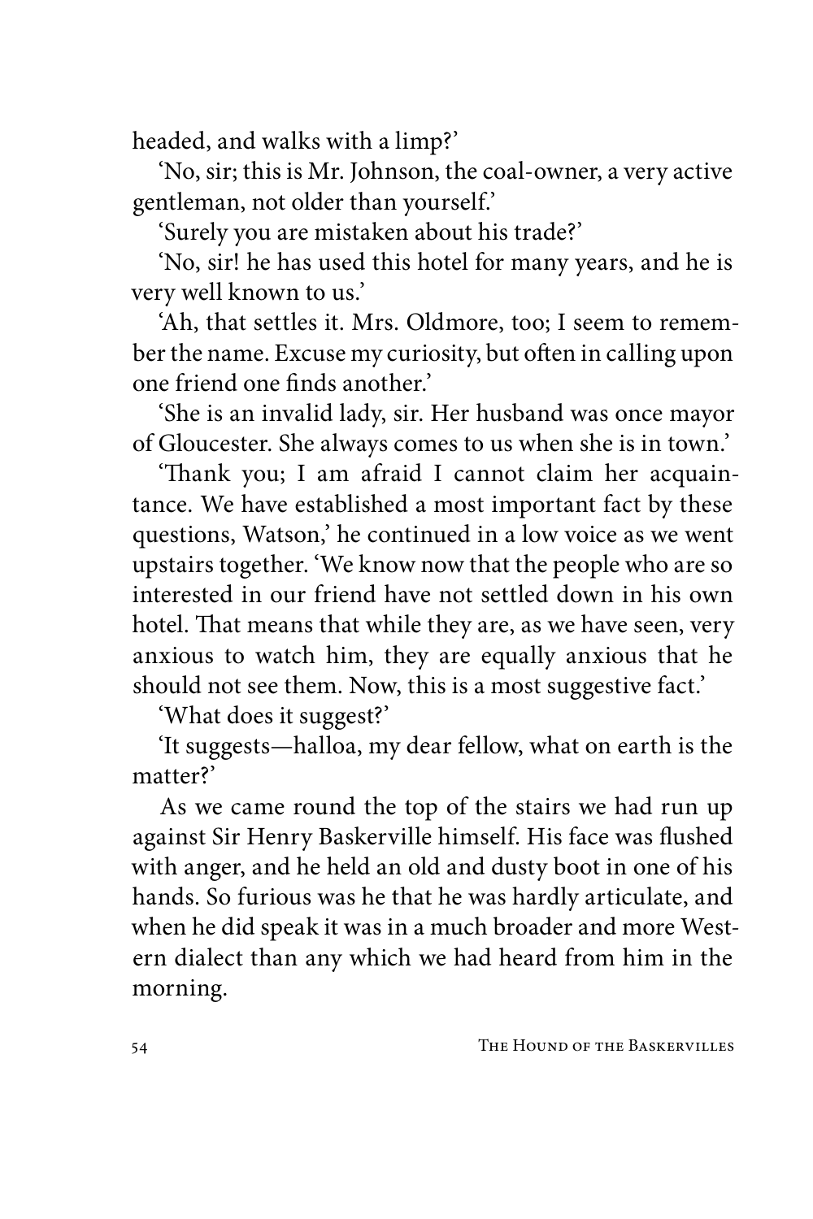headed, and walks with a limp?'

'No, sir; this is Mr. Johnson, the coal-owner, a very active gentleman, not older than yourself.'

'Surely you are mistaken about his trade?'

'No, sir! he has used this hotel for many years, and he is very well known to us.'

'Ah, that settles it. Mrs. Oldmore, too; I seem to remember the name. Excuse my curiosity, but often in calling upon one friend one finds another.'

'She is an invalid lady, sir. Her husband was once mayor of Gloucester. She always comes to us when she is in town.'

'Thank you; I am afraid I cannot claim her acquaintance. We have established a most important fact by these questions, Watson,' he continued in a low voice as we went upstairs together. 'We know now that the people who are so interested in our friend have not settled down in his own hotel. That means that while they are, as we have seen, very anxious to watch him, they are equally anxious that he should not see them. Now, this is a most suggestive fact.'

'What does it suggest?'

'It suggests—halloa, my dear fellow, what on earth is the matter?'

As we came round the top of the stairs we had run up against Sir Henry Baskerville himself. His face was flushed with anger, and he held an old and dusty boot in one of his hands. So furious was he that he was hardly articulate, and when he did speak it was in a much broader and more Western dialect than any which we had heard from him in the morning.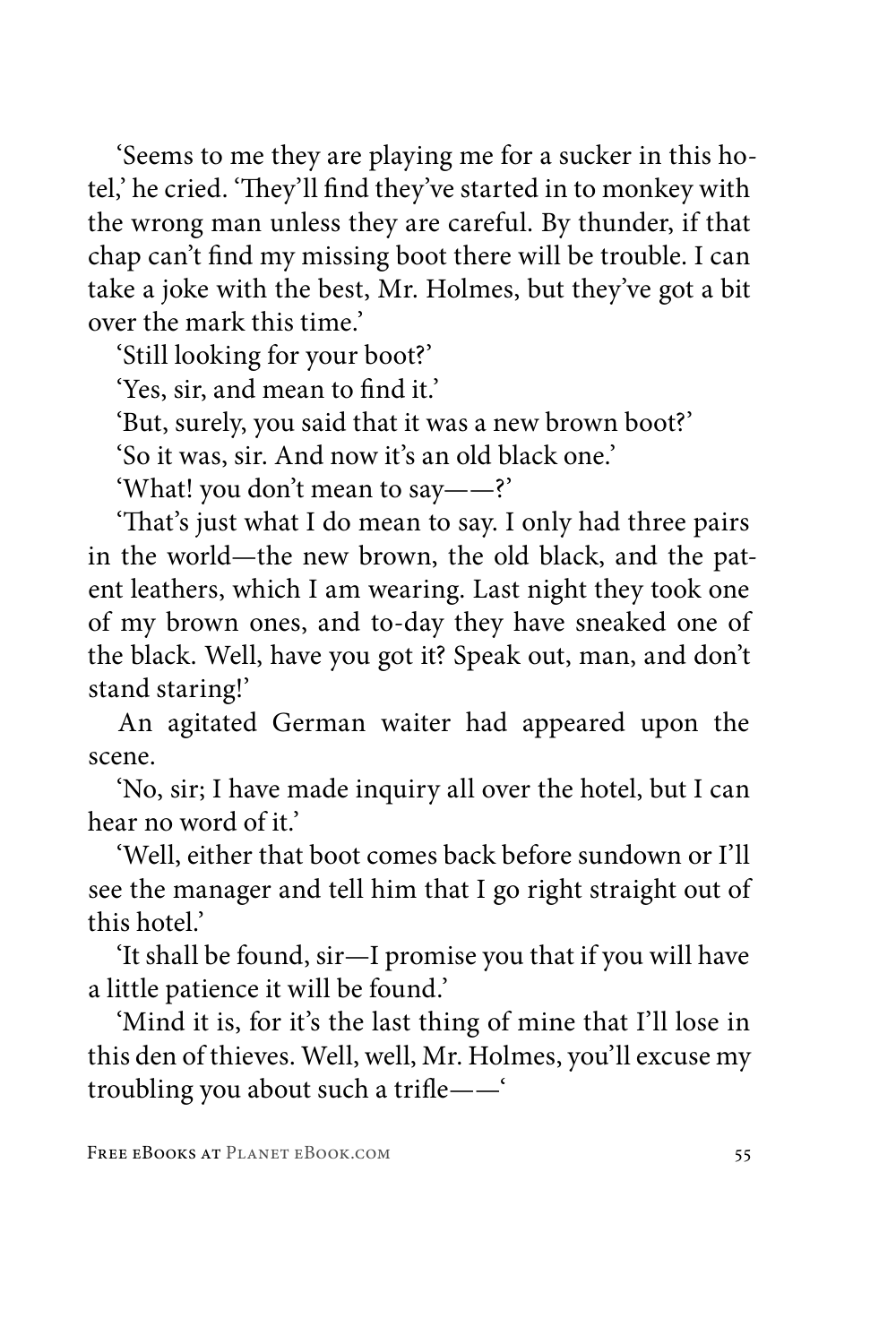'Seems to me they are playing me for a sucker in this hotel,' he cried. 'They'll find they've started in to monkey with the wrong man unless they are careful. By thunder, if that chap can't find my missing boot there will be trouble. I can take a joke with the best, Mr. Holmes, but they've got a bit over the mark this time.'

'Still looking for your boot?'

'Yes, sir, and mean to find it.'

'But, surely, you said that it was a new brown boot?'

'So it was, sir. And now it's an old black one.'

'What! you don't mean to say——?'

'That's just what I do mean to say. I only had three pairs in the world—the new brown, the old black, and the patent leathers, which I am wearing. Last night they took one of my brown ones, and to-day they have sneaked one of the black. Well, have you got it? Speak out, man, and don't stand staring!'

An agitated German waiter had appeared upon the scene.

'No, sir; I have made inquiry all over the hotel, but I can hear no word of it.'

'Well, either that boot comes back before sundown or I'll see the manager and tell him that I go right straight out of this hotel.'

'It shall be found, sir—I promise you that if you will have a little patience it will be found.'

'Mind it is, for it's the last thing of mine that I'll lose in this den of thieves. Well, well, Mr. Holmes, you'll excuse my troubling you about such a trifle——'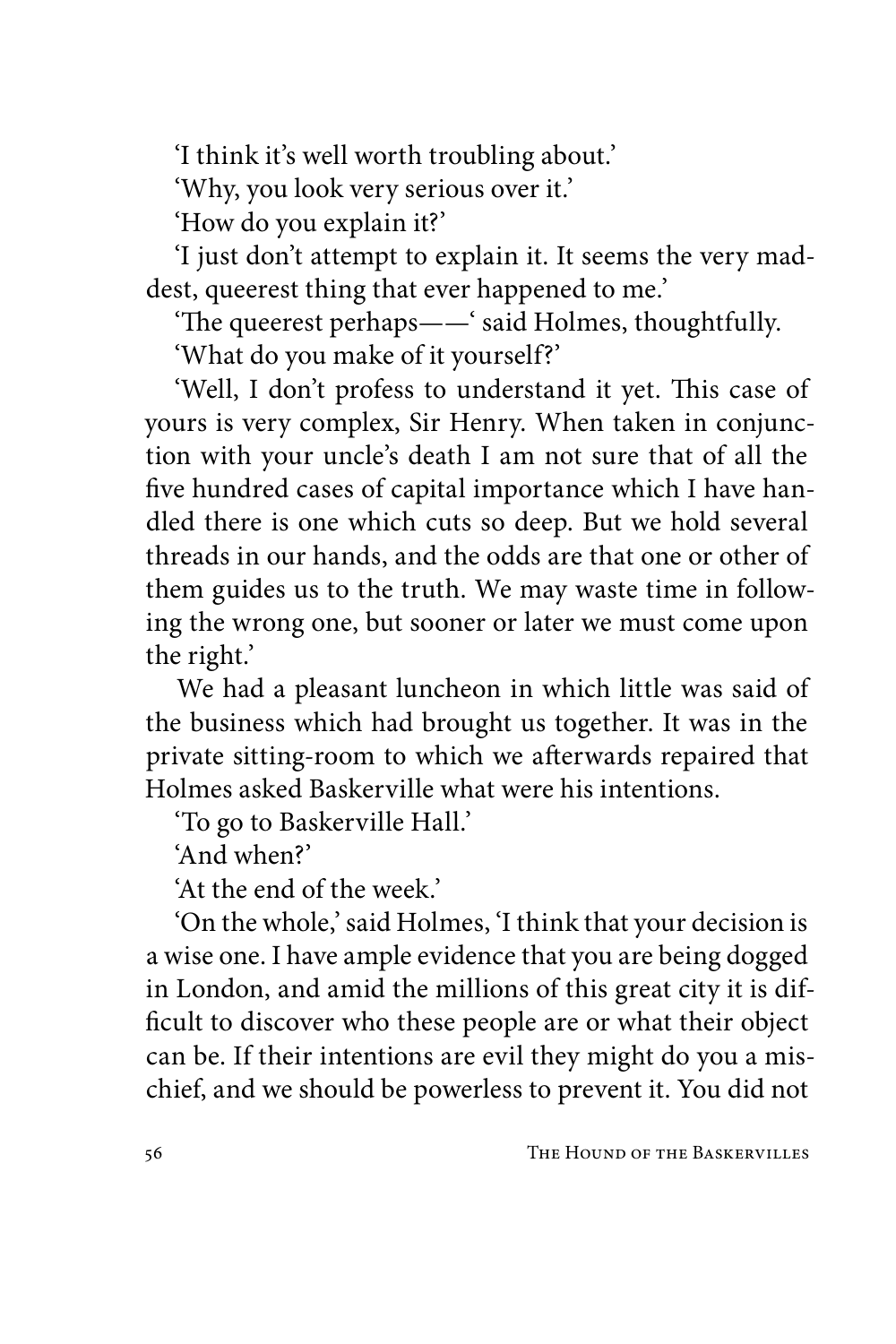'I think it's well worth troubling about.'

'Why, you look very serious over it.'

'How do you explain it?'

'I just don't attempt to explain it. It seems the very maddest, queerest thing that ever happened to me.'

'The queerest perhaps——' said Holmes, thoughtfully.

'What do you make of it yourself?'

'Well, I don't profess to understand it yet. This case of yours is very complex, Sir Henry. When taken in conjunction with your uncle's death I am not sure that of all the five hundred cases of capital importance which I have handled there is one which cuts so deep. But we hold several threads in our hands, and the odds are that one or other of them guides us to the truth. We may waste time in following the wrong one, but sooner or later we must come upon the right.'

We had a pleasant luncheon in which little was said of the business which had brought us together. It was in the private sitting-room to which we afterwards repaired that Holmes asked Baskerville what were his intentions.

'To go to Baskerville Hall.'

'And when?'

'At the end of the week.'

'On the whole,' said Holmes, 'I think that your decision is a wise one. I have ample evidence that you are being dogged in London, and amid the millions of this great city it is difficult to discover who these people are or what their object can be. If their intentions are evil they might do you a mischief, and we should be powerless to prevent it. You did not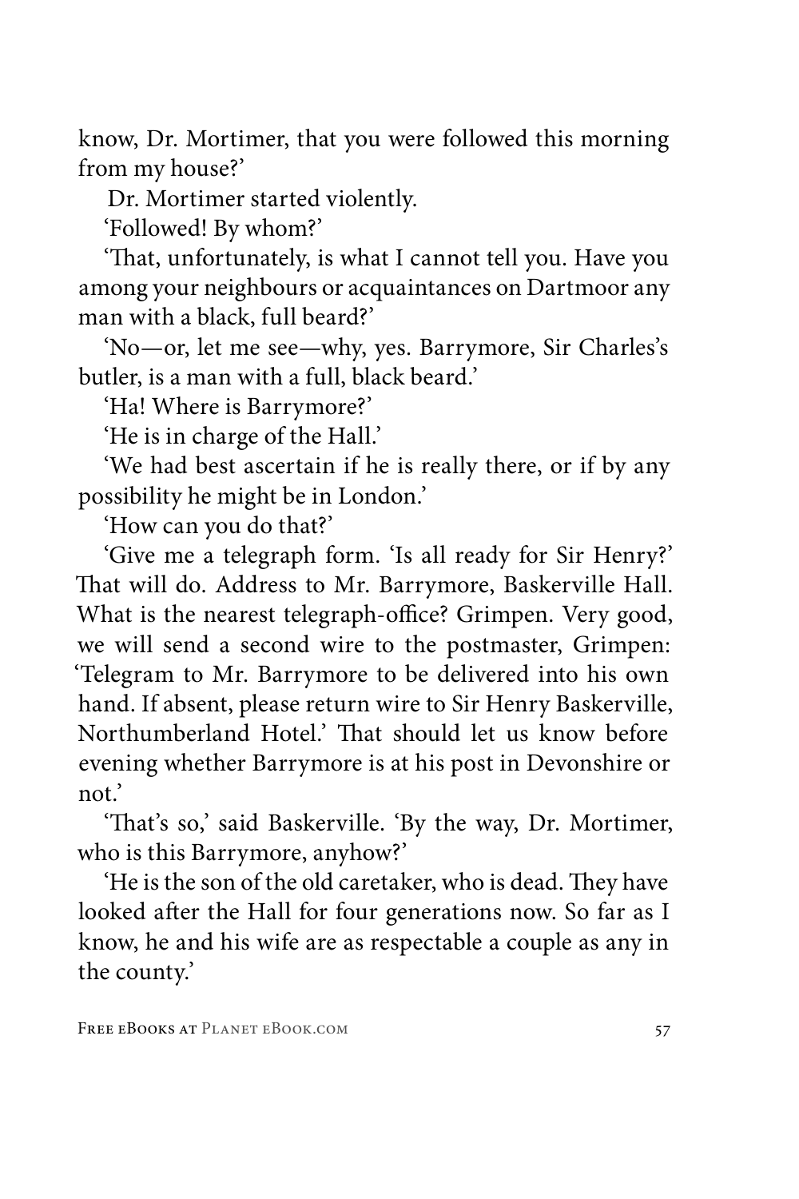know, Dr. Mortimer, that you were followed this morning from my house?'

Dr. Mortimer started violently.

'Followed! By whom?'

'That, unfortunately, is what I cannot tell you. Have you among your neighbours or acquaintances on Dartmoor any man with a black, full beard?'

'No—or, let me see—why, yes. Barrymore, Sir Charles's butler, is a man with a full, black beard.'

'Ha! Where is Barrymore?'

'He is in charge of the Hall.'

'We had best ascertain if he is really there, or if by any possibility he might be in London.'

'How can you do that?'

'Give me a telegraph form. 'Is all ready for Sir Henry?' That will do. Address to Mr. Barrymore, Baskerville Hall. What is the nearest telegraph-office? Grimpen. Very good, we will send a second wire to the postmaster, Grimpen: 'Telegram to Mr. Barrymore to be delivered into his own hand. If absent, please return wire to Sir Henry Baskerville, Northumberland Hotel.' That should let us know before evening whether Barrymore is at his post in Devonshire or not.'

'That's so,' said Baskerville. 'By the way, Dr. Mortimer, who is this Barrymore, anyhow?'

'He is the son of the old caretaker, who is dead. They have looked after the Hall for four generations now. So far as I know, he and his wife are as respectable a couple as any in the county.'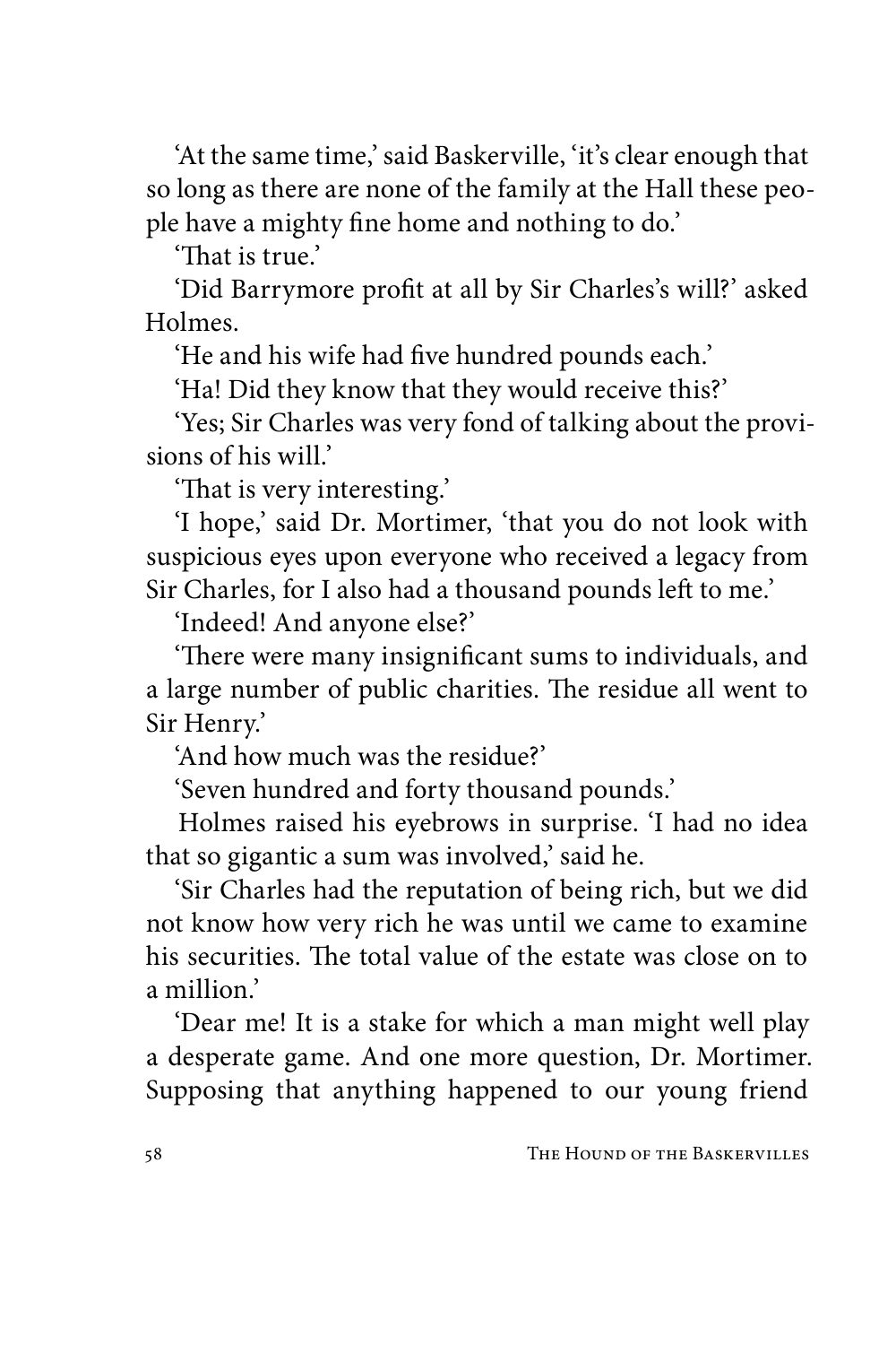'At the same time,' said Baskerville, 'it's clear enough that so long as there are none of the family at the Hall these people have a mighty fine home and nothing to do.'

'That is true.'

'Did Barrymore profit at all by Sir Charles's will?' asked Holmes.

'He and his wife had five hundred pounds each.'

'Ha! Did they know that they would receive this?'

'Yes; Sir Charles was very fond of talking about the provisions of his will.'

'That is very interesting.'

'I hope,' said Dr. Mortimer, 'that you do not look with suspicious eyes upon everyone who received a legacy from Sir Charles, for I also had a thousand pounds left to me.'

'Indeed! And anyone else?'

'There were many insignificant sums to individuals, and a large number of public charities. The residue all went to Sir Henry.'

'And how much was the residue?'

'Seven hundred and forty thousand pounds.'

Holmes raised his eyebrows in surprise. 'I had no idea that so gigantic a sum was involved,' said he.

'Sir Charles had the reputation of being rich, but we did not know how very rich he was until we came to examine his securities. The total value of the estate was close on to a million.'

'Dear me! It is a stake for which a man might well play a desperate game. And one more question, Dr. Mortimer. Supposing that anything happened to our young friend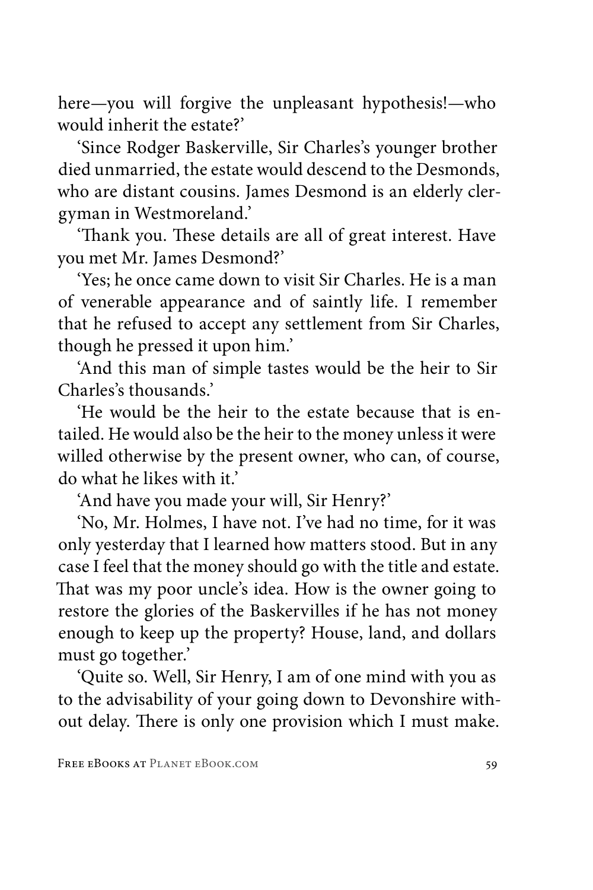here—you will forgive the unpleasant hypothesis!—who would inherit the estate?'

'Since Rodger Baskerville, Sir Charles's younger brother died unmarried, the estate would descend to the Desmonds, who are distant cousins. James Desmond is an elderly clergyman in Westmoreland.'

'Thank you. These details are all of great interest. Have you met Mr. James Desmond?'

'Yes; he once came down to visit Sir Charles. He is a man of venerable appearance and of saintly life. I remember that he refused to accept any settlement from Sir Charles, though he pressed it upon him.'

'And this man of simple tastes would be the heir to Sir Charles's thousands.'

'He would be the heir to the estate because that is entailed. He would also be the heir to the money unless it were willed otherwise by the present owner, who can, of course, do what he likes with it.'

'And have you made your will, Sir Henry?'

'No, Mr. Holmes, I have not. I've had no time, for it was only yesterday that I learned how matters stood. But in any case I feel that the money should go with the title and estate. That was my poor uncle's idea. How is the owner going to restore the glories of the Baskervilles if he has not money enough to keep up the property? House, land, and dollars must go together.'

'Quite so. Well, Sir Henry, I am of one mind with you as to the advisability of your going down to Devonshire without delay. There is only one provision which I must make.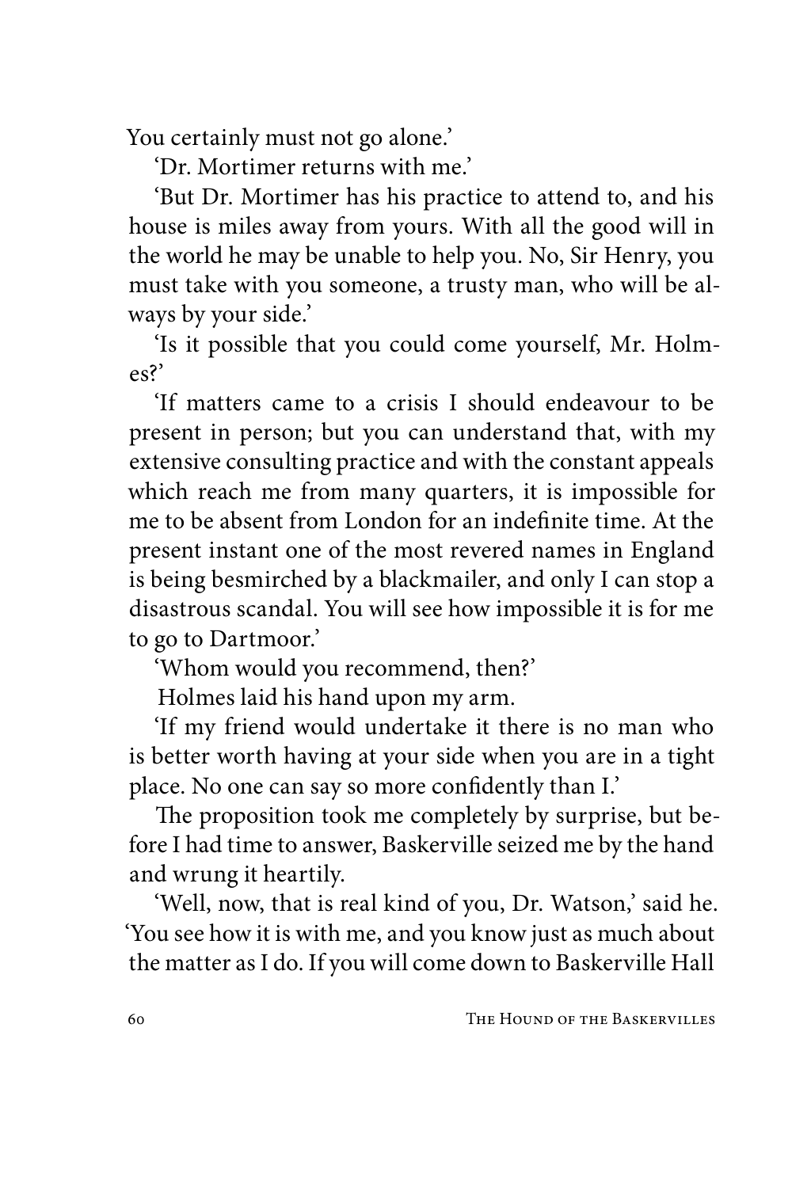You certainly must not go alone.'

'Dr. Mortimer returns with me.'

'But Dr. Mortimer has his practice to attend to, and his house is miles away from yours. With all the good will in the world he may be unable to help you. No, Sir Henry, you must take with you someone, a trusty man, who will be always by your side.'

'Is it possible that you could come yourself, Mr. Holmes?'

'If matters came to a crisis I should endeavour to be present in person; but you can understand that, with my extensive consulting practice and with the constant appeals which reach me from many quarters, it is impossible for me to be absent from London for an indefinite time. At the present instant one of the most revered names in England is being besmirched by a blackmailer, and only I can stop a disastrous scandal. You will see how impossible it is for me to go to Dartmoor.'

'Whom would you recommend, then?'

Holmes laid his hand upon my arm.

'If my friend would undertake it there is no man who is better worth having at your side when you are in a tight place. No one can say so more confidently than I.'

The proposition took me completely by surprise, but before I had time to answer, Baskerville seized me by the hand and wrung it heartily.

'Well, now, that is real kind of you, Dr. Watson,' said he. 'You see how it is with me, and you know just as much about the matter as I do. If you will come down to Baskerville Hall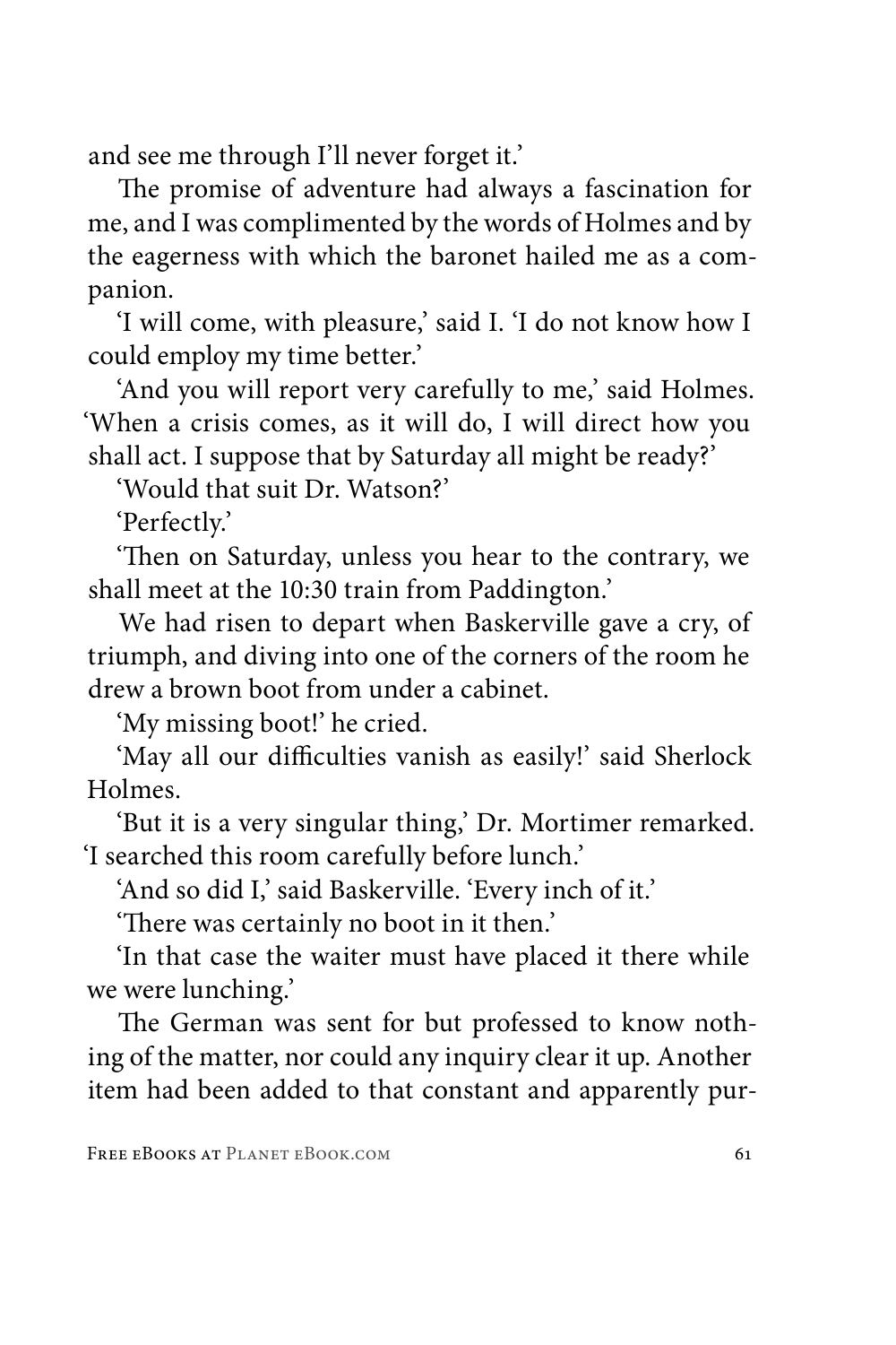and see me through I'll never forget it.'

The promise of adventure had always a fascination for me, and I was complimented by the words of Holmes and by the eagerness with which the baronet hailed me as a companion.

'I will come, with pleasure,' said I. 'I do not know how I could employ my time better.'

'And you will report very carefully to me,' said Holmes. 'When a crisis comes, as it will do, I will direct how you shall act. I suppose that by Saturday all might be ready?'

'Would that suit Dr. Watson?'

'Perfectly.'

'Then on Saturday, unless you hear to the contrary, we shall meet at the 10:30 train from Paddington.'

We had risen to depart when Baskerville gave a cry, of triumph, and diving into one of the corners of the room he drew a brown boot from under a cabinet.

'My missing boot!' he cried.

'May all our difficulties vanish as easily!' said Sherlock Holmes.

'But it is a very singular thing,' Dr. Mortimer remarked. 'I searched this room carefully before lunch.'

'And so did I,' said Baskerville. 'Every inch of it.'

'There was certainly no boot in it then.'

'In that case the waiter must have placed it there while we were lunching.'

The German was sent for but professed to know nothing of the matter, nor could any inquiry clear it up. Another item had been added to that constant and apparently pur-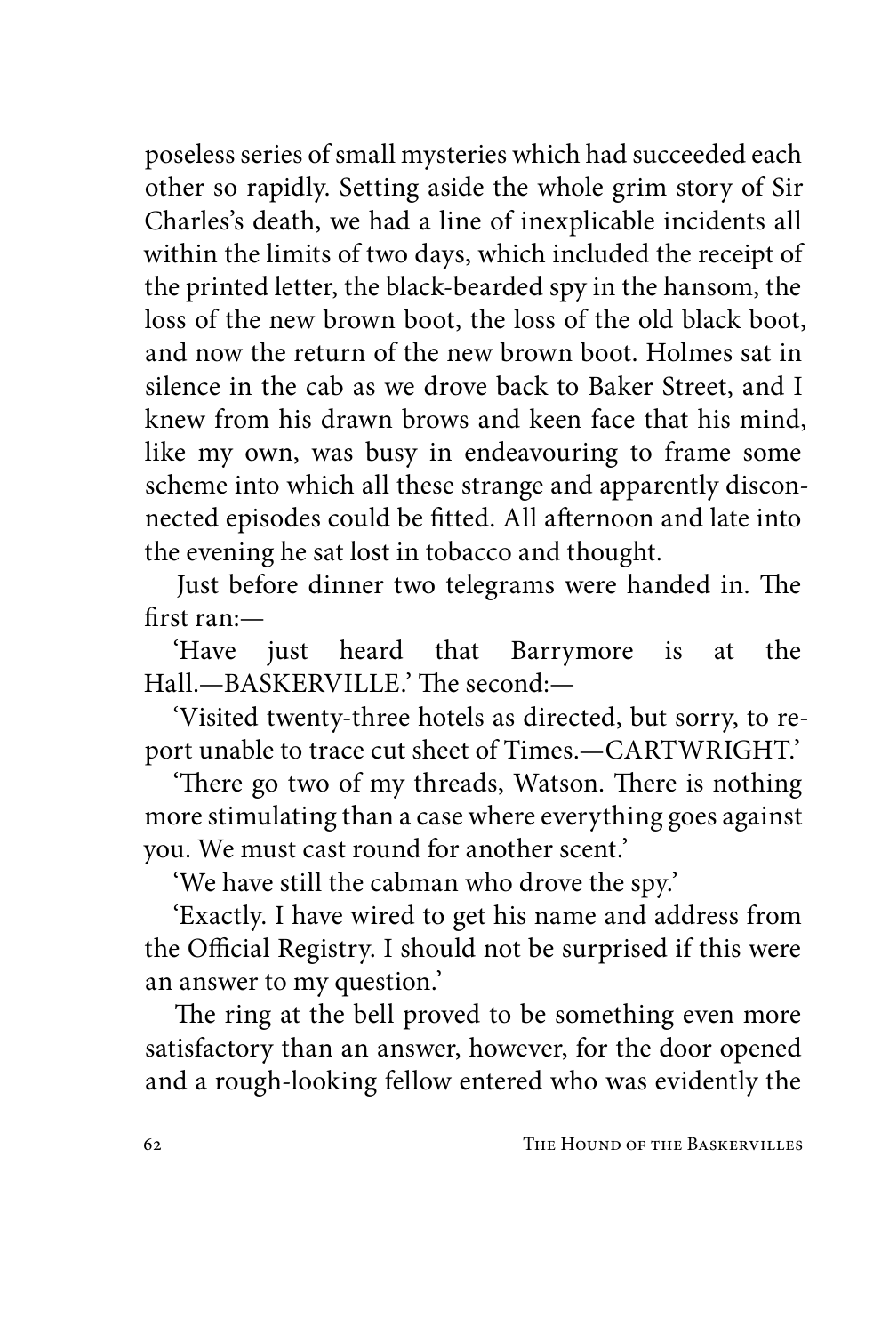poseless series of small mysteries which had succeeded each other so rapidly. Setting aside the whole grim story of Sir Charles's death, we had a line of inexplicable incidents all within the limits of two days, which included the receipt of the printed letter, the black-bearded spy in the hansom, the loss of the new brown boot, the loss of the old black boot, and now the return of the new brown boot. Holmes sat in silence in the cab as we drove back to Baker Street, and I knew from his drawn brows and keen face that his mind, like my own, was busy in endeavouring to frame some scheme into which all these strange and apparently disconnected episodes could be fitted. All afternoon and late into the evening he sat lost in tobacco and thought.

Just before dinner two telegrams were handed in. The first ran:—

'Have just heard that Barrymore is at the Hall.—BASKERVILLE.' The second:—

'Visited twenty-three hotels as directed, but sorry, to report unable to trace cut sheet of Times.—CARTWRIGHT.'

'There go two of my threads, Watson. There is nothing more stimulating than a case where everything goes against you. We must cast round for another scent.'

'We have still the cabman who drove the spy.'

'Exactly. I have wired to get his name and address from the Official Registry. I should not be surprised if this were an answer to my question.'

The ring at the bell proved to be something even more satisfactory than an answer, however, for the door opened and a rough-looking fellow entered who was evidently the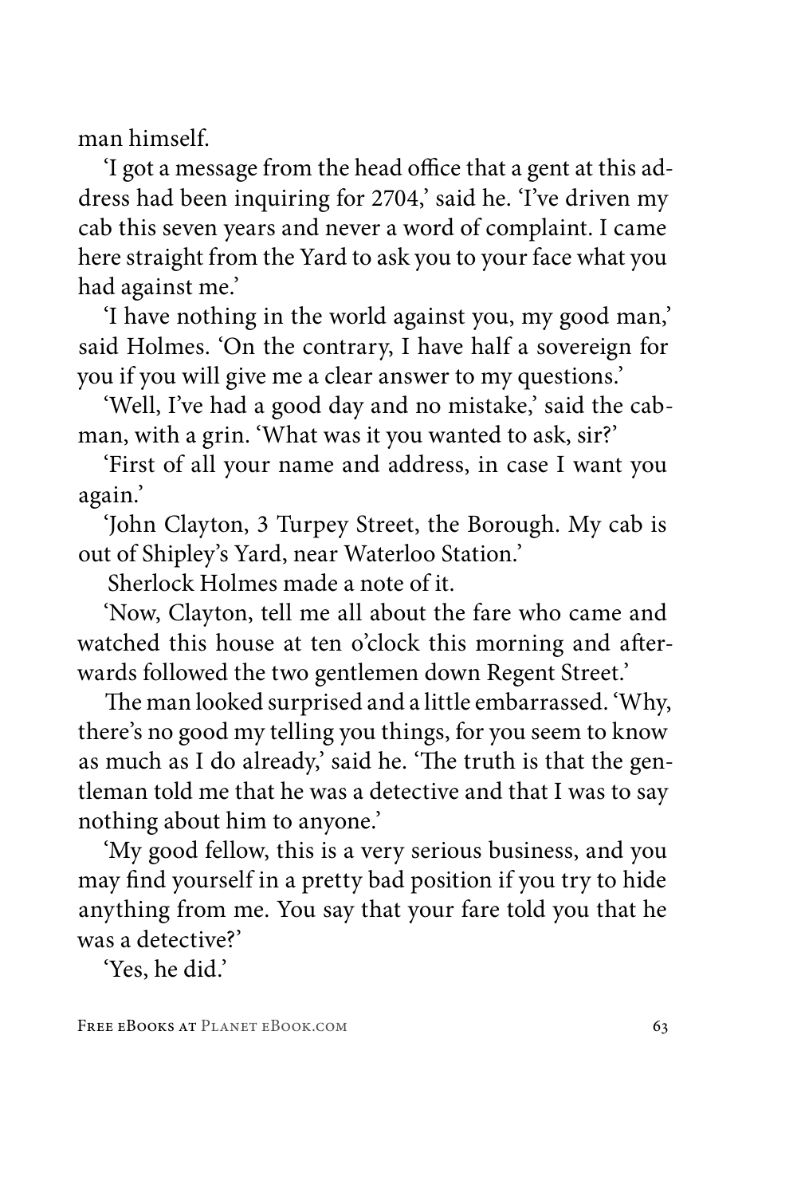man himself.

'I got a message from the head office that a gent at this address had been inquiring for 2704,' said he. 'I've driven my cab this seven years and never a word of complaint. I came here straight from the Yard to ask you to your face what you had against me.'

'I have nothing in the world against you, my good man,' said Holmes. 'On the contrary, I have half a sovereign for you if you will give me a clear answer to my questions.'

'Well, I've had a good day and no mistake,' said the cabman, with a grin. 'What was it you wanted to ask, sir?'

'First of all your name and address, in case I want you again.'

'John Clayton, 3 Turpey Street, the Borough. My cab is out of Shipley's Yard, near Waterloo Station.'

Sherlock Holmes made a note of it.

'Now, Clayton, tell me all about the fare who came and watched this house at ten o'clock this morning and afterwards followed the two gentlemen down Regent Street.'

The man looked surprised and a little embarrassed. 'Why, there's no good my telling you things, for you seem to know as much as I do already,' said he. 'The truth is that the gentleman told me that he was a detective and that I was to say nothing about him to anyone.'

'My good fellow, this is a very serious business, and you may find yourself in a pretty bad position if you try to hide anything from me. You say that your fare told you that he was a detective?'

'Yes, he did.'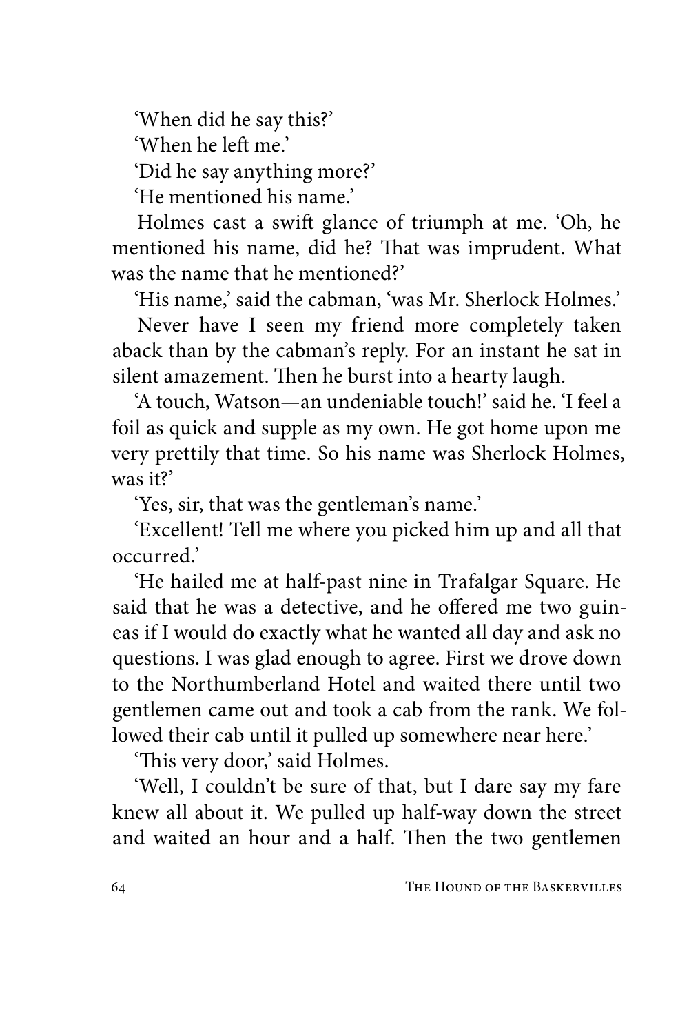'When did he say this?'

'When he left me.'

'Did he say anything more?'

'He mentioned his name.'

Holmes cast a swift glance of triumph at me. 'Oh, he mentioned his name, did he? That was imprudent. What was the name that he mentioned?'

'His name,' said the cabman, 'was Mr. Sherlock Holmes.'

Never have I seen my friend more completely taken aback than by the cabman's reply. For an instant he sat in silent amazement. Then he burst into a hearty laugh.

'A touch, Watson—an undeniable touch!' said he. 'I feel a foil as quick and supple as my own. He got home upon me very prettily that time. So his name was Sherlock Holmes, was it?'

'Yes, sir, that was the gentleman's name.'

'Excellent! Tell me where you picked him up and all that occurred.'

'He hailed me at half-past nine in Trafalgar Square. He said that he was a detective, and he offered me two guineas if I would do exactly what he wanted all day and ask no questions. I was glad enough to agree. First we drove down to the Northumberland Hotel and waited there until two gentlemen came out and took a cab from the rank. We followed their cab until it pulled up somewhere near here.'

'This very door,' said Holmes.

'Well, I couldn't be sure of that, but I dare say my fare knew all about it. We pulled up half-way down the street and waited an hour and a half. Then the two gentlemen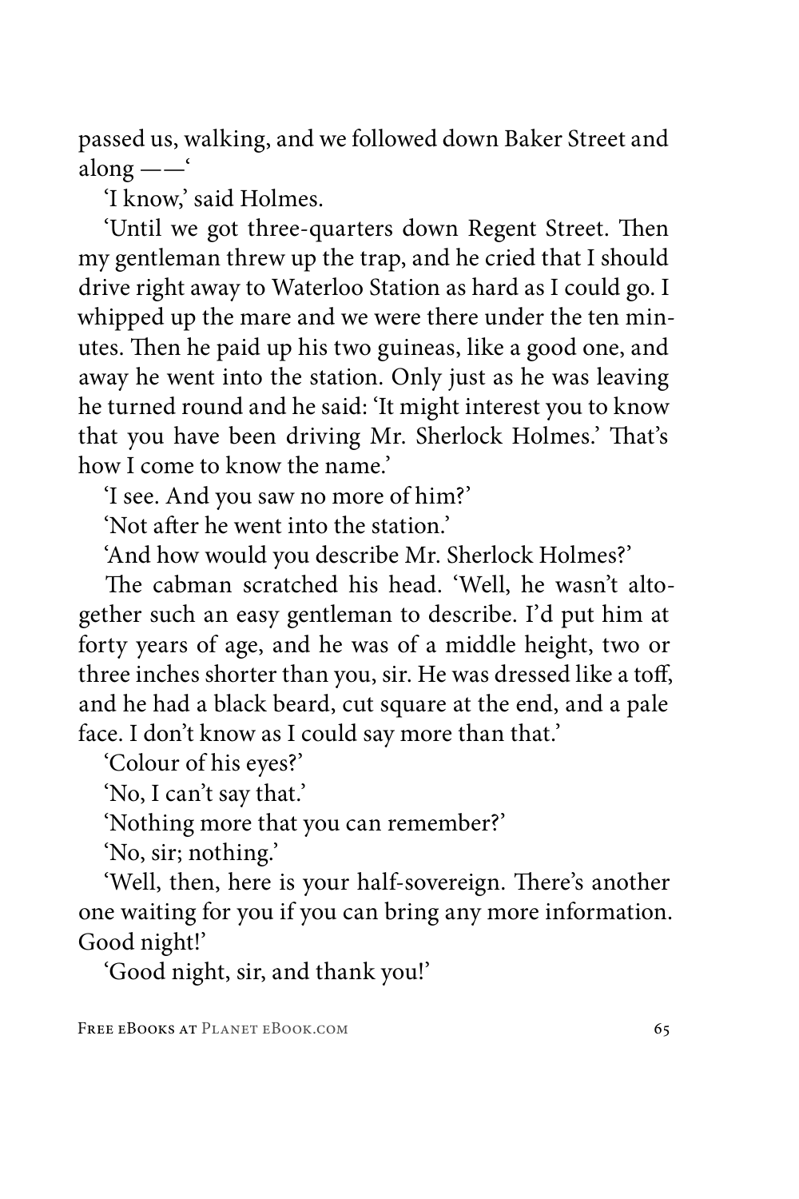passed us, walking, and we followed down Baker Street and along ——'

'I know,' said Holmes.

'Until we got three-quarters down Regent Street. Then my gentleman threw up the trap, and he cried that I should drive right away to Waterloo Station as hard as I could go. I whipped up the mare and we were there under the ten minutes. Then he paid up his two guineas, like a good one, and away he went into the station. Only just as he was leaving he turned round and he said: 'It might interest you to know that you have been driving Mr. Sherlock Holmes.' That's how I come to know the name.'

'I see. And you saw no more of him?'

'Not after he went into the station.'

'And how would you describe Mr. Sherlock Holmes?'

The cabman scratched his head. 'Well, he wasn't altogether such an easy gentleman to describe. I'd put him at forty years of age, and he was of a middle height, two or three inches shorter than you, sir. He was dressed like a toff, and he had a black beard, cut square at the end, and a pale face. I don't know as I could say more than that.'

'Colour of his eyes?'

'No, I can't say that.'

'Nothing more that you can remember?'

'No, sir; nothing.'

'Well, then, here is your half-sovereign. There's another one waiting for you if you can bring any more information. Good night!'

'Good night, sir, and thank you!'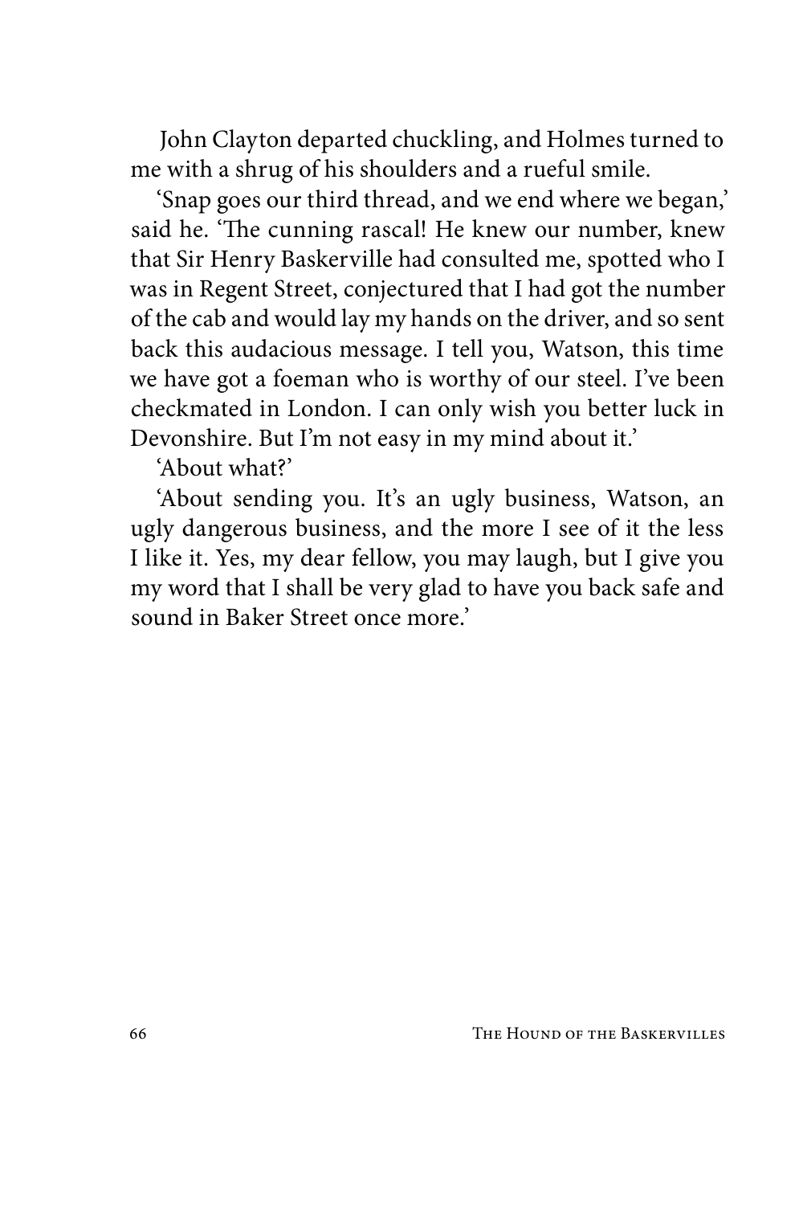John Clayton departed chuckling, and Holmes turned to me with a shrug of his shoulders and a rueful smile.

'Snap goes our third thread, and we end where we began,' said he. 'The cunning rascal! He knew our number, knew that Sir Henry Baskerville had consulted me, spotted who I was in Regent Street, conjectured that I had got the number of the cab and would lay my hands on the driver, and so sent back this audacious message. I tell you, Watson, this time we have got a foeman who is worthy of our steel. I've been checkmated in London. I can only wish you better luck in Devonshire. But I'm not easy in my mind about it.'

'About what?'

'About sending you. It's an ugly business, Watson, an ugly dangerous business, and the more I see of it the less I like it. Yes, my dear fellow, you may laugh, but I give you my word that I shall be very glad to have you back safe and sound in Baker Street once more.'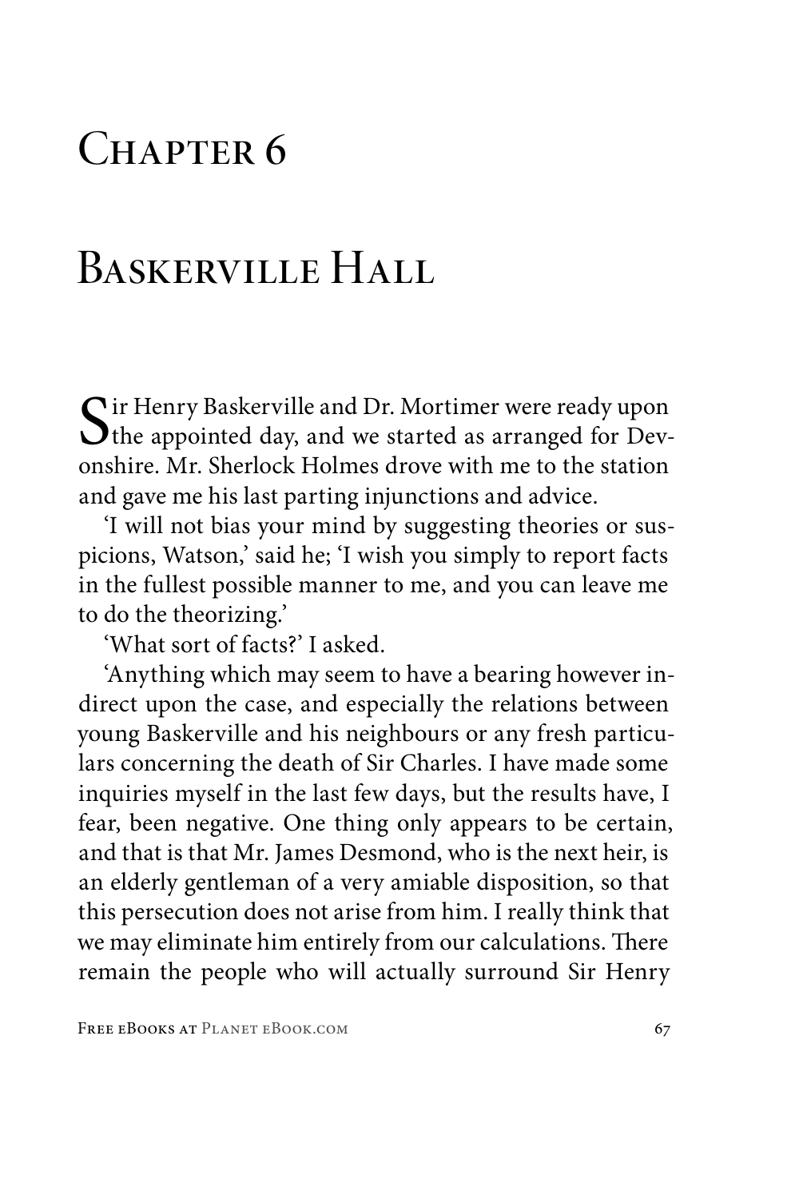# Chapter 6

# Baskerville Hall

Sir Henry Baskerville and Dr. Mortimer were ready upon the appointed day, and we started as arranged for Devonshire. Mr. Sherlock Holmes drove with me to the station and gave me his last parting injunctions and advice.

'I will not bias your mind by suggesting theories or suspicions, Watson,' said he; 'I wish you simply to report facts in the fullest possible manner to me, and you can leave me to do the theorizing.'

'What sort of facts?' I asked.

'Anything which may seem to have a bearing however indirect upon the case, and especially the relations between young Baskerville and his neighbours or any fresh particulars concerning the death of Sir Charles. I have made some inquiries myself in the last few days, but the results have, I fear, been negative. One thing only appears to be certain, and that is that Mr. James Desmond, who is the next heir, is an elderly gentleman of a very amiable disposition, so that this persecution does not arise from him. I really think that we may eliminate him entirely from our calculations. There remain the people who will actually surround Sir Henry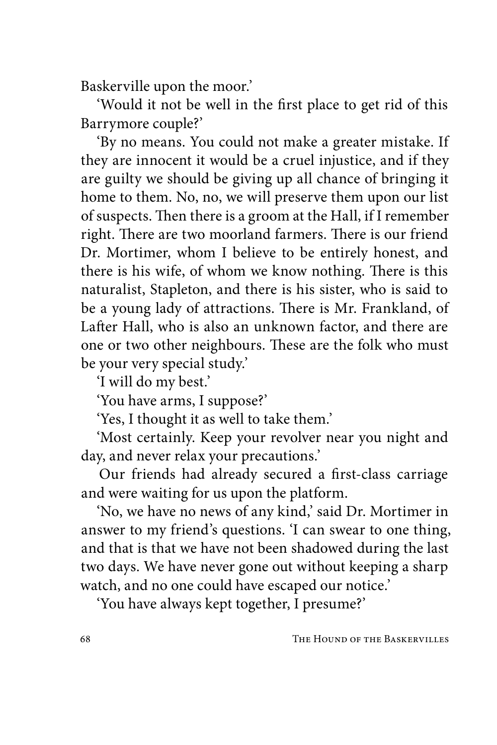Baskerville upon the moor.'

'Would it not be well in the first place to get rid of this Barrymore couple?'

'By no means. You could not make a greater mistake. If they are innocent it would be a cruel injustice, and if they are guilty we should be giving up all chance of bringing it home to them. No, no, we will preserve them upon our list of suspects. Then there is a groom at the Hall, if I remember right. There are two moorland farmers. There is our friend Dr. Mortimer, whom I believe to be entirely honest, and there is his wife, of whom we know nothing. There is this naturalist, Stapleton, and there is his sister, who is said to be a young lady of attractions. There is Mr. Frankland, of Lafter Hall, who is also an unknown factor, and there are one or two other neighbours. These are the folk who must be your very special study.'

'I will do my best.'

'You have arms, I suppose?'

'Yes, I thought it as well to take them.'

'Most certainly. Keep your revolver near you night and day, and never relax your precautions.'

Our friends had already secured a first-class carriage and were waiting for us upon the platform.

'No, we have no news of any kind,' said Dr. Mortimer in answer to my friend's questions. 'I can swear to one thing, and that is that we have not been shadowed during the last two days. We have never gone out without keeping a sharp watch, and no one could have escaped our notice.'

'You have always kept together, I presume?'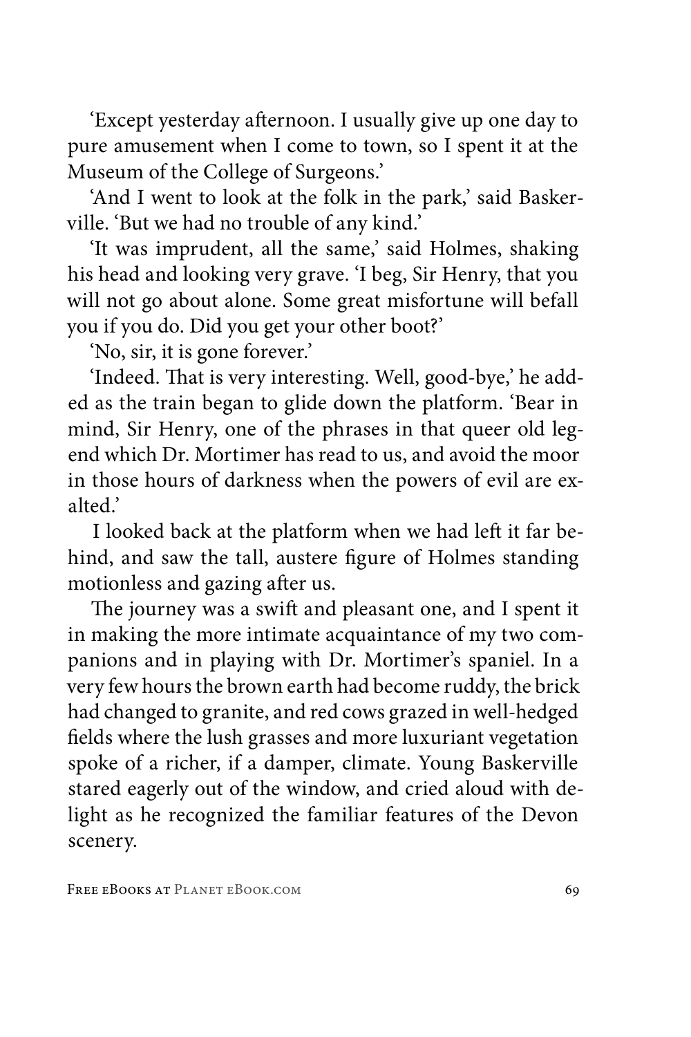'Except yesterday afternoon. I usually give up one day to pure amusement when I come to town, so I spent it at the Museum of the College of Surgeons.'

'And I went to look at the folk in the park,' said Baskerville. 'But we had no trouble of any kind.'

'It was imprudent, all the same,' said Holmes, shaking his head and looking very grave. 'I beg, Sir Henry, that you will not go about alone. Some great misfortune will befall you if you do. Did you get your other boot?'

'No, sir, it is gone forever.'

'Indeed. That is very interesting. Well, good-bye,' he added as the train began to glide down the platform. 'Bear in mind, Sir Henry, one of the phrases in that queer old legend which Dr. Mortimer has read to us, and avoid the moor in those hours of darkness when the powers of evil are exalted.'

I looked back at the platform when we had left it far behind, and saw the tall, austere figure of Holmes standing motionless and gazing after us.

The journey was a swift and pleasant one, and I spent it in making the more intimate acquaintance of my two companions and in playing with Dr. Mortimer's spaniel. In a very few hours the brown earth had become ruddy, the brick had changed to granite, and red cows grazed in well-hedged fields where the lush grasses and more luxuriant vegetation spoke of a richer, if a damper, climate. Young Baskerville stared eagerly out of the window, and cried aloud with delight as he recognized the familiar features of the Devon scenery.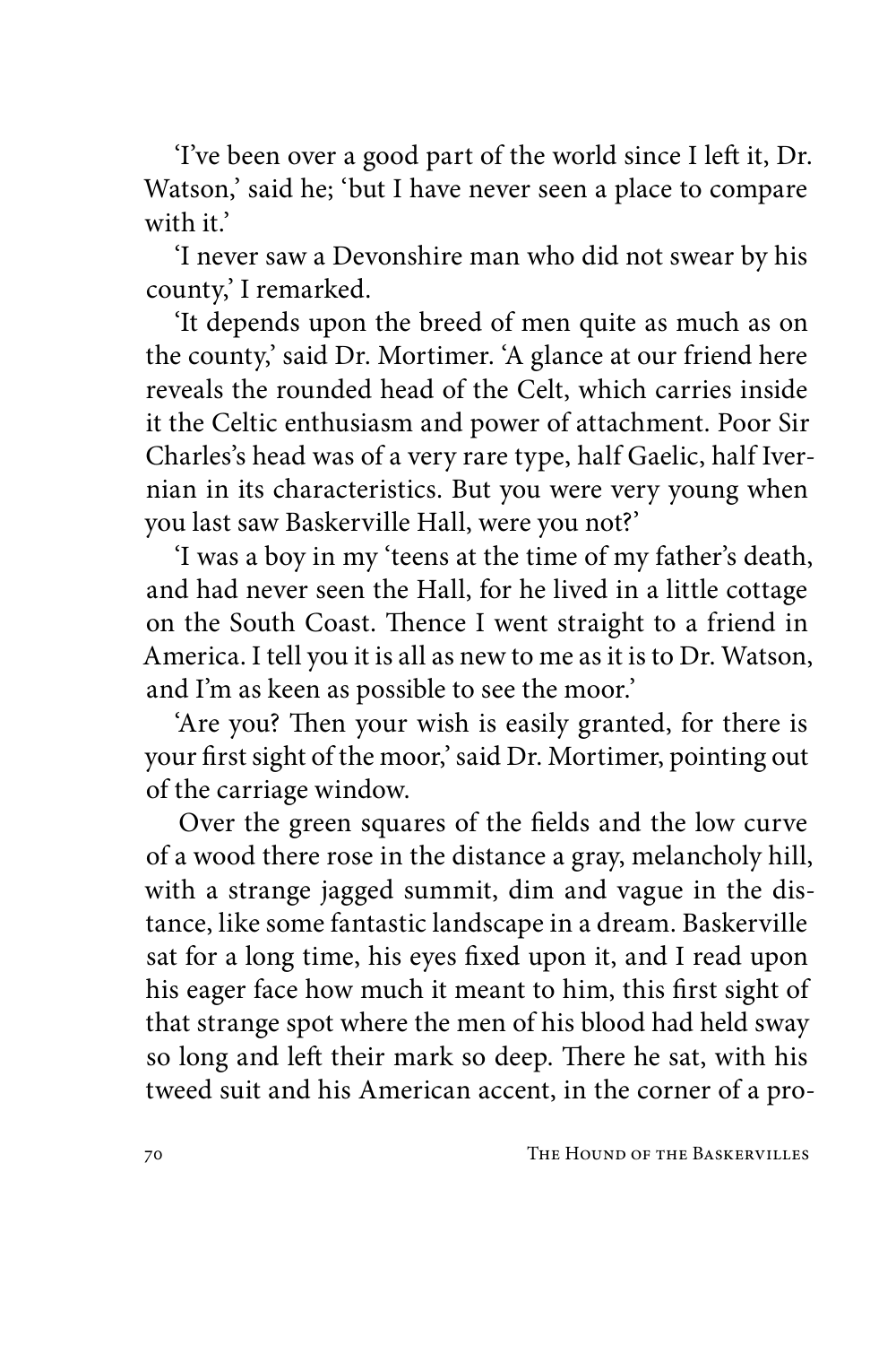'I've been over a good part of the world since I left it, Dr. Watson,' said he; 'but I have never seen a place to compare with it.'

'I never saw a Devonshire man who did not swear by his county,' I remarked.

'It depends upon the breed of men quite as much as on the county,' said Dr. Mortimer. 'A glance at our friend here reveals the rounded head of the Celt, which carries inside it the Celtic enthusiasm and power of attachment. Poor Sir Charles's head was of a very rare type, half Gaelic, half Ivernian in its characteristics. But you were very young when you last saw Baskerville Hall, were you not?'

'I was a boy in my 'teens at the time of my father's death, and had never seen the Hall, for he lived in a little cottage on the South Coast. Thence I went straight to a friend in America. I tell you it is all as new to me as it is to Dr. Watson, and I'm as keen as possible to see the moor.'

'Are you? Then your wish is easily granted, for there is your first sight of the moor,' said Dr. Mortimer, pointing out of the carriage window.

Over the green squares of the fields and the low curve of a wood there rose in the distance a gray, melancholy hill, with a strange jagged summit, dim and vague in the distance, like some fantastic landscape in a dream. Baskerville sat for a long time, his eyes fixed upon it, and I read upon his eager face how much it meant to him, this first sight of that strange spot where the men of his blood had held sway so long and left their mark so deep. There he sat, with his tweed suit and his American accent, in the corner of a pro-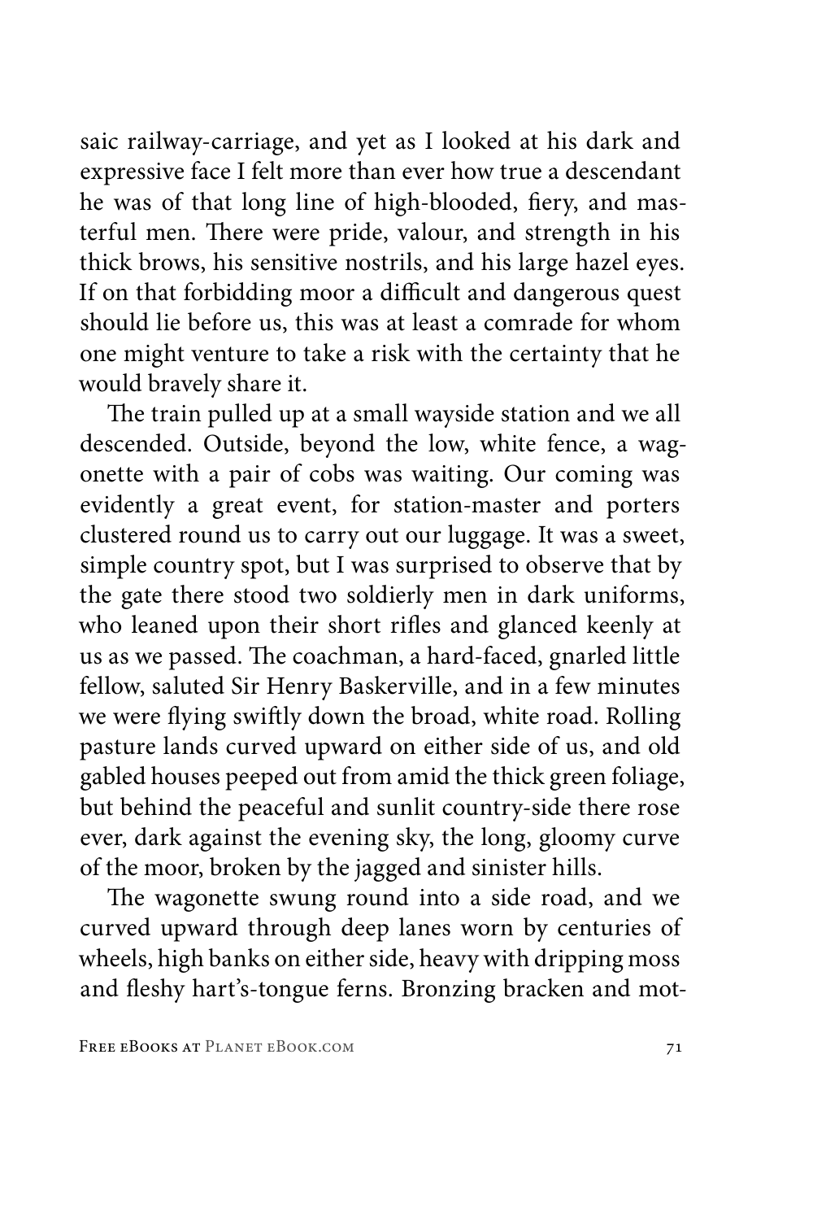saic railway-carriage, and yet as I looked at his dark and expressive face I felt more than ever how true a descendant he was of that long line of high-blooded, fiery, and masterful men. There were pride, valour, and strength in his thick brows, his sensitive nostrils, and his large hazel eyes. If on that forbidding moor a difficult and dangerous quest should lie before us, this was at least a comrade for whom one might venture to take a risk with the certainty that he would bravely share it.

The train pulled up at a small wayside station and we all descended. Outside, beyond the low, white fence, a wagonette with a pair of cobs was waiting. Our coming was evidently a great event, for station-master and porters clustered round us to carry out our luggage. It was a sweet, simple country spot, but I was surprised to observe that by the gate there stood two soldierly men in dark uniforms, who leaned upon their short rifles and glanced keenly at us as we passed. The coachman, a hard-faced, gnarled little fellow, saluted Sir Henry Baskerville, and in a few minutes we were flying swiftly down the broad, white road. Rolling pasture lands curved upward on either side of us, and old gabled houses peeped out from amid the thick green foliage, but behind the peaceful and sunlit country-side there rose ever, dark against the evening sky, the long, gloomy curve of the moor, broken by the jagged and sinister hills.

The wagonette swung round into a side road, and we curved upward through deep lanes worn by centuries of wheels, high banks on either side, heavy with dripping moss and fleshy hart's-tongue ferns. Bronzing bracken and mot-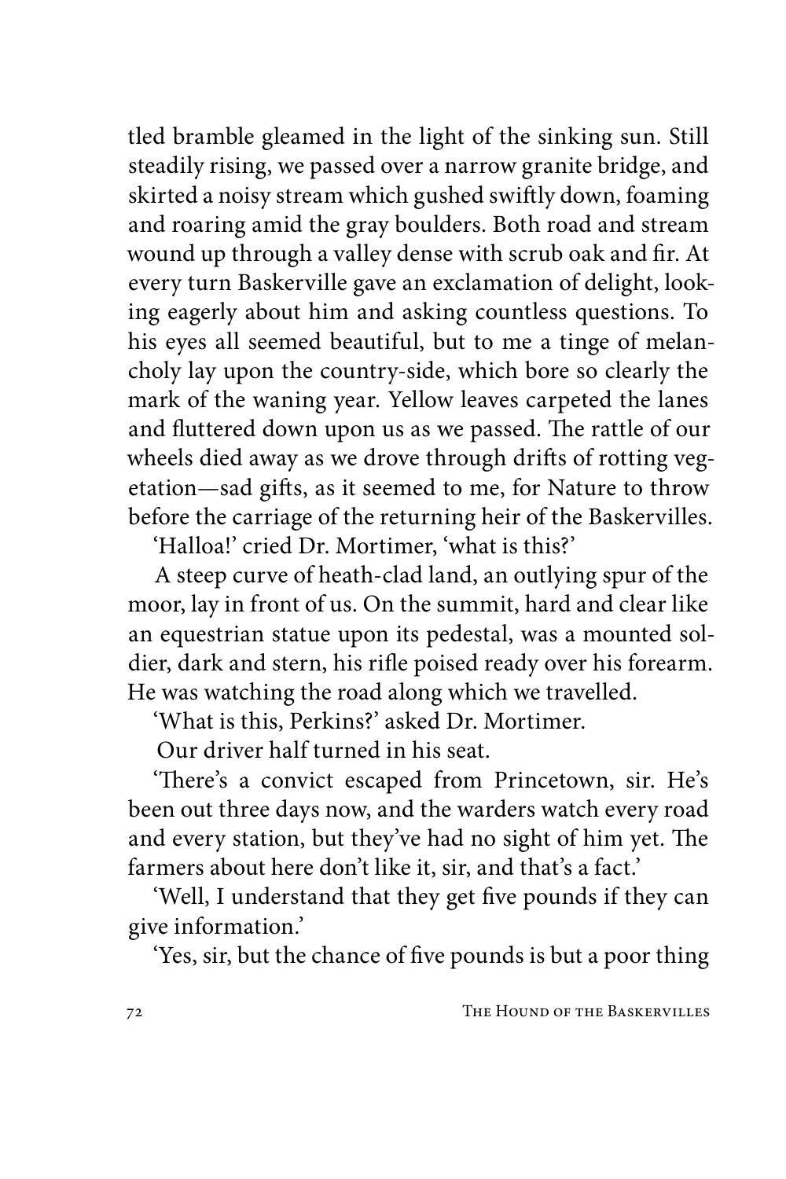tled bramble gleamed in the light of the sinking sun. Still steadily rising, we passed over a narrow granite bridge, and skirted a noisy stream which gushed swiftly down, foaming and roaring amid the gray boulders. Both road and stream wound up through a valley dense with scrub oak and fir. At every turn Baskerville gave an exclamation of delight, looking eagerly about him and asking countless questions. To his eyes all seemed beautiful, but to me a tinge of melancholy lay upon the country-side, which bore so clearly the mark of the waning year. Yellow leaves carpeted the lanes and fluttered down upon us as we passed. The rattle of our wheels died away as we drove through drifts of rotting vegetation—sad gifts, as it seemed to me, for Nature to throw before the carriage of the returning heir of the Baskervilles.

'Halloa!' cried Dr. Mortimer, 'what is this?'

A steep curve of heath-clad land, an outlying spur of the moor, lay in front of us. On the summit, hard and clear like an equestrian statue upon its pedestal, was a mounted soldier, dark and stern, his rifle poised ready over his forearm. He was watching the road along which we travelled.

'What is this, Perkins?' asked Dr. Mortimer.

Our driver half turned in his seat.

'There's a convict escaped from Princetown, sir. He's been out three days now, and the warders watch every road and every station, but they've had no sight of him yet. The farmers about here don't like it, sir, and that's a fact.'

'Well, I understand that they get five pounds if they can give information.'

'Yes, sir, but the chance of five pounds is but a poor thing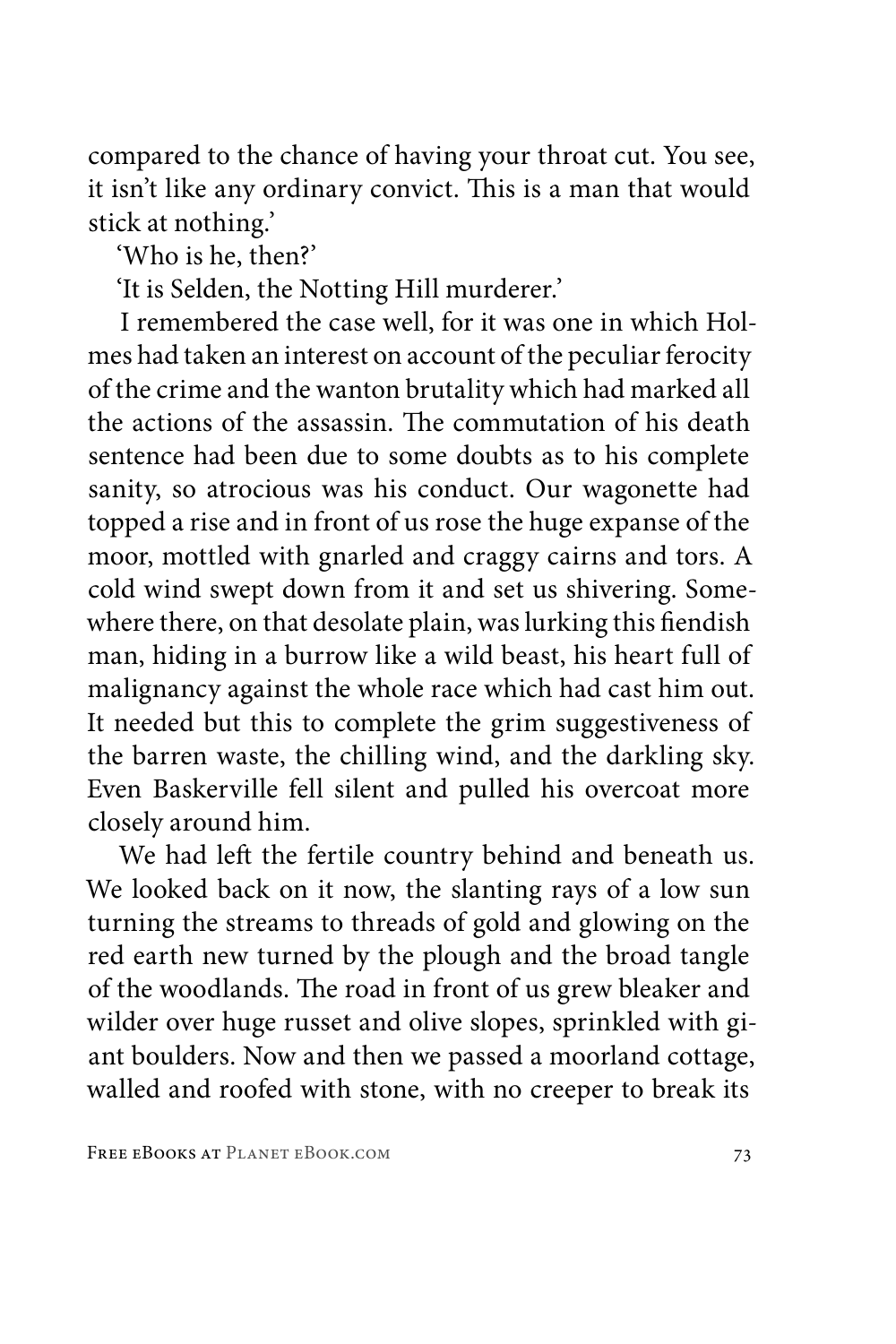compared to the chance of having your throat cut. You see, it isn't like any ordinary convict. This is a man that would stick at nothing.'

'Who is he, then?'

'It is Selden, the Notting Hill murderer.'

I remembered the case well, for it was one in which Holmes had taken an interest on account of the peculiar ferocity of the crime and the wanton brutality which had marked all the actions of the assassin. The commutation of his death sentence had been due to some doubts as to his complete sanity, so atrocious was his conduct. Our wagonette had topped a rise and in front of us rose the huge expanse of the moor, mottled with gnarled and craggy cairns and tors. A cold wind swept down from it and set us shivering. Somewhere there, on that desolate plain, was lurking this fiendish man, hiding in a burrow like a wild beast, his heart full of malignancy against the whole race which had cast him out. It needed but this to complete the grim suggestiveness of the barren waste, the chilling wind, and the darkling sky. Even Baskerville fell silent and pulled his overcoat more closely around him.

We had left the fertile country behind and beneath us. We looked back on it now, the slanting rays of a low sun turning the streams to threads of gold and glowing on the red earth new turned by the plough and the broad tangle of the woodlands. The road in front of us grew bleaker and wilder over huge russet and olive slopes, sprinkled with giant boulders. Now and then we passed a moorland cottage, walled and roofed with stone, with no creeper to break its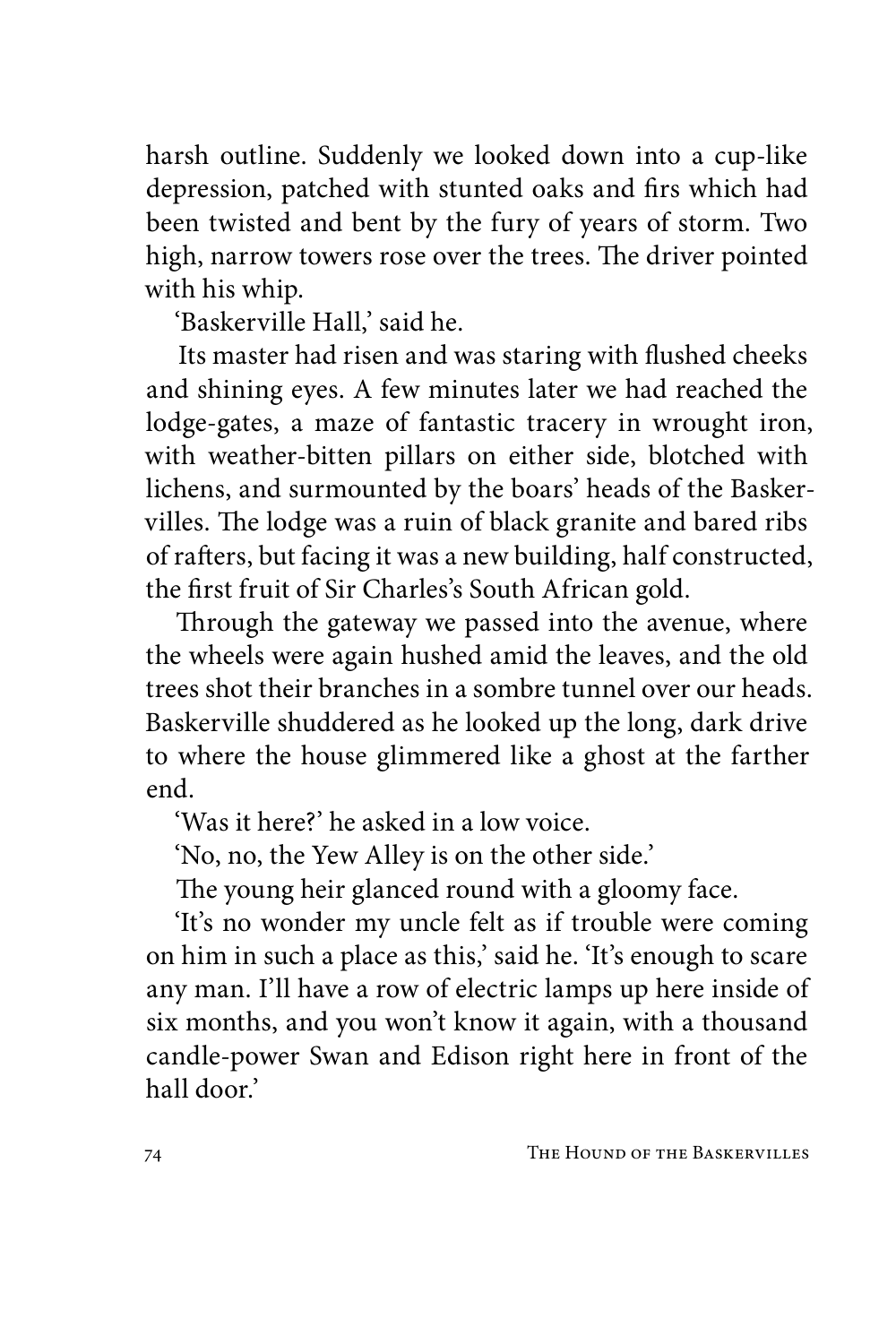harsh outline. Suddenly we looked down into a cup-like depression, patched with stunted oaks and firs which had been twisted and bent by the fury of years of storm. Two high, narrow towers rose over the trees. The driver pointed with his whip.

'Baskerville Hall,' said he.

Its master had risen and was staring with flushed cheeks and shining eyes. A few minutes later we had reached the lodge-gates, a maze of fantastic tracery in wrought iron, with weather-bitten pillars on either side, blotched with lichens, and surmounted by the boars' heads of the Baskervilles. The lodge was a ruin of black granite and bared ribs of rafters, but facing it was a new building, half constructed, the first fruit of Sir Charles's South African gold.

Through the gateway we passed into the avenue, where the wheels were again hushed amid the leaves, and the old trees shot their branches in a sombre tunnel over our heads. Baskerville shuddered as he looked up the long, dark drive to where the house glimmered like a ghost at the farther end.

'Was it here?' he asked in a low voice.

'No, no, the Yew Alley is on the other side.'

The young heir glanced round with a gloomy face.

'It's no wonder my uncle felt as if trouble were coming on him in such a place as this,' said he. 'It's enough to scare any man. I'll have a row of electric lamps up here inside of six months, and you won't know it again, with a thousand candle-power Swan and Edison right here in front of the hall door.'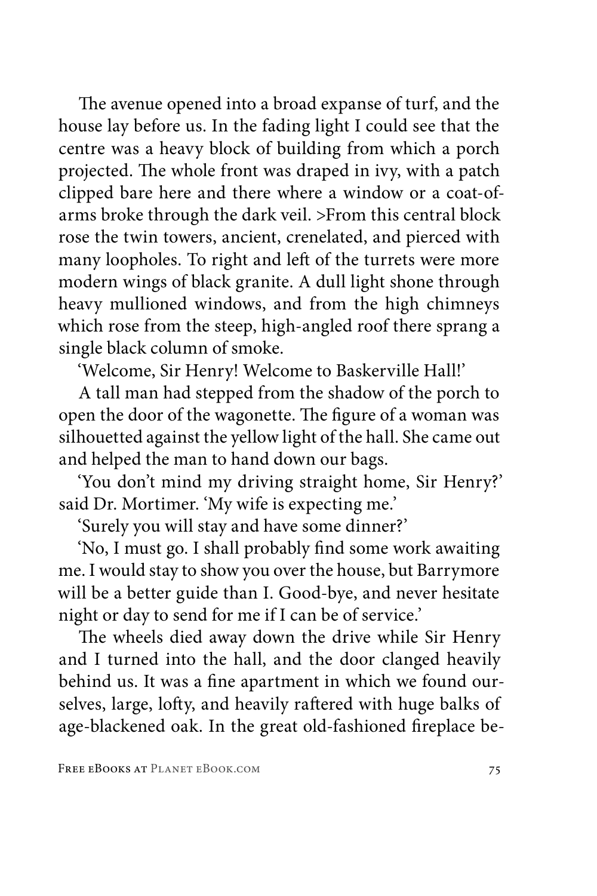The avenue opened into a broad expanse of turf, and the house lay before us. In the fading light I could see that the centre was a heavy block of building from which a porch projected. The whole front was draped in ivy, with a patch clipped bare here and there where a window or a coat-of-arms broke through the dark veil. >From this central block rose the twin towers, ancient, crenelated, and pierced with many loopholes. To right and left of the turrets were more modern wings of black granite. A dull light shone through heavy mullioned windows, and from the high chimneys which rose from the steep, high-angled roof there sprang a single black column of smoke.

'Welcome, Sir Henry! Welcome to Baskerville Hall!'

A tall man had stepped from the shadow of the porch to open the door of the wagonette. The figure of a woman was silhouetted against the yellow light of the hall. She came out and helped the man to hand down our bags.

'You don't mind my driving straight home, Sir Henry?' said Dr. Mortimer. 'My wife is expecting me.'

'Surely you will stay and have some dinner?'

'No, I must go. I shall probably find some work awaiting me. I would stay to show you over the house, but Barrymore will be a better guide than I. Good-bye, and never hesitate night or day to send for me if I can be of service.'

The wheels died away down the drive while Sir Henry and I turned into the hall, and the door clanged heavily behind us. It was a fine apartment in which we found ourselves, large, lofty, and heavily raftered with huge balks of age-blackened oak. In the great old-fashioned fireplace be-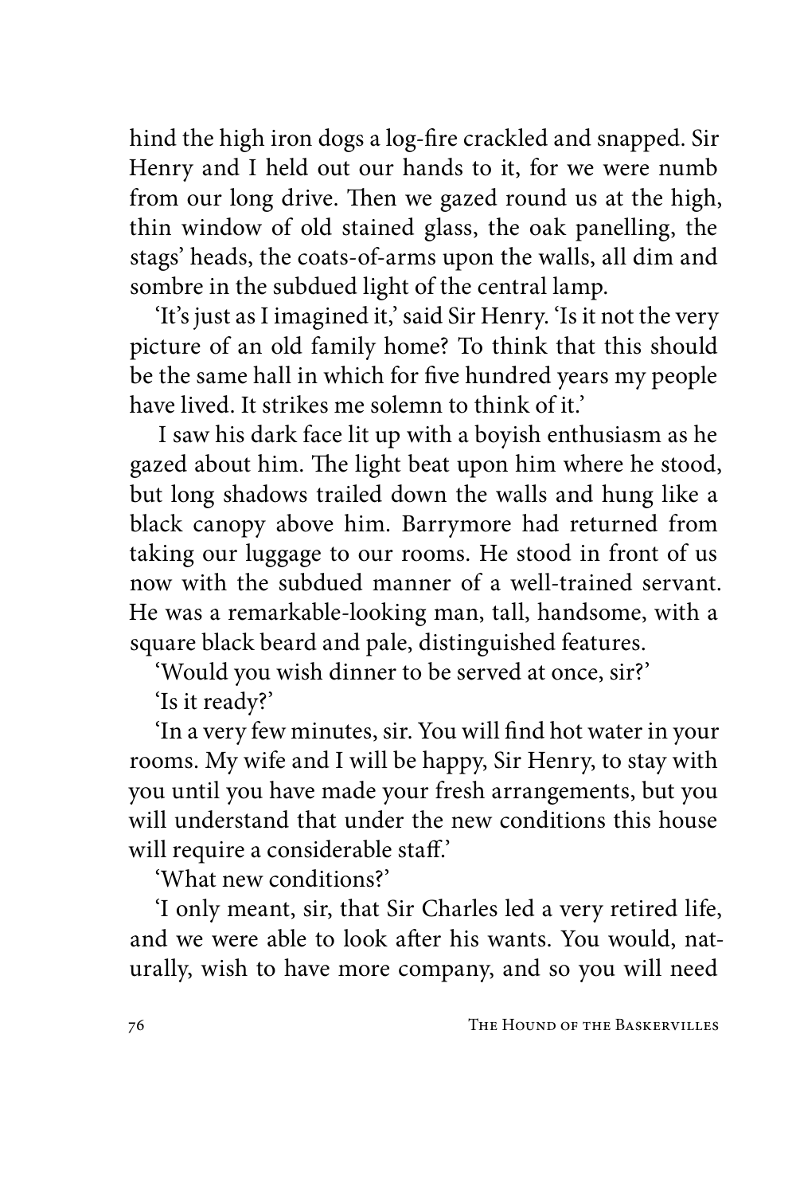hind the high iron dogs a log-fire crackled and snapped. Sir Henry and I held out our hands to it, for we were numb from our long drive. Then we gazed round us at the high, thin window of old stained glass, the oak panelling, the stags' heads, the coats-of-arms upon the walls, all dim and sombre in the subdued light of the central lamp.

'It's just as I imagined it,' said Sir Henry. 'Is it not the very picture of an old family home? To think that this should be the same hall in which for five hundred years my people have lived. It strikes me solemn to think of it.'

I saw his dark face lit up with a boyish enthusiasm as he gazed about him. The light beat upon him where he stood, but long shadows trailed down the walls and hung like a black canopy above him. Barrymore had returned from taking our luggage to our rooms. He stood in front of us now with the subdued manner of a well-trained servant. He was a remarkable-looking man, tall, handsome, with a square black beard and pale, distinguished features.

'Would you wish dinner to be served at once, sir?'

'Is it ready?'

'In a very few minutes, sir. You will find hot water in your rooms. My wife and I will be happy, Sir Henry, to stay with you until you have made your fresh arrangements, but you will understand that under the new conditions this house will require a considerable staff.'

'What new conditions?'

'I only meant, sir, that Sir Charles led a very retired life, and we were able to look after his wants. You would, naturally, wish to have more company, and so you will need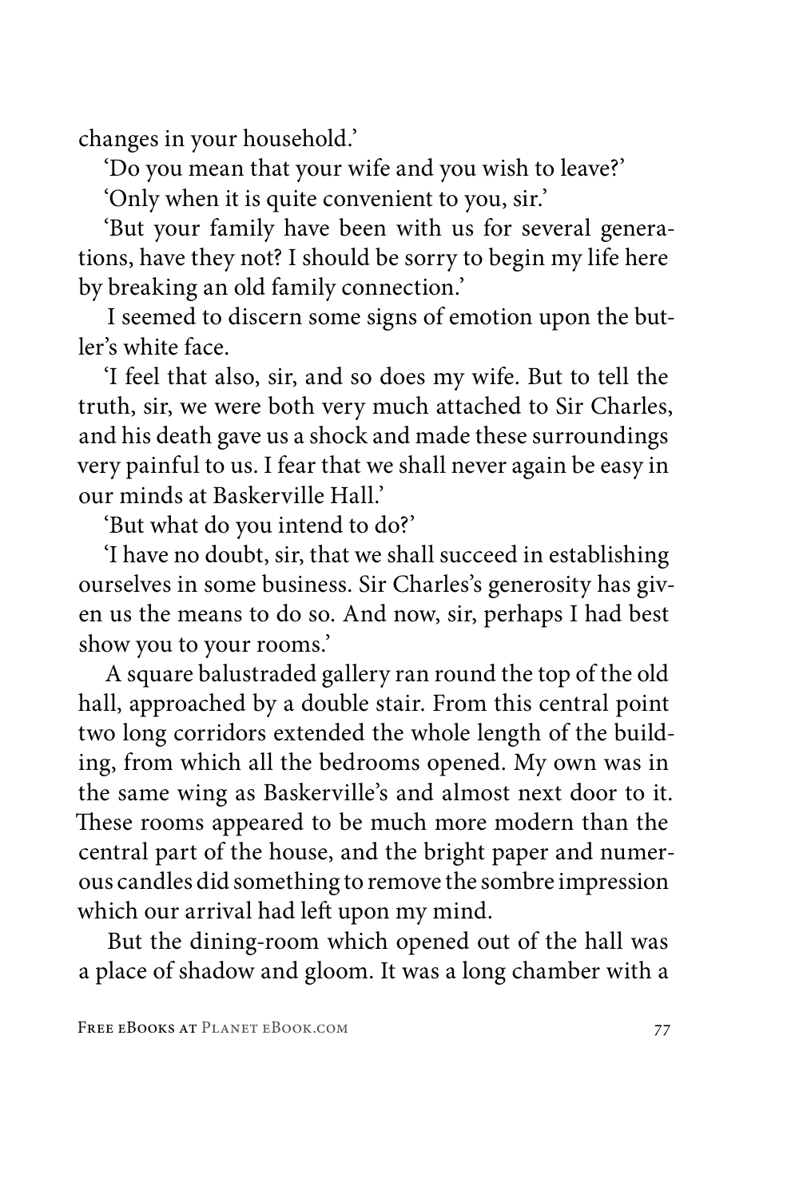changes in your household.'

'Do you mean that your wife and you wish to leave?'

'Only when it is quite convenient to you, sir.'

'But your family have been with us for several generations, have they not? I should be sorry to begin my life here by breaking an old family connection.'

I seemed to discern some signs of emotion upon the butler's white face.

'I feel that also, sir, and so does my wife. But to tell the truth, sir, we were both very much attached to Sir Charles, and his death gave us a shock and made these surroundings very painful to us. I fear that we shall never again be easy in our minds at Baskerville Hall.'

'But what do you intend to do?'

'I have no doubt, sir, that we shall succeed in establishing ourselves in some business. Sir Charles's generosity has given us the means to do so. And now, sir, perhaps I had best show you to your rooms.'

A square balustraded gallery ran round the top of the old hall, approached by a double stair. From this central point two long corridors extended the whole length of the building, from which all the bedrooms opened. My own was in the same wing as Baskerville's and almost next door to it. These rooms appeared to be much more modern than the central part of the house, and the bright paper and numerous candles did something to remove the sombre impression which our arrival had left upon my mind.

But the dining-room which opened out of the hall was a place of shadow and gloom. It was a long chamber with a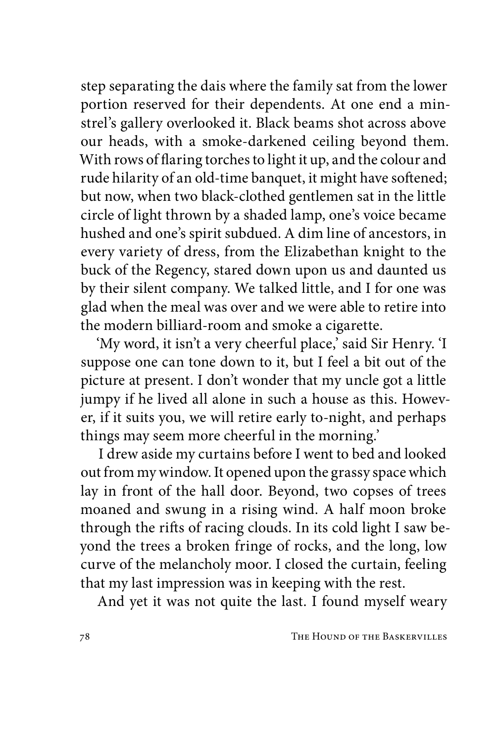step separating the dais where the family sat from the lower portion reserved for their dependents. At one end a minstrel's gallery overlooked it. Black beams shot across above our heads, with a smoke-darkened ceiling beyond them. With rows of flaring torches to light it up, and the colour and rude hilarity of an old-time banquet, it might have softened; but now, when two black-clothed gentlemen sat in the little circle of light thrown by a shaded lamp, one's voice became hushed and one's spirit subdued. A dim line of ancestors, in every variety of dress, from the Elizabethan knight to the buck of the Regency, stared down upon us and daunted us by their silent company. We talked little, and I for one was glad when the meal was over and we were able to retire into the modern billiard-room and smoke a cigarette.

'My word, it isn't a very cheerful place,' said Sir Henry. 'I suppose one can tone down to it, but I feel a bit out of the picture at present. I don't wonder that my uncle got a little jumpy if he lived all alone in such a house as this. However, if it suits you, we will retire early to-night, and perhaps things may seem more cheerful in the morning.'

I drew aside my curtains before I went to bed and looked out from my window. It opened upon the grassy space which lay in front of the hall door. Beyond, two copses of trees moaned and swung in a rising wind. A half moon broke through the rifts of racing clouds. In its cold light I saw beyond the trees a broken fringe of rocks, and the long, low curve of the melancholy moor. I closed the curtain, feeling that my last impression was in keeping with the rest.

And yet it was not quite the last. I found myself weary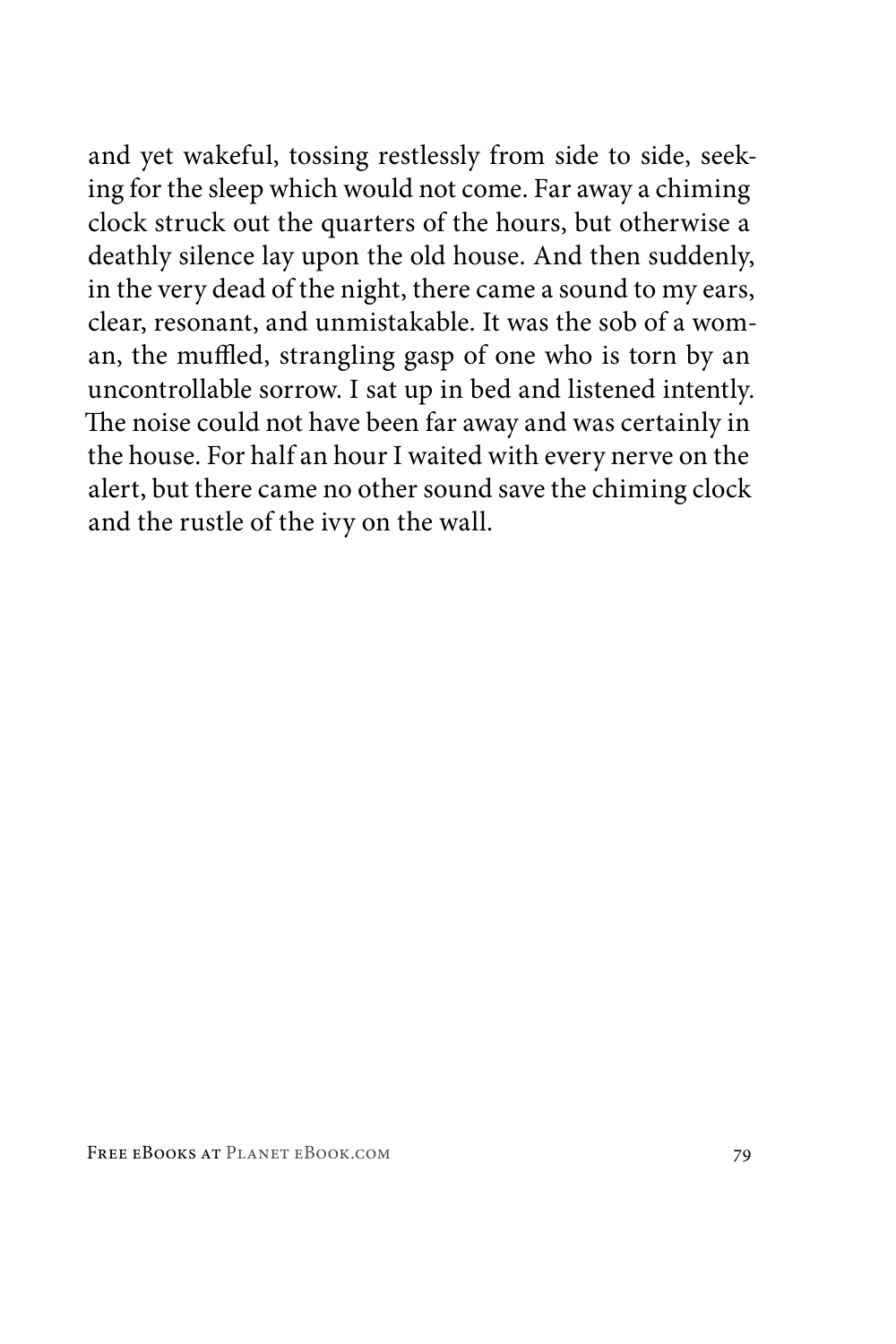and yet wakeful, tossing restlessly from side to side, seeking for the sleep which would not come. Far away a chiming clock struck out the quarters of the hours, but otherwise a deathly silence lay upon the old house. And then suddenly, in the very dead of the night, there came a sound to my ears, clear, resonant, and unmistakable. It was the sob of a woman, the muffled, strangling gasp of one who is torn by an uncontrollable sorrow. I sat up in bed and listened intently. The noise could not have been far away and was certainly in the house. For half an hour I waited with every nerve on the alert, but there came no other sound save the chiming clock and the rustle of the ivy on the wall.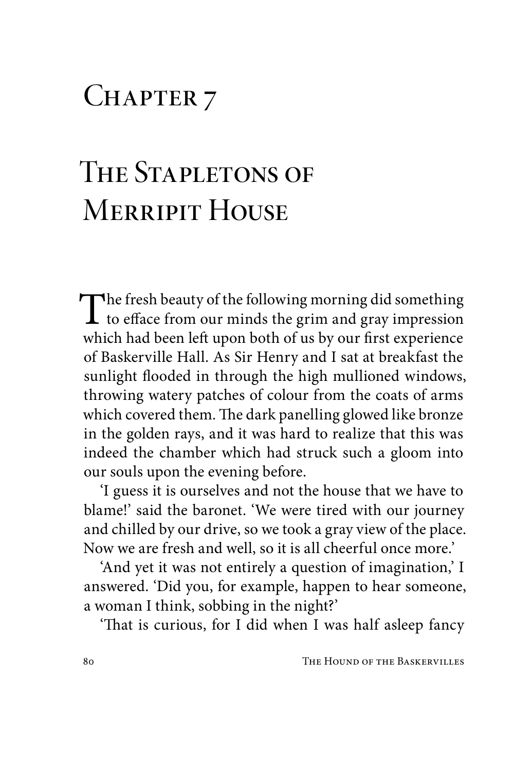# Chapter 7

# The Stapletons of Merripit House

The fresh beauty of the following morning did something to efface from our minds the grim and gray impression which had been left upon both of us by our first experience of Baskerville Hall. As Sir Henry and I sat at breakfast the sunlight flooded in through the high mullioned windows, throwing watery patches of colour from the coats of arms which covered them. The dark panelling glowed like bronze in the golden rays, and it was hard to realize that this was indeed the chamber which had struck such a gloom into our souls upon the evening before.

'I guess it is ourselves and not the house that we have to blame!' said the baronet. 'We were tired with our journey and chilled by our drive, so we took a gray view of the place. Now we are fresh and well, so it is all cheerful once more.'

'And yet it was not entirely a question of imagination,' I answered. 'Did you, for example, happen to hear someone, a woman I think, sobbing in the night?'

'That is curious, for I did when I was half asleep fancy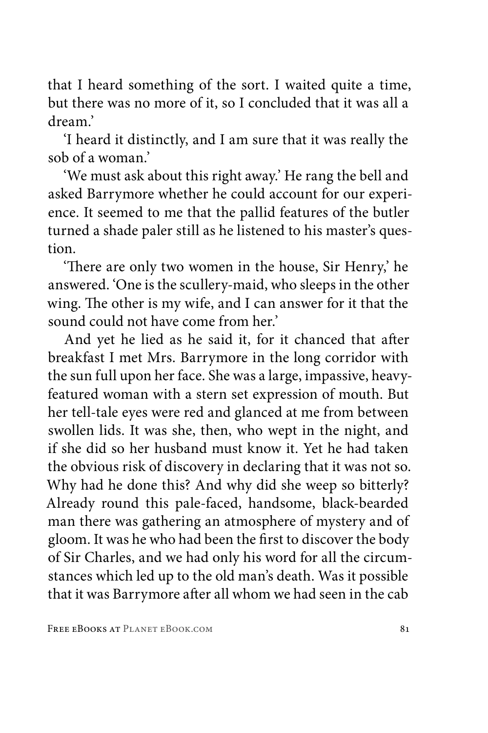that I heard something of the sort. I waited quite a time, but there was no more of it, so I concluded that it was all a dream.'

'I heard it distinctly, and I am sure that it was really the sob of a woman.'

'We must ask about this right away.' He rang the bell and asked Barrymore whether he could account for our experience. It seemed to me that the pallid features of the butler turned a shade paler still as he listened to his master's question.

'There are only two women in the house, Sir Henry,' he answered. 'One is the scullery-maid, who sleeps in the other wing. The other is my wife, and I can answer for it that the sound could not have come from her.'

And yet he lied as he said it, for it chanced that after breakfast I met Mrs. Barrymore in the long corridor with the sun full upon her face. She was a large, impassive, heavy-featured woman with a stern set expression of mouth. But her tell-tale eyes were red and glanced at me from between swollen lids. It was she, then, who wept in the night, and if she did so her husband must know it. Yet he had taken the obvious risk of discovery in declaring that it was not so. Why had he done this? And why did she weep so bitterly? Already round this pale-faced, handsome, black-bearded man there was gathering an atmosphere of mystery and of gloom. It was he who had been the first to discover the body of Sir Charles, and we had only his word for all the circumstances which led up to the old man's death. Was it possible that it was Barrymore after all whom we had seen in the cab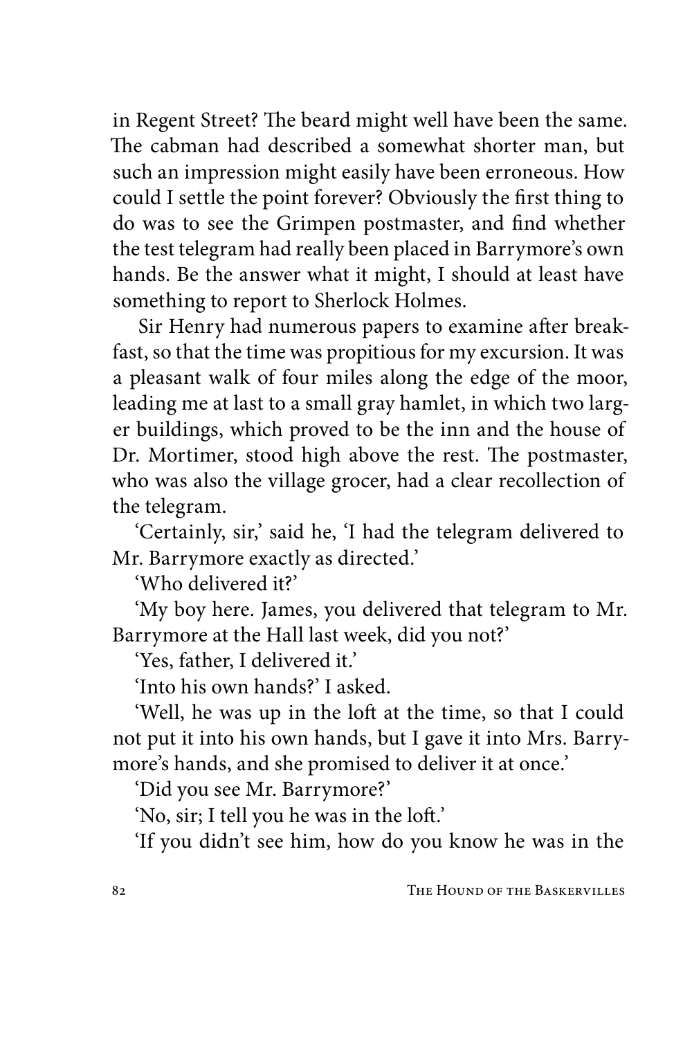in Regent Street? The beard might well have been the same. The cabman had described a somewhat shorter man, but such an impression might easily have been erroneous. How could I settle the point forever? Obviously the first thing to do was to see the Grimpen postmaster, and find whether the test telegram had really been placed in Barrymore's own hands. Be the answer what it might, I should at least have something to report to Sherlock Holmes.

Sir Henry had numerous papers to examine after breakfast, so that the time was propitious for my excursion. It was a pleasant walk of four miles along the edge of the moor, leading me at last to a small gray hamlet, in which two larger buildings, which proved to be the inn and the house of Dr. Mortimer, stood high above the rest. The postmaster, who was also the village grocer, had a clear recollection of the telegram.

'Certainly, sir,' said he, 'I had the telegram delivered to Mr. Barrymore exactly as directed.'

'Who delivered it?'

'My boy here. James, you delivered that telegram to Mr. Barrymore at the Hall last week, did you not?'

'Yes, father, I delivered it.'

'Into his own hands?' I asked.

'Well, he was up in the loft at the time, so that I could not put it into his own hands, but I gave it into Mrs. Barrymore's hands, and she promised to deliver it at once.'

'Did you see Mr. Barrymore?'

'No, sir; I tell you he was in the loft.'

'If you didn't see him, how do you know he was in the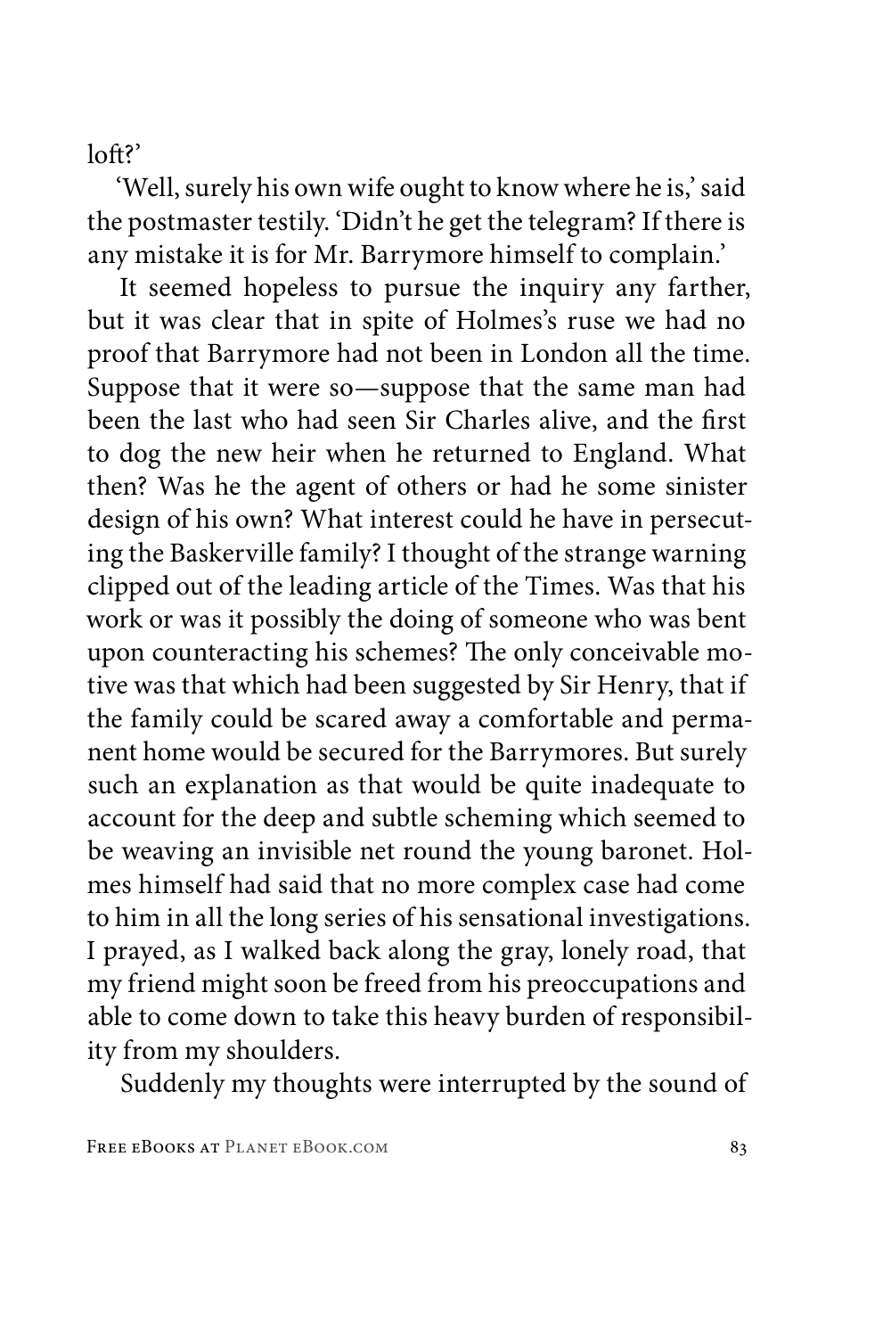loft?'

'Well, surely his own wife ought to know where he is,' said the postmaster testily. 'Didn't he get the telegram? If there is any mistake it is for Mr. Barrymore himself to complain.'

It seemed hopeless to pursue the inquiry any farther, but it was clear that in spite of Holmes's ruse we had no proof that Barrymore had not been in London all the time. Suppose that it were so—suppose that the same man had been the last who had seen Sir Charles alive, and the first to dog the new heir when he returned to England. What then? Was he the agent of others or had he some sinister design of his own? What interest could he have in persecuting the Baskerville family? I thought of the strange warning clipped out of the leading article of the Times. Was that his work or was it possibly the doing of someone who was bent upon counteracting his schemes? The only conceivable motive was that which had been suggested by Sir Henry, that if the family could be scared away a comfortable and permanent home would be secured for the Barrymores. But surely such an explanation as that would be quite inadequate to account for the deep and subtle scheming which seemed to be weaving an invisible net round the young baronet. Holmes himself had said that no more complex case had come to him in all the long series of his sensational investigations. I prayed, as I walked back along the gray, lonely road, that my friend might soon be freed from his preoccupations and able to come down to take this heavy burden of responsibility from my shoulders.

Suddenly my thoughts were interrupted by the sound of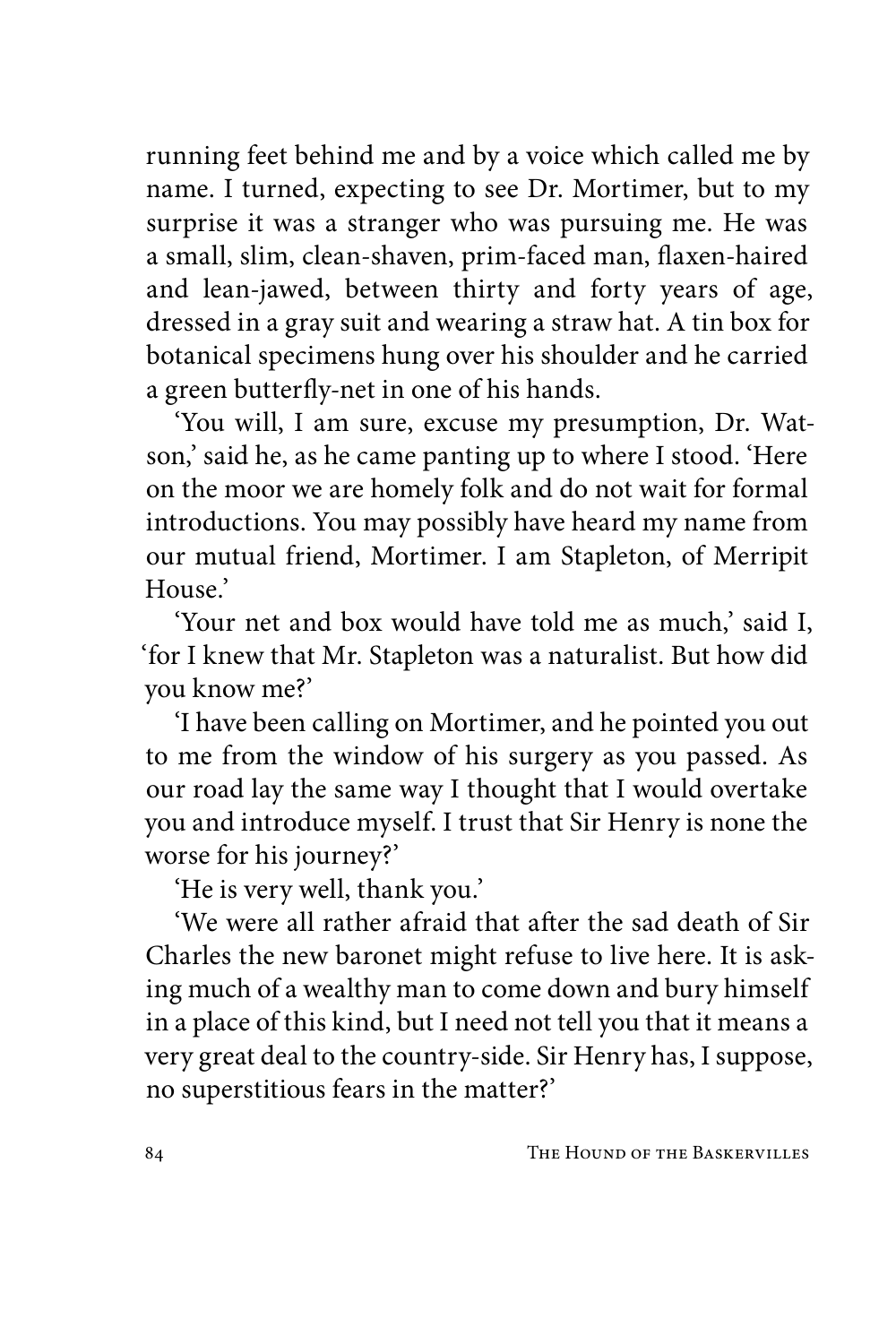running feet behind me and by a voice which called me by name. I turned, expecting to see Dr. Mortimer, but to my surprise it was a stranger who was pursuing me. He was a small, slim, clean-shaven, prim-faced man, flaxen-haired and lean-jawed, between thirty and forty years of age, dressed in a gray suit and wearing a straw hat. A tin box for botanical specimens hung over his shoulder and he carried a green butterfly-net in one of his hands.

'You will, I am sure, excuse my presumption, Dr. Watson,' said he, as he came panting up to where I stood. 'Here on the moor we are homely folk and do not wait for formal introductions. You may possibly have heard my name from our mutual friend, Mortimer. I am Stapleton, of Merripit House.'

'Your net and box would have told me as much,' said I, 'for I knew that Mr. Stapleton was a naturalist. But how did you know me?'

'I have been calling on Mortimer, and he pointed you out to me from the window of his surgery as you passed. As our road lay the same way I thought that I would overtake you and introduce myself. I trust that Sir Henry is none the worse for his journey?'

'He is very well, thank you.'

'We were all rather afraid that after the sad death of Sir Charles the new baronet might refuse to live here. It is asking much of a wealthy man to come down and bury himself in a place of this kind, but I need not tell you that it means a very great deal to the country-side. Sir Henry has, I suppose, no superstitious fears in the matter?'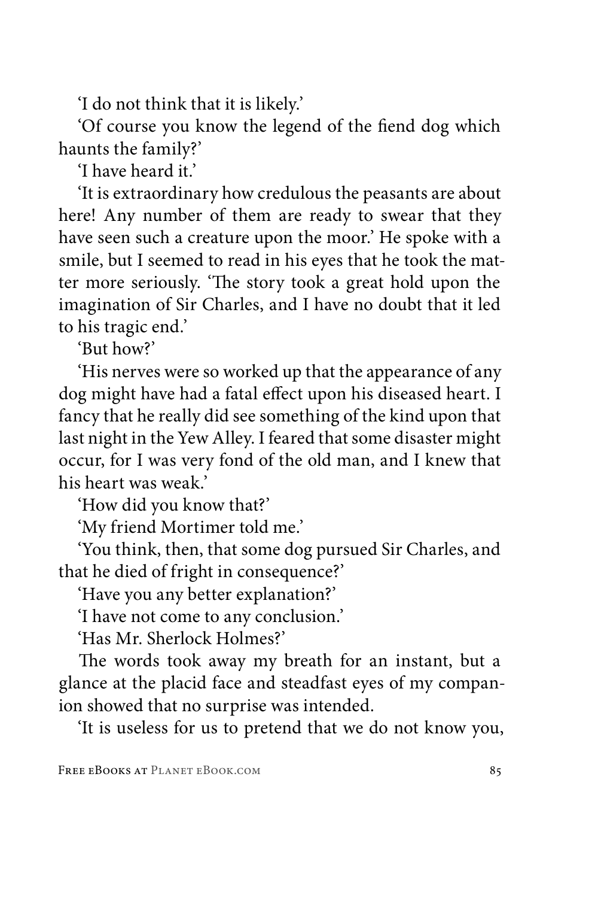'I do not think that it is likely.'

'Of course you know the legend of the fiend dog which haunts the family?'

'I have heard it.'

'It is extraordinary how credulous the peasants are about here! Any number of them are ready to swear that they have seen such a creature upon the moor.' He spoke with a smile, but I seemed to read in his eyes that he took the matter more seriously. 'The story took a great hold upon the imagination of Sir Charles, and I have no doubt that it led to his tragic end.'

'But how?'

'His nerves were so worked up that the appearance of any dog might have had a fatal effect upon his diseased heart. I fancy that he really did see something of the kind upon that last night in the Yew Alley. I feared that some disaster might occur, for I was very fond of the old man, and I knew that his heart was weak.'

'How did you know that?'

'My friend Mortimer told me.'

'You think, then, that some dog pursued Sir Charles, and that he died of fright in consequence?'

'Have you any better explanation?'

'I have not come to any conclusion.'

'Has Mr. Sherlock Holmes?'

The words took away my breath for an instant, but a glance at the placid face and steadfast eyes of my companion showed that no surprise was intended.

'It is useless for us to pretend that we do not know you,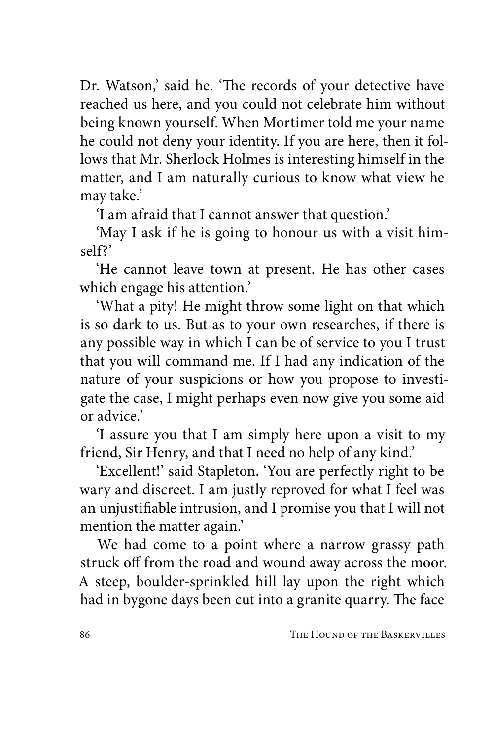Dr. Watson,' said he. 'The records of your detective have reached us here, and you could not celebrate him without being known yourself. When Mortimer told me your name he could not deny your identity. If you are here, then it follows that Mr. Sherlock Holmes is interesting himself in the matter, and I am naturally curious to know what view he may take.'

'I am afraid that I cannot answer that question.'

'May I ask if he is going to honour us with a visit himself?'

'He cannot leave town at present. He has other cases which engage his attention.'

'What a pity! He might throw some light on that which is so dark to us. But as to your own researches, if there is any possible way in which I can be of service to you I trust that you will command me. If I had any indication of the nature of your suspicions or how you propose to investigate the case, I might perhaps even now give you some aid or advice.'

'I assure you that I am simply here upon a visit to my friend, Sir Henry, and that I need no help of any kind.'

'Excellent!' said Stapleton. 'You are perfectly right to be wary and discreet. I am justly reproved for what I feel was an unjustifiable intrusion, and I promise you that I will not mention the matter again.'

We had come to a point where a narrow grassy path struck off from the road and wound away across the moor. A steep, boulder-sprinkled hill lay upon the right which had in bygone days been cut into a granite quarry. The face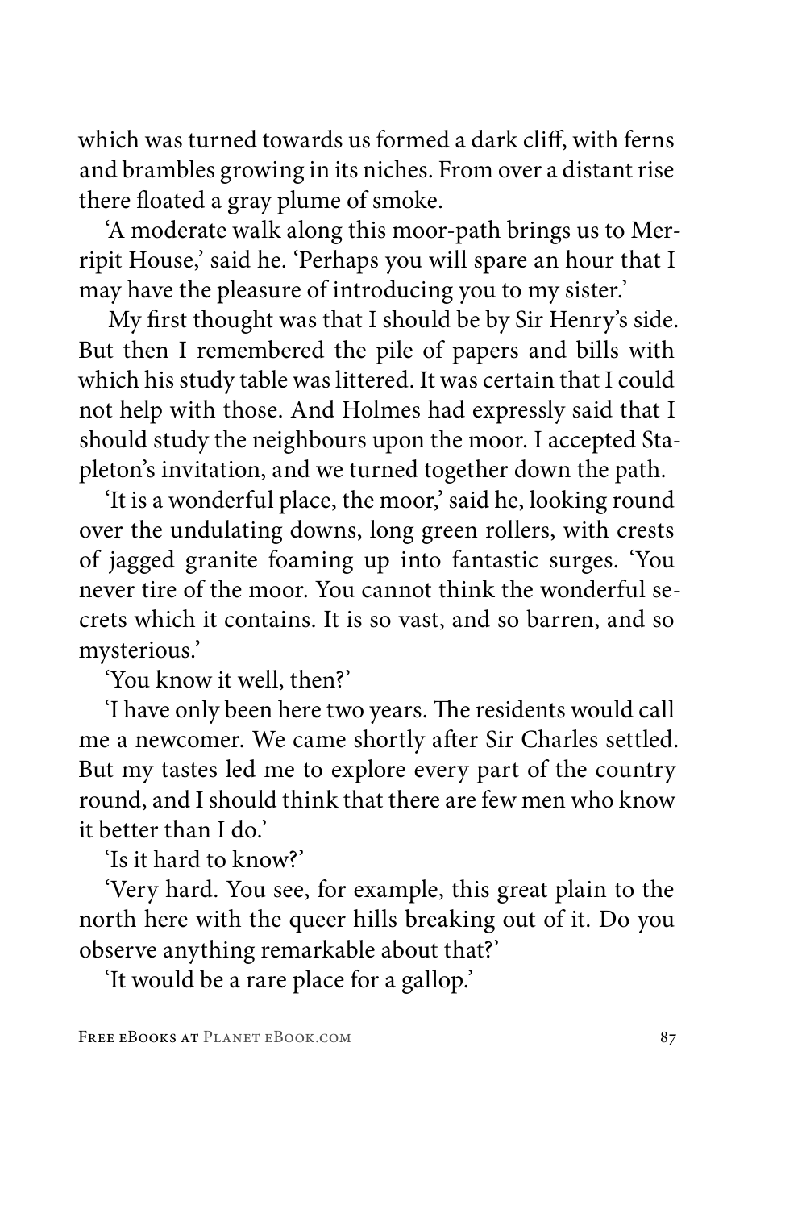which was turned towards us formed a dark cliff, with ferns and brambles growing in its niches. From over a distant rise there floated a gray plume of smoke.

'A moderate walk along this moor-path brings us to Merripit House,' said he. 'Perhaps you will spare an hour that I may have the pleasure of introducing you to my sister.'

My first thought was that I should be by Sir Henry's side. But then I remembered the pile of papers and bills with which his study table was littered. It was certain that I could not help with those. And Holmes had expressly said that I should study the neighbours upon the moor. I accepted Stapleton's invitation, and we turned together down the path.

'It is a wonderful place, the moor,' said he, looking round over the undulating downs, long green rollers, with crests of jagged granite foaming up into fantastic surges. 'You never tire of the moor. You cannot think the wonderful secrets which it contains. It is so vast, and so barren, and so mysterious.'

'You know it well, then?'

'I have only been here two years. The residents would call me a newcomer. We came shortly after Sir Charles settled. But my tastes led me to explore every part of the country round, and I should think that there are few men who know it better than I do.'

'Is it hard to know?'

'Very hard. You see, for example, this great plain to the north here with the queer hills breaking out of it. Do you observe anything remarkable about that?'

'It would be a rare place for a gallop.'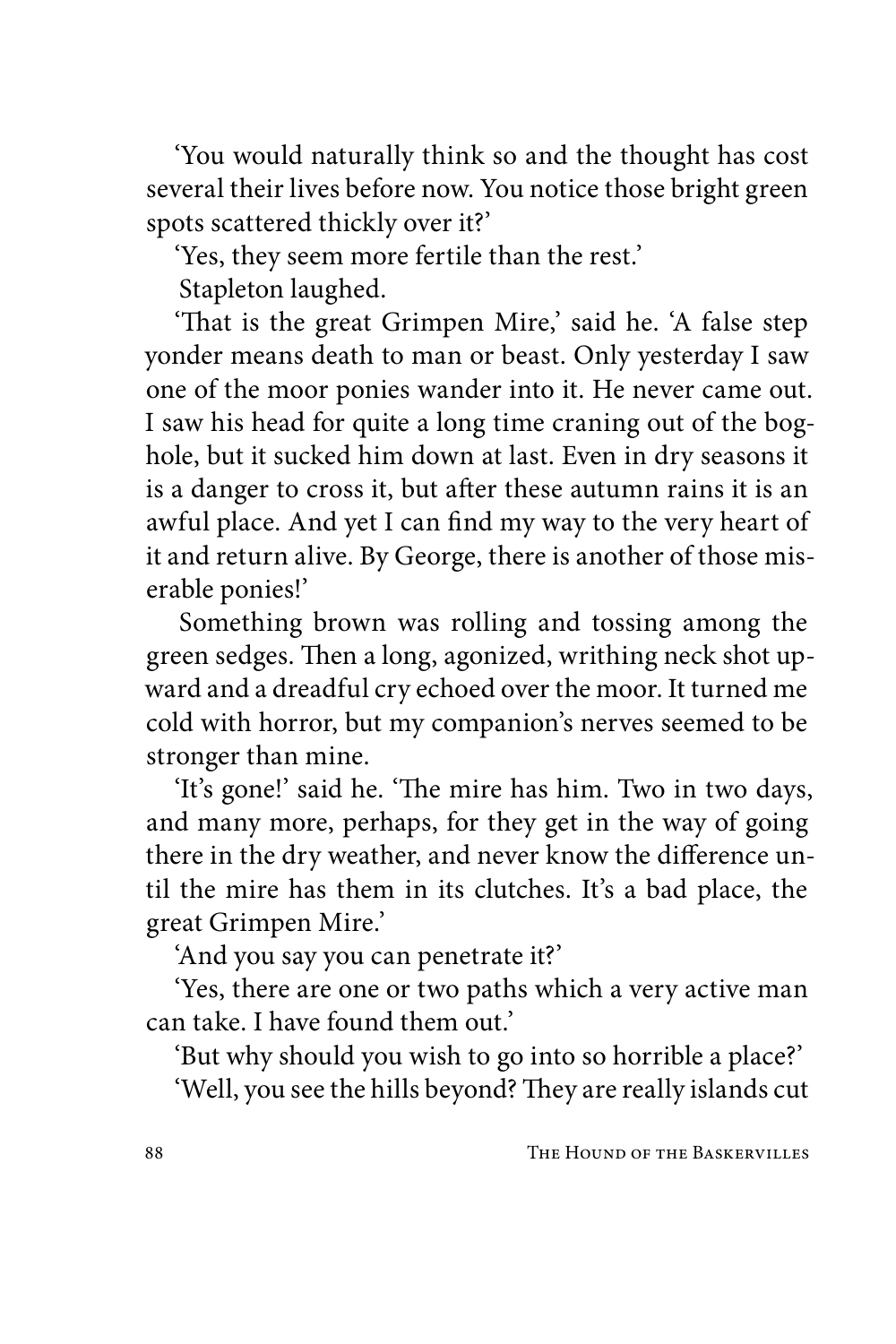'You would naturally think so and the thought has cost several their lives before now. You notice those bright green spots scattered thickly over it?'

'Yes, they seem more fertile than the rest.'

Stapleton laughed.

'That is the great Grimpen Mire,' said he. 'A false step yonder means death to man or beast. Only yesterday I saw one of the moor ponies wander into it. He never came out. I saw his head for quite a long time craning out of the bog-hole, but it sucked him down at last. Even in dry seasons it is a danger to cross it, but after these autumn rains it is an awful place. And yet I can find my way to the very heart of it and return alive. By George, there is another of those miserable ponies!'

Something brown was rolling and tossing among the green sedges. Then a long, agonized, writhing neck shot upward and a dreadful cry echoed over the moor. It turned me cold with horror, but my companion's nerves seemed to be stronger than mine.

'It's gone!' said he. 'The mire has him. Two in two days, and many more, perhaps, for they get in the way of going there in the dry weather, and never know the difference until the mire has them in its clutches. It's a bad place, the great Grimpen Mire.'

'And you say you can penetrate it?'

'Yes, there are one or two paths which a very active man can take. I have found them out.'

'But why should you wish to go into so horrible a place?'

'Well, you see the hills beyond? They are really islands cut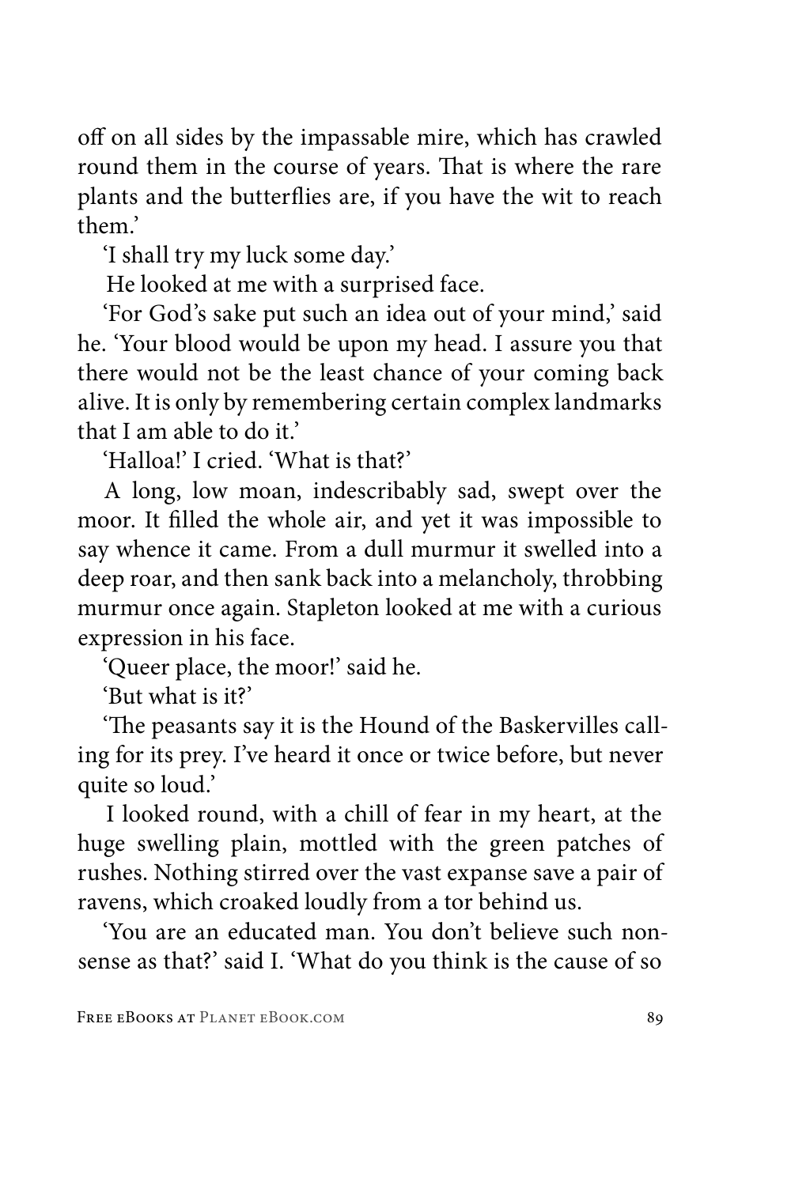off on all sides by the impassable mire, which has crawled round them in the course of years. That is where the rare plants and the butterflies are, if you have the wit to reach them.'

'I shall try my luck some day.'

He looked at me with a surprised face.

'For God's sake put such an idea out of your mind,' said he. 'Your blood would be upon my head. I assure you that there would not be the least chance of your coming back alive. It is only by remembering certain complex landmarks that I am able to do it.'

'Halloa!' I cried. 'What is that?'

A long, low moan, indescribably sad, swept over the moor. It filled the whole air, and yet it was impossible to say whence it came. From a dull murmur it swelled into a deep roar, and then sank back into a melancholy, throbbing murmur once again. Stapleton looked at me with a curious expression in his face.

'Queer place, the moor!' said he.

'But what is it?'

'The peasants say it is the Hound of the Baskervilles calling for its prey. I've heard it once or twice before, but never quite so loud.'

I looked round, with a chill of fear in my heart, at the huge swelling plain, mottled with the green patches of rushes. Nothing stirred over the vast expanse save a pair of ravens, which croaked loudly from a tor behind us.

'You are an educated man. You don't believe such nonsense as that?' said I. 'What do you think is the cause of so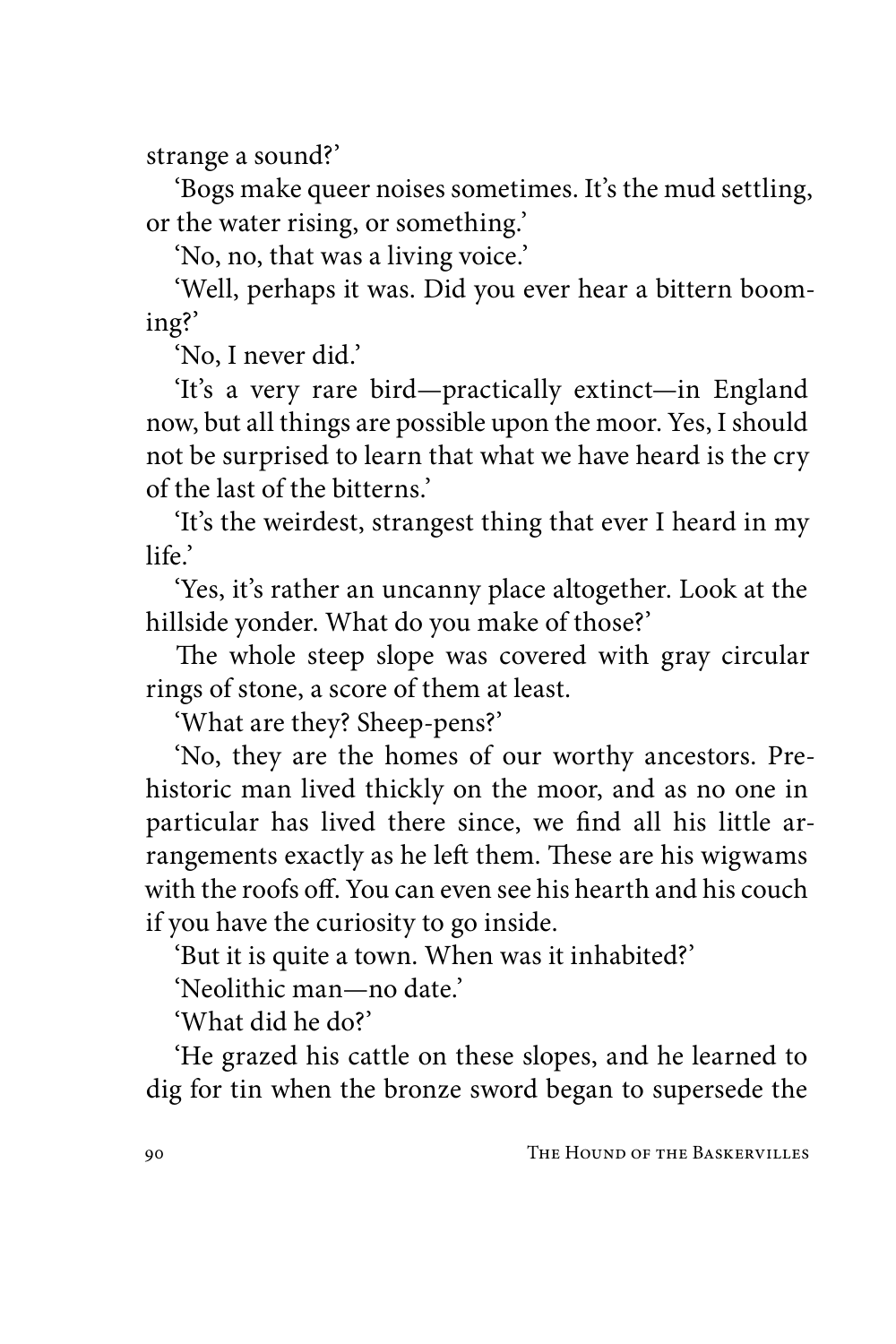strange a sound?'

'Bogs make queer noises sometimes. It's the mud settling, or the water rising, or something.'

'No, no, that was a living voice.'

'Well, perhaps it was. Did you ever hear a bittern booming?'

'No, I never did.'

'It's a very rare bird—practically extinct—in England now, but all things are possible upon the moor. Yes, I should not be surprised to learn that what we have heard is the cry of the last of the bitterns.'

'It's the weirdest, strangest thing that ever I heard in my life.'

'Yes, it's rather an uncanny place altogether. Look at the hillside yonder. What do you make of those?'

The whole steep slope was covered with gray circular rings of stone, a score of them at least.

'What are they? Sheep-pens?'

'No, they are the homes of our worthy ancestors. Prehistoric man lived thickly on the moor, and as no one in particular has lived there since, we find all his little arrangements exactly as he left them. These are his wigwams with the roofs off. You can even see his hearth and his couch if you have the curiosity to go inside.

'But it is quite a town. When was it inhabited?'

'Neolithic man—no date.'

'What did he do?'

'He grazed his cattle on these slopes, and he learned to dig for tin when the bronze sword began to supersede the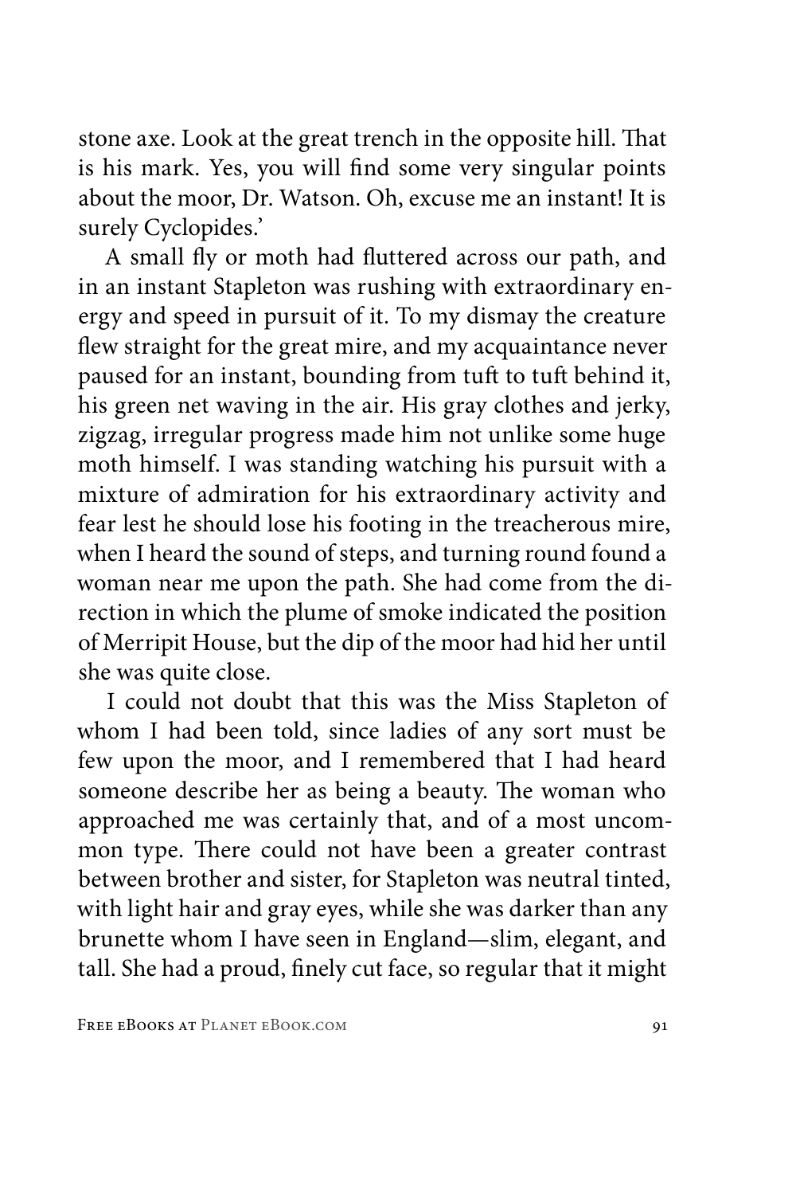stone axe. Look at the great trench in the opposite hill. That is his mark. Yes, you will find some very singular points about the moor, Dr. Watson. Oh, excuse me an instant! It is surely Cyclopides.'

A small fly or moth had fluttered across our path, and in an instant Stapleton was rushing with extraordinary energy and speed in pursuit of it. To my dismay the creature flew straight for the great mire, and my acquaintance never paused for an instant, bounding from tuft to tuft behind it, his green net waving in the air. His gray clothes and jerky, zigzag, irregular progress made him not unlike some huge moth himself. I was standing watching his pursuit with a mixture of admiration for his extraordinary activity and fear lest he should lose his footing in the treacherous mire, when I heard the sound of steps, and turning round found a woman near me upon the path. She had come from the direction in which the plume of smoke indicated the position of Merripit House, but the dip of the moor had hid her until she was quite close.

I could not doubt that this was the Miss Stapleton of whom I had been told, since ladies of any sort must be few upon the moor, and I remembered that I had heard someone describe her as being a beauty. The woman who approached me was certainly that, and of a most uncommon type. There could not have been a greater contrast between brother and sister, for Stapleton was neutral tinted, with light hair and gray eyes, while she was darker than any brunette whom I have seen in England—slim, elegant, and tall. She had a proud, finely cut face, so regular that it might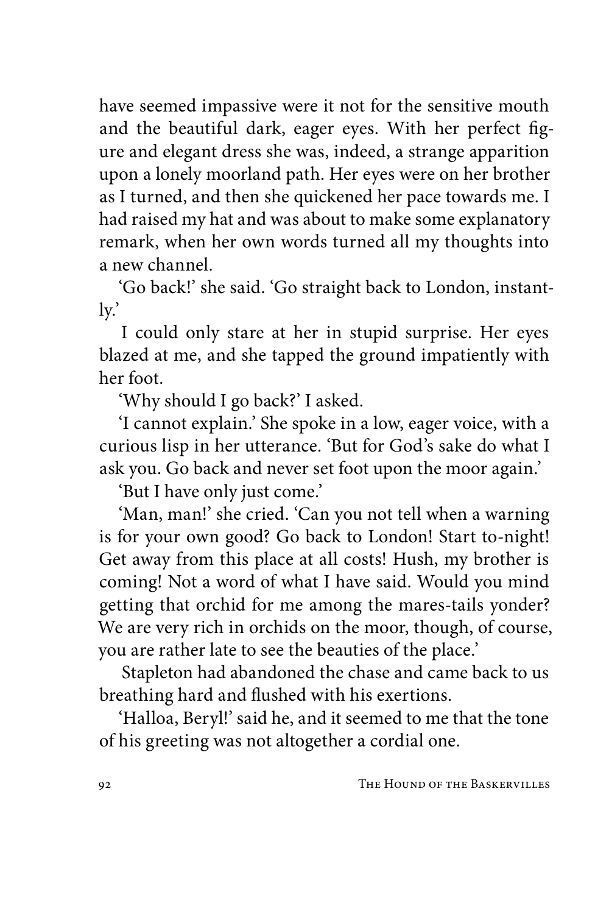have seemed impassive were it not for the sensitive mouth and the beautiful dark, eager eyes. With her perfect figure and elegant dress she was, indeed, a strange apparition upon a lonely moorland path. Her eyes were on her brother as I turned, and then she quickened her pace towards me. I had raised my hat and was about to make some explanatory remark, when her own words turned all my thoughts into a new channel.

'Go back!' she said. 'Go straight back to London, instantly.'

I could only stare at her in stupid surprise. Her eyes blazed at me, and she tapped the ground impatiently with her foot.

'Why should I go back?' I asked.

'I cannot explain.' She spoke in a low, eager voice, with a curious lisp in her utterance. 'But for God's sake do what I ask you. Go back and never set foot upon the moor again.'

'But I have only just come.'

'Man, man!' she cried. 'Can you not tell when a warning is for your own good? Go back to London! Start to-night! Get away from this place at all costs! Hush, my brother is coming! Not a word of what I have said. Would you mind getting that orchid for me among the mares-tails yonder? We are very rich in orchids on the moor, though, of course, you are rather late to see the beauties of the place.'

Stapleton had abandoned the chase and came back to us breathing hard and flushed with his exertions.

'Halloa, Beryl!' said he, and it seemed to me that the tone of his greeting was not altogether a cordial one.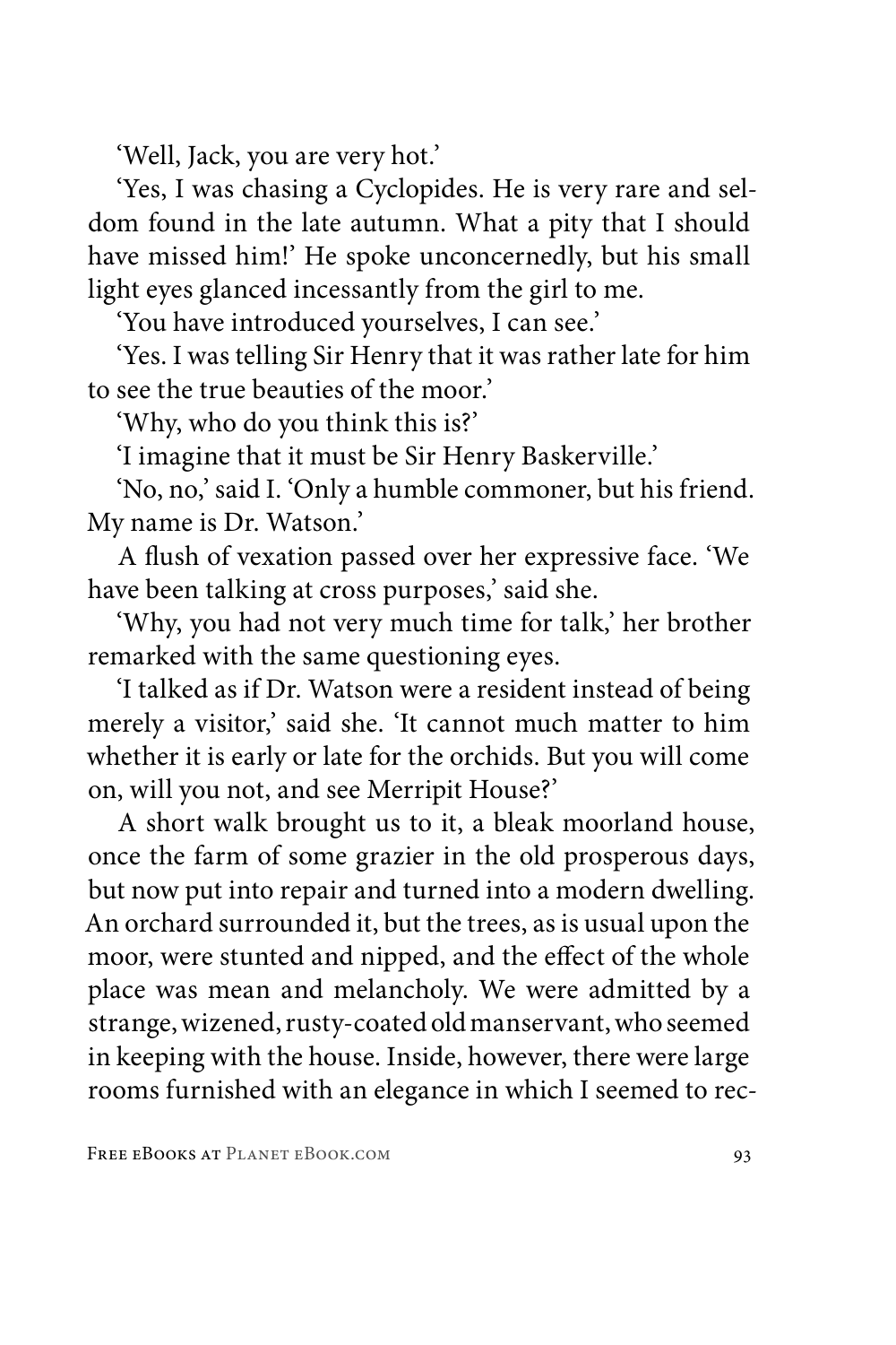'Well, Jack, you are very hot.'

'Yes, I was chasing a Cyclopides. He is very rare and seldom found in the late autumn. What a pity that I should have missed him!' He spoke unconcernedly, but his small light eyes glanced incessantly from the girl to me.

'You have introduced yourselves, I can see.'

'Yes. I was telling Sir Henry that it was rather late for him to see the true beauties of the moor.'

'Why, who do you think this is?'

'I imagine that it must be Sir Henry Baskerville.'

'No, no,' said I. 'Only a humble commoner, but his friend. My name is Dr. Watson.'

A flush of vexation passed over her expressive face. 'We have been talking at cross purposes,' said she.

'Why, you had not very much time for talk,' her brother remarked with the same questioning eyes.

'I talked as if Dr. Watson were a resident instead of being merely a visitor,' said she. 'It cannot much matter to him whether it is early or late for the orchids. But you will come on, will you not, and see Merripit House?'

A short walk brought us to it, a bleak moorland house, once the farm of some grazier in the old prosperous days, but now put into repair and turned into a modern dwelling. An orchard surrounded it, but the trees, as is usual upon the moor, were stunted and nipped, and the effect of the whole place was mean and melancholy. We were admitted by a strange, wizened, rusty-coated old manservant, who seemed in keeping with the house. Inside, however, there were large rooms furnished with an elegance in which I seemed to rec-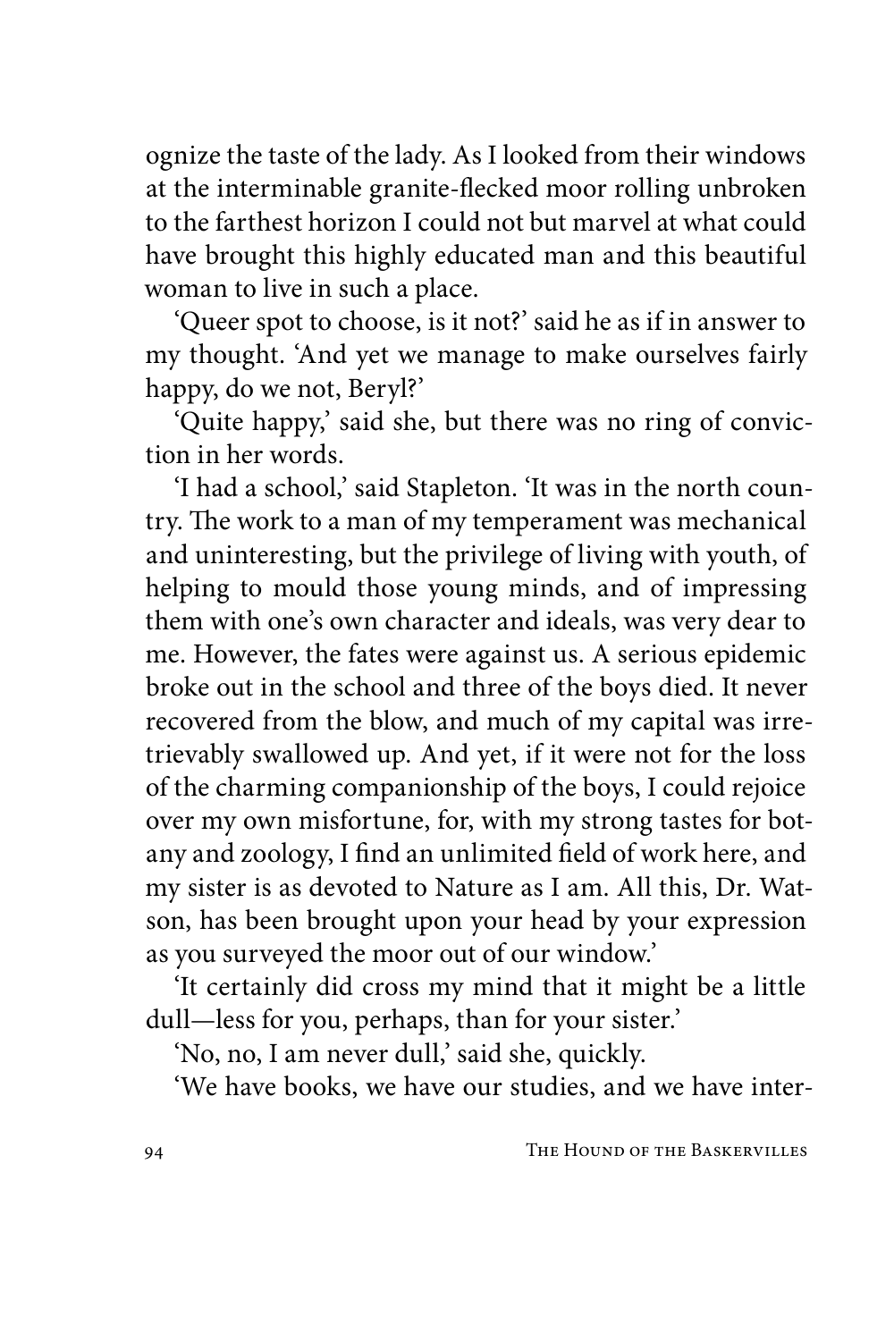ognize the taste of the lady. As I looked from their windows at the interminable granite-flecked moor rolling unbroken to the farthest horizon I could not but marvel at what could have brought this highly educated man and this beautiful woman to live in such a place.

'Queer spot to choose, is it not?' said he as if in answer to my thought. 'And yet we manage to make ourselves fairly happy, do we not, Beryl?'

'Quite happy,' said she, but there was no ring of conviction in her words.

'I had a school,' said Stapleton. 'It was in the north country. The work to a man of my temperament was mechanical and uninteresting, but the privilege of living with youth, of helping to mould those young minds, and of impressing them with one's own character and ideals, was very dear to me. However, the fates were against us. A serious epidemic broke out in the school and three of the boys died. It never recovered from the blow, and much of my capital was irretrievably swallowed up. And yet, if it were not for the loss of the charming companionship of the boys, I could rejoice over my own misfortune, for, with my strong tastes for botany and zoology, I find an unlimited field of work here, and my sister is as devoted to Nature as I am. All this, Dr. Watson, has been brought upon your head by your expression as you surveyed the moor out of our window.'

'It certainly did cross my mind that it might be a little dull—less for you, perhaps, than for your sister.'

'No, no, I am never dull,' said she, quickly.

'We have books, we have our studies, and we have inter-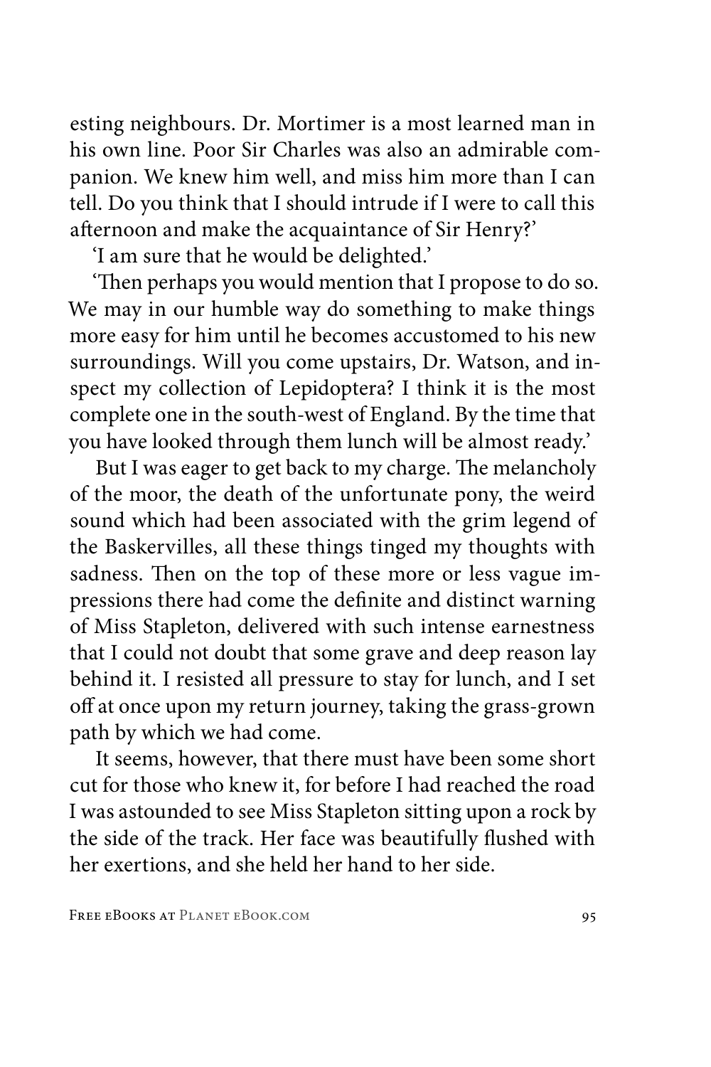esting neighbours. Dr. Mortimer is a most learned man in his own line. Poor Sir Charles was also an admirable companion. We knew him well, and miss him more than I can tell. Do you think that I should intrude if I were to call this afternoon and make the acquaintance of Sir Henry?'

'I am sure that he would be delighted.'

'Then perhaps you would mention that I propose to do so. We may in our humble way do something to make things more easy for him until he becomes accustomed to his new surroundings. Will you come upstairs, Dr. Watson, and inspect my collection of Lepidoptera? I think it is the most complete one in the south-west of England. By the time that you have looked through them lunch will be almost ready.'

But I was eager to get back to my charge. The melancholy of the moor, the death of the unfortunate pony, the weird sound which had been associated with the grim legend of the Baskervilles, all these things tinged my thoughts with sadness. Then on the top of these more or less vague impressions there had come the definite and distinct warning of Miss Stapleton, delivered with such intense earnestness that I could not doubt that some grave and deep reason lay behind it. I resisted all pressure to stay for lunch, and I set off at once upon my return journey, taking the grass-grown path by which we had come.

It seems, however, that there must have been some short cut for those who knew it, for before I had reached the road I was astounded to see Miss Stapleton sitting upon a rock by the side of the track. Her face was beautifully flushed with her exertions, and she held her hand to her side.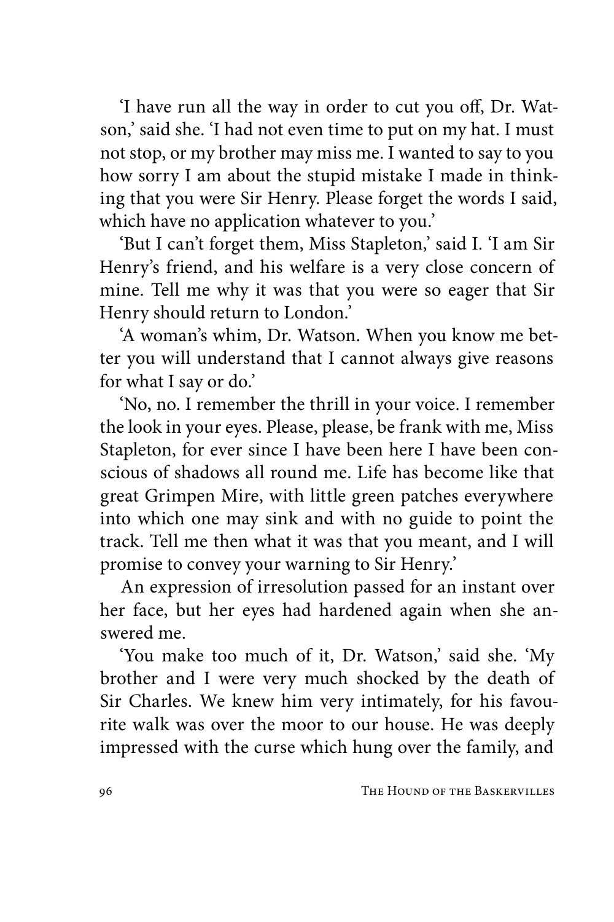'I have run all the way in order to cut you off, Dr. Watson,' said she. 'I had not even time to put on my hat. I must not stop, or my brother may miss me. I wanted to say to you how sorry I am about the stupid mistake I made in thinking that you were Sir Henry. Please forget the words I said, which have no application whatever to you.'

'But I can't forget them, Miss Stapleton,' said I. 'I am Sir Henry's friend, and his welfare is a very close concern of mine. Tell me why it was that you were so eager that Sir Henry should return to London.'

'A woman's whim, Dr. Watson. When you know me better you will understand that I cannot always give reasons for what I say or do.'

'No, no. I remember the thrill in your voice. I remember the look in your eyes. Please, please, be frank with me, Miss Stapleton, for ever since I have been here I have been conscious of shadows all round me. Life has become like that great Grimpen Mire, with little green patches everywhere into which one may sink and with no guide to point the track. Tell me then what it was that you meant, and I will promise to convey your warning to Sir Henry.'

An expression of irresolution passed for an instant over her face, but her eyes had hardened again when she answered me.

'You make too much of it, Dr. Watson,' said she. 'My brother and I were very much shocked by the death of Sir Charles. We knew him very intimately, for his favourite walk was over the moor to our house. He was deeply impressed with the curse which hung over the family, and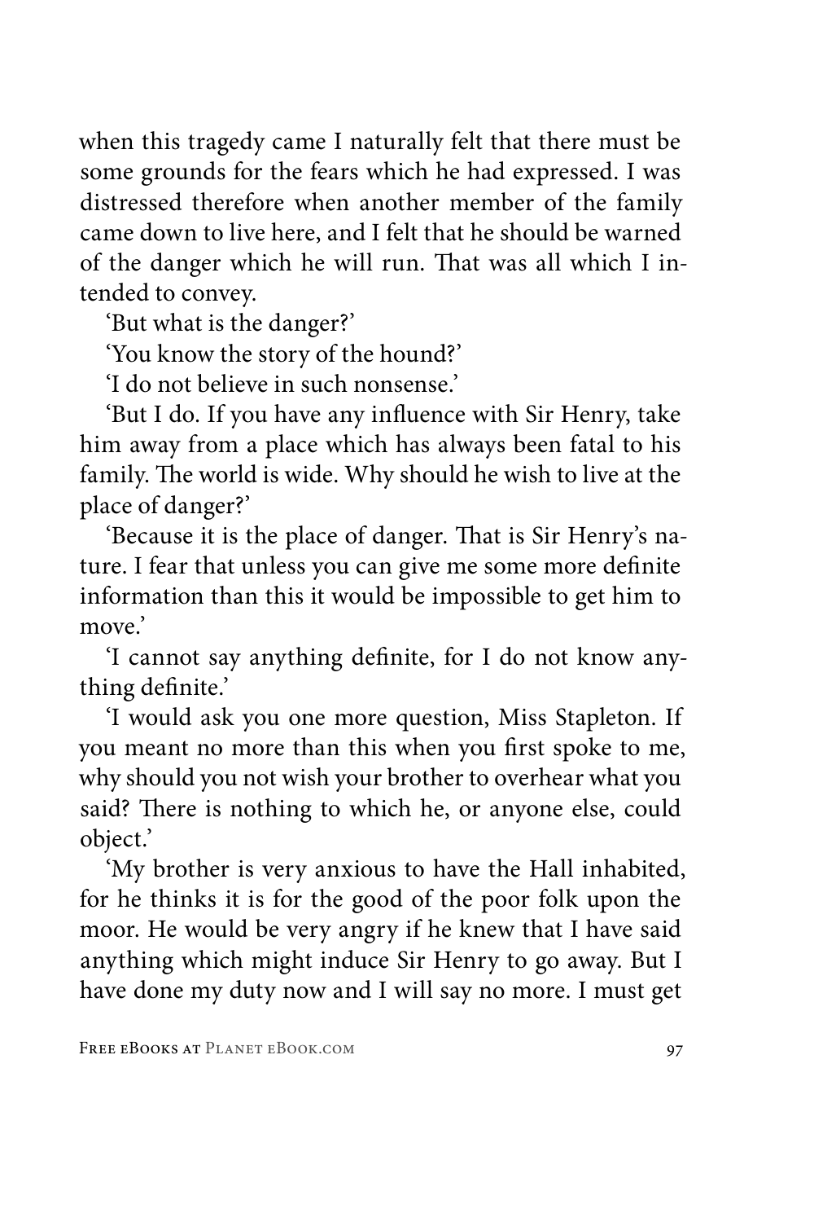when this tragedy came I naturally felt that there must be some grounds for the fears which he had expressed. I was distressed therefore when another member of the family came down to live here, and I felt that he should be warned of the danger which he will run. That was all which I intended to convey.

'But what is the danger?'

'You know the story of the hound?'

'I do not believe in such nonsense.'

'But I do. If you have any influence with Sir Henry, take him away from a place which has always been fatal to his family. The world is wide. Why should he wish to live at the place of danger?'

'Because it is the place of danger. That is Sir Henry's nature. I fear that unless you can give me some more definite information than this it would be impossible to get him to move.'

'I cannot say anything definite, for I do not know anything definite.'

'I would ask you one more question, Miss Stapleton. If you meant no more than this when you first spoke to me, why should you not wish your brother to overhear what you said? There is nothing to which he, or anyone else, could object.'

'My brother is very anxious to have the Hall inhabited, for he thinks it is for the good of the poor folk upon the moor. He would be very angry if he knew that I have said anything which might induce Sir Henry to go away. But I have done my duty now and I will say no more. I must get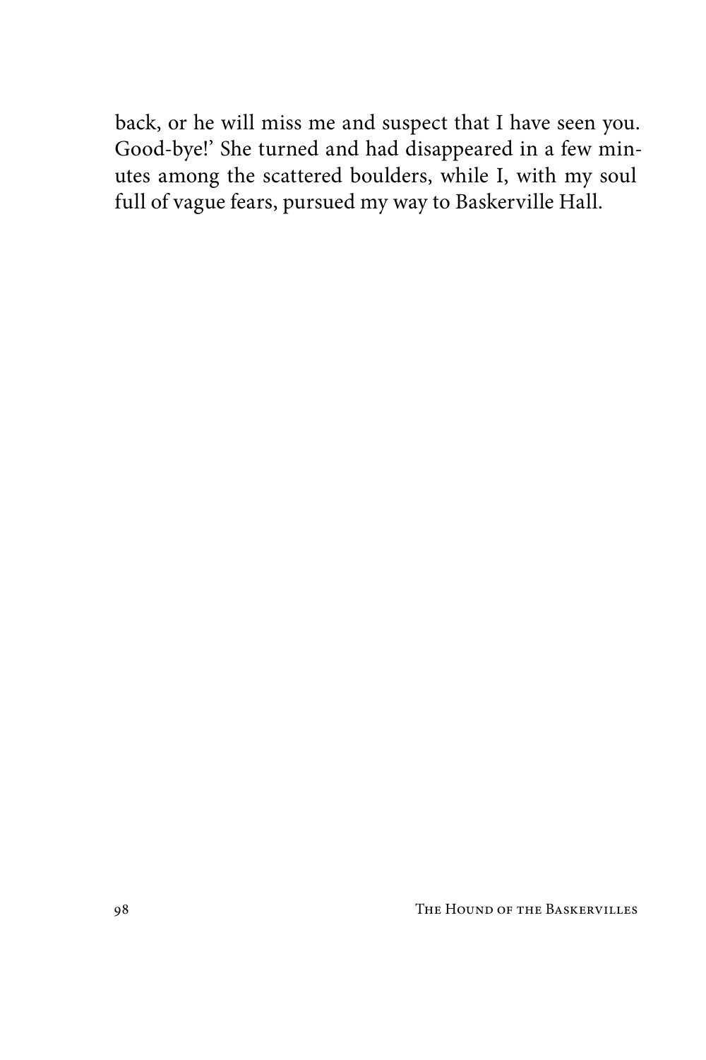back, or he will miss me and suspect that I have seen you. Good-bye!' She turned and had disappeared in a few minutes among the scattered boulders, while I, with my soul full of vague fears, pursued my way to Baskerville Hall.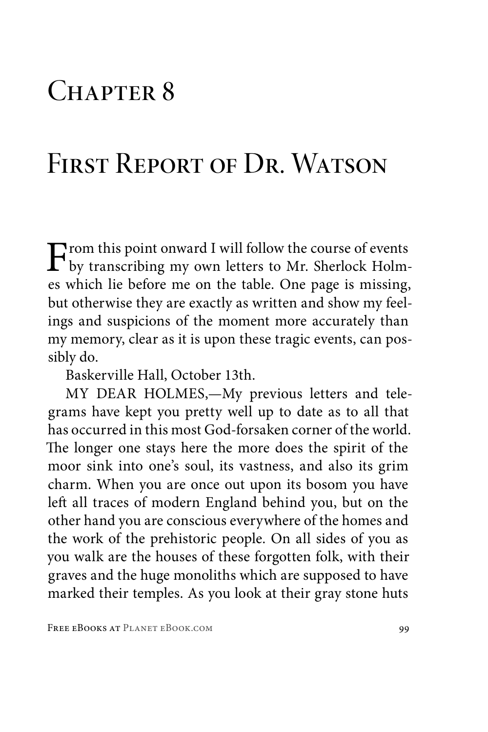# Chapter 8

# First Report of Dr. Watson

From this point onward I will follow the course of events by transcribing my own letters to Mr. Sherlock Holmes which lie before me on the table. One page is missing, but otherwise they are exactly as written and show my feelings and suspicions of the moment more accurately than my memory, clear as it is upon these tragic events, can possibly do.

Baskerville Hall, October 13th.

MY DEAR HOLMES,—My previous letters and telegrams have kept you pretty well up to date as to all that has occurred in this most God-forsaken corner of the world. The longer one stays here the more does the spirit of the moor sink into one's soul, its vastness, and also its grim charm. When you are once out upon its bosom you have left all traces of modern England behind you, but on the other hand you are conscious everywhere of the homes and the work of the prehistoric people. On all sides of you as you walk are the houses of these forgotten folk, with their graves and the huge monoliths which are supposed to have marked their temples. As you look at their gray stone huts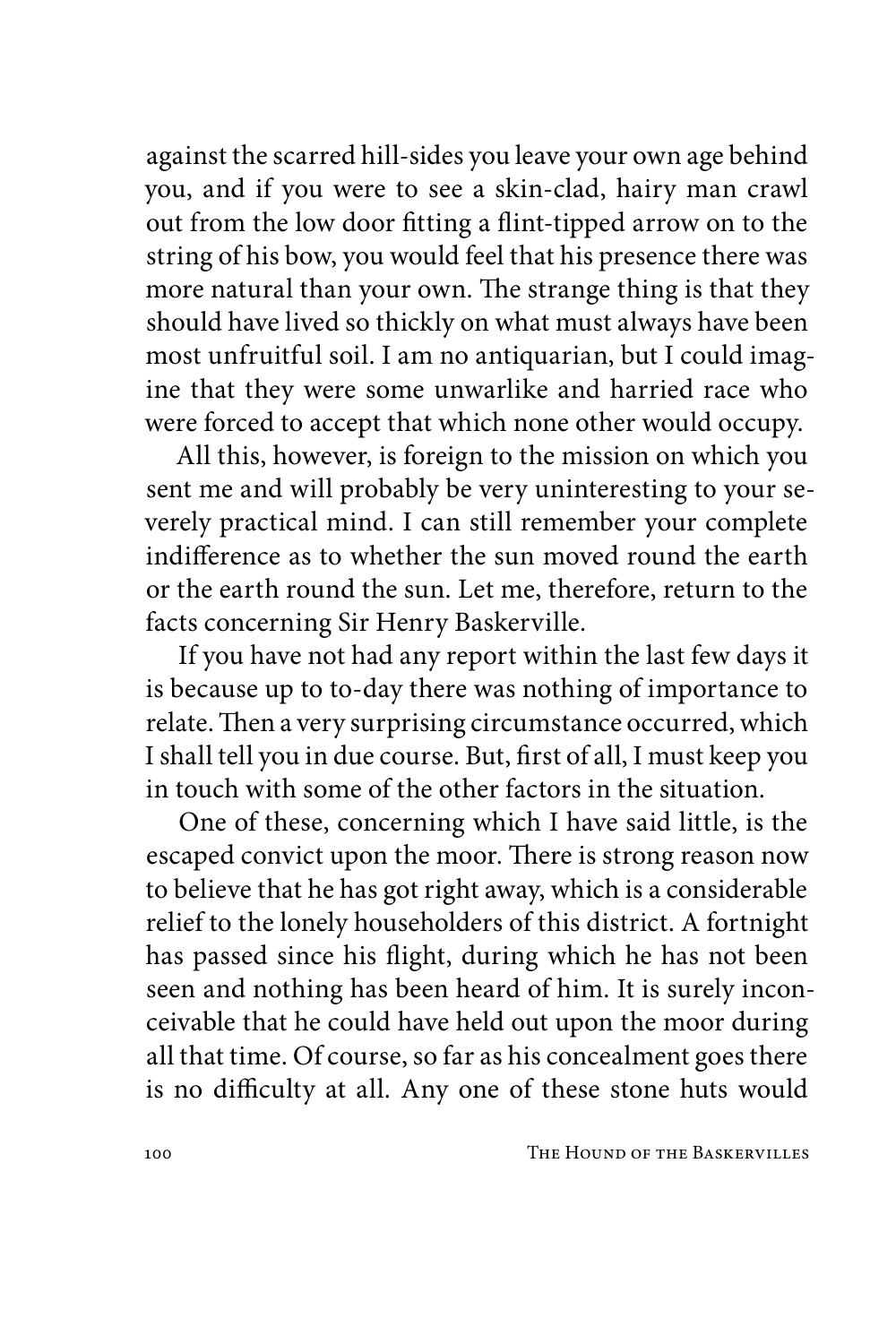against the scarred hill-sides you leave your own age behind you, and if you were to see a skin-clad, hairy man crawl out from the low door fitting a flint-tipped arrow on to the string of his bow, you would feel that his presence there was more natural than your own. The strange thing is that they should have lived so thickly on what must always have been most unfruitful soil. I am no antiquarian, but I could imagine that they were some unwarlike and harried race who were forced to accept that which none other would occupy.

All this, however, is foreign to the mission on which you sent me and will probably be very uninteresting to your severely practical mind. I can still remember your complete indifference as to whether the sun moved round the earth or the earth round the sun. Let me, therefore, return to the facts concerning Sir Henry Baskerville.

If you have not had any report within the last few days it is because up to to-day there was nothing of importance to relate. Then a very surprising circumstance occurred, which I shall tell you in due course. But, first of all, I must keep you in touch with some of the other factors in the situation.

One of these, concerning which I have said little, is the escaped convict upon the moor. There is strong reason now to believe that he has got right away, which is a considerable relief to the lonely householders of this district. A fortnight has passed since his flight, during which he has not been seen and nothing has been heard of him. It is surely inconceivable that he could have held out upon the moor during all that time. Of course, so far as his concealment goes there is no difficulty at all. Any one of these stone huts would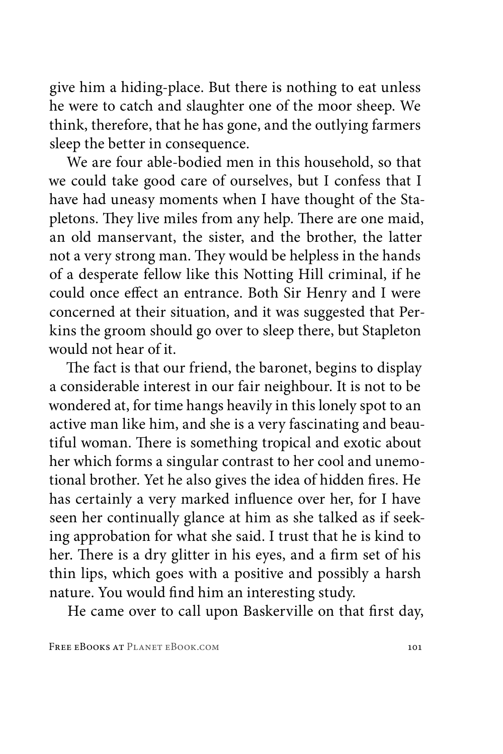give him a hiding-place. But there is nothing to eat unless he were to catch and slaughter one of the moor sheep. We think, therefore, that he has gone, and the outlying farmers sleep the better in consequence.

We are four able-bodied men in this household, so that we could take good care of ourselves, but I confess that I have had uneasy moments when I have thought of the Stapletons. They live miles from any help. There are one maid, an old manservant, the sister, and the brother, the latter not a very strong man. They would be helpless in the hands of a desperate fellow like this Notting Hill criminal, if he could once effect an entrance. Both Sir Henry and I were concerned at their situation, and it was suggested that Perkins the groom should go over to sleep there, but Stapleton would not hear of it.

The fact is that our friend, the baronet, begins to display a considerable interest in our fair neighbour. It is not to be wondered at, for time hangs heavily in this lonely spot to an active man like him, and she is a very fascinating and beautiful woman. There is something tropical and exotic about her which forms a singular contrast to her cool and unemotional brother. Yet he also gives the idea of hidden fires. He has certainly a very marked influence over her, for I have seen her continually glance at him as she talked as if seeking approbation for what she said. I trust that he is kind to her. There is a dry glitter in his eyes, and a firm set of his thin lips, which goes with a positive and possibly a harsh nature. You would find him an interesting study.

He came over to call upon Baskerville on that first day,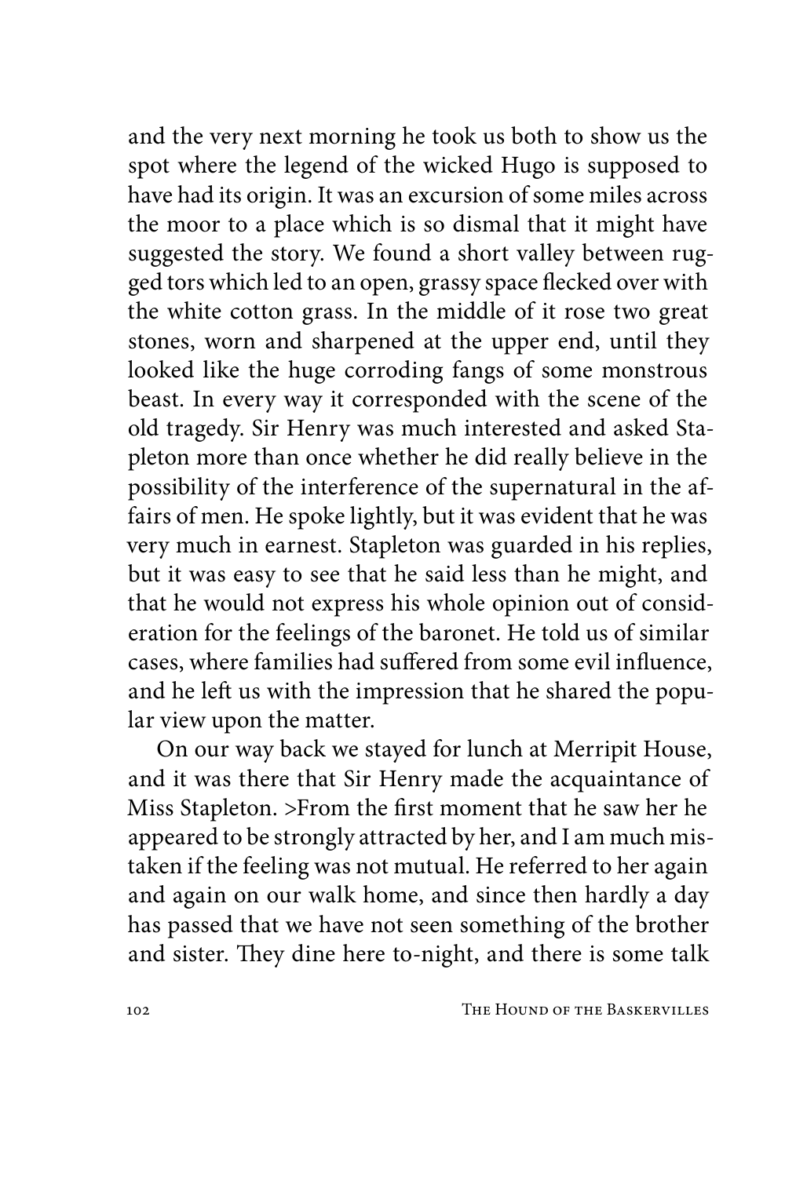and the very next morning he took us both to show us the spot where the legend of the wicked Hugo is supposed to have had its origin. It was an excursion of some miles across the moor to a place which is so dismal that it might have suggested the story. We found a short valley between rugged tors which led to an open, grassy space flecked over with the white cotton grass. In the middle of it rose two great stones, worn and sharpened at the upper end, until they looked like the huge corroding fangs of some monstrous beast. In every way it corresponded with the scene of the old tragedy. Sir Henry was much interested and asked Stapleton more than once whether he did really believe in the possibility of the interference of the supernatural in the affairs of men. He spoke lightly, but it was evident that he was very much in earnest. Stapleton was guarded in his replies, but it was easy to see that he said less than he might, and that he would not express his whole opinion out of consideration for the feelings of the baronet. He told us of similar cases, where families had suffered from some evil influence, and he left us with the impression that he shared the popular view upon the matter.

On our way back we stayed for lunch at Merripit House, and it was there that Sir Henry made the acquaintance of Miss Stapleton. >From the first moment that he saw her he appeared to be strongly attracted by her, and I am much mistaken if the feeling was not mutual. He referred to her again and again on our walk home, and since then hardly a day has passed that we have not seen something of the brother and sister. They dine here to-night, and there is some talk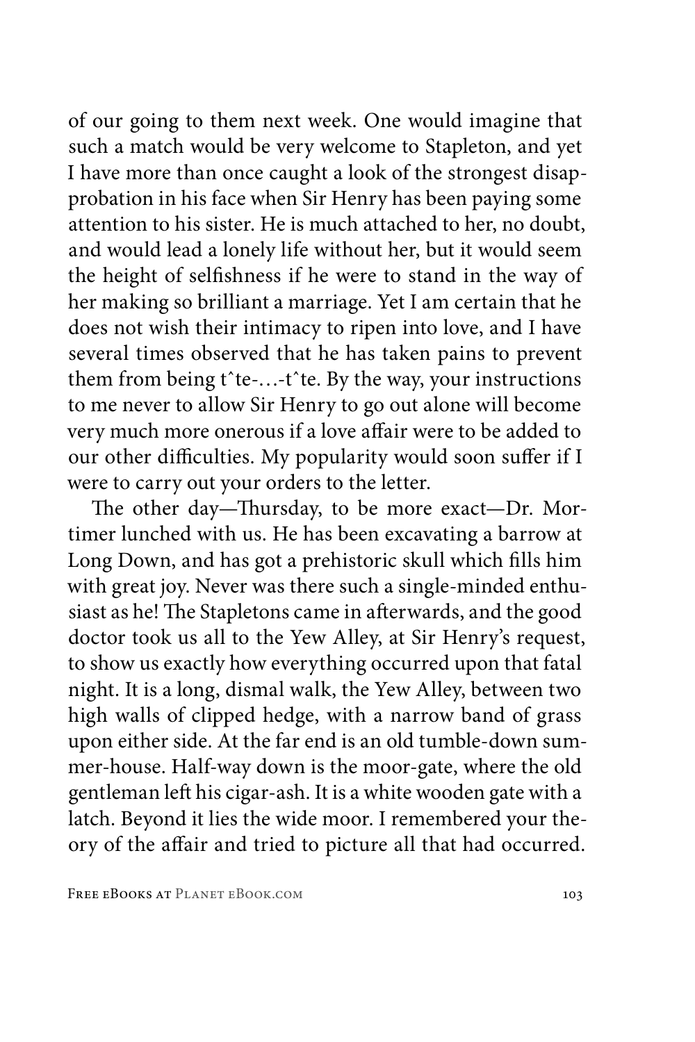of our going to them next week. One would imagine that such a match would be very welcome to Stapleton, and yet I have more than once caught a look of the strongest disapprobation in his face when Sir Henry has been paying some attention to his sister. He is much attached to her, no doubt, and would lead a lonely life without her, but it would seem the height of selfishness if he were to stand in the way of her making so brilliant a marriage. Yet I am certain that he does not wish their intimacy to ripen into love, and I have several times observed that he has taken pains to prevent them from being tˆte-…-tˆte. By the way, your instructions to me never to allow Sir Henry to go out alone will become very much more onerous if a love affair were to be added to our other difficulties. My popularity would soon suffer if I were to carry out your orders to the letter.

The other day—Thursday, to be more exact—Dr. Mortimer lunched with us. He has been excavating a barrow at Long Down, and has got a prehistoric skull which fills him with great joy. Never was there such a single-minded enthusiast as he! The Stapletons came in afterwards, and the good doctor took us all to the Yew Alley, at Sir Henry's request, to show us exactly how everything occurred upon that fatal night. It is a long, dismal walk, the Yew Alley, between two high walls of clipped hedge, with a narrow band of grass upon either side. At the far end is an old tumble-down summer-house. Half-way down is the moor-gate, where the old gentleman left his cigar-ash. It is a white wooden gate with a latch. Beyond it lies the wide moor. I remembered your theory of the affair and tried to picture all that had occurred.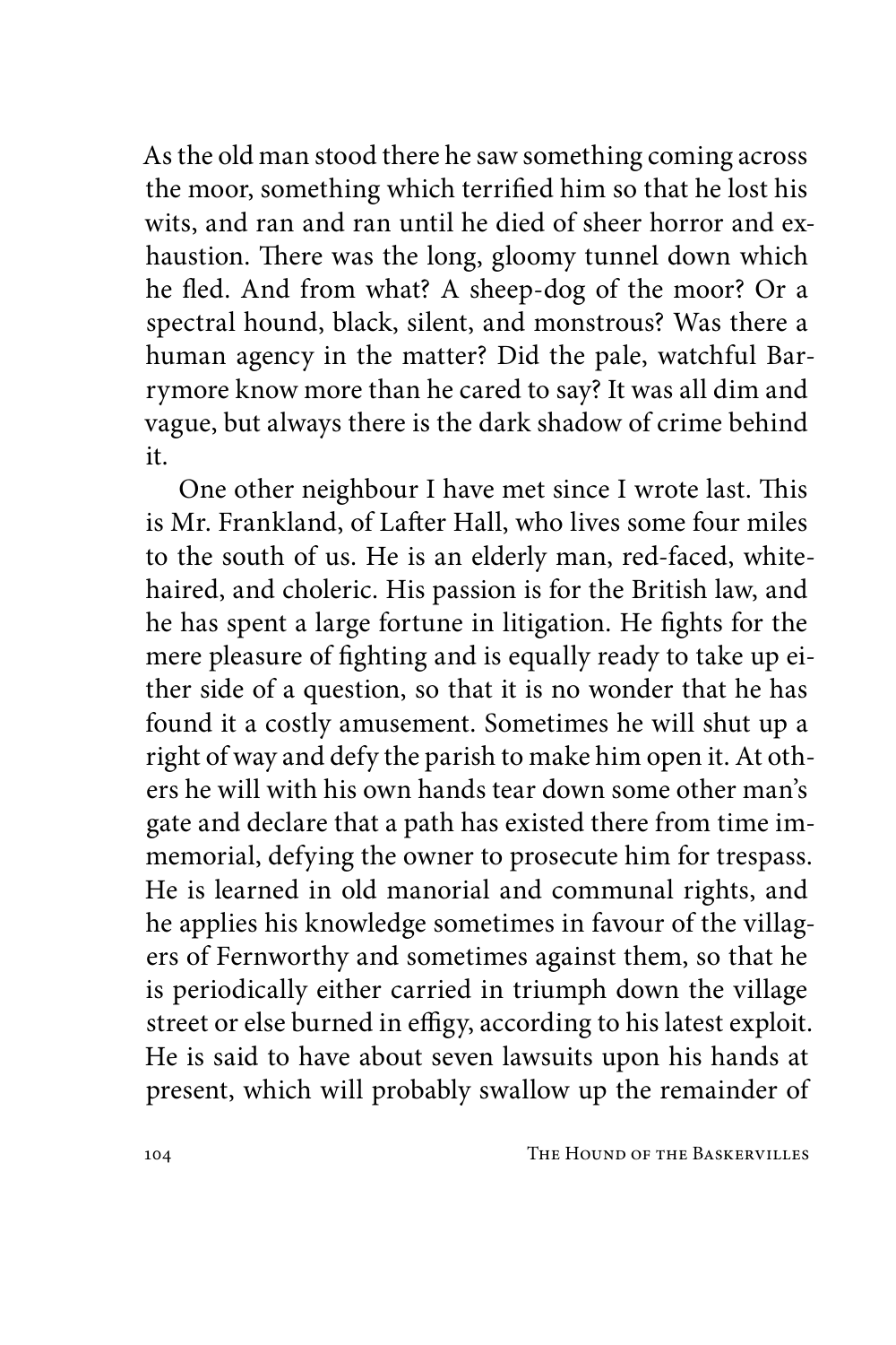As the old man stood there he saw something coming across the moor, something which terrified him so that he lost his wits, and ran and ran until he died of sheer horror and exhaustion. There was the long, gloomy tunnel down which he fled. And from what? A sheep-dog of the moor? Or a spectral hound, black, silent, and monstrous? Was there a human agency in the matter? Did the pale, watchful Barrymore know more than he cared to say? It was all dim and vague, but always there is the dark shadow of crime behind it.

One other neighbour I have met since I wrote last. This is Mr. Frankland, of Lafter Hall, who lives some four miles to the south of us. He is an elderly man, red-faced, white-haired, and choleric. His passion is for the British law, and he has spent a large fortune in litigation. He fights for the mere pleasure of fighting and is equally ready to take up either side of a question, so that it is no wonder that he has found it a costly amusement. Sometimes he will shut up a right of way and defy the parish to make him open it. At others he will with his own hands tear down some other man's gate and declare that a path has existed there from time immemorial, defying the owner to prosecute him for trespass. He is learned in old manorial and communal rights, and he applies his knowledge sometimes in favour of the villagers of Fernworthy and sometimes against them, so that he is periodically either carried in triumph down the village street or else burned in effigy, according to his latest exploit. He is said to have about seven lawsuits upon his hands at present, which will probably swallow up the remainder of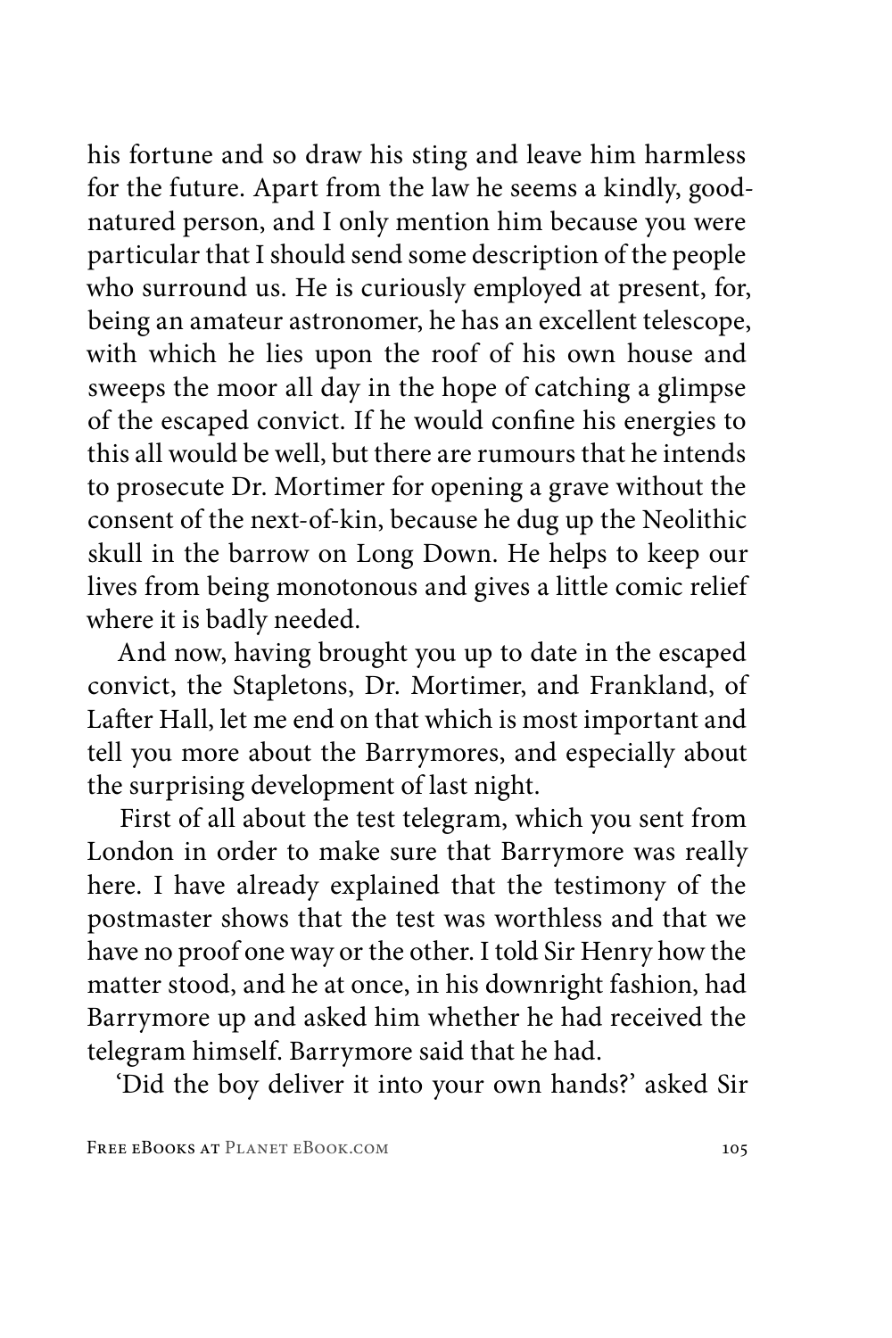his fortune and so draw his sting and leave him harmless for the future. Apart from the law he seems a kindly, good-natured person, and I only mention him because you were particular that I should send some description of the people who surround us. He is curiously employed at present, for, being an amateur astronomer, he has an excellent telescope, with which he lies upon the roof of his own house and sweeps the moor all day in the hope of catching a glimpse of the escaped convict. If he would confine his energies to this all would be well, but there are rumours that he intends to prosecute Dr. Mortimer for opening a grave without the consent of the next-of-kin, because he dug up the Neolithic skull in the barrow on Long Down. He helps to keep our lives from being monotonous and gives a little comic relief where it is badly needed.

And now, having brought you up to date in the escaped convict, the Stapletons, Dr. Mortimer, and Frankland, of Lafter Hall, let me end on that which is most important and tell you more about the Barrymores, and especially about the surprising development of last night.

First of all about the test telegram, which you sent from London in order to make sure that Barrymore was really here. I have already explained that the testimony of the postmaster shows that the test was worthless and that we have no proof one way or the other. I told Sir Henry how the matter stood, and he at once, in his downright fashion, had Barrymore up and asked him whether he had received the telegram himself. Barrymore said that he had.

'Did the boy deliver it into your own hands?' asked Sir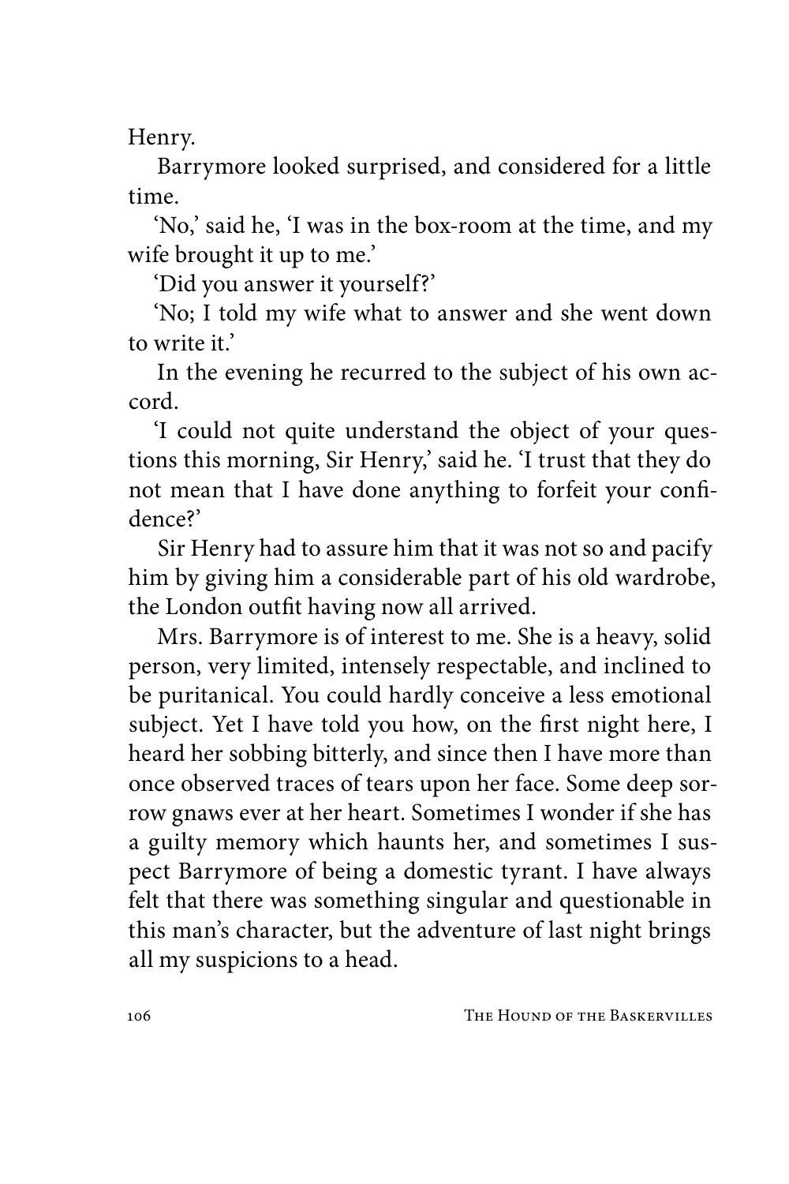Henry.

Barrymore looked surprised, and considered for a little time.

'No,' said he, 'I was in the box-room at the time, and my wife brought it up to me.'

'Did you answer it yourself?'

'No; I told my wife what to answer and she went down to write it.'

In the evening he recurred to the subject of his own accord.

'I could not quite understand the object of your questions this morning, Sir Henry,' said he. 'I trust that they do not mean that I have done anything to forfeit your confidence?'

Sir Henry had to assure him that it was not so and pacify him by giving him a considerable part of his old wardrobe, the London outfit having now all arrived.

Mrs. Barrymore is of interest to me. She is a heavy, solid person, very limited, intensely respectable, and inclined to be puritanical. You could hardly conceive a less emotional subject. Yet I have told you how, on the first night here, I heard her sobbing bitterly, and since then I have more than once observed traces of tears upon her face. Some deep sorrow gnaws ever at her heart. Sometimes I wonder if she has a guilty memory which haunts her, and sometimes I suspect Barrymore of being a domestic tyrant. I have always felt that there was something singular and questionable in this man's character, but the adventure of last night brings all my suspicions to a head.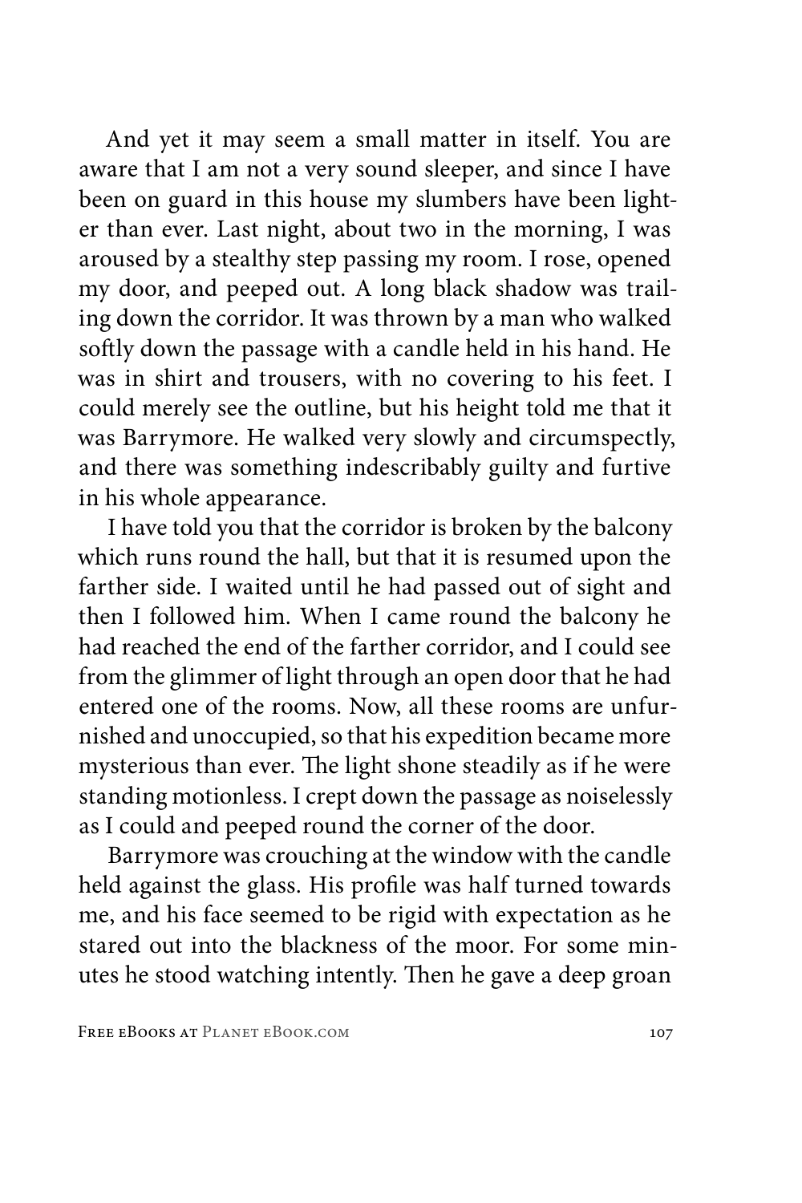And yet it may seem a small matter in itself. You are aware that I am not a very sound sleeper, and since I have been on guard in this house my slumbers have been lighter than ever. Last night, about two in the morning, I was aroused by a stealthy step passing my room. I rose, opened my door, and peeped out. A long black shadow was trailing down the corridor. It was thrown by a man who walked softly down the passage with a candle held in his hand. He was in shirt and trousers, with no covering to his feet. I could merely see the outline, but his height told me that it was Barrymore. He walked very slowly and circumspectly, and there was something indescribably guilty and furtive in his whole appearance.

I have told you that the corridor is broken by the balcony which runs round the hall, but that it is resumed upon the farther side. I waited until he had passed out of sight and then I followed him. When I came round the balcony he had reached the end of the farther corridor, and I could see from the glimmer of light through an open door that he had entered one of the rooms. Now, all these rooms are unfurnished and unoccupied, so that his expedition became more mysterious than ever. The light shone steadily as if he were standing motionless. I crept down the passage as noiselessly as I could and peeped round the corner of the door.

Barrymore was crouching at the window with the candle held against the glass. His profile was half turned towards me, and his face seemed to be rigid with expectation as he stared out into the blackness of the moor. For some minutes he stood watching intently. Then he gave a deep groan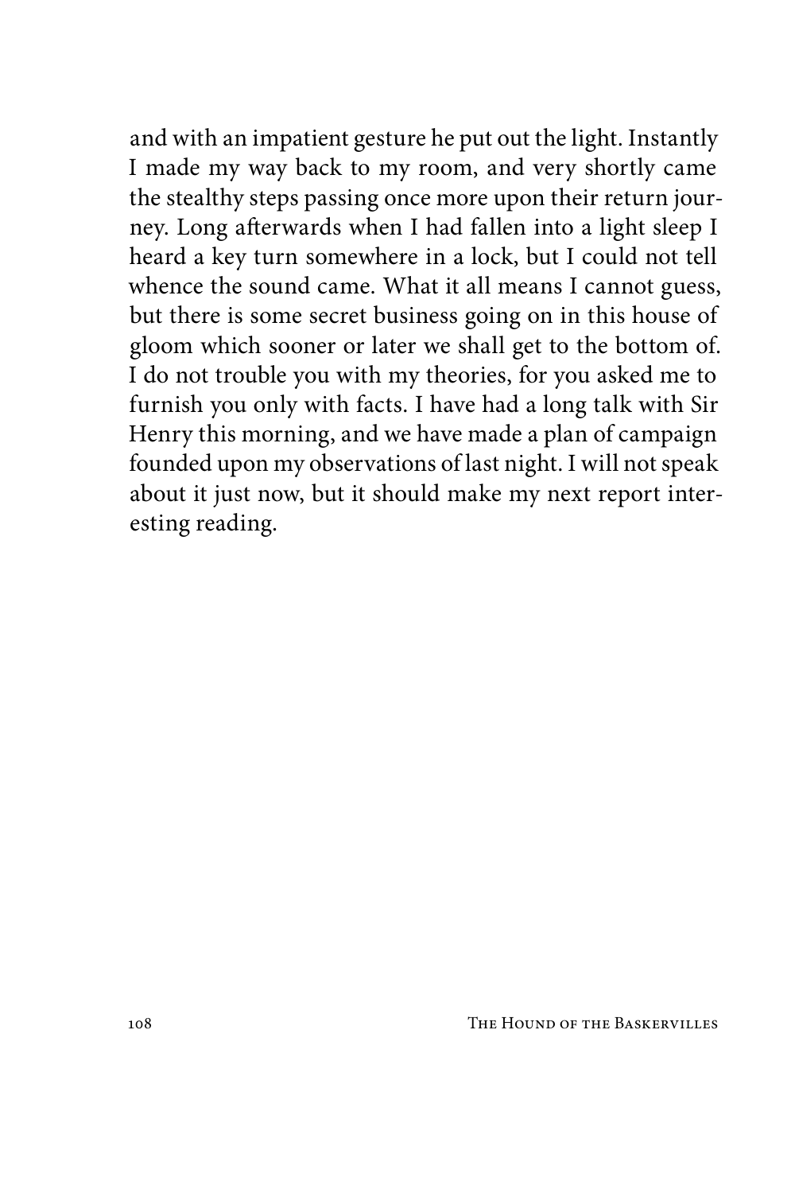and with an impatient gesture he put out the light. Instantly I made my way back to my room, and very shortly came the stealthy steps passing once more upon their return journey. Long afterwards when I had fallen into a light sleep I heard a key turn somewhere in a lock, but I could not tell whence the sound came. What it all means I cannot guess, but there is some secret business going on in this house of gloom which sooner or later we shall get to the bottom of. I do not trouble you with my theories, for you asked me to furnish you only with facts. I have had a long talk with Sir Henry this morning, and we have made a plan of campaign founded upon my observations of last night. I will not speak about it just now, but it should make my next report interesting reading.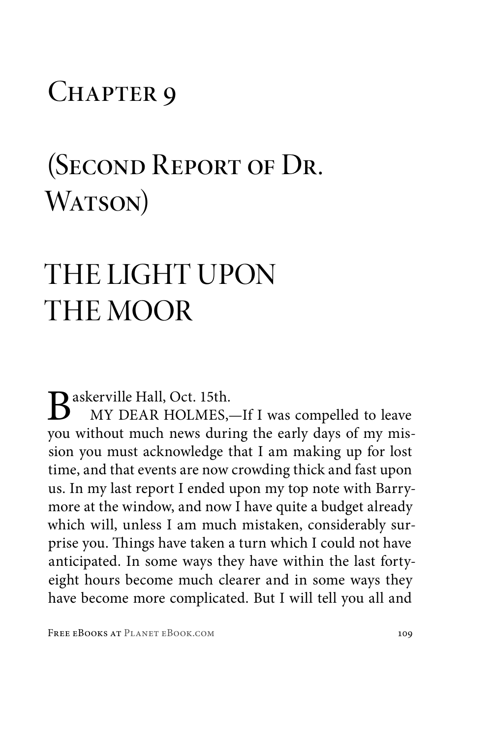# Chapter 9

## (Second Report of Dr. Watson)

## THE LIGHT UPON THE MOOR

Baskerville Hall, Oct. 15th.

MY DEAR HOLMES,—If I was compelled to leave you without much news during the early days of my mission you must acknowledge that I am making up for lost time, and that events are now crowding thick and fast upon us. In my last report I ended upon my top note with Barrymore at the window, and now I have quite a budget already which will, unless I am much mistaken, considerably surprise you. Things have taken a turn which I could not have anticipated. In some ways they have within the last forty-eight hours become much clearer and in some ways they have become more complicated. But I will tell you all and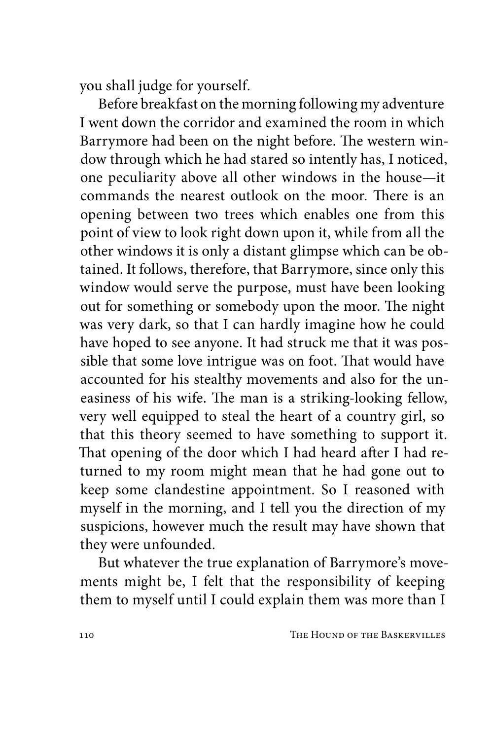you shall judge for yourself.

Before breakfast on the morning following my adventure I went down the corridor and examined the room in which Barrymore had been on the night before. The western window through which he had stared so intently has, I noticed, one peculiarity above all other windows in the house—it commands the nearest outlook on the moor. There is an opening between two trees which enables one from this point of view to look right down upon it, while from all the other windows it is only a distant glimpse which can be obtained. It follows, therefore, that Barrymore, since only this window would serve the purpose, must have been looking out for something or somebody upon the moor. The night was very dark, so that I can hardly imagine how he could have hoped to see anyone. It had struck me that it was possible that some love intrigue was on foot. That would have accounted for his stealthy movements and also for the uneasiness of his wife. The man is a striking-looking fellow, very well equipped to steal the heart of a country girl, so that this theory seemed to have something to support it. That opening of the door which I had heard after I had returned to my room might mean that he had gone out to keep some clandestine appointment. So I reasoned with myself in the morning, and I tell you the direction of my suspicions, however much the result may have shown that they were unfounded.

But whatever the true explanation of Barrymore's movements might be, I felt that the responsibility of keeping them to myself until I could explain them was more than I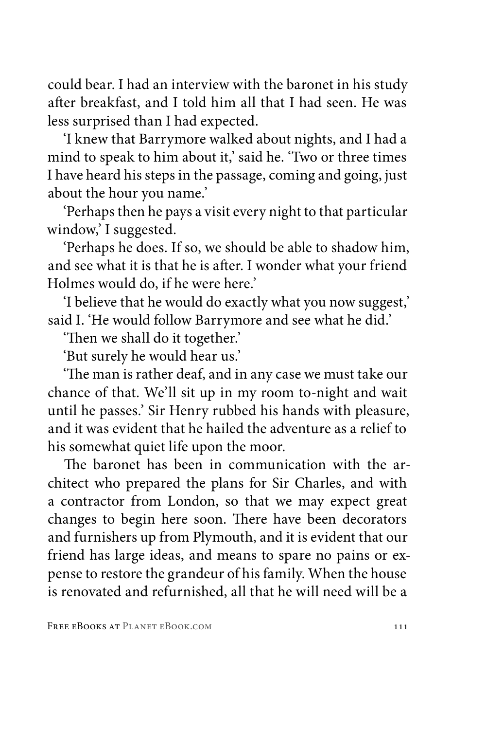could bear. I had an interview with the baronet in his study after breakfast, and I told him all that I had seen. He was less surprised than I had expected.

'I knew that Barrymore walked about nights, and I had a mind to speak to him about it,' said he. 'Two or three times I have heard his steps in the passage, coming and going, just about the hour you name.'

'Perhaps then he pays a visit every night to that particular window,' I suggested.

'Perhaps he does. If so, we should be able to shadow him, and see what it is that he is after. I wonder what your friend Holmes would do, if he were here.'

'I believe that he would do exactly what you now suggest,' said I. 'He would follow Barrymore and see what he did.'

'Then we shall do it together.'

'But surely he would hear us.'

'The man is rather deaf, and in any case we must take our chance of that. We'll sit up in my room to-night and wait until he passes.' Sir Henry rubbed his hands with pleasure, and it was evident that he hailed the adventure as a relief to his somewhat quiet life upon the moor.

The baronet has been in communication with the architect who prepared the plans for Sir Charles, and with a contractor from London, so that we may expect great changes to begin here soon. There have been decorators and furnishers up from Plymouth, and it is evident that our friend has large ideas, and means to spare no pains or expense to restore the grandeur of his family. When the house is renovated and refurnished, all that he will need will be a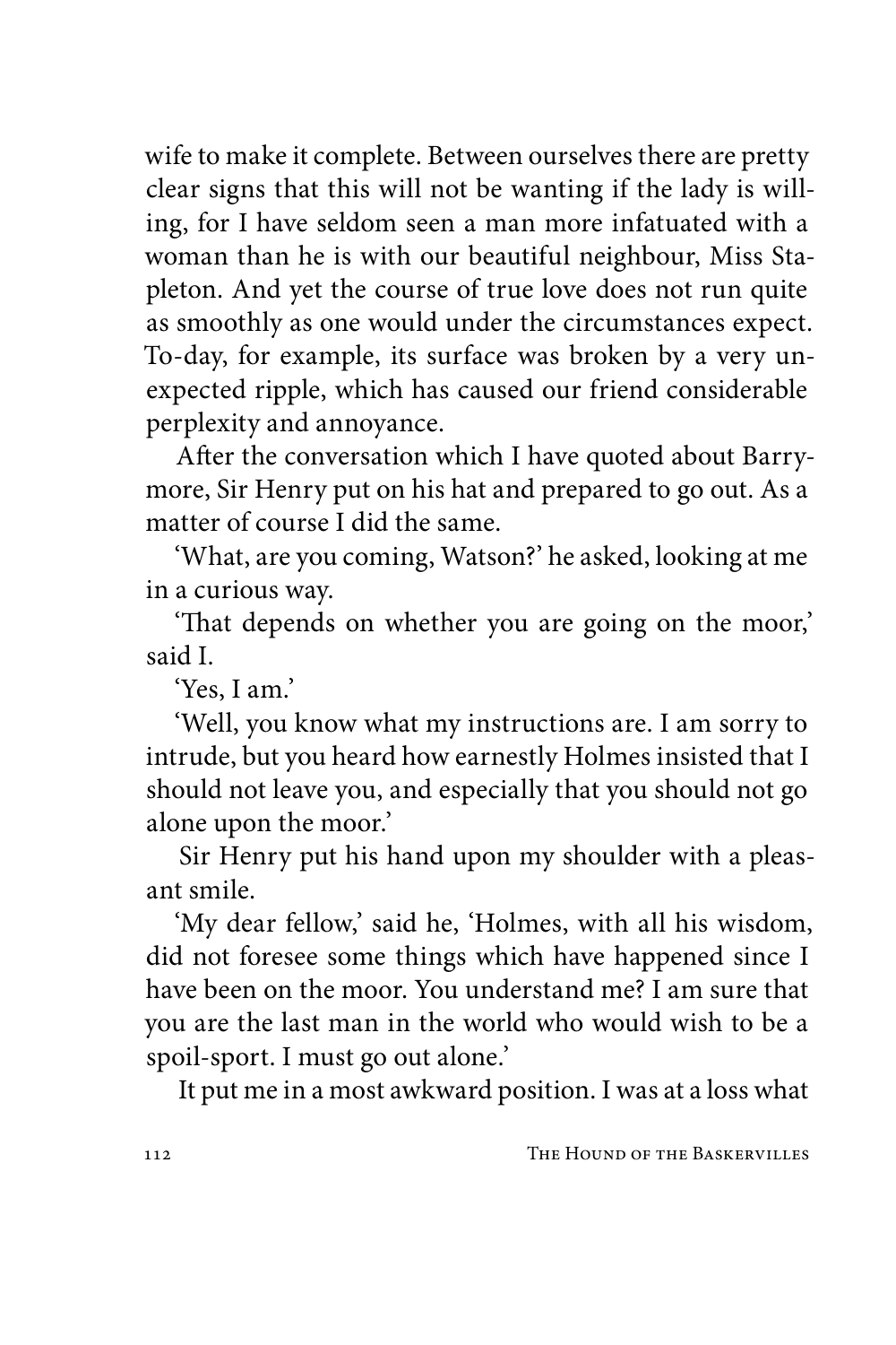wife to make it complete. Between ourselves there are pretty clear signs that this will not be wanting if the lady is willing, for I have seldom seen a man more infatuated with a woman than he is with our beautiful neighbour, Miss Stapleton. And yet the course of true love does not run quite as smoothly as one would under the circumstances expect. To-day, for example, its surface was broken by a very unexpected ripple, which has caused our friend considerable perplexity and annoyance.

After the conversation which I have quoted about Barrymore, Sir Henry put on his hat and prepared to go out. As a matter of course I did the same.

'What, are you coming, Watson?' he asked, looking at me in a curious way.

'That depends on whether you are going on the moor,' said I.

'Yes, I am.'

'Well, you know what my instructions are. I am sorry to intrude, but you heard how earnestly Holmes insisted that I should not leave you, and especially that you should not go alone upon the moor.'

Sir Henry put his hand upon my shoulder with a pleasant smile.

'My dear fellow,' said he, 'Holmes, with all his wisdom, did not foresee some things which have happened since I have been on the moor. You understand me? I am sure that you are the last man in the world who would wish to be a spoil-sport. I must go out alone.'

It put me in a most awkward position. I was at a loss what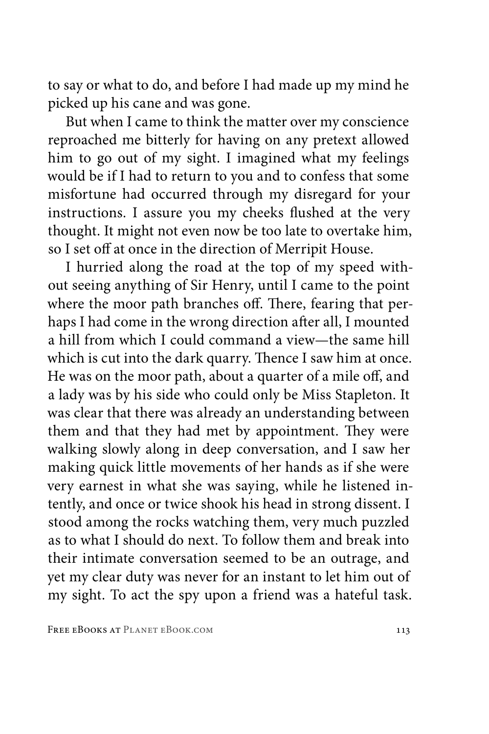to say or what to do, and before I had made up my mind he picked up his cane and was gone.

But when I came to think the matter over my conscience reproached me bitterly for having on any pretext allowed him to go out of my sight. I imagined what my feelings would be if I had to return to you and to confess that some misfortune had occurred through my disregard for your instructions. I assure you my cheeks flushed at the very thought. It might not even now be too late to overtake him, so I set off at once in the direction of Merripit House.

I hurried along the road at the top of my speed without seeing anything of Sir Henry, until I came to the point where the moor path branches off. There, fearing that perhaps I had come in the wrong direction after all, I mounted a hill from which I could command a view—the same hill which is cut into the dark quarry. Thence I saw him at once. He was on the moor path, about a quarter of a mile off, and a lady was by his side who could only be Miss Stapleton. It was clear that there was already an understanding between them and that they had met by appointment. They were walking slowly along in deep conversation, and I saw her making quick little movements of her hands as if she were very earnest in what she was saying, while he listened intently, and once or twice shook his head in strong dissent. I stood among the rocks watching them, very much puzzled as to what I should do next. To follow them and break into their intimate conversation seemed to be an outrage, and yet my clear duty was never for an instant to let him out of my sight. To act the spy upon a friend was a hateful task.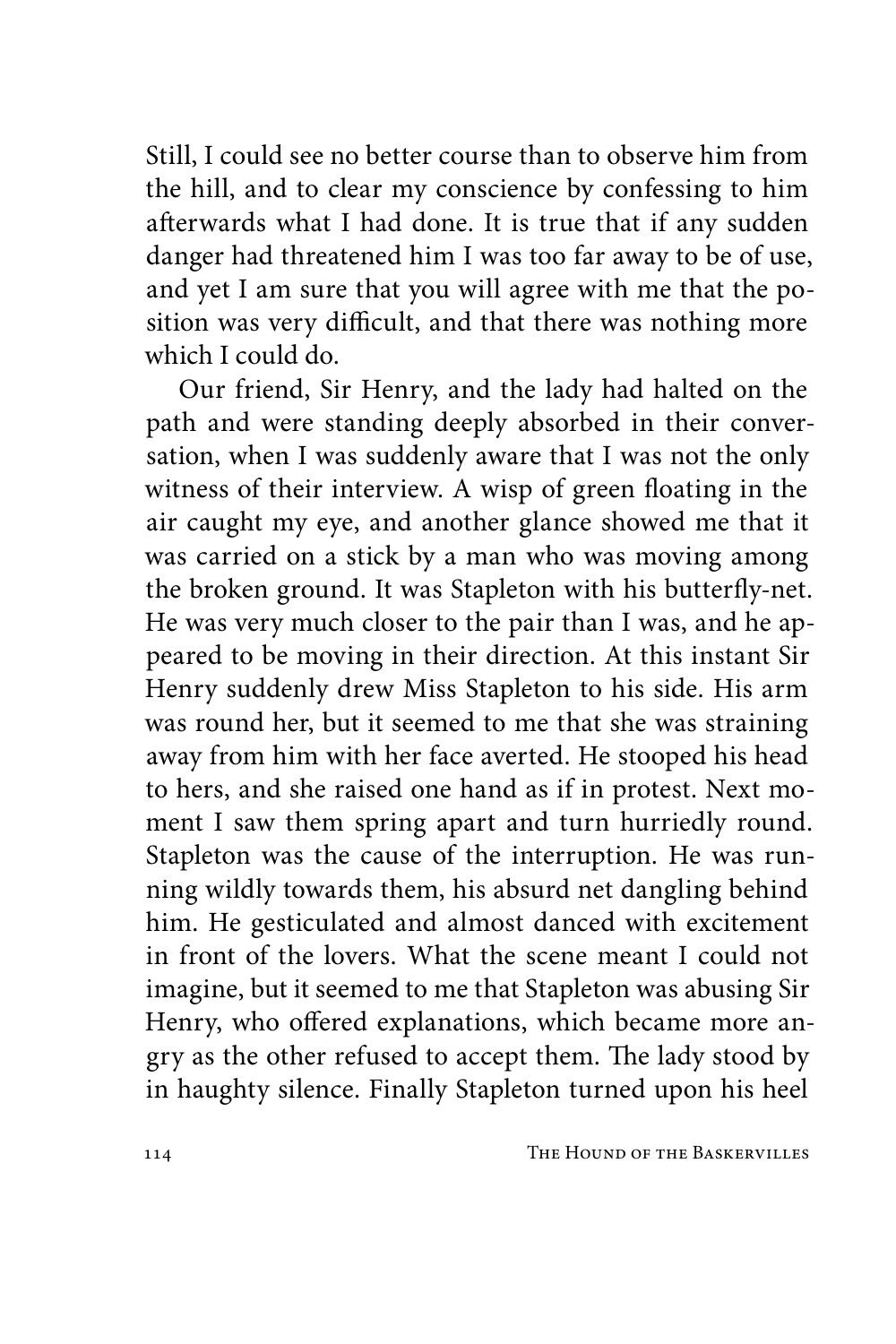Still, I could see no better course than to observe him from the hill, and to clear my conscience by confessing to him afterwards what I had done. It is true that if any sudden danger had threatened him I was too far away to be of use, and yet I am sure that you will agree with me that the position was very difficult, and that there was nothing more which I could do.

Our friend, Sir Henry, and the lady had halted on the path and were standing deeply absorbed in their conversation, when I was suddenly aware that I was not the only witness of their interview. A wisp of green floating in the air caught my eye, and another glance showed me that it was carried on a stick by a man who was moving among the broken ground. It was Stapleton with his butterfly-net. He was very much closer to the pair than I was, and he appeared to be moving in their direction. At this instant Sir Henry suddenly drew Miss Stapleton to his side. His arm was round her, but it seemed to me that she was straining away from him with her face averted. He stooped his head to hers, and she raised one hand as if in protest. Next moment I saw them spring apart and turn hurriedly round. Stapleton was the cause of the interruption. He was running wildly towards them, his absurd net dangling behind him. He gesticulated and almost danced with excitement in front of the lovers. What the scene meant I could not imagine, but it seemed to me that Stapleton was abusing Sir Henry, who offered explanations, which became more angry as the other refused to accept them. The lady stood by in haughty silence. Finally Stapleton turned upon his heel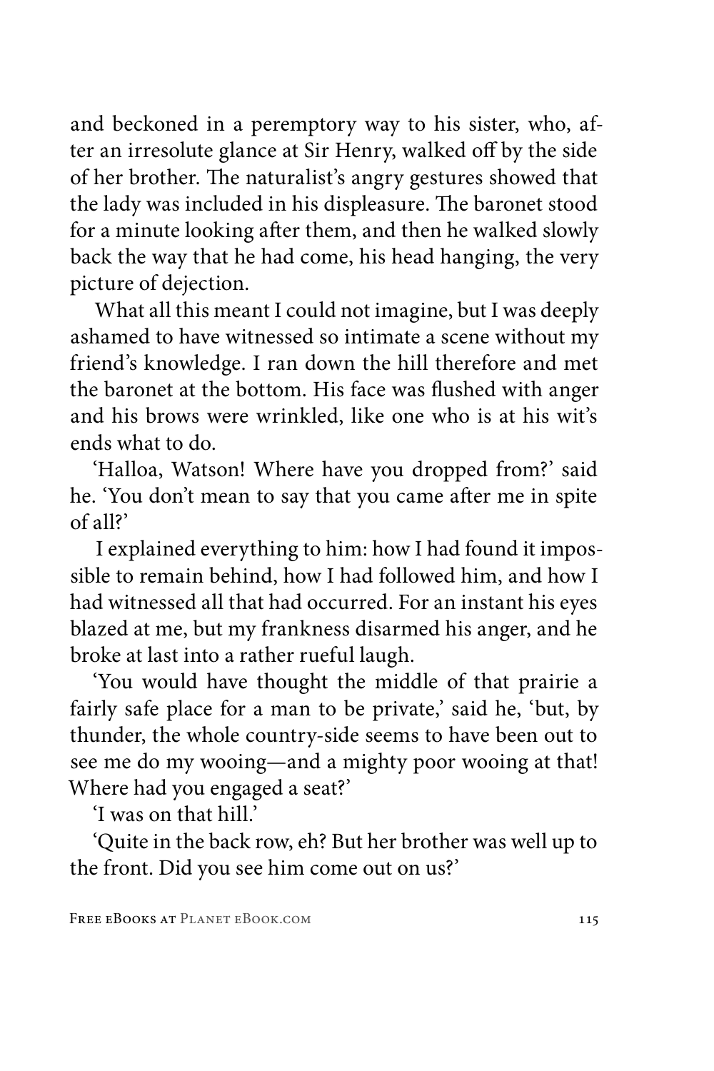and beckoned in a peremptory way to his sister, who, after an irresolute glance at Sir Henry, walked off by the side of her brother. The naturalist's angry gestures showed that the lady was included in his displeasure. The baronet stood for a minute looking after them, and then he walked slowly back the way that he had come, his head hanging, the very picture of dejection.

What all this meant I could not imagine, but I was deeply ashamed to have witnessed so intimate a scene without my friend's knowledge. I ran down the hill therefore and met the baronet at the bottom. His face was flushed with anger and his brows were wrinkled, like one who is at his wit's ends what to do.

'Halloa, Watson! Where have you dropped from?' said he. 'You don't mean to say that you came after me in spite of all?'

I explained everything to him: how I had found it impossible to remain behind, how I had followed him, and how I had witnessed all that had occurred. For an instant his eyes blazed at me, but my frankness disarmed his anger, and he broke at last into a rather rueful laugh.

'You would have thought the middle of that prairie a fairly safe place for a man to be private,' said he, 'but, by thunder, the whole country-side seems to have been out to see me do my wooing—and a mighty poor wooing at that! Where had you engaged a seat?'

'I was on that hill.'

'Quite in the back row, eh? But her brother was well up to the front. Did you see him come out on us?'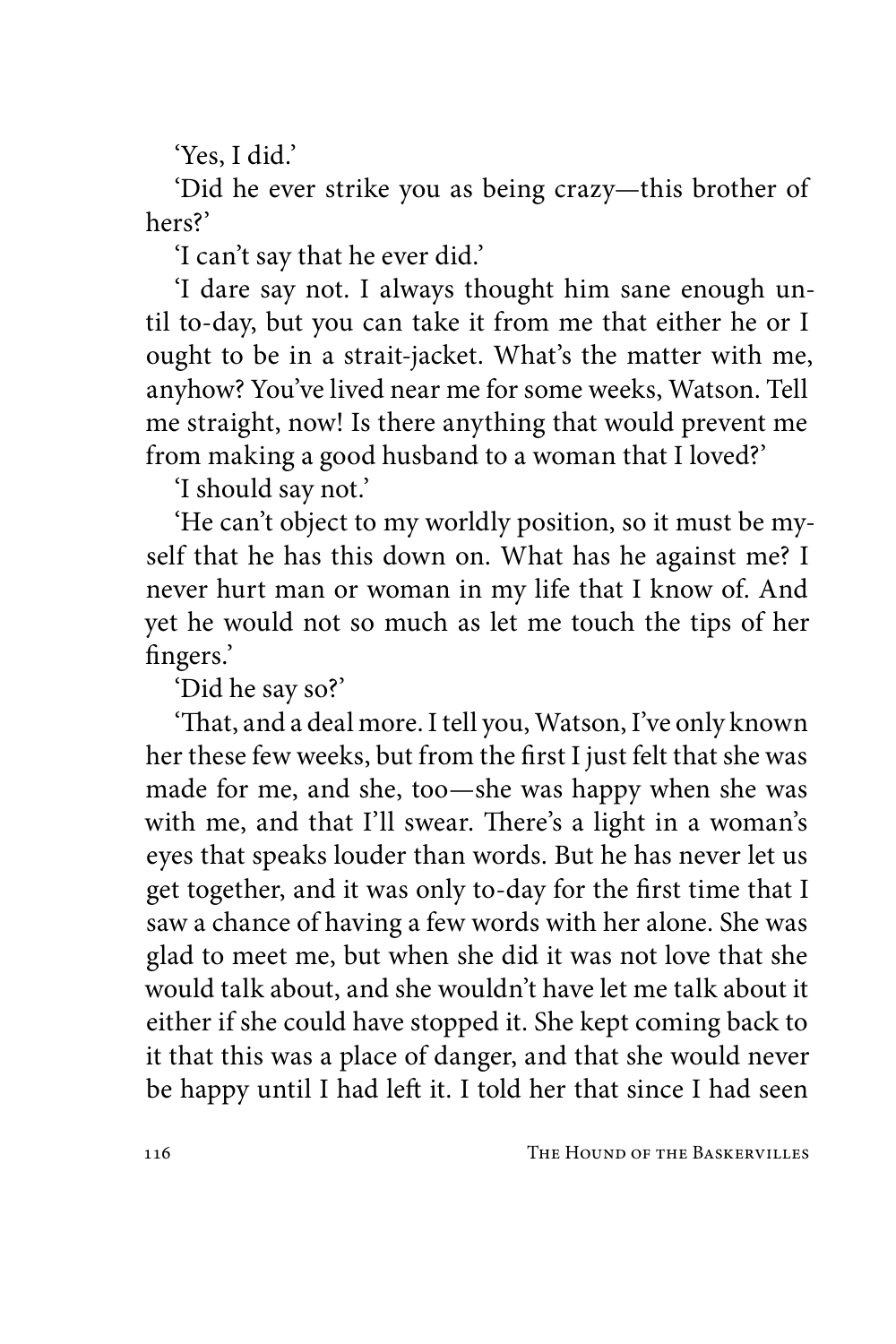'Yes, I did.'

'Did he ever strike you as being crazy—this brother of hers?'

'I can't say that he ever did.'

'I dare say not. I always thought him sane enough until to-day, but you can take it from me that either he or I ought to be in a strait-jacket. What's the matter with me, anyhow? You've lived near me for some weeks, Watson. Tell me straight, now! Is there anything that would prevent me from making a good husband to a woman that I loved?'

'I should say not.'

'He can't object to my worldly position, so it must be myself that he has this down on. What has he against me? I never hurt man or woman in my life that I know of. And yet he would not so much as let me touch the tips of her fingers.'

'Did he say so?'

'That, and a deal more. I tell you, Watson, I've only known her these few weeks, but from the first I just felt that she was made for me, and she, too—she was happy when she was with me, and that I'll swear. There's a light in a woman's eyes that speaks louder than words. But he has never let us get together, and it was only to-day for the first time that I saw a chance of having a few words with her alone. She was glad to meet me, but when she did it was not love that she would talk about, and she wouldn't have let me talk about it either if she could have stopped it. She kept coming back to it that this was a place of danger, and that she would never be happy until I had left it. I told her that since I had seen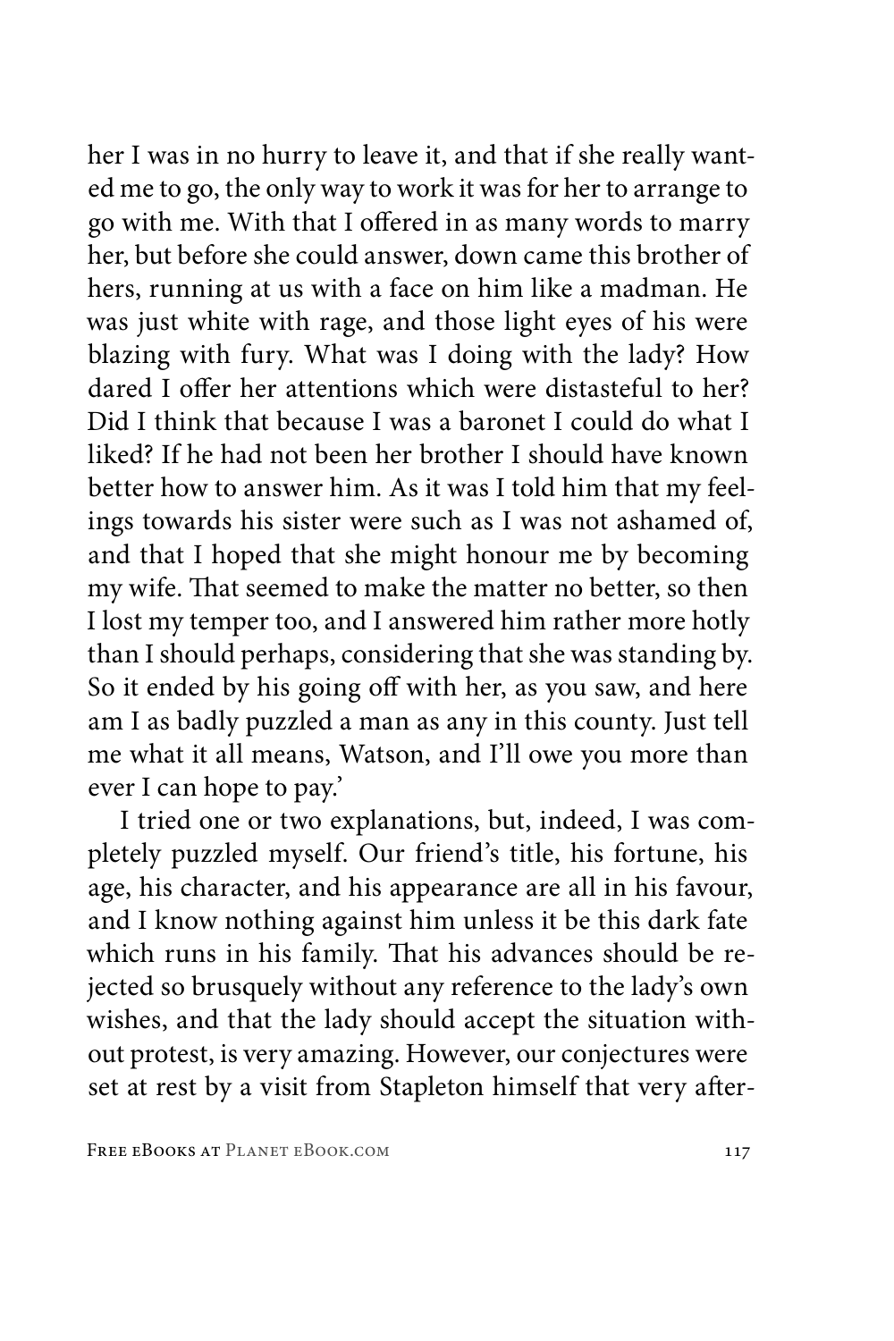her I was in no hurry to leave it, and that if she really wanted me to go, the only way to work it was for her to arrange to go with me. With that I offered in as many words to marry her, but before she could answer, down came this brother of hers, running at us with a face on him like a madman. He was just white with rage, and those light eyes of his were blazing with fury. What was I doing with the lady? How dared I offer her attentions which were distasteful to her? Did I think that because I was a baronet I could do what I liked? If he had not been her brother I should have known better how to answer him. As it was I told him that my feelings towards his sister were such as I was not ashamed of, and that I hoped that she might honour me by becoming my wife. That seemed to make the matter no better, so then I lost my temper too, and I answered him rather more hotly than I should perhaps, considering that she was standing by. So it ended by his going off with her, as you saw, and here am I as badly puzzled a man as any in this county. Just tell me what it all means, Watson, and I'll owe you more than ever I can hope to pay.'

I tried one or two explanations, but, indeed, I was completely puzzled myself. Our friend's title, his fortune, his age, his character, and his appearance are all in his favour, and I know nothing against him unless it be this dark fate which runs in his family. That his advances should be rejected so brusquely without any reference to the lady's own wishes, and that the lady should accept the situation without protest, is very amazing. However, our conjectures were set at rest by a visit from Stapleton himself that very after-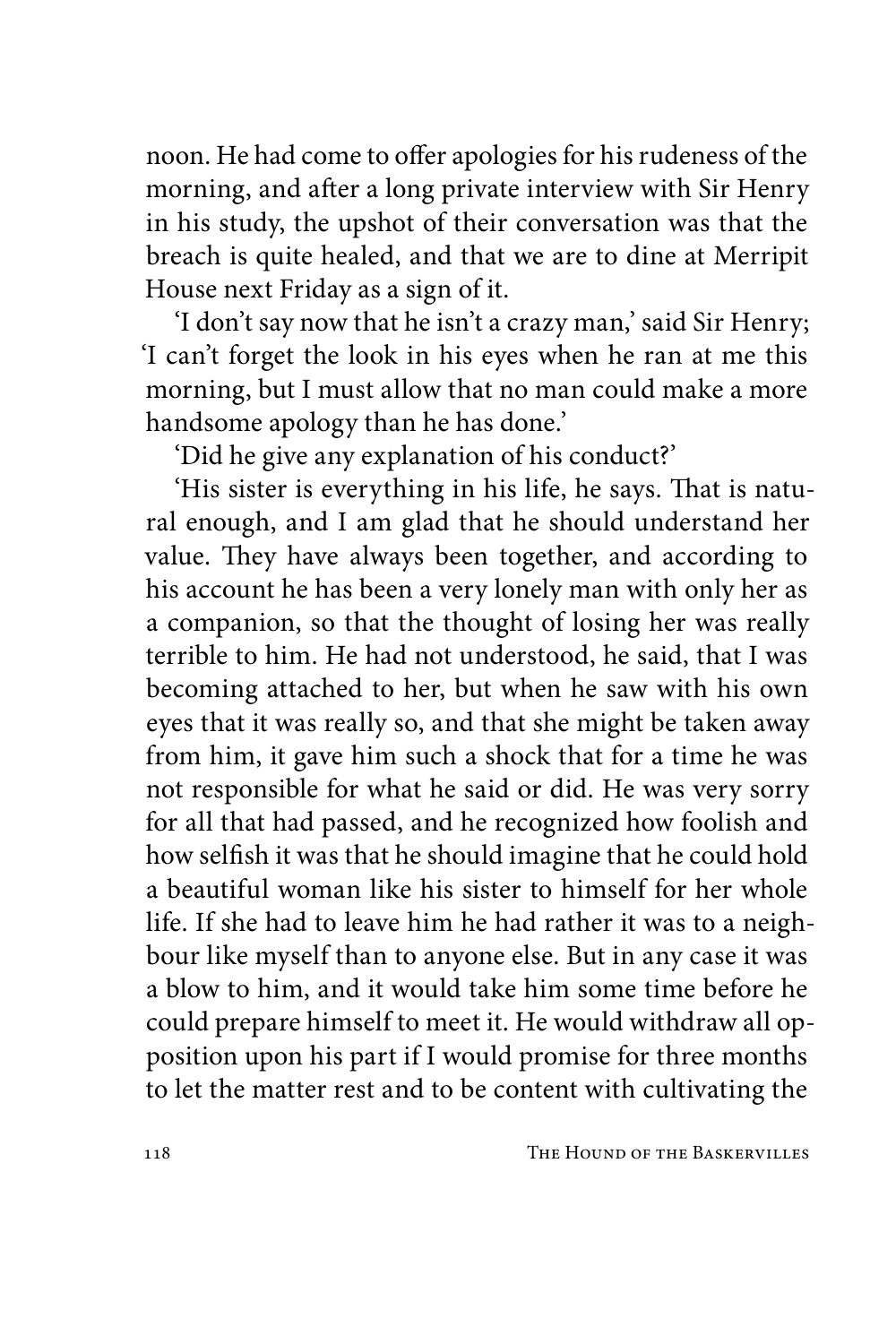noon. He had come to offer apologies for his rudeness of the morning, and after a long private interview with Sir Henry in his study, the upshot of their conversation was that the breach is quite healed, and that we are to dine at Merripit House next Friday as a sign of it.

'I don't say now that he isn't a crazy man,' said Sir Henry; 'I can't forget the look in his eyes when he ran at me this morning, but I must allow that no man could make a more handsome apology than he has done.'

'Did he give any explanation of his conduct?'

'His sister is everything in his life, he says. That is natural enough, and I am glad that he should understand her value. They have always been together, and according to his account he has been a very lonely man with only her as a companion, so that the thought of losing her was really terrible to him. He had not understood, he said, that I was becoming attached to her, but when he saw with his own eyes that it was really so, and that she might be taken away from him, it gave him such a shock that for a time he was not responsible for what he said or did. He was very sorry for all that had passed, and he recognized how foolish and how selfish it was that he should imagine that he could hold a beautiful woman like his sister to himself for her whole life. If she had to leave him he had rather it was to a neighbour like myself than to anyone else. But in any case it was a blow to him, and it would take him some time before he could prepare himself to meet it. He would withdraw all opposition upon his part if I would promise for three months to let the matter rest and to be content with cultivating the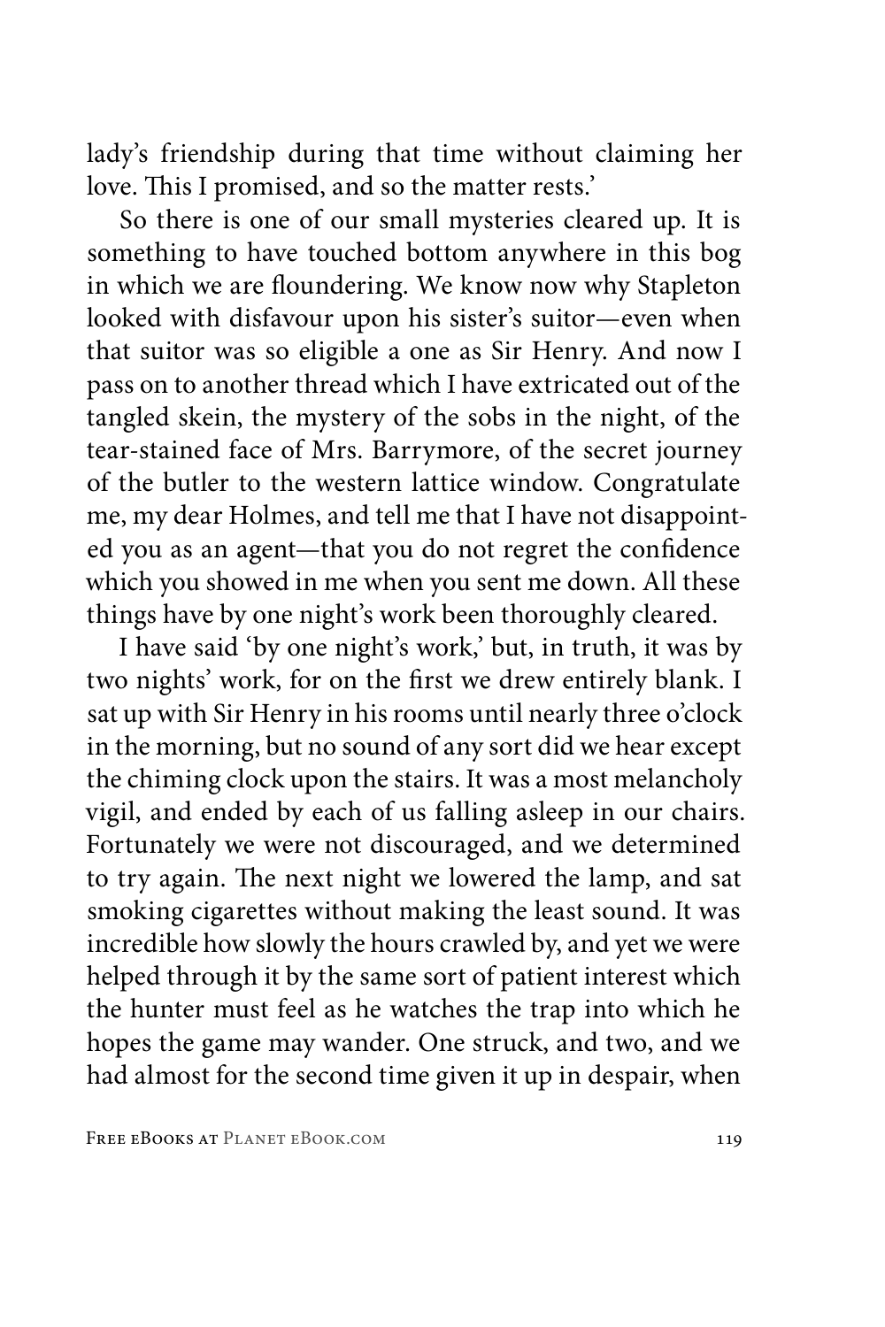lady's friendship during that time without claiming her love. This I promised, and so the matter rests.'

So there is one of our small mysteries cleared up. It is something to have touched bottom anywhere in this bog in which we are floundering. We know now why Stapleton looked with disfavour upon his sister's suitor—even when that suitor was so eligible a one as Sir Henry. And now I pass on to another thread which I have extricated out of the tangled skein, the mystery of the sobs in the night, of the tear-stained face of Mrs. Barrymore, of the secret journey of the butler to the western lattice window. Congratulate me, my dear Holmes, and tell me that I have not disappointed you as an agent—that you do not regret the confidence which you showed in me when you sent me down. All these things have by one night's work been thoroughly cleared.

I have said 'by one night's work,' but, in truth, it was by two nights' work, for on the first we drew entirely blank. I sat up with Sir Henry in his rooms until nearly three o'clock in the morning, but no sound of any sort did we hear except the chiming clock upon the stairs. It was a most melancholy vigil, and ended by each of us falling asleep in our chairs. Fortunately we were not discouraged, and we determined to try again. The next night we lowered the lamp, and sat smoking cigarettes without making the least sound. It was incredible how slowly the hours crawled by, and yet we were helped through it by the same sort of patient interest which the hunter must feel as he watches the trap into which he hopes the game may wander. One struck, and two, and we had almost for the second time given it up in despair, when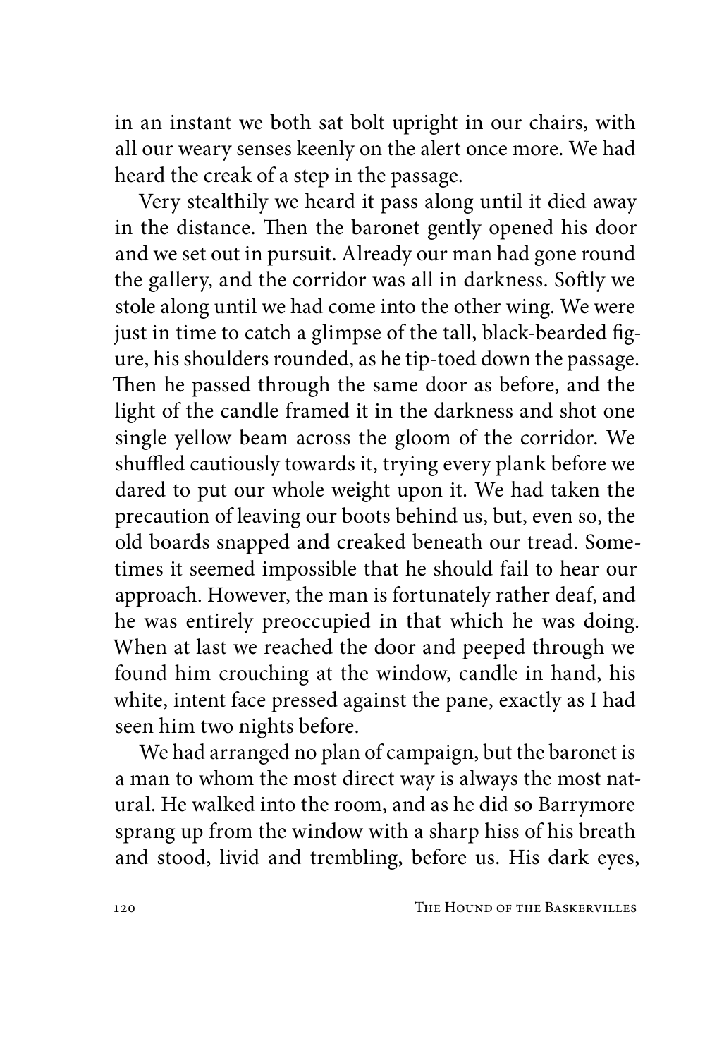in an instant we both sat bolt upright in our chairs, with all our weary senses keenly on the alert once more. We had heard the creak of a step in the passage.

Very stealthily we heard it pass along until it died away in the distance. Then the baronet gently opened his door and we set out in pursuit. Already our man had gone round the gallery, and the corridor was all in darkness. Softly we stole along until we had come into the other wing. We were just in time to catch a glimpse of the tall, black-bearded figure, his shoulders rounded, as he tip-toed down the passage. Then he passed through the same door as before, and the light of the candle framed it in the darkness and shot one single yellow beam across the gloom of the corridor. We shuffled cautiously towards it, trying every plank before we dared to put our whole weight upon it. We had taken the precaution of leaving our boots behind us, but, even so, the old boards snapped and creaked beneath our tread. Sometimes it seemed impossible that he should fail to hear our approach. However, the man is fortunately rather deaf, and he was entirely preoccupied in that which he was doing. When at last we reached the door and peeped through we found him crouching at the window, candle in hand, his white, intent face pressed against the pane, exactly as I had seen him two nights before.

We had arranged no plan of campaign, but the baronet is a man to whom the most direct way is always the most natural. He walked into the room, and as he did so Barrymore sprang up from the window with a sharp hiss of his breath and stood, livid and trembling, before us. His dark eyes,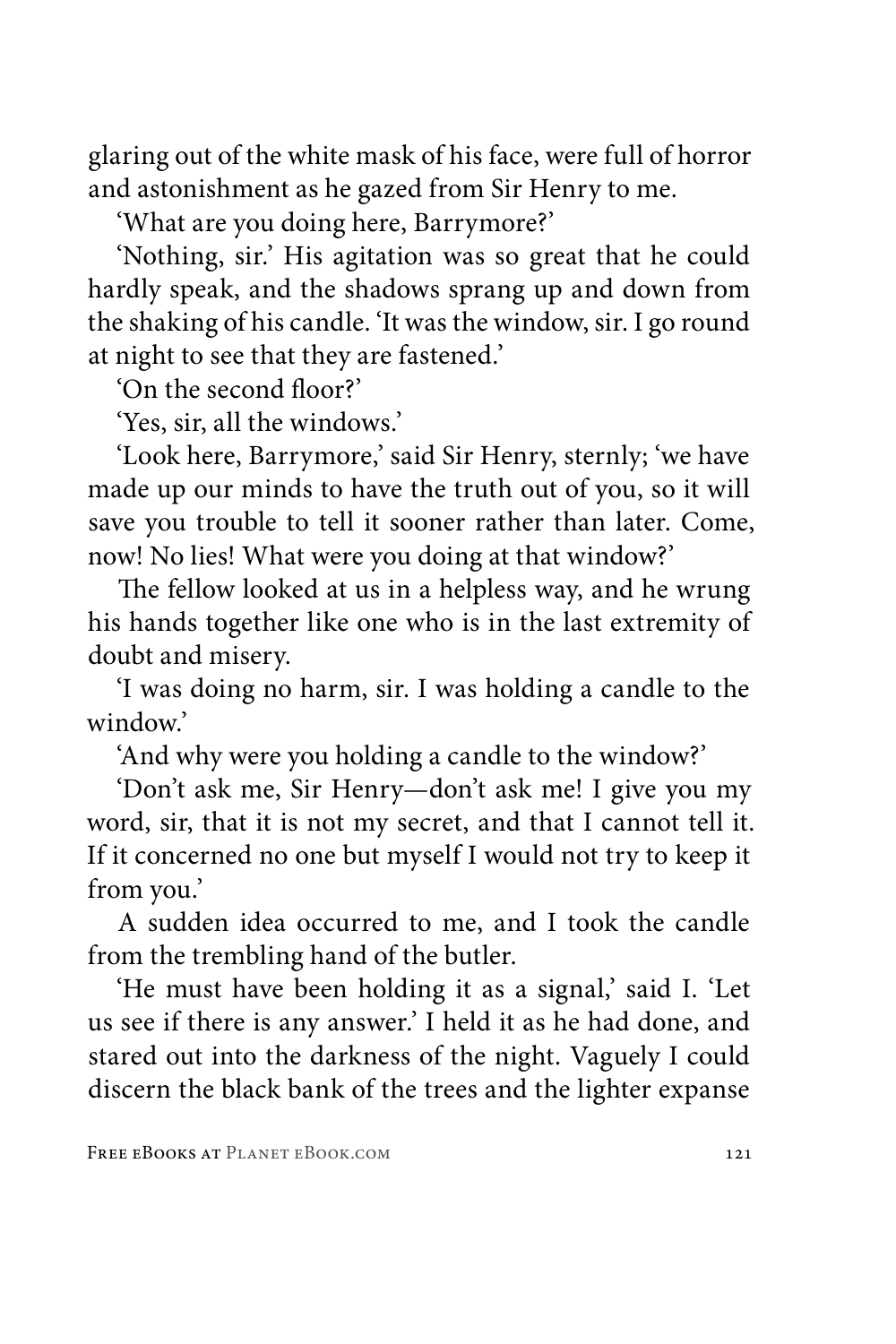glaring out of the white mask of his face, were full of horror and astonishment as he gazed from Sir Henry to me.

'What are you doing here, Barrymore?'

'Nothing, sir.' His agitation was so great that he could hardly speak, and the shadows sprang up and down from the shaking of his candle. 'It was the window, sir. I go round at night to see that they are fastened.'

'On the second floor?'

'Yes, sir, all the windows.'

'Look here, Barrymore,' said Sir Henry, sternly; 'we have made up our minds to have the truth out of you, so it will save you trouble to tell it sooner rather than later. Come, now! No lies! What were you doing at that window?'

The fellow looked at us in a helpless way, and he wrung his hands together like one who is in the last extremity of doubt and misery.

'I was doing no harm, sir. I was holding a candle to the window.'

'And why were you holding a candle to the window?'

'Don't ask me, Sir Henry—don't ask me! I give you my word, sir, that it is not my secret, and that I cannot tell it. If it concerned no one but myself I would not try to keep it from you.'

A sudden idea occurred to me, and I took the candle from the trembling hand of the butler.

'He must have been holding it as a signal,' said I. 'Let us see if there is any answer.' I held it as he had done, and stared out into the darkness of the night. Vaguely I could discern the black bank of the trees and the lighter expanse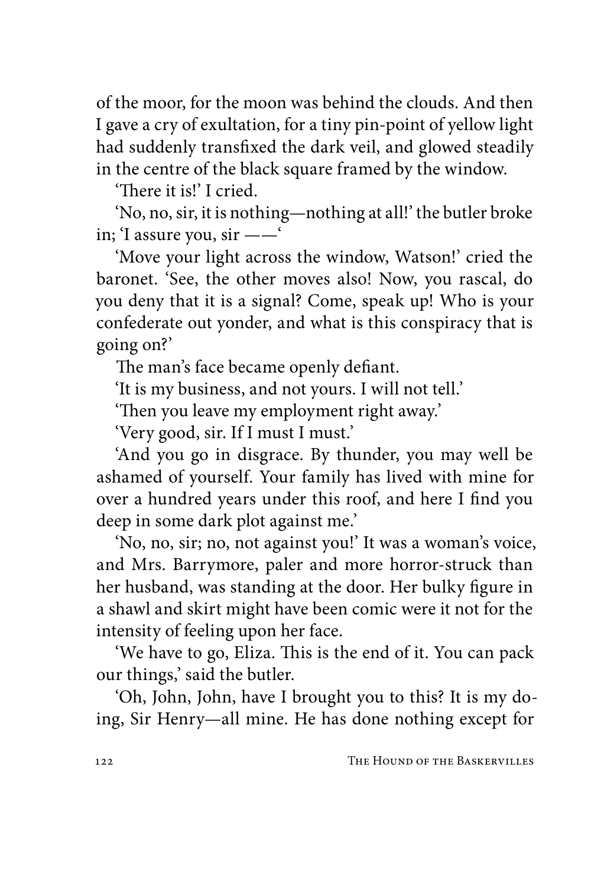of the moor, for the moon was behind the clouds. And then I gave a cry of exultation, for a tiny pin-point of yellow light had suddenly transfixed the dark veil, and glowed steadily in the centre of the black square framed by the window.

'There it is!' I cried.

'No, no, sir, it is nothing—nothing at all!' the butler broke in; 'I assure you, sir ——'

'Move your light across the window, Watson!' cried the baronet. 'See, the other moves also! Now, you rascal, do you deny that it is a signal? Come, speak up! Who is your confederate out yonder, and what is this conspiracy that is going on?'

The man's face became openly defiant.

'It is my business, and not yours. I will not tell.'

'Then you leave my employment right away.'

'Very good, sir. If I must I must.'

'And you go in disgrace. By thunder, you may well be ashamed of yourself. Your family has lived with mine for over a hundred years under this roof, and here I find you deep in some dark plot against me.'

'No, no, sir; no, not against you!' It was a woman's voice, and Mrs. Barrymore, paler and more horror-struck than her husband, was standing at the door. Her bulky figure in a shawl and skirt might have been comic were it not for the intensity of feeling upon her face.

'We have to go, Eliza. This is the end of it. You can pack our things,' said the butler.

'Oh, John, John, have I brought you to this? It is my doing, Sir Henry—all mine. He has done nothing except for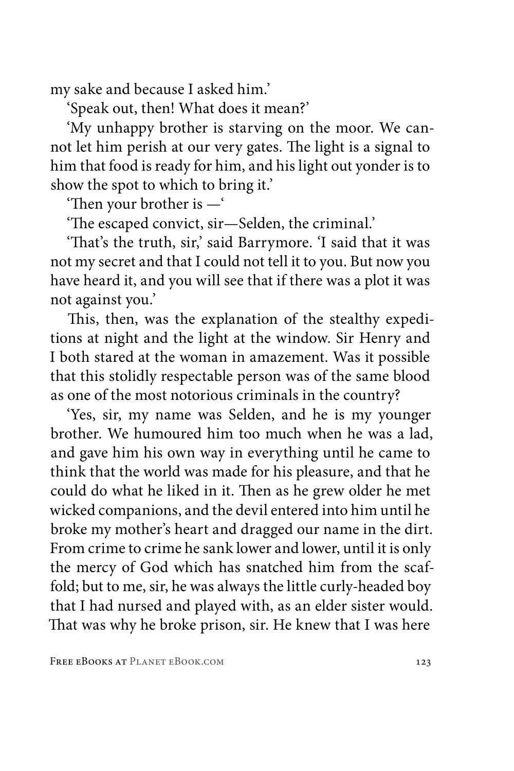my sake and because I asked him.'

'Speak out, then! What does it mean?'

'My unhappy brother is starving on the moor. We cannot let him perish at our very gates. The light is a signal to him that food is ready for him, and his light out yonder is to show the spot to which to bring it.'

'Then your brother is —'

'The escaped convict, sir—Selden, the criminal.'

'That's the truth, sir,' said Barrymore. 'I said that it was not my secret and that I could not tell it to you. But now you have heard it, and you will see that if there was a plot it was not against you.'

This, then, was the explanation of the stealthy expeditions at night and the light at the window. Sir Henry and I both stared at the woman in amazement. Was it possible that this stolidly respectable person was of the same blood as one of the most notorious criminals in the country?

'Yes, sir, my name was Selden, and he is my younger brother. We humoured him too much when he was a lad, and gave him his own way in everything until he came to think that the world was made for his pleasure, and that he could do what he liked in it. Then as he grew older he met wicked companions, and the devil entered into him until he broke my mother's heart and dragged our name in the dirt. From crime to crime he sank lower and lower, until it is only the mercy of God which has snatched him from the scaffold; but to me, sir, he was always the little curly-headed boy that I had nursed and played with, as an elder sister would. That was why he broke prison, sir. He knew that I was here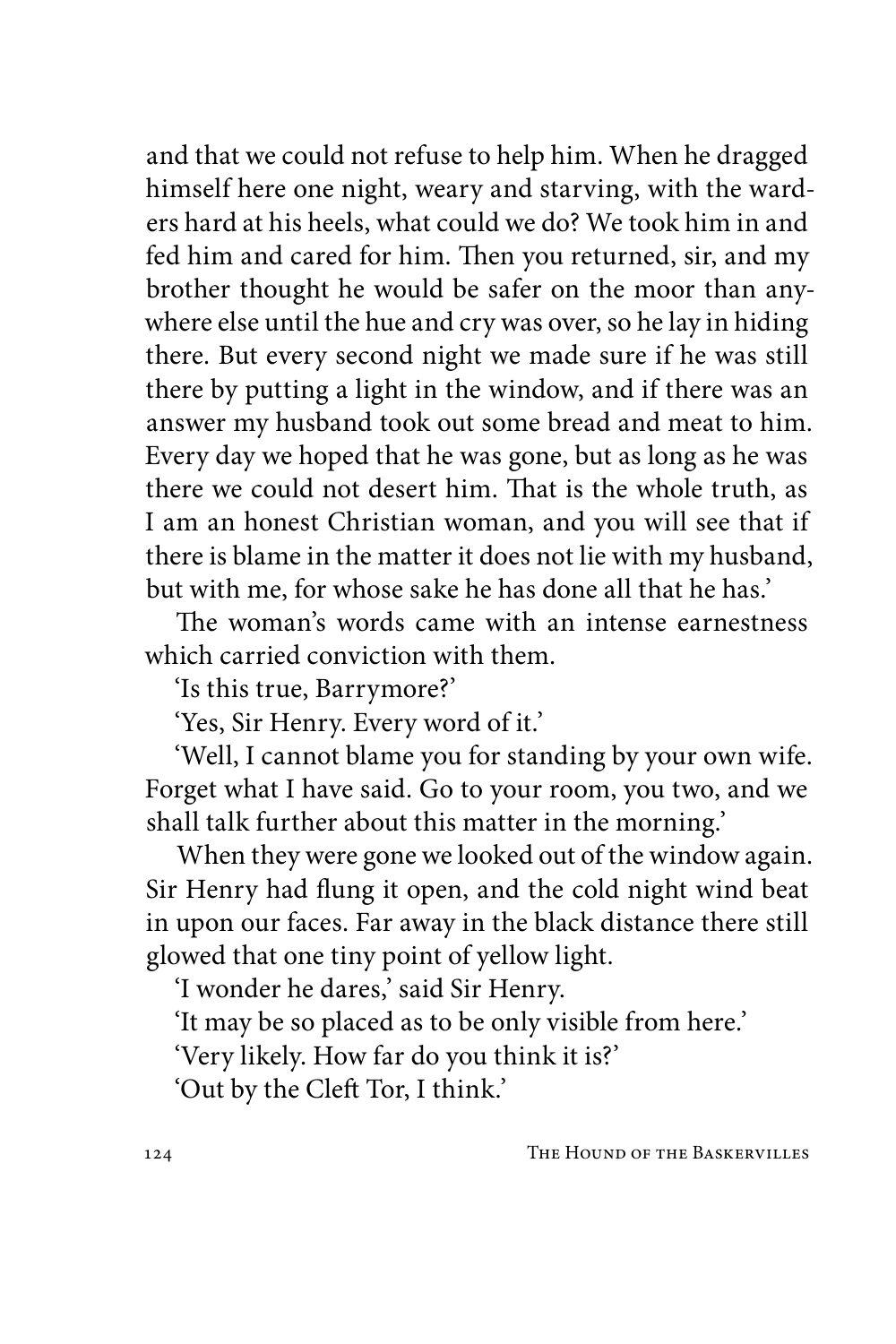and that we could not refuse to help him. When he dragged himself here one night, weary and starving, with the warders hard at his heels, what could we do? We took him in and fed him and cared for him. Then you returned, sir, and my brother thought he would be safer on the moor than anywhere else until the hue and cry was over, so he lay in hiding there. But every second night we made sure if he was still there by putting a light in the window, and if there was an answer my husband took out some bread and meat to him. Every day we hoped that he was gone, but as long as he was there we could not desert him. That is the whole truth, as I am an honest Christian woman, and you will see that if there is blame in the matter it does not lie with my husband, but with me, for whose sake he has done all that he has.'

The woman's words came with an intense earnestness which carried conviction with them.

'Is this true, Barrymore?'

'Yes, Sir Henry. Every word of it.'

'Well, I cannot blame you for standing by your own wife. Forget what I have said. Go to your room, you two, and we shall talk further about this matter in the morning.'

When they were gone we looked out of the window again. Sir Henry had flung it open, and the cold night wind beat in upon our faces. Far away in the black distance there still glowed that one tiny point of yellow light.

'I wonder he dares,' said Sir Henry.

'It may be so placed as to be only visible from here.'

'Very likely. How far do you think it is?'

'Out by the Cleft Tor, I think.'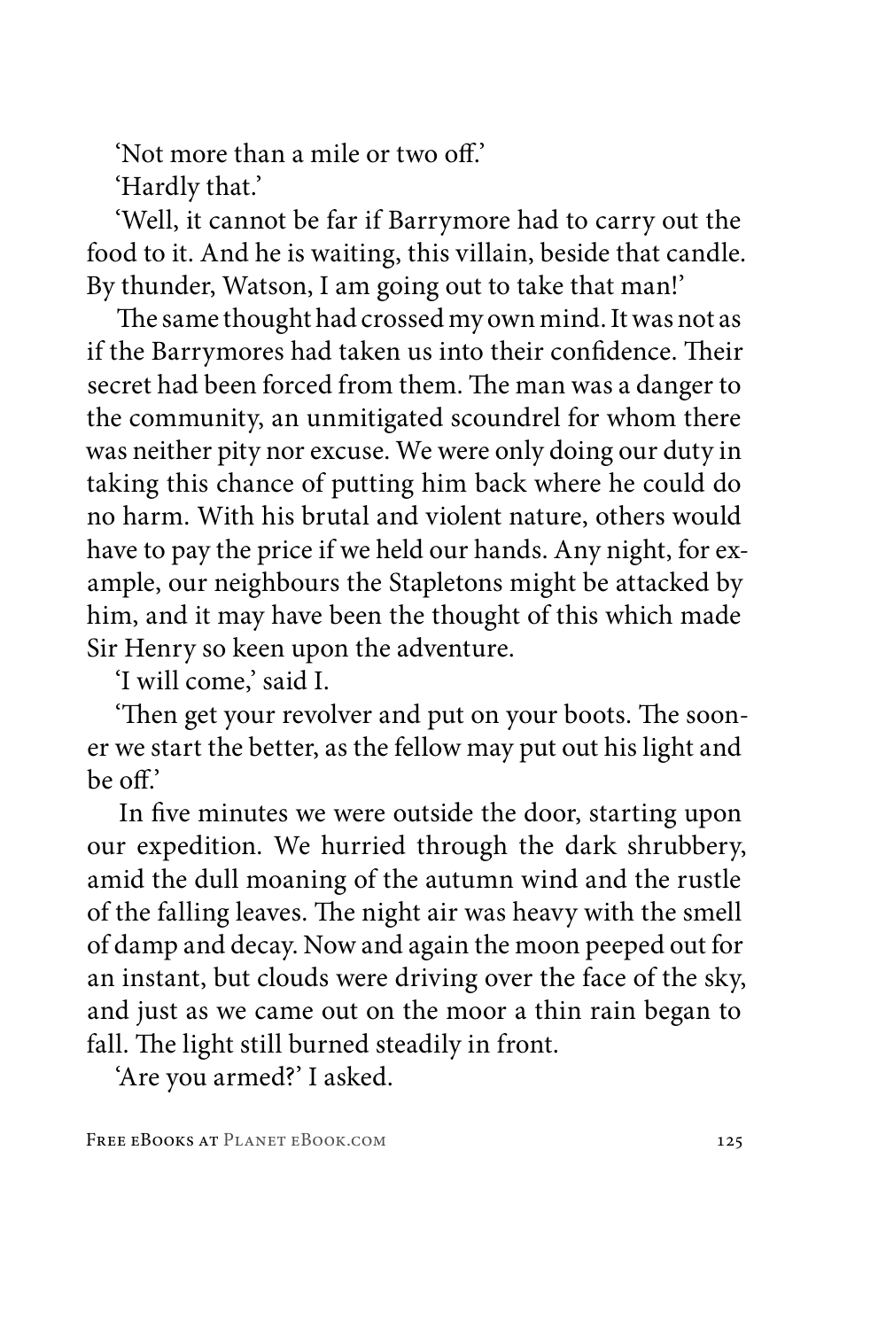'Not more than a mile or two off.'

'Hardly that.'

'Well, it cannot be far if Barrymore had to carry out the food to it. And he is waiting, this villain, beside that candle. By thunder, Watson, I am going out to take that man!'

The same thought had crossed my own mind. It was not as if the Barrymores had taken us into their confidence. Their secret had been forced from them. The man was a danger to the community, an unmitigated scoundrel for whom there was neither pity nor excuse. We were only doing our duty in taking this chance of putting him back where he could do no harm. With his brutal and violent nature, others would have to pay the price if we held our hands. Any night, for example, our neighbours the Stapletons might be attacked by him, and it may have been the thought of this which made Sir Henry so keen upon the adventure.

'I will come,' said I.

'Then get your revolver and put on your boots. The sooner we start the better, as the fellow may put out his light and be off.'

In five minutes we were outside the door, starting upon our expedition. We hurried through the dark shrubbery, amid the dull moaning of the autumn wind and the rustle of the falling leaves. The night air was heavy with the smell of damp and decay. Now and again the moon peeped out for an instant, but clouds were driving over the face of the sky, and just as we came out on the moor a thin rain began to fall. The light still burned steadily in front.

'Are you armed?' I asked.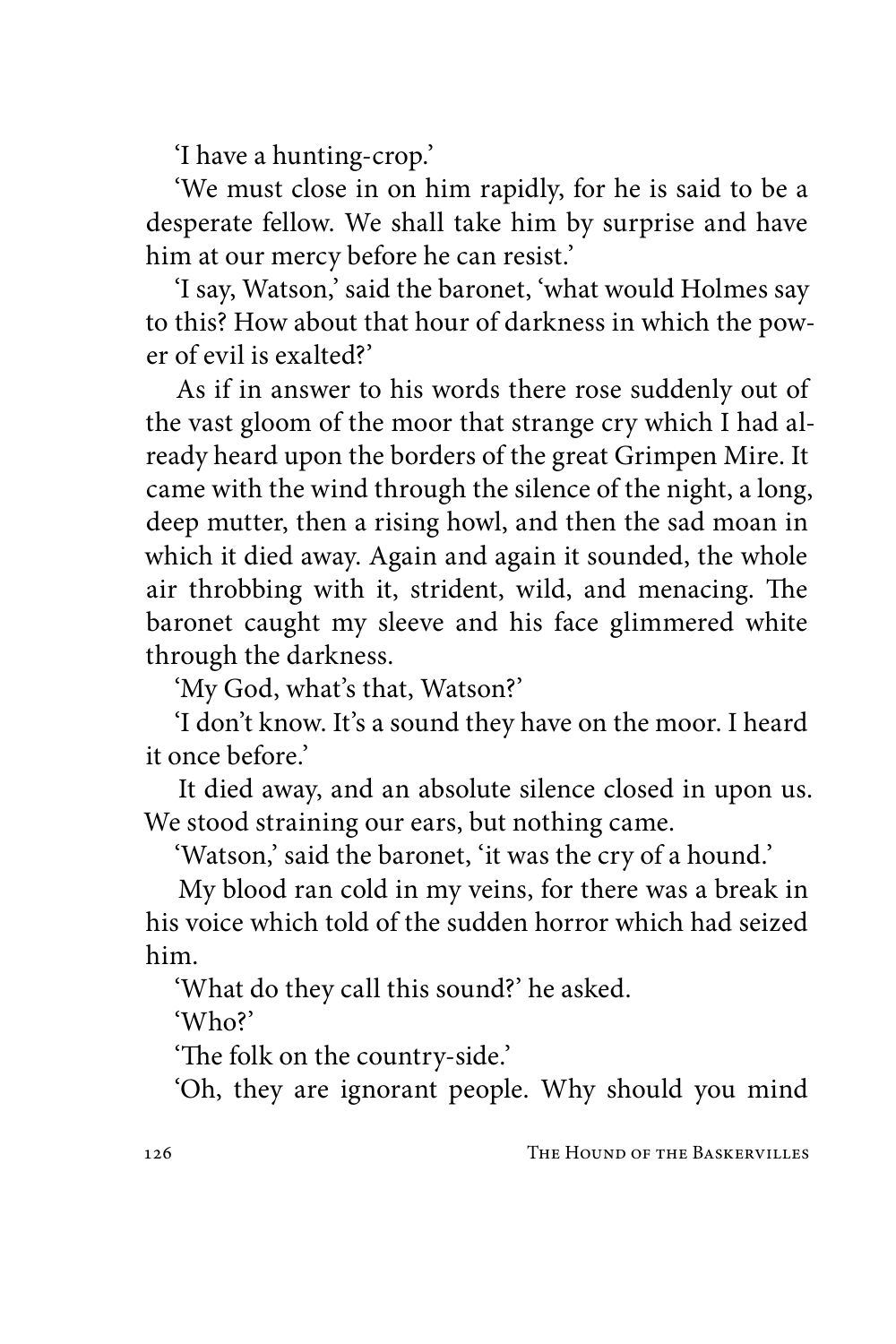'I have a hunting-crop.'

'We must close in on him rapidly, for he is said to be a desperate fellow. We shall take him by surprise and have him at our mercy before he can resist.'

'I say, Watson,' said the baronet, 'what would Holmes say to this? How about that hour of darkness in which the power of evil is exalted?'

As if in answer to his words there rose suddenly out of the vast gloom of the moor that strange cry which I had already heard upon the borders of the great Grimpen Mire. It came with the wind through the silence of the night, a long, deep mutter, then a rising howl, and then the sad moan in which it died away. Again and again it sounded, the whole air throbbing with it, strident, wild, and menacing. The baronet caught my sleeve and his face glimmered white through the darkness.

'My God, what's that, Watson?'

'I don't know. It's a sound they have on the moor. I heard it once before.'

It died away, and an absolute silence closed in upon us. We stood straining our ears, but nothing came.

'Watson,' said the baronet, 'it was the cry of a hound.'

My blood ran cold in my veins, for there was a break in his voice which told of the sudden horror which had seized him.

'What do they call this sound?' he asked.

'Who?'

'The folk on the country-side.'

'Oh, they are ignorant people. Why should you mind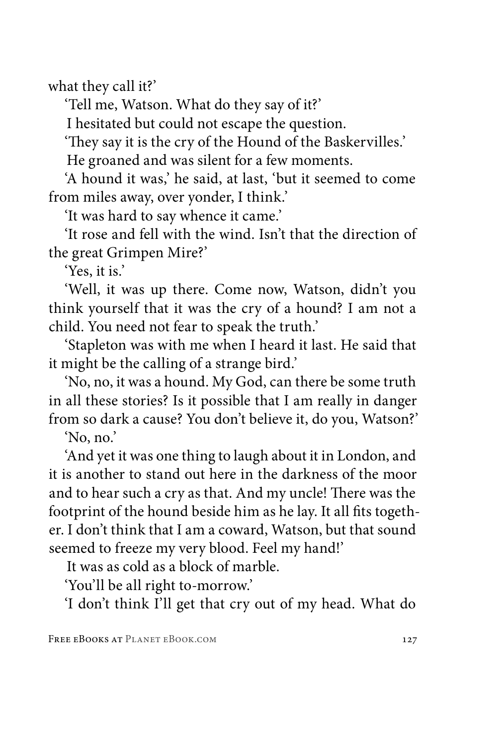what they call it?'

'Tell me, Watson. What do they say of it?'

I hesitated but could not escape the question.

'They say it is the cry of the Hound of the Baskervilles.'

He groaned and was silent for a few moments.

'A hound it was,' he said, at last, 'but it seemed to come from miles away, over yonder, I think.'

'It was hard to say whence it came.'

'It rose and fell with the wind. Isn't that the direction of the great Grimpen Mire?'

'Yes, it is.'

'Well, it was up there. Come now, Watson, didn't you think yourself that it was the cry of a hound? I am not a child. You need not fear to speak the truth.'

'Stapleton was with me when I heard it last. He said that it might be the calling of a strange bird.'

'No, no, it was a hound. My God, can there be some truth in all these stories? Is it possible that I am really in danger from so dark a cause? You don't believe it, do you, Watson?'

'No, no.'

'And yet it was one thing to laugh about it in London, and it is another to stand out here in the darkness of the moor and to hear such a cry as that. And my uncle! There was the footprint of the hound beside him as he lay. It all fits together. I don't think that I am a coward, Watson, but that sound seemed to freeze my very blood. Feel my hand!'

It was as cold as a block of marble.

'You'll be all right to-morrow.'

'I don't think I'll get that cry out of my head. What do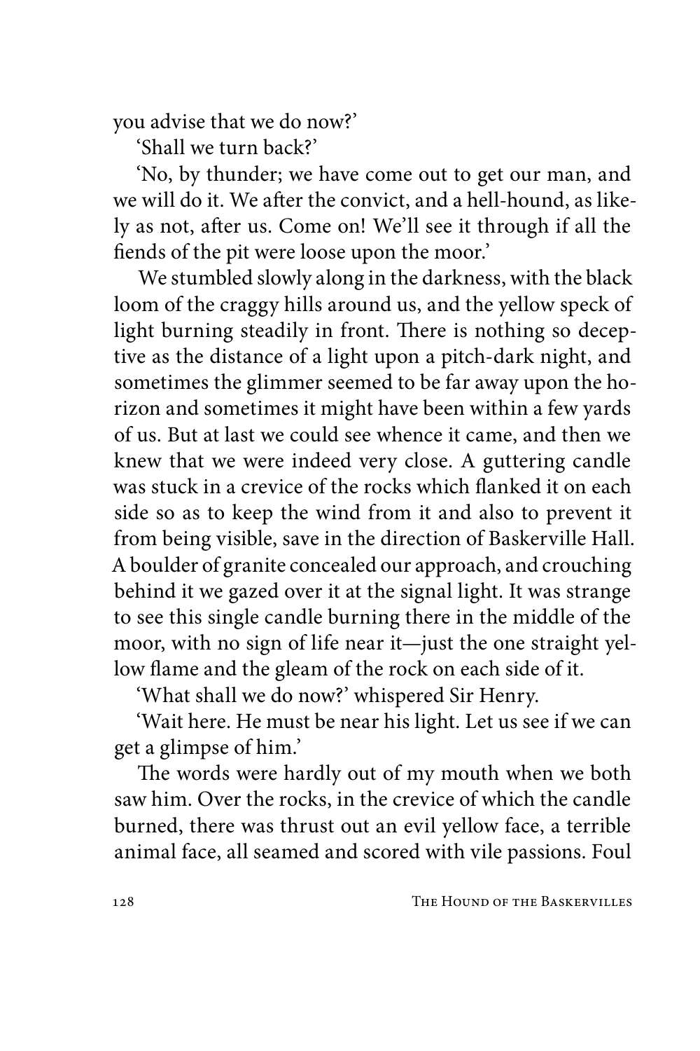you advise that we do now?'

'Shall we turn back?'

'No, by thunder; we have come out to get our man, and we will do it. We after the convict, and a hell-hound, as likely as not, after us. Come on! We'll see it through if all the fiends of the pit were loose upon the moor.'

We stumbled slowly along in the darkness, with the black loom of the craggy hills around us, and the yellow speck of light burning steadily in front. There is nothing so deceptive as the distance of a light upon a pitch-dark night, and sometimes the glimmer seemed to be far away upon the horizon and sometimes it might have been within a few yards of us. But at last we could see whence it came, and then we knew that we were indeed very close. A guttering candle was stuck in a crevice of the rocks which flanked it on each side so as to keep the wind from it and also to prevent it from being visible, save in the direction of Baskerville Hall. A boulder of granite concealed our approach, and crouching behind it we gazed over it at the signal light. It was strange to see this single candle burning there in the middle of the moor, with no sign of life near it—just the one straight yellow flame and the gleam of the rock on each side of it.

'What shall we do now?' whispered Sir Henry.

'Wait here. He must be near his light. Let us see if we can get a glimpse of him.'

The words were hardly out of my mouth when we both saw him. Over the rocks, in the crevice of which the candle burned, there was thrust out an evil yellow face, a terrible animal face, all seamed and scored with vile passions. Foul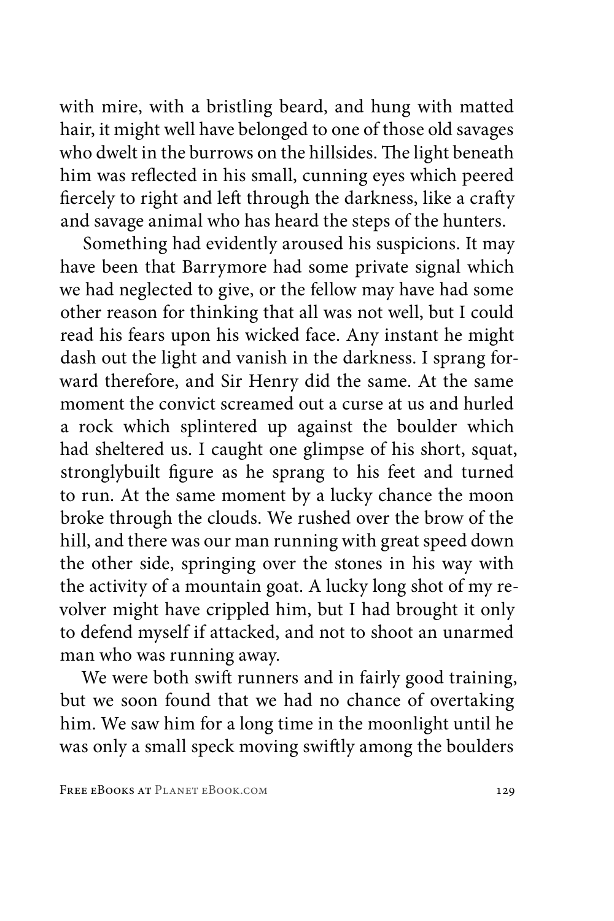with mire, with a bristling beard, and hung with matted hair, it might well have belonged to one of those old savages who dwelt in the burrows on the hillsides. The light beneath him was reflected in his small, cunning eyes which peered fiercely to right and left through the darkness, like a crafty and savage animal who has heard the steps of the hunters.

Something had evidently aroused his suspicions. It may have been that Barrymore had some private signal which we had neglected to give, or the fellow may have had some other reason for thinking that all was not well, but I could read his fears upon his wicked face. Any instant he might dash out the light and vanish in the darkness. I sprang forward therefore, and Sir Henry did the same. At the same moment the convict screamed out a curse at us and hurled a rock which splintered up against the boulder which had sheltered us. I caught one glimpse of his short, squat, stronglybuilt figure as he sprang to his feet and turned to run. At the same moment by a lucky chance the moon broke through the clouds. We rushed over the brow of the hill, and there was our man running with great speed down the other side, springing over the stones in his way with the activity of a mountain goat. A lucky long shot of my revolver might have crippled him, but I had brought it only to defend myself if attacked, and not to shoot an unarmed man who was running away.

We were both swift runners and in fairly good training, but we soon found that we had no chance of overtaking him. We saw him for a long time in the moonlight until he was only a small speck moving swiftly among the boulders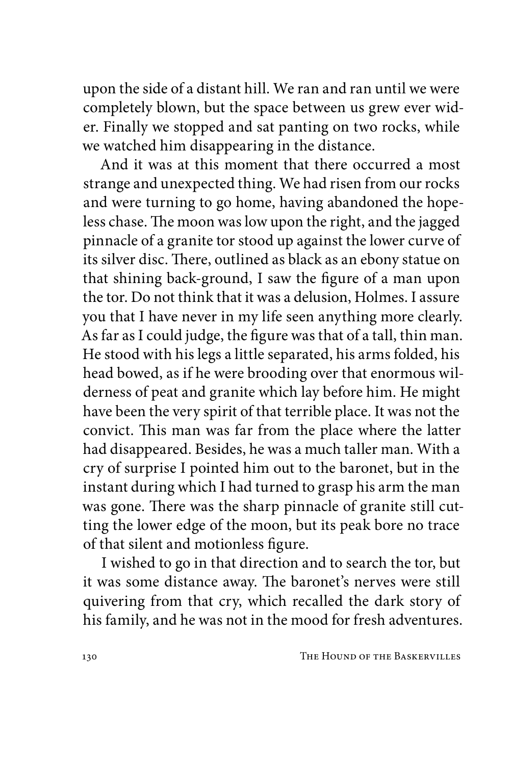upon the side of a distant hill. We ran and ran until we were completely blown, but the space between us grew ever wider. Finally we stopped and sat panting on two rocks, while we watched him disappearing in the distance.

And it was at this moment that there occurred a most strange and unexpected thing. We had risen from our rocks and were turning to go home, having abandoned the hopeless chase. The moon was low upon the right, and the jagged pinnacle of a granite tor stood up against the lower curve of its silver disc. There, outlined as black as an ebony statue on that shining back-ground, I saw the figure of a man upon the tor. Do not think that it was a delusion, Holmes. I assure you that I have never in my life seen anything more clearly. As far as I could judge, the figure was that of a tall, thin man. He stood with his legs a little separated, his arms folded, his head bowed, as if he were brooding over that enormous wilderness of peat and granite which lay before him. He might have been the very spirit of that terrible place. It was not the convict. This man was far from the place where the latter had disappeared. Besides, he was a much taller man. With a cry of surprise I pointed him out to the baronet, but in the instant during which I had turned to grasp his arm the man was gone. There was the sharp pinnacle of granite still cutting the lower edge of the moon, but its peak bore no trace of that silent and motionless figure.

I wished to go in that direction and to search the tor, but it was some distance away. The baronet's nerves were still quivering from that cry, which recalled the dark story of his family, and he was not in the mood for fresh adventures.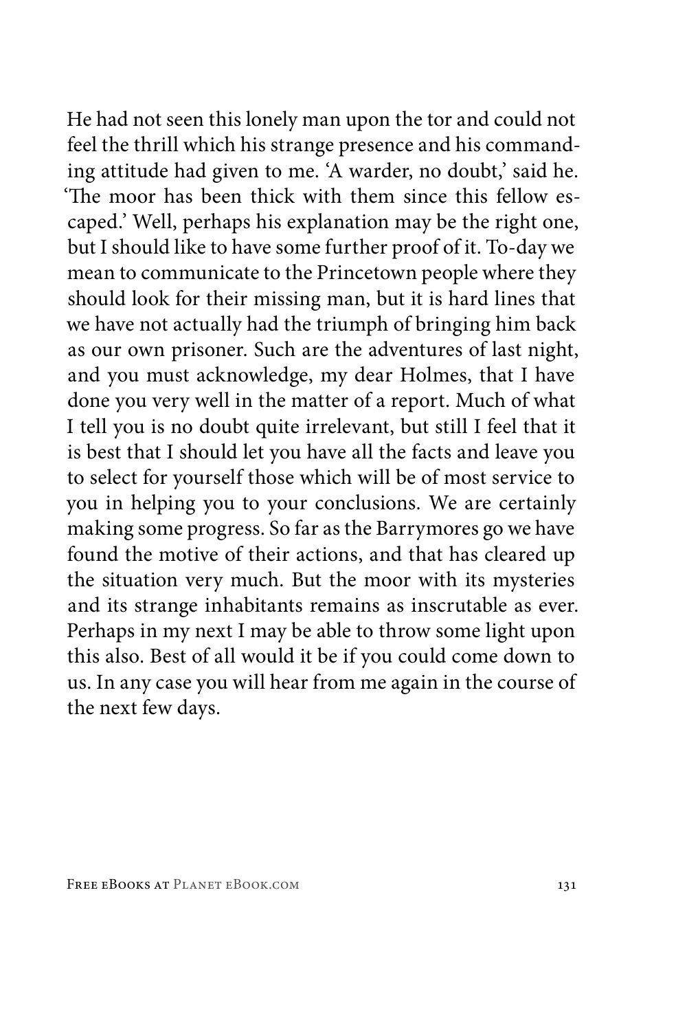He had not seen this lonely man upon the tor and could not feel the thrill which his strange presence and his commanding attitude had given to me. 'A warder, no doubt,' said he. 'The moor has been thick with them since this fellow escaped.' Well, perhaps his explanation may be the right one, but I should like to have some further proof of it. To-day we mean to communicate to the Princetown people where they should look for their missing man, but it is hard lines that we have not actually had the triumph of bringing him back as our own prisoner. Such are the adventures of last night, and you must acknowledge, my dear Holmes, that I have done you very well in the matter of a report. Much of what I tell you is no doubt quite irrelevant, but still I feel that it is best that I should let you have all the facts and leave you to select for yourself those which will be of most service to you in helping you to your conclusions. We are certainly making some progress. So far as the Barrymores go we have found the motive of their actions, and that has cleared up the situation very much. But the moor with its mysteries and its strange inhabitants remains as inscrutable as ever. Perhaps in my next I may be able to throw some light upon this also. Best of all would it be if you could come down to us. In any case you will hear from me again in the course of the next few days.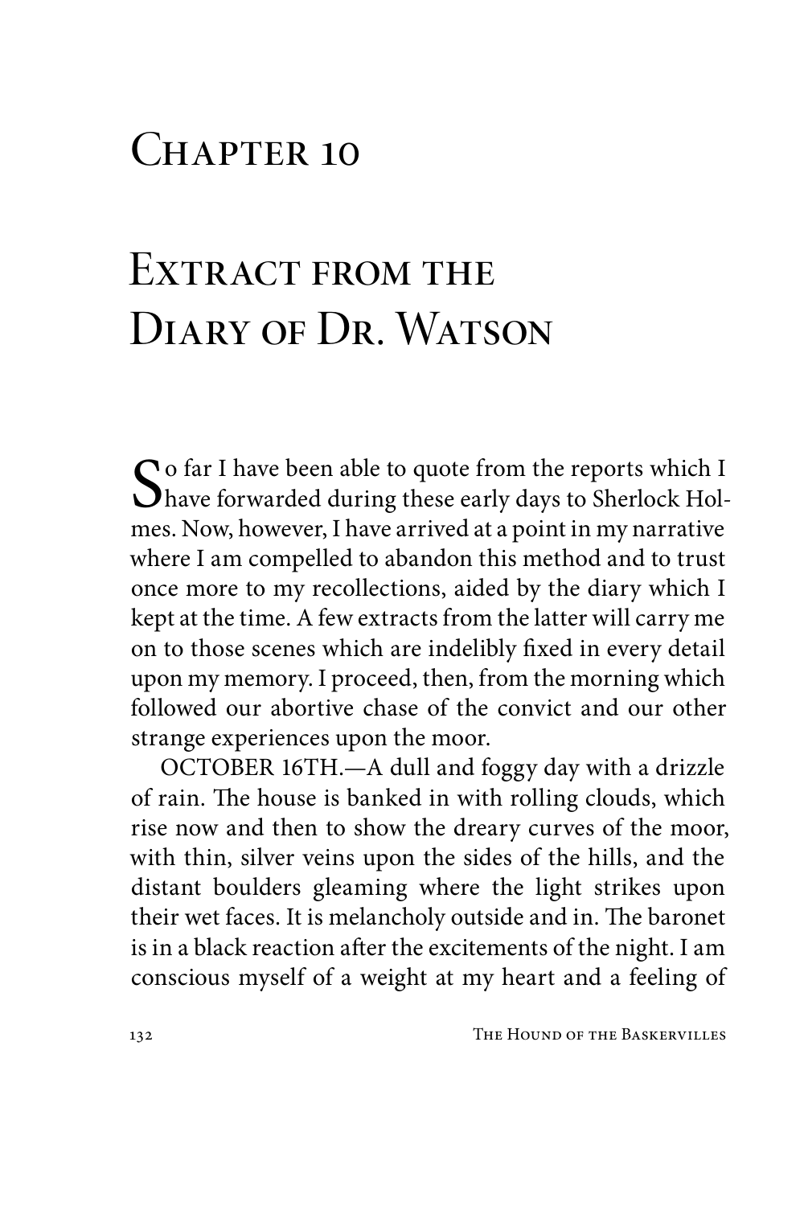# Chapter 10

# Extract from the Diary of Dr. Watson

So far I have been able to quote from the reports which I have forwarded during these early days to Sherlock Holmes. Now, however, I have arrived at a point in my narrative where I am compelled to abandon this method and to trust once more to my recollections, aided by the diary which I kept at the time. A few extracts from the latter will carry me on to those scenes which are indelibly fixed in every detail upon my memory. I proceed, then, from the morning which followed our abortive chase of the convict and our other strange experiences upon the moor.

OCTOBER 16TH.—A dull and foggy day with a drizzle of rain. The house is banked in with rolling clouds, which rise now and then to show the dreary curves of the moor, with thin, silver veins upon the sides of the hills, and the distant boulders gleaming where the light strikes upon their wet faces. It is melancholy outside and in. The baronet is in a black reaction after the excitements of the night. I am conscious myself of a weight at my heart and a feeling of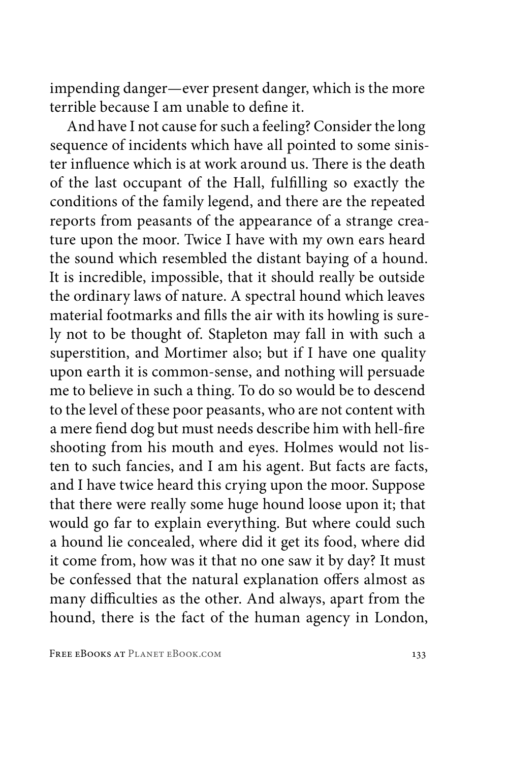impending danger—ever present danger, which is the more terrible because I am unable to define it.

And have I not cause for such a feeling? Consider the long sequence of incidents which have all pointed to some sinister influence which is at work around us. There is the death of the last occupant of the Hall, fulfilling so exactly the conditions of the family legend, and there are the repeated reports from peasants of the appearance of a strange creature upon the moor. Twice I have with my own ears heard the sound which resembled the distant baying of a hound. It is incredible, impossible, that it should really be outside the ordinary laws of nature. A spectral hound which leaves material footmarks and fills the air with its howling is surely not to be thought of. Stapleton may fall in with such a superstition, and Mortimer also; but if I have one quality upon earth it is common-sense, and nothing will persuade me to believe in such a thing. To do so would be to descend to the level of these poor peasants, who are not content with a mere fiend dog but must needs describe him with hell-fire shooting from his mouth and eyes. Holmes would not listen to such fancies, and I am his agent. But facts are facts, and I have twice heard this crying upon the moor. Suppose that there were really some huge hound loose upon it; that would go far to explain everything. But where could such a hound lie concealed, where did it get its food, where did it come from, how was it that no one saw it by day? It must be confessed that the natural explanation offers almost as many difficulties as the other. And always, apart from the hound, there is the fact of the human agency in London,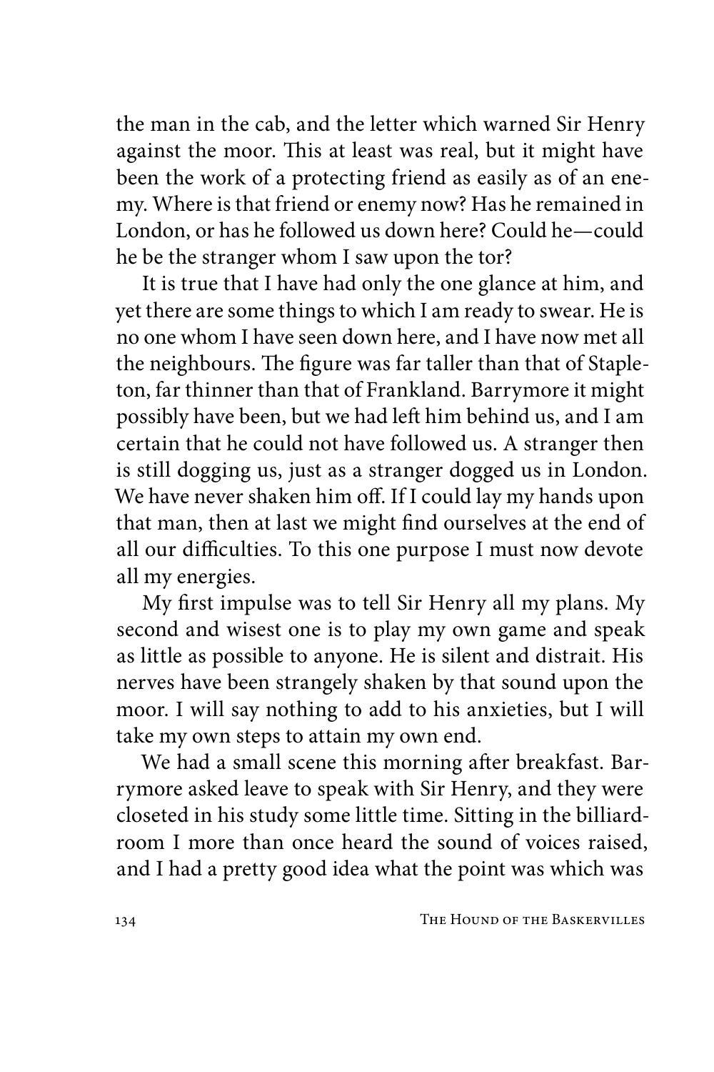the man in the cab, and the letter which warned Sir Henry against the moor. This at least was real, but it might have been the work of a protecting friend as easily as of an enemy. Where is that friend or enemy now? Has he remained in London, or has he followed us down here? Could he—could he be the stranger whom I saw upon the tor?

It is true that I have had only the one glance at him, and yet there are some things to which I am ready to swear. He is no one whom I have seen down here, and I have now met all the neighbours. The figure was far taller than that of Stapleton, far thinner than that of Frankland. Barrymore it might possibly have been, but we had left him behind us, and I am certain that he could not have followed us. A stranger then is still dogging us, just as a stranger dogged us in London. We have never shaken him off. If I could lay my hands upon that man, then at last we might find ourselves at the end of all our difficulties. To this one purpose I must now devote all my energies.

My first impulse was to tell Sir Henry all my plans. My second and wisest one is to play my own game and speak as little as possible to anyone. He is silent and distrait. His nerves have been strangely shaken by that sound upon the moor. I will say nothing to add to his anxieties, but I will take my own steps to attain my own end.

We had a small scene this morning after breakfast. Barrymore asked leave to speak with Sir Henry, and they were closeted in his study some little time. Sitting in the billiard-room I more than once heard the sound of voices raised, and I had a pretty good idea what the point was which was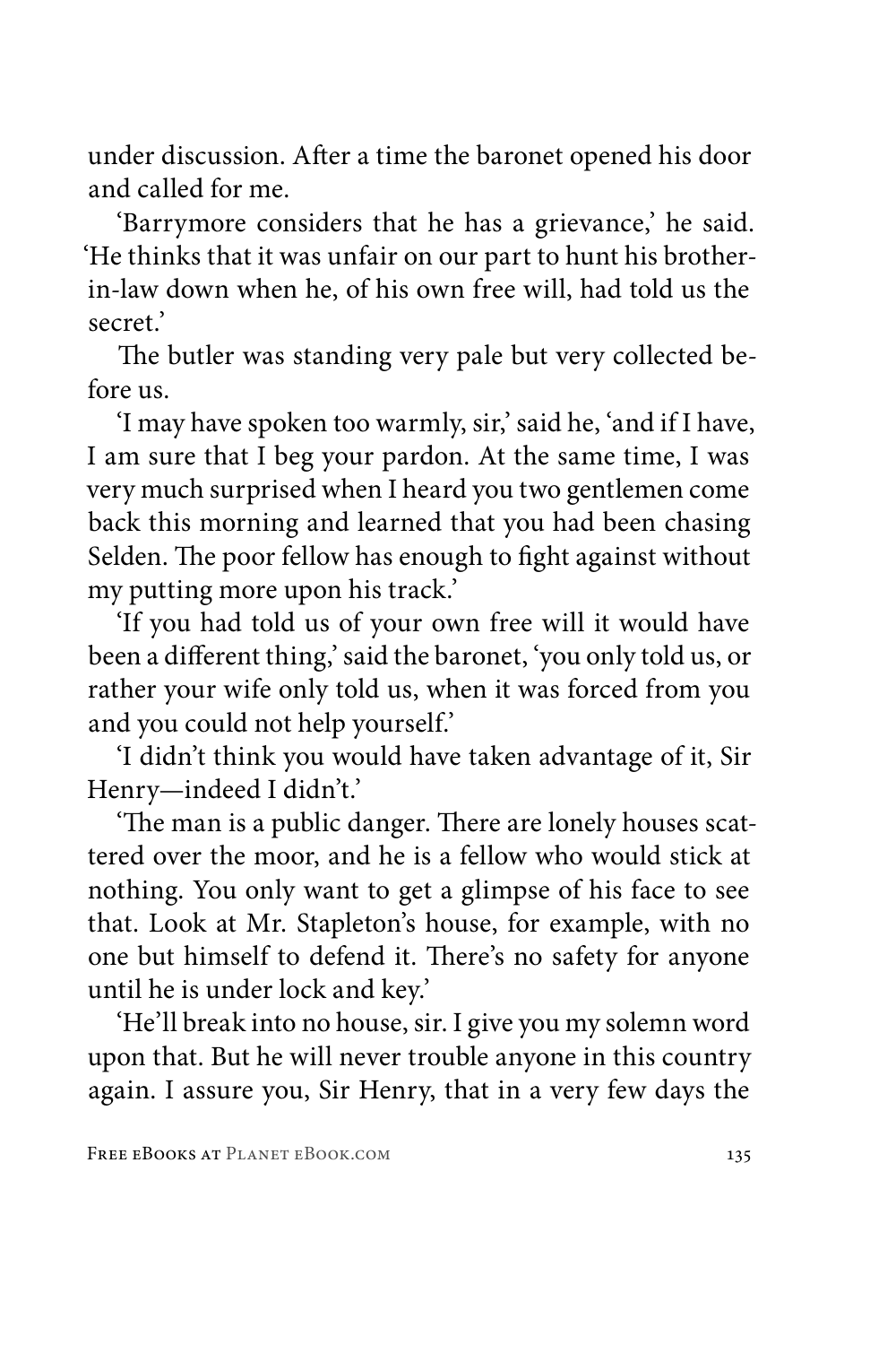under discussion. After a time the baronet opened his door and called for me.

'Barrymore considers that he has a grievance,' he said. 'He thinks that it was unfair on our part to hunt his brother-in-law down when he, of his own free will, had told us the secret.'

The butler was standing very pale but very collected before us.

'I may have spoken too warmly, sir,' said he, 'and if I have, I am sure that I beg your pardon. At the same time, I was very much surprised when I heard you two gentlemen come back this morning and learned that you had been chasing Selden. The poor fellow has enough to fight against without my putting more upon his track.'

'If you had told us of your own free will it would have been a different thing,' said the baronet, 'you only told us, or rather your wife only told us, when it was forced from you and you could not help yourself.'

'I didn't think you would have taken advantage of it, Sir Henry—indeed I didn't.'

'The man is a public danger. There are lonely houses scattered over the moor, and he is a fellow who would stick at nothing. You only want to get a glimpse of his face to see that. Look at Mr. Stapleton's house, for example, with no one but himself to defend it. There's no safety for anyone until he is under lock and key.'

'He'll break into no house, sir. I give you my solemn word upon that. But he will never trouble anyone in this country again. I assure you, Sir Henry, that in a very few days the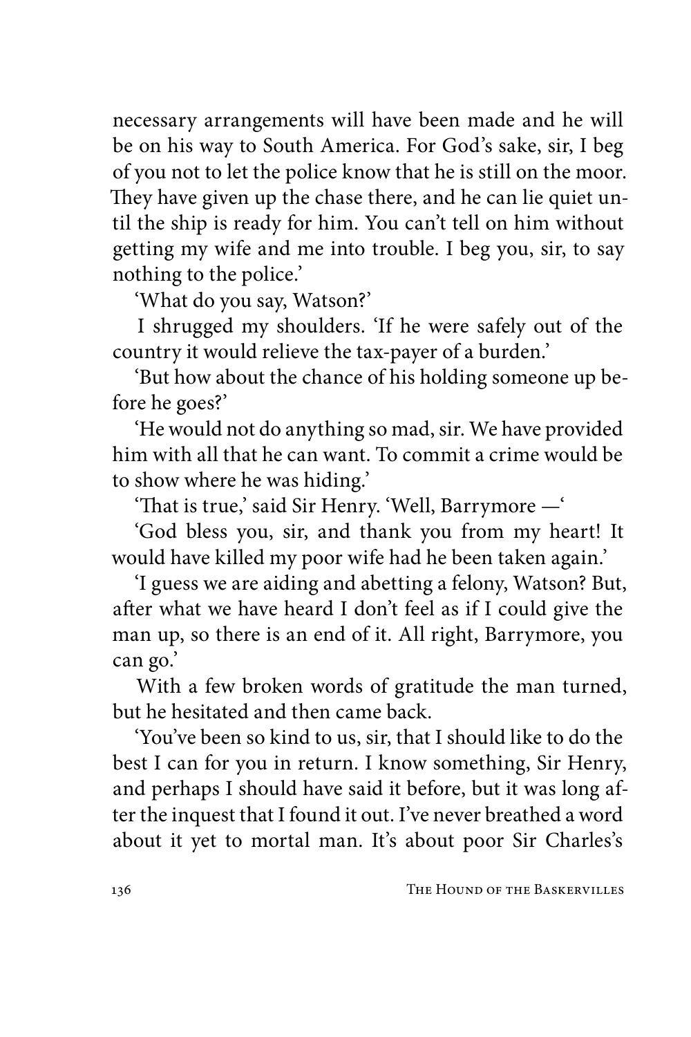necessary arrangements will have been made and he will be on his way to South America. For God's sake, sir, I beg of you not to let the police know that he is still on the moor. They have given up the chase there, and he can lie quiet until the ship is ready for him. You can't tell on him without getting my wife and me into trouble. I beg you, sir, to say nothing to the police.'

'What do you say, Watson?'

I shrugged my shoulders. 'If he were safely out of the country it would relieve the tax-payer of a burden.'

'But how about the chance of his holding someone up before he goes?'

'He would not do anything so mad, sir. We have provided him with all that he can want. To commit a crime would be to show where he was hiding.'

'That is true,' said Sir Henry. 'Well, Barrymore —'

'God bless you, sir, and thank you from my heart! It would have killed my poor wife had he been taken again.'

'I guess we are aiding and abetting a felony, Watson? But, after what we have heard I don't feel as if I could give the man up, so there is an end of it. All right, Barrymore, you can go.'

With a few broken words of gratitude the man turned, but he hesitated and then came back.

'You've been so kind to us, sir, that I should like to do the best I can for you in return. I know something, Sir Henry, and perhaps I should have said it before, but it was long after the inquest that I found it out. I've never breathed a word about it yet to mortal man. It's about poor Sir Charles's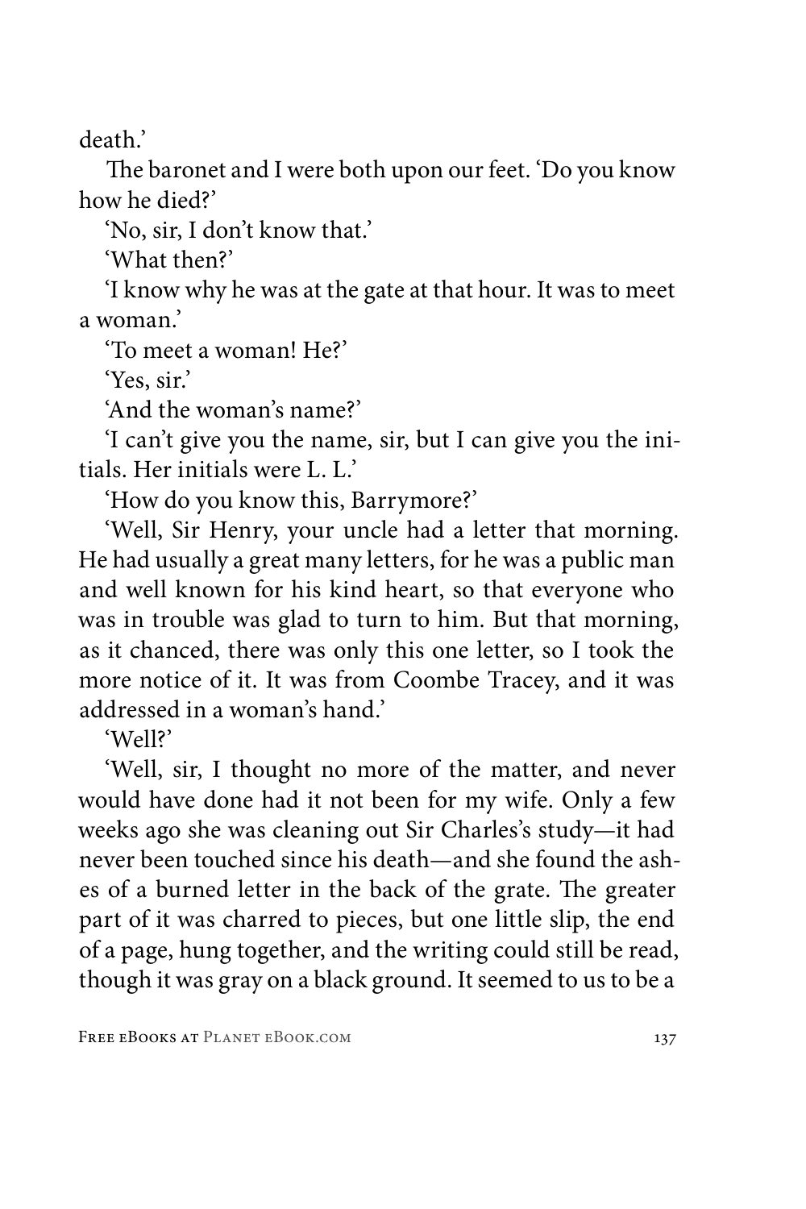death.'

The baronet and I were both upon our feet. 'Do you know how he died?'

'No, sir, I don't know that.'

'What then?'

'I know why he was at the gate at that hour. It was to meet a woman.'

'To meet a woman! He?'

'Yes, sir.'

'And the woman's name?'

'I can't give you the name, sir, but I can give you the initials. Her initials were L. L.'

'How do you know this, Barrymore?'

'Well, Sir Henry, your uncle had a letter that morning. He had usually a great many letters, for he was a public man and well known for his kind heart, so that everyone who was in trouble was glad to turn to him. But that morning, as it chanced, there was only this one letter, so I took the more notice of it. It was from Coombe Tracey, and it was addressed in a woman's hand.'

'Well?'

'Well, sir, I thought no more of the matter, and never would have done had it not been for my wife. Only a few weeks ago she was cleaning out Sir Charles's study—it had never been touched since his death—and she found the ashes of a burned letter in the back of the grate. The greater part of it was charred to pieces, but one little slip, the end of a page, hung together, and the writing could still be read, though it was gray on a black ground. It seemed to us to be a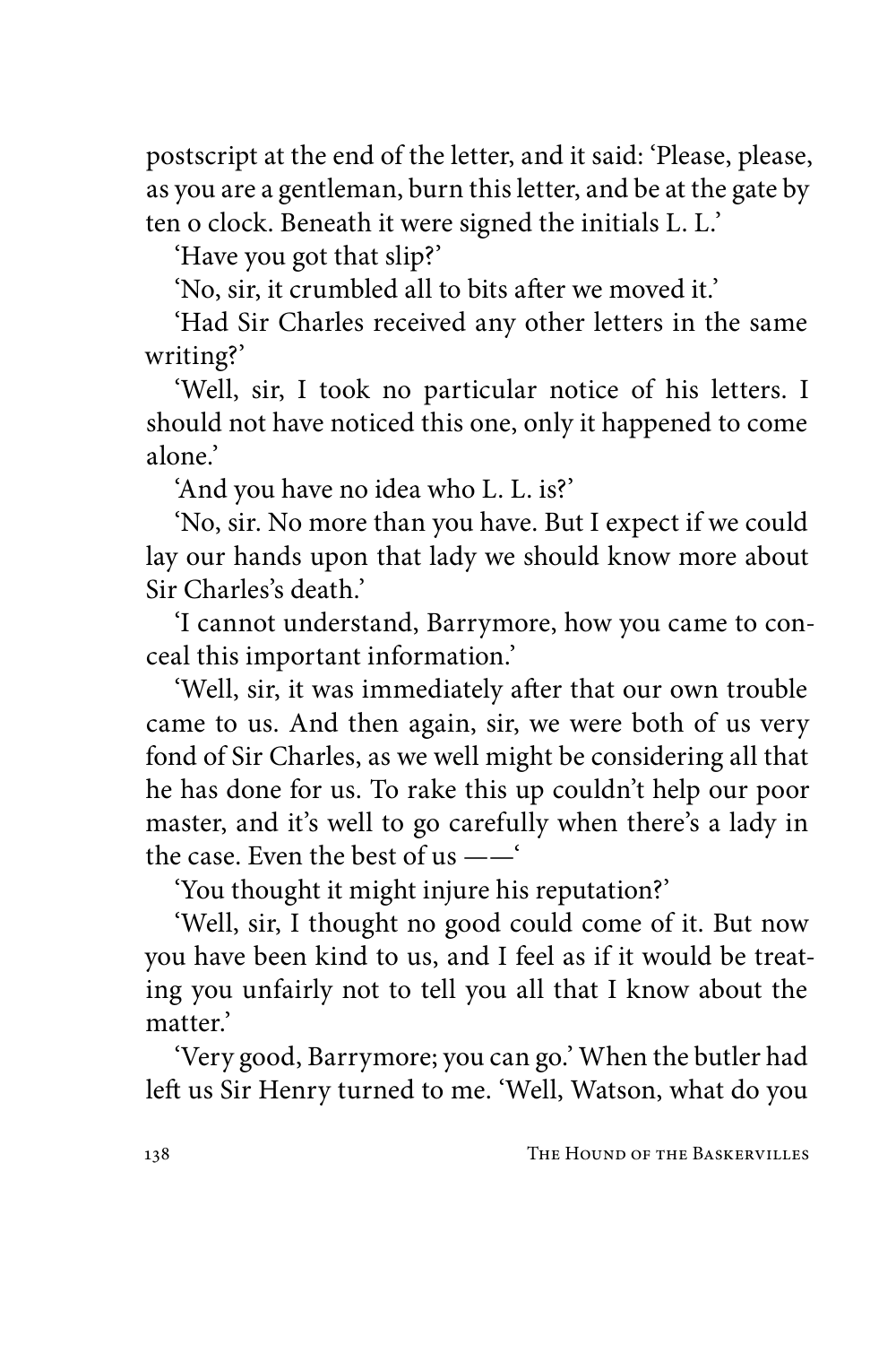postscript at the end of the letter, and it said: 'Please, please, as you are a gentleman, burn this letter, and be at the gate by ten o clock. Beneath it were signed the initials L. L.'

'Have you got that slip?'

'No, sir, it crumbled all to bits after we moved it.'

'Had Sir Charles received any other letters in the same writing?'

'Well, sir, I took no particular notice of his letters. I should not have noticed this one, only it happened to come alone.'

'And you have no idea who L. L. is?'

'No, sir. No more than you have. But I expect if we could lay our hands upon that lady we should know more about Sir Charles's death.'

'I cannot understand, Barrymore, how you came to conceal this important information.'

'Well, sir, it was immediately after that our own trouble came to us. And then again, sir, we were both of us very fond of Sir Charles, as we well might be considering all that he has done for us. To rake this up couldn't help our poor master, and it's well to go carefully when there's a lady in the case. Even the best of us ——'

'You thought it might injure his reputation?'

'Well, sir, I thought no good could come of it. But now you have been kind to us, and I feel as if it would be treating you unfairly not to tell you all that I know about the matter.'

'Very good, Barrymore; you can go.' When the butler had left us Sir Henry turned to me. 'Well, Watson, what do you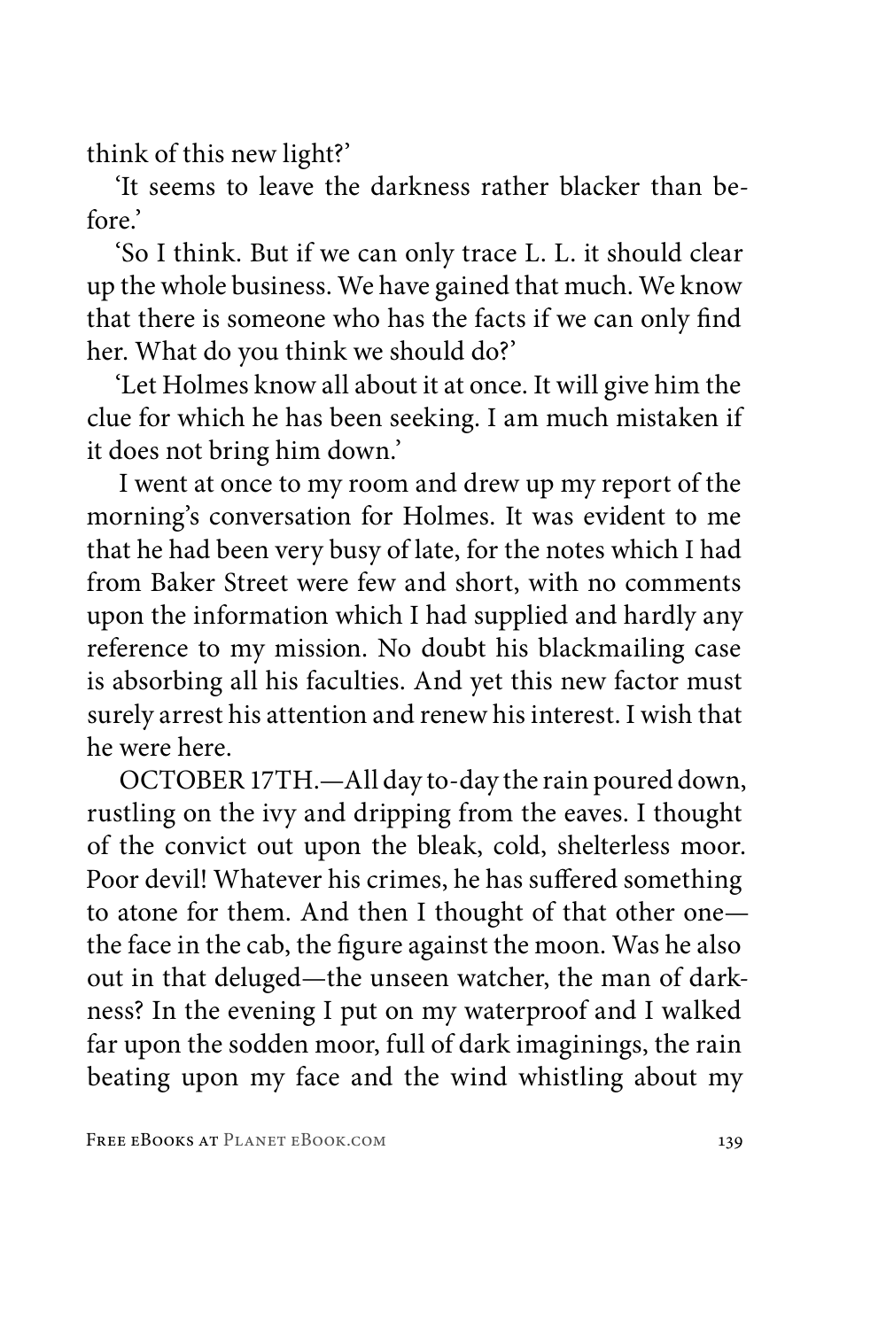think of this new light?'

'It seems to leave the darkness rather blacker than before.'

'So I think. But if we can only trace L. L. it should clear up the whole business. We have gained that much. We know that there is someone who has the facts if we can only find her. What do you think we should do?'

'Let Holmes know all about it at once. It will give him the clue for which he has been seeking. I am much mistaken if it does not bring him down.'

I went at once to my room and drew up my report of the morning's conversation for Holmes. It was evident to me that he had been very busy of late, for the notes which I had from Baker Street were few and short, with no comments upon the information which I had supplied and hardly any reference to my mission. No doubt his blackmailing case is absorbing all his faculties. And yet this new factor must surely arrest his attention and renew his interest. I wish that he were here.

OCTOBER 17TH.—All day to-day the rain poured down, rustling on the ivy and dripping from the eaves. I thought of the convict out upon the bleak, cold, shelterless moor. Poor devil! Whatever his crimes, he has suffered something to atone for them. And then I thought of that other one—the face in the cab, the figure against the moon. Was he also out in that deluged—the unseen watcher, the man of darkness? In the evening I put on my waterproof and I walked far upon the sodden moor, full of dark imaginings, the rain beating upon my face and the wind whistling about my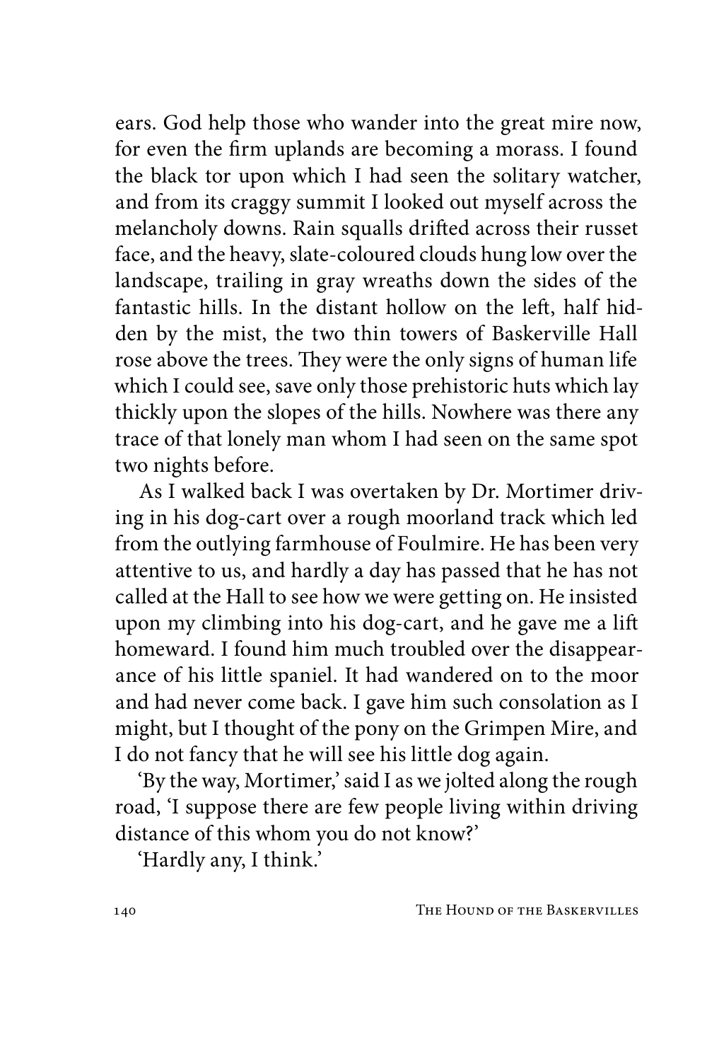ears. God help those who wander into the great mire now, for even the firm uplands are becoming a morass. I found the black tor upon which I had seen the solitary watcher, and from its craggy summit I looked out myself across the melancholy downs. Rain squalls drifted across their russet face, and the heavy, slate-coloured clouds hung low over the landscape, trailing in gray wreaths down the sides of the fantastic hills. In the distant hollow on the left, half hidden by the mist, the two thin towers of Baskerville Hall rose above the trees. They were the only signs of human life which I could see, save only those prehistoric huts which lay thickly upon the slopes of the hills. Nowhere was there any trace of that lonely man whom I had seen on the same spot two nights before.

As I walked back I was overtaken by Dr. Mortimer driving in his dog-cart over a rough moorland track which led from the outlying farmhouse of Foulmire. He has been very attentive to us, and hardly a day has passed that he has not called at the Hall to see how we were getting on. He insisted upon my climbing into his dog-cart, and he gave me a lift homeward. I found him much troubled over the disappearance of his little spaniel. It had wandered on to the moor and had never come back. I gave him such consolation as I might, but I thought of the pony on the Grimpen Mire, and I do not fancy that he will see his little dog again.

'By the way, Mortimer,' said I as we jolted along the rough road, 'I suppose there are few people living within driving distance of this whom you do not know?'

'Hardly any, I think.'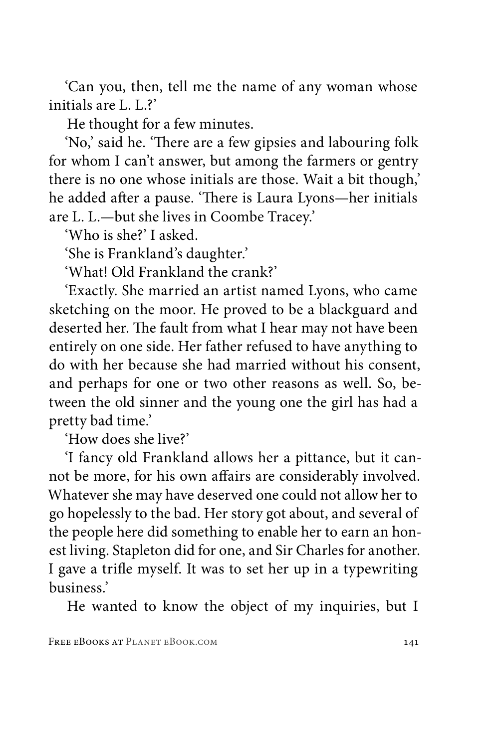'Can you, then, tell me the name of any woman whose initials are L. L.?'

He thought for a few minutes.

'No,' said he. 'There are a few gipsies and labouring folk for whom I can't answer, but among the farmers or gentry there is no one whose initials are those. Wait a bit though,' he added after a pause. 'There is Laura Lyons—her initials are L. L.—but she lives in Coombe Tracey.'

'Who is she?' I asked.

'She is Frankland's daughter.'

'What! Old Frankland the crank?'

'Exactly. She married an artist named Lyons, who came sketching on the moor. He proved to be a blackguard and deserted her. The fault from what I hear may not have been entirely on one side. Her father refused to have anything to do with her because she had married without his consent, and perhaps for one or two other reasons as well. So, between the old sinner and the young one the girl has had a pretty bad time.'

'How does she live?'

'I fancy old Frankland allows her a pittance, but it cannot be more, for his own affairs are considerably involved. Whatever she may have deserved one could not allow her to go hopelessly to the bad. Her story got about, and several of the people here did something to enable her to earn an honest living. Stapleton did for one, and Sir Charles for another. I gave a trifle myself. It was to set her up in a typewriting business.'

He wanted to know the object of my inquiries, but I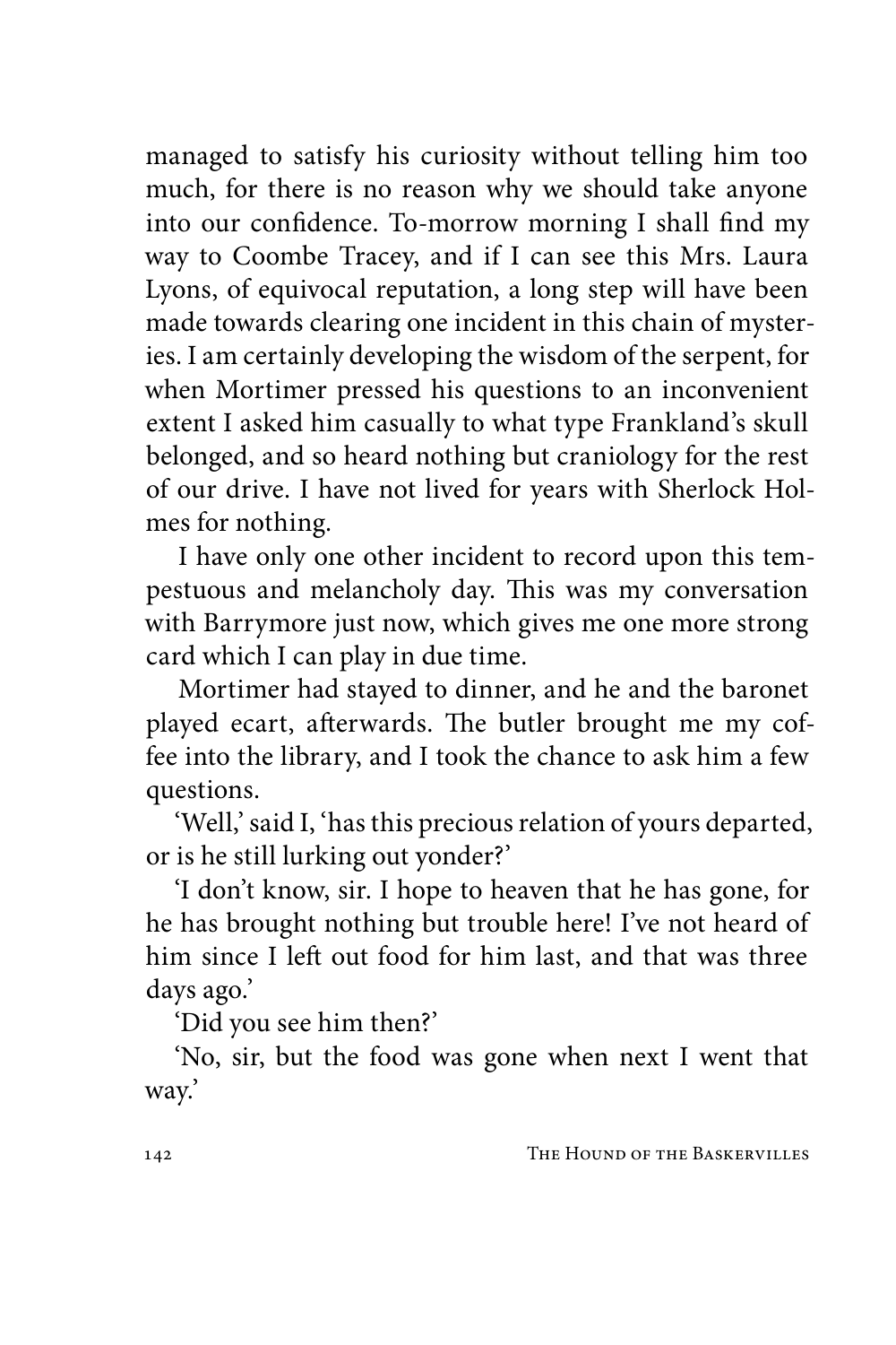managed to satisfy his curiosity without telling him too much, for there is no reason why we should take anyone into our confidence. To-morrow morning I shall find my way to Coombe Tracey, and if I can see this Mrs. Laura Lyons, of equivocal reputation, a long step will have been made towards clearing one incident in this chain of mysteries. I am certainly developing the wisdom of the serpent, for when Mortimer pressed his questions to an inconvenient extent I asked him casually to what type Frankland's skull belonged, and so heard nothing but craniology for the rest of our drive. I have not lived for years with Sherlock Holmes for nothing.

I have only one other incident to record upon this tempestuous and melancholy day. This was my conversation with Barrymore just now, which gives me one more strong card which I can play in due time.

Mortimer had stayed to dinner, and he and the baronet played ecart, afterwards. The butler brought me my coffee into the library, and I took the chance to ask him a few questions.

'Well,' said I, 'has this precious relation of yours departed, or is he still lurking out yonder?'

'I don't know, sir. I hope to heaven that he has gone, for he has brought nothing but trouble here! I've not heard of him since I left out food for him last, and that was three days ago.'

'Did you see him then?'

'No, sir, but the food was gone when next I went that way.'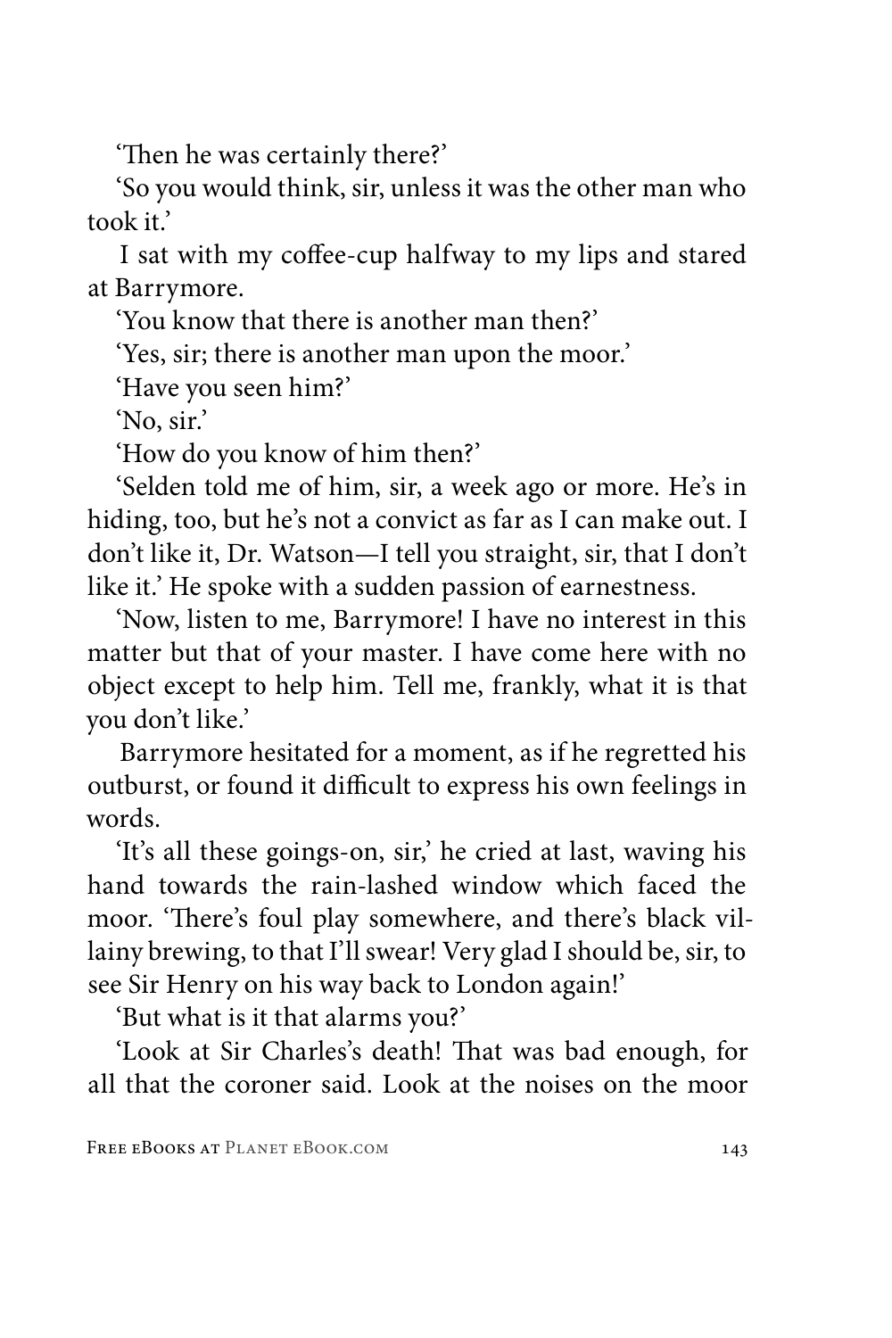'Then he was certainly there?'

'So you would think, sir, unless it was the other man who took it.'

I sat with my coffee-cup halfway to my lips and stared at Barrymore.

'You know that there is another man then?'

'Yes, sir; there is another man upon the moor.'

'Have you seen him?'

'No, sir.'

'How do you know of him then?'

'Selden told me of him, sir, a week ago or more. He's in hiding, too, but he's not a convict as far as I can make out. I don't like it, Dr. Watson—I tell you straight, sir, that I don't like it.' He spoke with a sudden passion of earnestness.

'Now, listen to me, Barrymore! I have no interest in this matter but that of your master. I have come here with no object except to help him. Tell me, frankly, what it is that you don't like.'

Barrymore hesitated for a moment, as if he regretted his outburst, or found it difficult to express his own feelings in words.

'It's all these goings-on, sir,' he cried at last, waving his hand towards the rain-lashed window which faced the moor. 'There's foul play somewhere, and there's black villainy brewing, to that I'll swear! Very glad I should be, sir, to see Sir Henry on his way back to London again!'

'But what is it that alarms you?'

'Look at Sir Charles's death! That was bad enough, for all that the coroner said. Look at the noises on the moor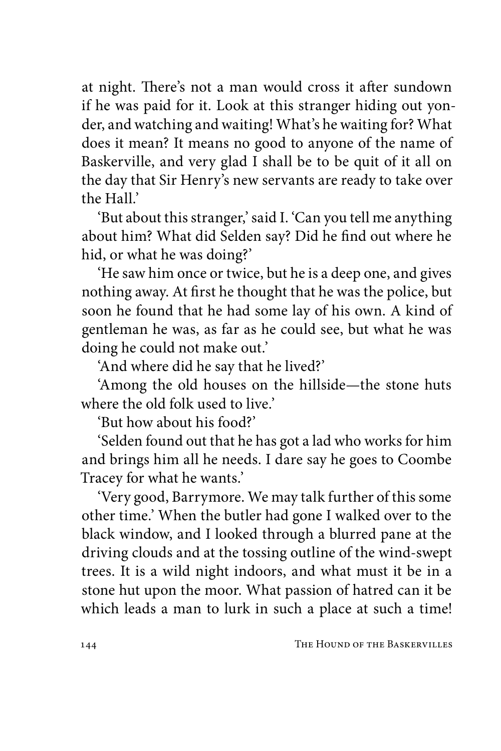at night. There's not a man would cross it after sundown if he was paid for it. Look at this stranger hiding out yonder, and watching and waiting! What's he waiting for? What does it mean? It means no good to anyone of the name of Baskerville, and very glad I shall be to be quit of it all on the day that Sir Henry's new servants are ready to take over the Hall.'

'But about this stranger,' said I. 'Can you tell me anything about him? What did Selden say? Did he find out where he hid, or what he was doing?'

'He saw him once or twice, but he is a deep one, and gives nothing away. At first he thought that he was the police, but soon he found that he had some lay of his own. A kind of gentleman he was, as far as he could see, but what he was doing he could not make out.'

'And where did he say that he lived?'

'Among the old houses on the hillside—the stone huts where the old folk used to live.'

'But how about his food?'

'Selden found out that he has got a lad who works for him and brings him all he needs. I dare say he goes to Coombe Tracey for what he wants.'

'Very good, Barrymore. We may talk further of this some other time.' When the butler had gone I walked over to the black window, and I looked through a blurred pane at the driving clouds and at the tossing outline of the wind-swept trees. It is a wild night indoors, and what must it be in a stone hut upon the moor. What passion of hatred can it be which leads a man to lurk in such a place at such a time!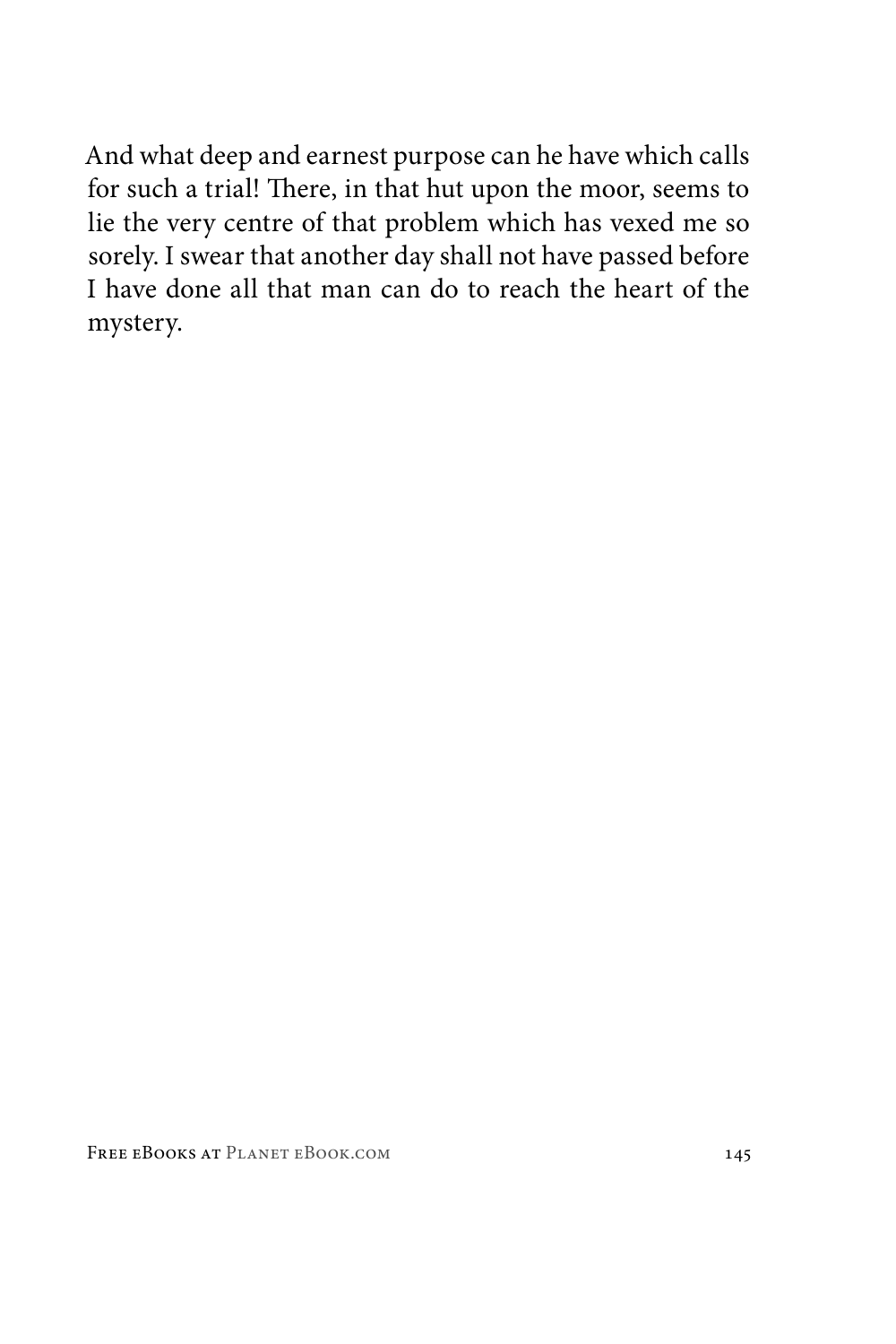And what deep and earnest purpose can he have which calls for such a trial! There, in that hut upon the moor, seems to lie the very centre of that problem which has vexed me so sorely. I swear that another day shall not have passed before I have done all that man can do to reach the heart of the mystery.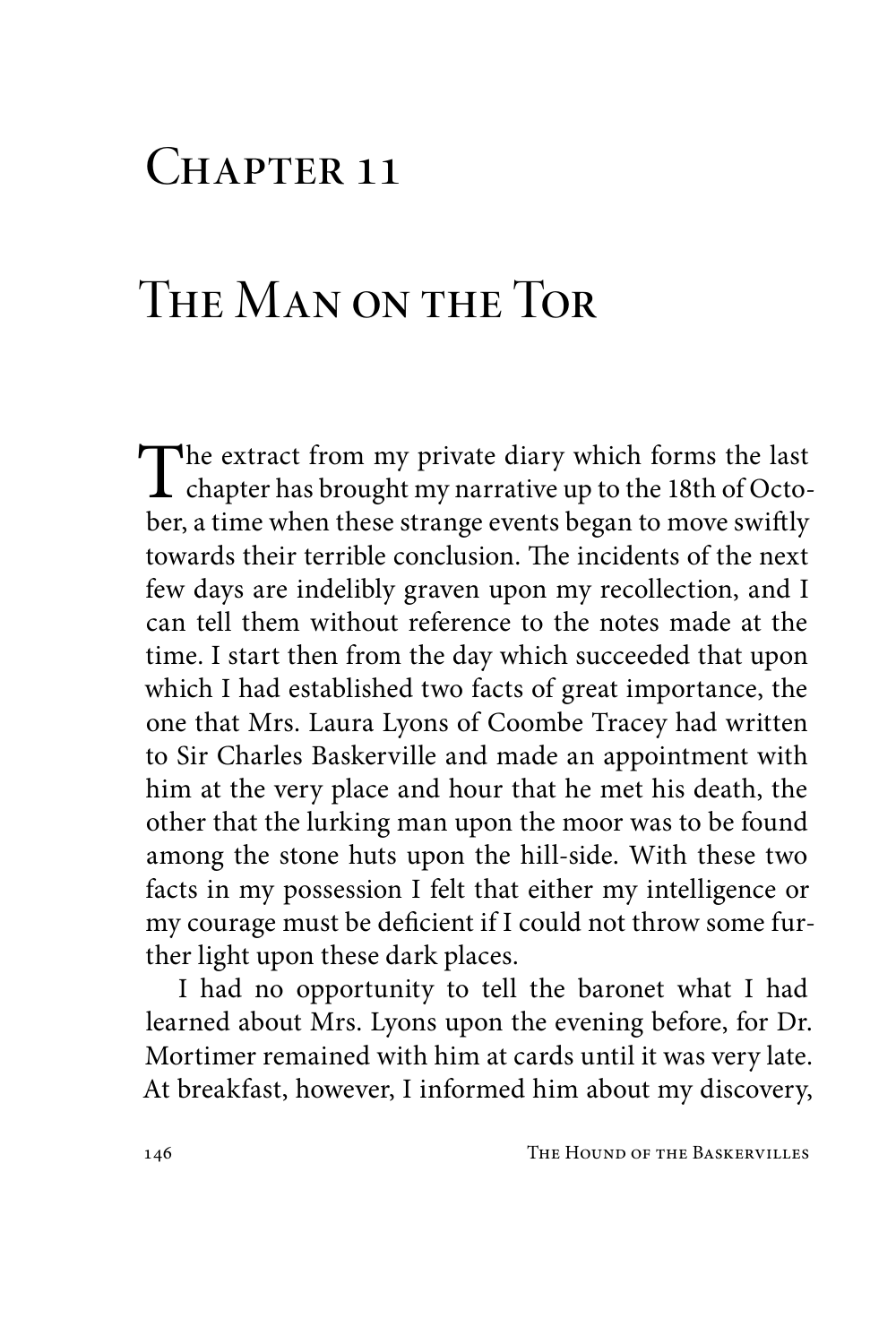# Chapter 11

# The Man on the Tor

The extract from my private diary which forms the last chapter has brought my narrative up to the 18th of October, a time when these strange events began to move swiftly towards their terrible conclusion. The incidents of the next few days are indelibly graven upon my recollection, and I can tell them without reference to the notes made at the time. I start then from the day which succeeded that upon which I had established two facts of great importance, the one that Mrs. Laura Lyons of Coombe Tracey had written to Sir Charles Baskerville and made an appointment with him at the very place and hour that he met his death, the other that the lurking man upon the moor was to be found among the stone huts upon the hill-side. With these two facts in my possession I felt that either my intelligence or my courage must be deficient if I could not throw some further light upon these dark places.

I had no opportunity to tell the baronet what I had learned about Mrs. Lyons upon the evening before, for Dr. Mortimer remained with him at cards until it was very late. At breakfast, however, I informed him about my discovery,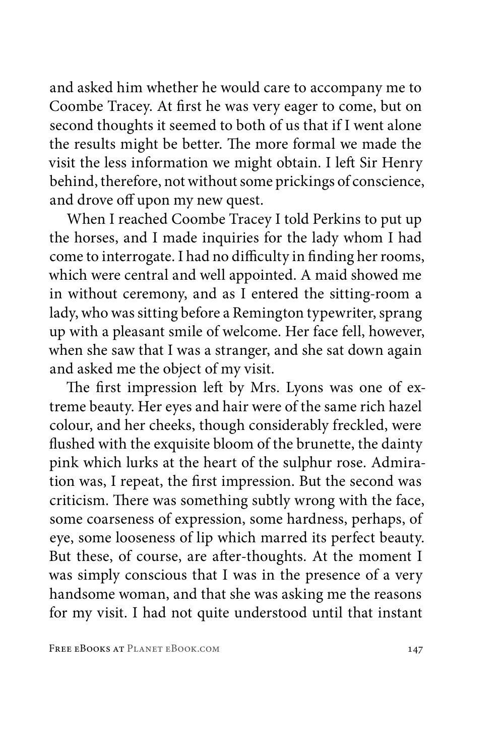and asked him whether he would care to accompany me to Coombe Tracey. At first he was very eager to come, but on second thoughts it seemed to both of us that if I went alone the results might be better. The more formal we made the visit the less information we might obtain. I left Sir Henry behind, therefore, not without some prickings of conscience, and drove off upon my new quest.

When I reached Coombe Tracey I told Perkins to put up the horses, and I made inquiries for the lady whom I had come to interrogate. I had no difficulty in finding her rooms, which were central and well appointed. A maid showed me in without ceremony, and as I entered the sitting-room a lady, who was sitting before a Remington typewriter, sprang up with a pleasant smile of welcome. Her face fell, however, when she saw that I was a stranger, and she sat down again and asked me the object of my visit.

The first impression left by Mrs. Lyons was one of extreme beauty. Her eyes and hair were of the same rich hazel colour, and her cheeks, though considerably freckled, were flushed with the exquisite bloom of the brunette, the dainty pink which lurks at the heart of the sulphur rose. Admiration was, I repeat, the first impression. But the second was criticism. There was something subtly wrong with the face, some coarseness of expression, some hardness, perhaps, of eye, some looseness of lip which marred its perfect beauty. But these, of course, are after-thoughts. At the moment I was simply conscious that I was in the presence of a very handsome woman, and that she was asking me the reasons for my visit. I had not quite understood until that instant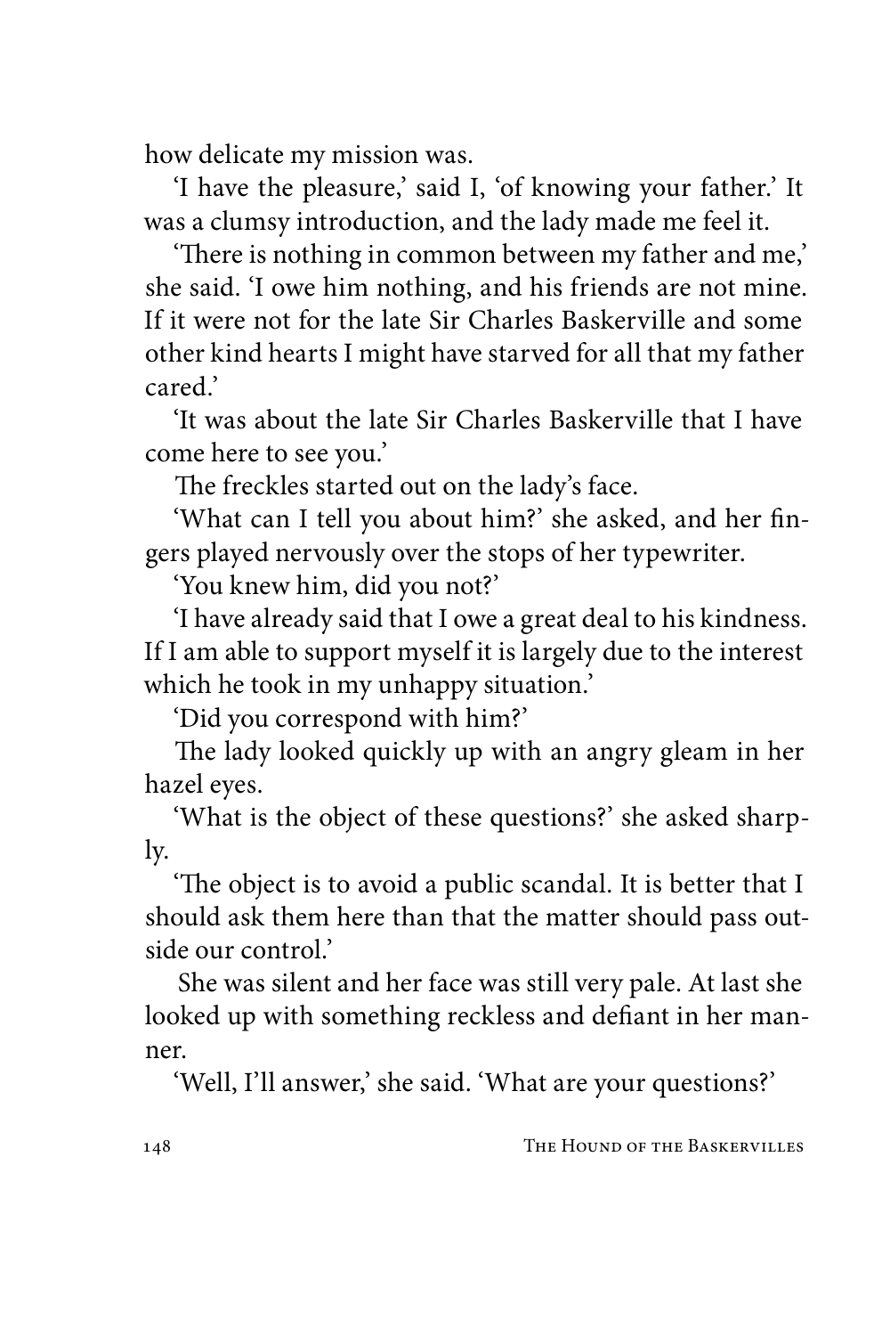how delicate my mission was.

'I have the pleasure,' said I, 'of knowing your father.' It was a clumsy introduction, and the lady made me feel it.

'There is nothing in common between my father and me,' she said. 'I owe him nothing, and his friends are not mine. If it were not for the late Sir Charles Baskerville and some other kind hearts I might have starved for all that my father cared.'

'It was about the late Sir Charles Baskerville that I have come here to see you.'

The freckles started out on the lady's face.

'What can I tell you about him?' she asked, and her fingers played nervously over the stops of her typewriter.

'You knew him, did you not?'

'I have already said that I owe a great deal to his kindness. If I am able to support myself it is largely due to the interest which he took in my unhappy situation.'

'Did you correspond with him?'

The lady looked quickly up with an angry gleam in her hazel eyes.

'What is the object of these questions?' she asked sharply.

'The object is to avoid a public scandal. It is better that I should ask them here than that the matter should pass outside our control.'

She was silent and her face was still very pale. At last she looked up with something reckless and defiant in her manner.

'Well, I'll answer,' she said. 'What are your questions?'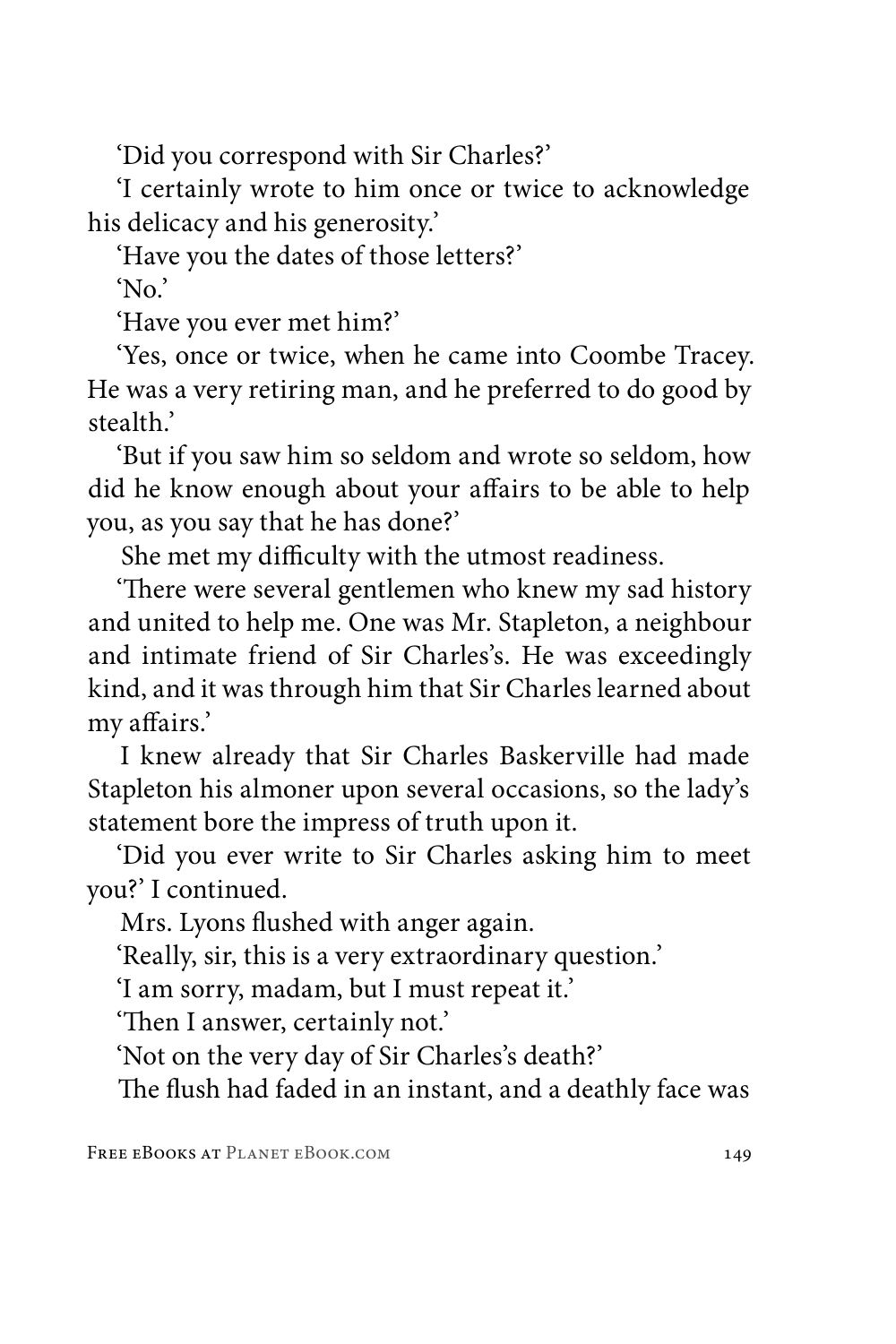'Did you correspond with Sir Charles?'

'I certainly wrote to him once or twice to acknowledge his delicacy and his generosity.'

'Have you the dates of those letters?'

'No.'

'Have you ever met him?'

'Yes, once or twice, when he came into Coombe Tracey. He was a very retiring man, and he preferred to do good by stealth.'

'But if you saw him so seldom and wrote so seldom, how did he know enough about your affairs to be able to help you, as you say that he has done?'

She met my difficulty with the utmost readiness.

'There were several gentlemen who knew my sad history and united to help me. One was Mr. Stapleton, a neighbour and intimate friend of Sir Charles's. He was exceedingly kind, and it was through him that Sir Charles learned about my affairs.'

I knew already that Sir Charles Baskerville had made Stapleton his almoner upon several occasions, so the lady's statement bore the impress of truth upon it.

'Did you ever write to Sir Charles asking him to meet you?' I continued.

Mrs. Lyons flushed with anger again.

'Really, sir, this is a very extraordinary question.'

'I am sorry, madam, but I must repeat it.'

'Then I answer, certainly not.'

'Not on the very day of Sir Charles's death?'

The flush had faded in an instant, and a deathly face was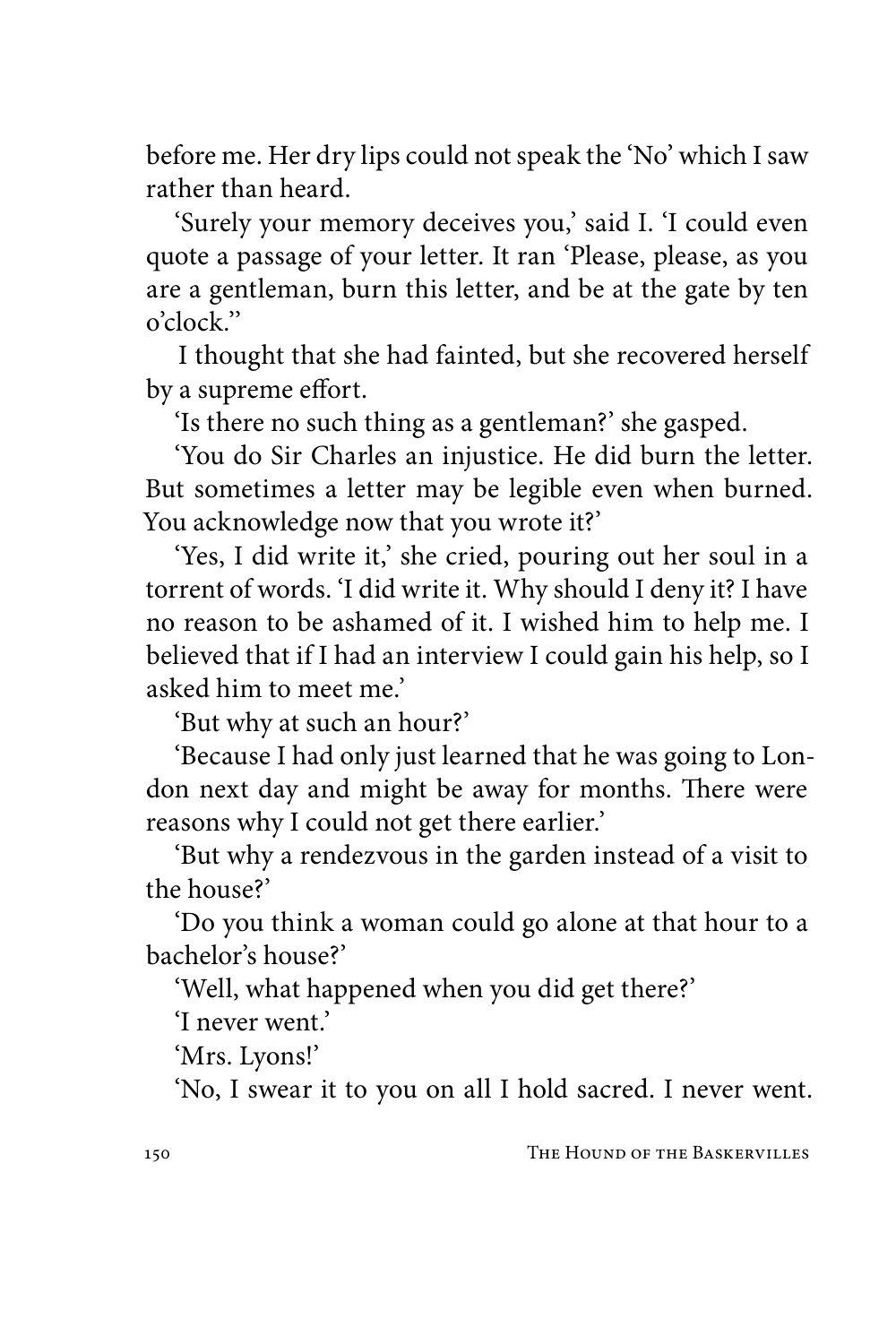before me. Her dry lips could not speak the 'No' which I saw rather than heard.

'Surely your memory deceives you,' said I. 'I could even quote a passage of your letter. It ran 'Please, please, as you are a gentleman, burn this letter, and be at the gate by ten o'clock.''

I thought that she had fainted, but she recovered herself by a supreme effort.

'Is there no such thing as a gentleman?' she gasped.

'You do Sir Charles an injustice. He did burn the letter. But sometimes a letter may be legible even when burned. You acknowledge now that you wrote it?'

'Yes, I did write it,' she cried, pouring out her soul in a torrent of words. 'I did write it. Why should I deny it? I have no reason to be ashamed of it. I wished him to help me. I believed that if I had an interview I could gain his help, so I asked him to meet me.'

'But why at such an hour?'

'Because I had only just learned that he was going to London next day and might be away for months. There were reasons why I could not get there earlier.'

'But why a rendezvous in the garden instead of a visit to the house?'

'Do you think a woman could go alone at that hour to a bachelor's house?'

'Well, what happened when you did get there?'

'I never went.'

'Mrs. Lyons!'

'No, I swear it to you on all I hold sacred. I never went.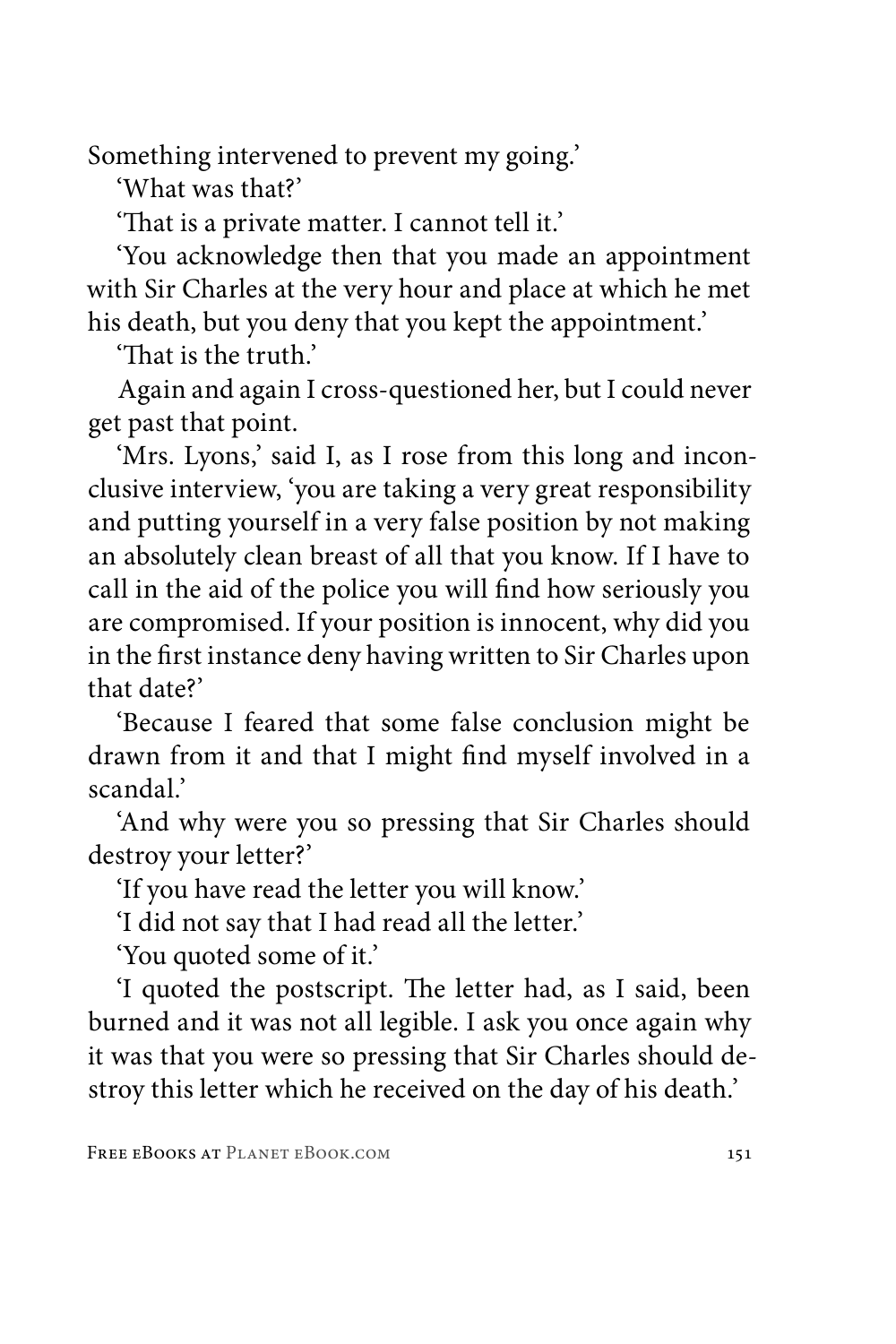Something intervened to prevent my going.'

'What was that?'

'That is a private matter. I cannot tell it.'

'You acknowledge then that you made an appointment with Sir Charles at the very hour and place at which he met his death, but you deny that you kept the appointment.'

'That is the truth.'

Again and again I cross-questioned her, but I could never get past that point.

'Mrs. Lyons,' said I, as I rose from this long and inconclusive interview, 'you are taking a very great responsibility and putting yourself in a very false position by not making an absolutely clean breast of all that you know. If I have to call in the aid of the police you will find how seriously you are compromised. If your position is innocent, why did you in the first instance deny having written to Sir Charles upon that date?'

'Because I feared that some false conclusion might be drawn from it and that I might find myself involved in a scandal.'

'And why were you so pressing that Sir Charles should destroy your letter?'

'If you have read the letter you will know.'

'I did not say that I had read all the letter.'

'You quoted some of it.'

'I quoted the postscript. The letter had, as I said, been burned and it was not all legible. I ask you once again why it was that you were so pressing that Sir Charles should destroy this letter which he received on the day of his death.'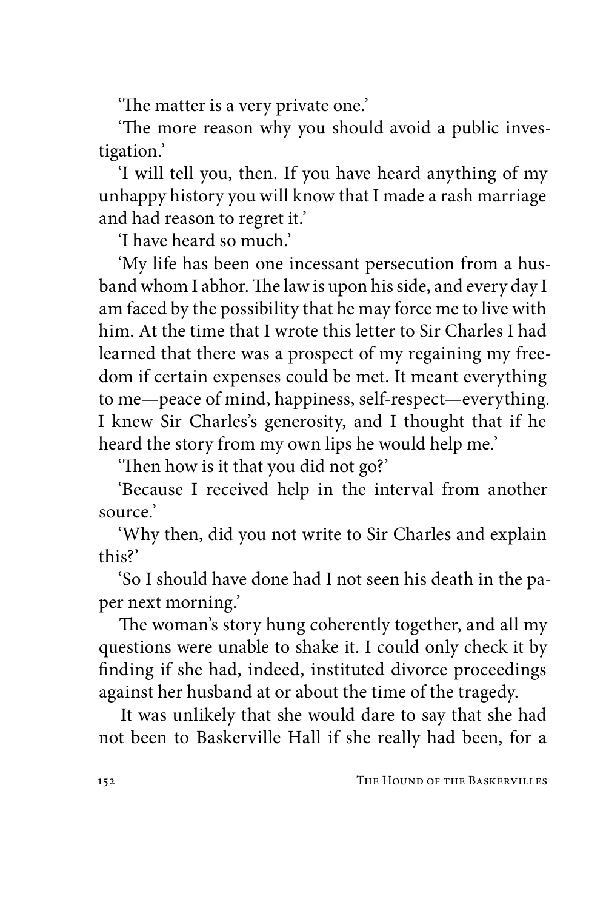'The matter is a very private one.'

'The more reason why you should avoid a public investigation.'

'I will tell you, then. If you have heard anything of my unhappy history you will know that I made a rash marriage and had reason to regret it.'

'I have heard so much.'

'My life has been one incessant persecution from a husband whom I abhor. The law is upon his side, and every day I am faced by the possibility that he may force me to live with him. At the time that I wrote this letter to Sir Charles I had learned that there was a prospect of my regaining my freedom if certain expenses could be met. It meant everything to me—peace of mind, happiness, self-respect—everything. I knew Sir Charles's generosity, and I thought that if he heard the story from my own lips he would help me.'

'Then how is it that you did not go?'

'Because I received help in the interval from another source.'

'Why then, did you not write to Sir Charles and explain this?'

'So I should have done had I not seen his death in the paper next morning.'

The woman's story hung coherently together, and all my questions were unable to shake it. I could only check it by finding if she had, indeed, instituted divorce proceedings against her husband at or about the time of the tragedy.

It was unlikely that she would dare to say that she had not been to Baskerville Hall if she really had been, for a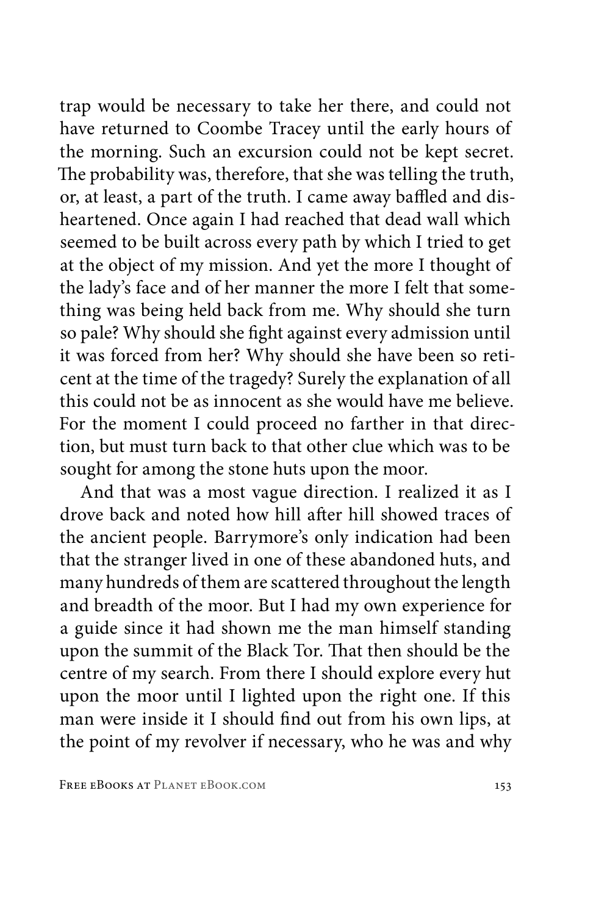trap would be necessary to take her there, and could not have returned to Coombe Tracey until the early hours of the morning. Such an excursion could not be kept secret. The probability was, therefore, that she was telling the truth, or, at least, a part of the truth. I came away baffled and disheartened. Once again I had reached that dead wall which seemed to be built across every path by which I tried to get at the object of my mission. And yet the more I thought of the lady's face and of her manner the more I felt that something was being held back from me. Why should she turn so pale? Why should she fight against every admission until it was forced from her? Why should she have been so reticent at the time of the tragedy? Surely the explanation of all this could not be as innocent as she would have me believe. For the moment I could proceed no farther in that direction, but must turn back to that other clue which was to be sought for among the stone huts upon the moor.

And that was a most vague direction. I realized it as I drove back and noted how hill after hill showed traces of the ancient people. Barrymore's only indication had been that the stranger lived in one of these abandoned huts, and many hundreds of them are scattered throughout the length and breadth of the moor. But I had my own experience for a guide since it had shown me the man himself standing upon the summit of the Black Tor. That then should be the centre of my search. From there I should explore every hut upon the moor until I lighted upon the right one. If this man were inside it I should find out from his own lips, at the point of my revolver if necessary, who he was and why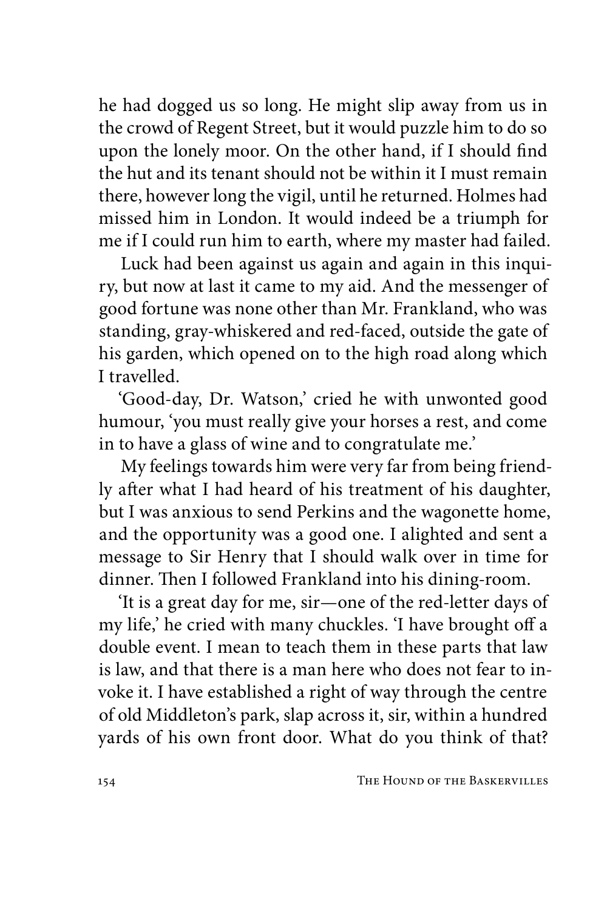he had dogged us so long. He might slip away from us in the crowd of Regent Street, but it would puzzle him to do so upon the lonely moor. On the other hand, if I should find the hut and its tenant should not be within it I must remain there, however long the vigil, until he returned. Holmes had missed him in London. It would indeed be a triumph for me if I could run him to earth, where my master had failed.

Luck had been against us again and again in this inquiry, but now at last it came to my aid. And the messenger of good fortune was none other than Mr. Frankland, who was standing, gray-whiskered and red-faced, outside the gate of his garden, which opened on to the high road along which I travelled.

'Good-day, Dr. Watson,' cried he with unwonted good humour, 'you must really give your horses a rest, and come in to have a glass of wine and to congratulate me.'

My feelings towards him were very far from being friendly after what I had heard of his treatment of his daughter, but I was anxious to send Perkins and the wagonette home, and the opportunity was a good one. I alighted and sent a message to Sir Henry that I should walk over in time for dinner. Then I followed Frankland into his dining-room.

'It is a great day for me, sir—one of the red-letter days of my life,' he cried with many chuckles. 'I have brought off a double event. I mean to teach them in these parts that law is law, and that there is a man here who does not fear to invoke it. I have established a right of way through the centre of old Middleton's park, slap across it, sir, within a hundred yards of his own front door. What do you think of that?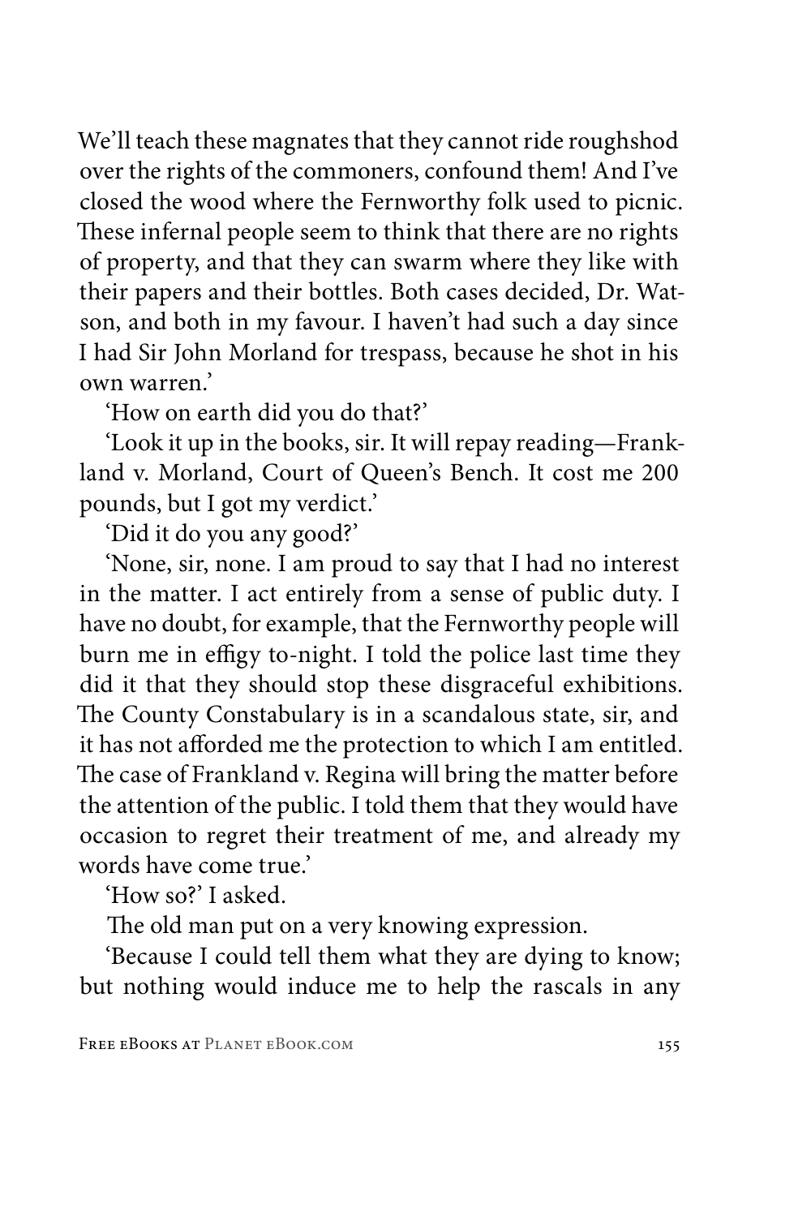We'll teach these magnates that they cannot ride roughshod over the rights of the commoners, confound them! And I've closed the wood where the Fernworthy folk used to picnic. These infernal people seem to think that there are no rights of property, and that they can swarm where they like with their papers and their bottles. Both cases decided, Dr. Watson, and both in my favour. I haven't had such a day since I had Sir John Morland for trespass, because he shot in his own warren.'

'How on earth did you do that?'

'Look it up in the books, sir. It will repay reading—Frankland v. Morland, Court of Queen's Bench. It cost me 200 pounds, but I got my verdict.'

'Did it do you any good?'

'None, sir, none. I am proud to say that I had no interest in the matter. I act entirely from a sense of public duty. I have no doubt, for example, that the Fernworthy people will burn me in effigy to-night. I told the police last time they did it that they should stop these disgraceful exhibitions. The County Constabulary is in a scandalous state, sir, and it has not afforded me the protection to which I am entitled. The case of Frankland v. Regina will bring the matter before the attention of the public. I told them that they would have occasion to regret their treatment of me, and already my words have come true.'

'How so?' I asked.

The old man put on a very knowing expression.

'Because I could tell them what they are dying to know; but nothing would induce me to help the rascals in any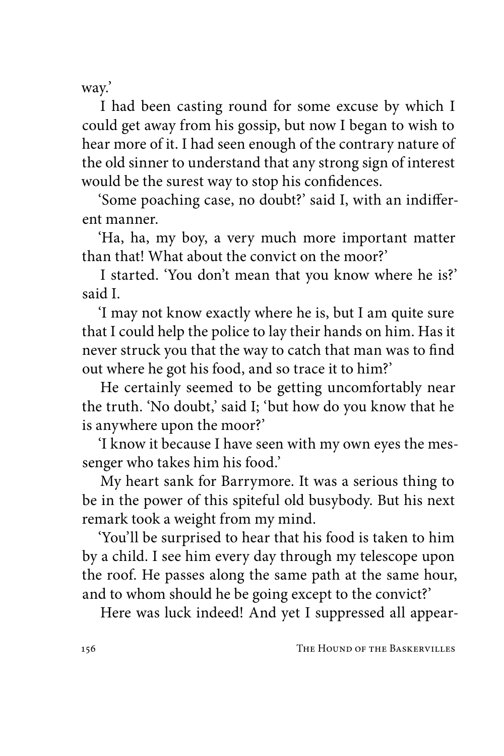way.'

I had been casting round for some excuse by which I could get away from his gossip, but now I began to wish to hear more of it. I had seen enough of the contrary nature of the old sinner to understand that any strong sign of interest would be the surest way to stop his confidences.

'Some poaching case, no doubt?' said I, with an indifferent manner.

'Ha, ha, my boy, a very much more important matter than that! What about the convict on the moor?'

I started. 'You don't mean that you know where he is?' said I.

'I may not know exactly where he is, but I am quite sure that I could help the police to lay their hands on him. Has it never struck you that the way to catch that man was to find out where he got his food, and so trace it to him?'

He certainly seemed to be getting uncomfortably near the truth. 'No doubt,' said I; 'but how do you know that he is anywhere upon the moor?'

'I know it because I have seen with my own eyes the messenger who takes him his food.'

My heart sank for Barrymore. It was a serious thing to be in the power of this spiteful old busybody. But his next remark took a weight from my mind.

'You'll be surprised to hear that his food is taken to him by a child. I see him every day through my telescope upon the roof. He passes along the same path at the same hour, and to whom should he be going except to the convict?'

Here was luck indeed! And yet I suppressed all appear-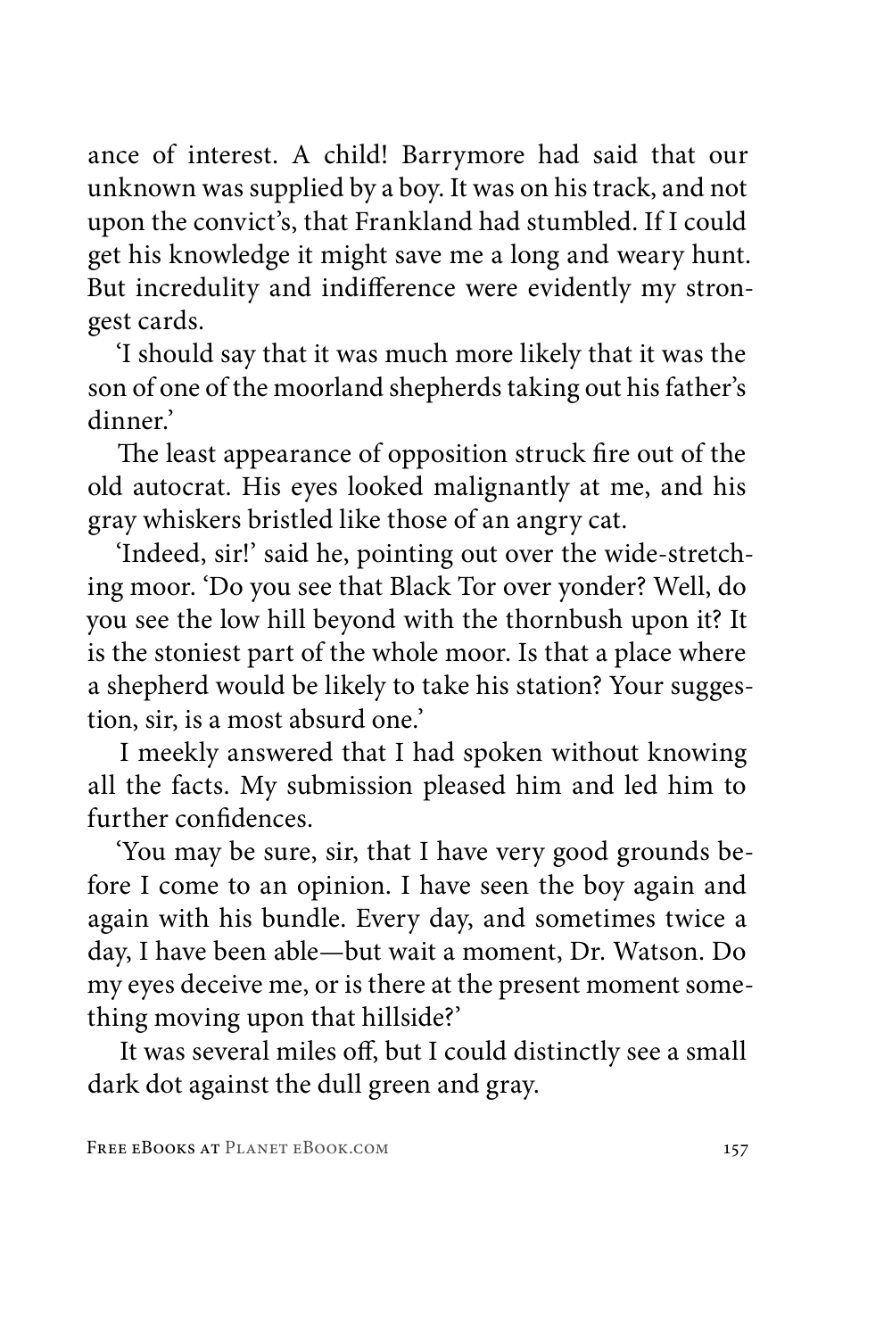ance of interest. A child! Barrymore had said that our unknown was supplied by a boy. It was on his track, and not upon the convict's, that Frankland had stumbled. If I could get his knowledge it might save me a long and weary hunt. But incredulity and indifference were evidently my strongest cards.

'I should say that it was much more likely that it was the son of one of the moorland shepherds taking out his father's dinner.'

The least appearance of opposition struck fire out of the old autocrat. His eyes looked malignantly at me, and his gray whiskers bristled like those of an angry cat.

'Indeed, sir!' said he, pointing out over the wide-stretching moor. 'Do you see that Black Tor over yonder? Well, do you see the low hill beyond with the thornbush upon it? It is the stoniest part of the whole moor. Is that a place where a shepherd would be likely to take his station? Your suggestion, sir, is a most absurd one.'

I meekly answered that I had spoken without knowing all the facts. My submission pleased him and led him to further confidences.

'You may be sure, sir, that I have very good grounds before I come to an opinion. I have seen the boy again and again with his bundle. Every day, and sometimes twice a day, I have been able—but wait a moment, Dr. Watson. Do my eyes deceive me, or is there at the present moment something moving upon that hillside?'

It was several miles off, but I could distinctly see a small dark dot against the dull green and gray.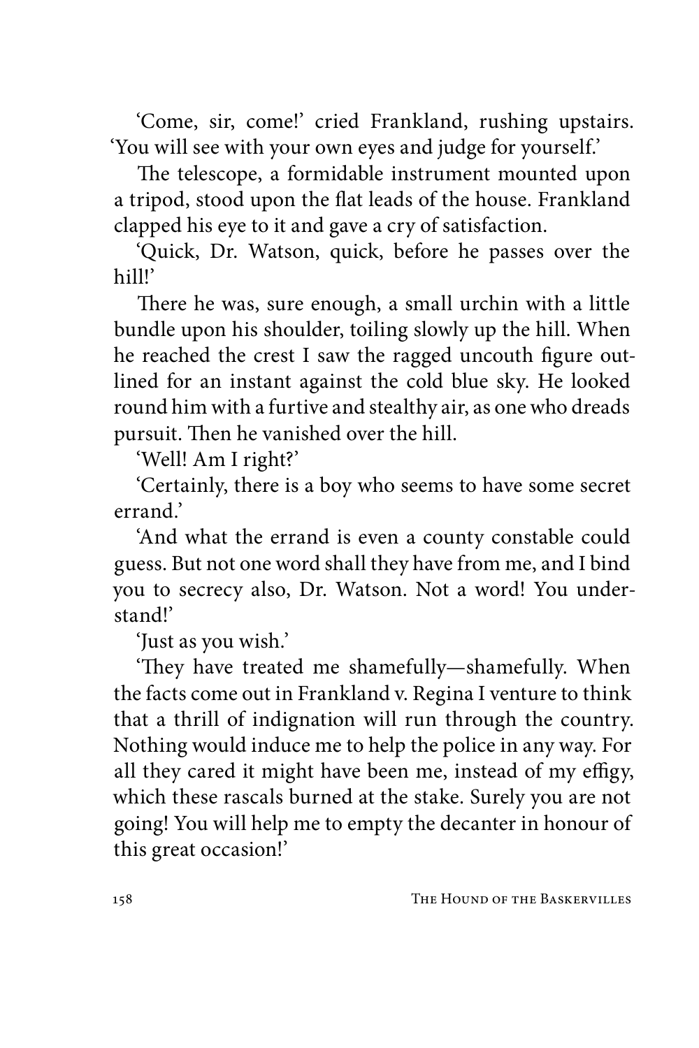'Come, sir, come!' cried Frankland, rushing upstairs. 'You will see with your own eyes and judge for yourself.'

The telescope, a formidable instrument mounted upon a tripod, stood upon the flat leads of the house. Frankland clapped his eye to it and gave a cry of satisfaction.

'Quick, Dr. Watson, quick, before he passes over the hill!'

There he was, sure enough, a small urchin with a little bundle upon his shoulder, toiling slowly up the hill. When he reached the crest I saw the ragged uncouth figure outlined for an instant against the cold blue sky. He looked round him with a furtive and stealthy air, as one who dreads pursuit. Then he vanished over the hill.

'Well! Am I right?'

'Certainly, there is a boy who seems to have some secret errand.'

'And what the errand is even a county constable could guess. But not one word shall they have from me, and I bind you to secrecy also, Dr. Watson. Not a word! You understand!'

'Just as you wish.'

'They have treated me shamefully—shamefully. When the facts come out in Frankland v. Regina I venture to think that a thrill of indignation will run through the country. Nothing would induce me to help the police in any way. For all they cared it might have been me, instead of my effigy, which these rascals burned at the stake. Surely you are not going! You will help me to empty the decanter in honour of this great occasion!'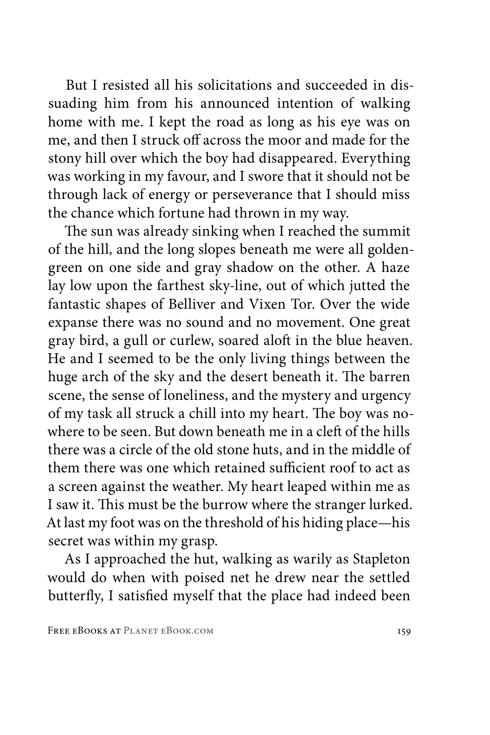But I resisted all his solicitations and succeeded in dissuading him from his announced intention of walking home with me. I kept the road as long as his eye was on me, and then I struck off across the moor and made for the stony hill over which the boy had disappeared. Everything was working in my favour, and I swore that it should not be through lack of energy or perseverance that I should miss the chance which fortune had thrown in my way.

The sun was already sinking when I reached the summit of the hill, and the long slopes beneath me were all golden-green on one side and gray shadow on the other. A haze lay low upon the farthest sky-line, out of which jutted the fantastic shapes of Belliver and Vixen Tor. Over the wide expanse there was no sound and no movement. One great gray bird, a gull or curlew, soared aloft in the blue heaven. He and I seemed to be the only living things between the huge arch of the sky and the desert beneath it. The barren scene, the sense of loneliness, and the mystery and urgency of my task all struck a chill into my heart. The boy was nowhere to be seen. But down beneath me in a cleft of the hills there was a circle of the old stone huts, and in the middle of them there was one which retained sufficient roof to act as a screen against the weather. My heart leaped within me as I saw it. This must be the burrow where the stranger lurked. At last my foot was on the threshold of his hiding place—his secret was within my grasp.

As I approached the hut, walking as warily as Stapleton would do when with poised net he drew near the settled butterfly, I satisfied myself that the place had indeed been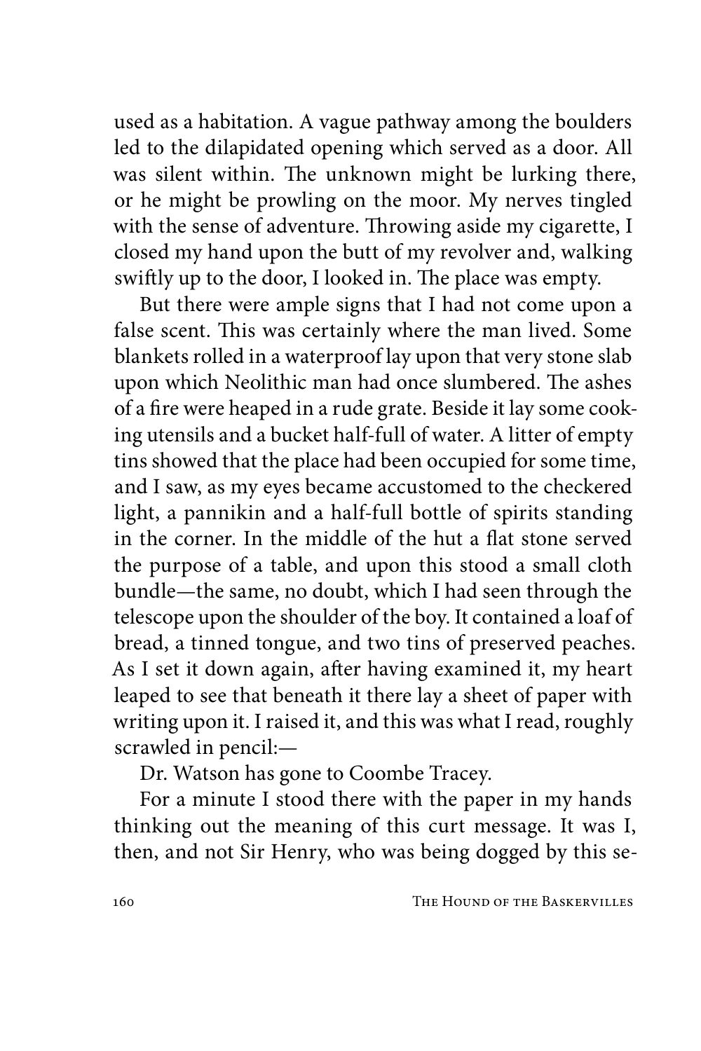used as a habitation. A vague pathway among the boulders led to the dilapidated opening which served as a door. All was silent within. The unknown might be lurking there, or he might be prowling on the moor. My nerves tingled with the sense of adventure. Throwing aside my cigarette, I closed my hand upon the butt of my revolver and, walking swiftly up to the door, I looked in. The place was empty.

But there were ample signs that I had not come upon a false scent. This was certainly where the man lived. Some blankets rolled in a waterproof lay upon that very stone slab upon which Neolithic man had once slumbered. The ashes of a fire were heaped in a rude grate. Beside it lay some cooking utensils and a bucket half-full of water. A litter of empty tins showed that the place had been occupied for some time, and I saw, as my eyes became accustomed to the checkered light, a pannikin and a half-full bottle of spirits standing in the corner. In the middle of the hut a flat stone served the purpose of a table, and upon this stood a small cloth bundle—the same, no doubt, which I had seen through the telescope upon the shoulder of the boy. It contained a loaf of bread, a tinned tongue, and two tins of preserved peaches. As I set it down again, after having examined it, my heart leaped to see that beneath it there lay a sheet of paper with writing upon it. I raised it, and this was what I read, roughly scrawled in pencil:—

Dr. Watson has gone to Coombe Tracey.

For a minute I stood there with the paper in my hands thinking out the meaning of this curt message. It was I, then, and not Sir Henry, who was being dogged by this se-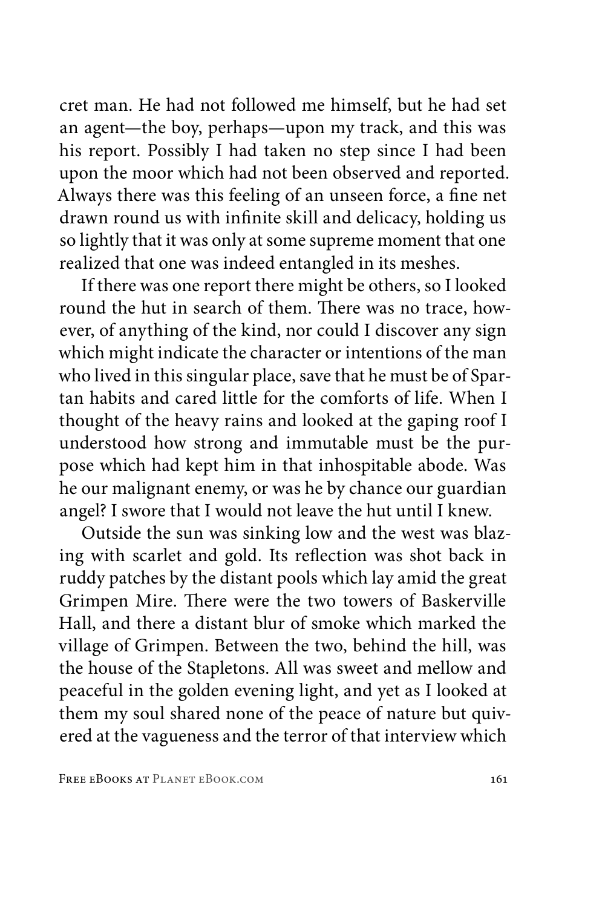cret man. He had not followed me himself, but he had set an agent—the boy, perhaps—upon my track, and this was his report. Possibly I had taken no step since I had been upon the moor which had not been observed and reported. Always there was this feeling of an unseen force, a fine net drawn round us with infinite skill and delicacy, holding us so lightly that it was only at some supreme moment that one realized that one was indeed entangled in its meshes.

If there was one report there might be others, so I looked round the hut in search of them. There was no trace, however, of anything of the kind, nor could I discover any sign which might indicate the character or intentions of the man who lived in this singular place, save that he must be of Spartan habits and cared little for the comforts of life. When I thought of the heavy rains and looked at the gaping roof I understood how strong and immutable must be the purpose which had kept him in that inhospitable abode. Was he our malignant enemy, or was he by chance our guardian angel? I swore that I would not leave the hut until I knew.

Outside the sun was sinking low and the west was blazing with scarlet and gold. Its reflection was shot back in ruddy patches by the distant pools which lay amid the great Grimpen Mire. There were the two towers of Baskerville Hall, and there a distant blur of smoke which marked the village of Grimpen. Between the two, behind the hill, was the house of the Stapletons. All was sweet and mellow and peaceful in the golden evening light, and yet as I looked at them my soul shared none of the peace of nature but quivered at the vagueness and the terror of that interview which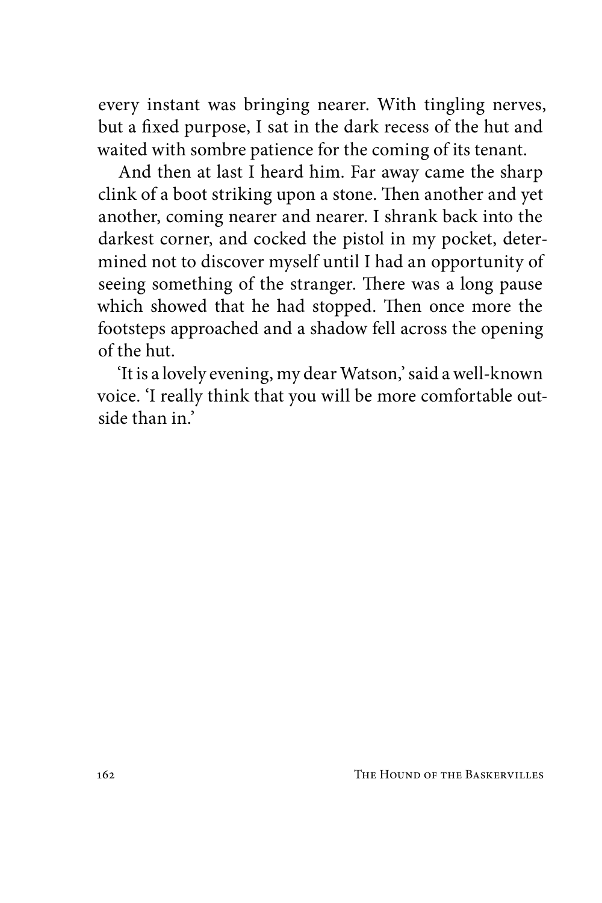every instant was bringing nearer. With tingling nerves, but a fixed purpose, I sat in the dark recess of the hut and waited with sombre patience for the coming of its tenant.

And then at last I heard him. Far away came the sharp clink of a boot striking upon a stone. Then another and yet another, coming nearer and nearer. I shrank back into the darkest corner, and cocked the pistol in my pocket, determined not to discover myself until I had an opportunity of seeing something of the stranger. There was a long pause which showed that he had stopped. Then once more the footsteps approached and a shadow fell across the opening of the hut.

'It is a lovely evening, my dear Watson,' said a well-known voice. 'I really think that you will be more comfortable outside than in.'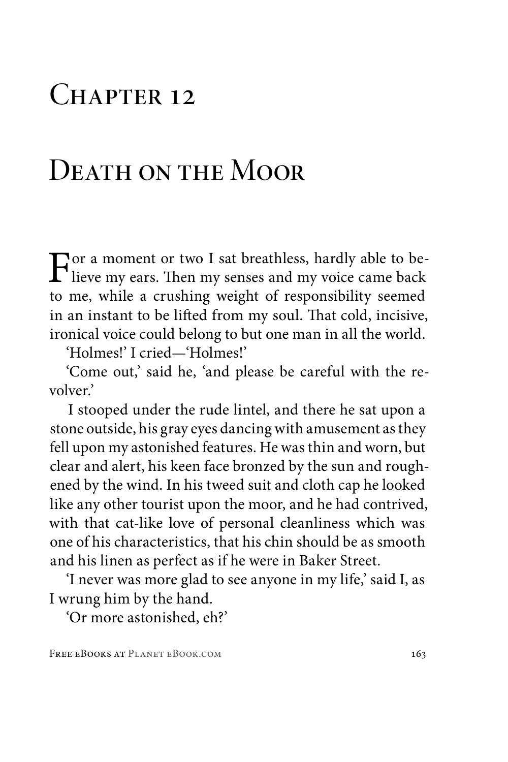# Chapter 12

# Death on the Moor

For a moment or two I sat breathless, hardly able to believe my ears. Then my senses and my voice came back to me, while a crushing weight of responsibility seemed in an instant to be lifted from my soul. That cold, incisive, ironical voice could belong to but one man in all the world.

'Holmes!' I cried—'Holmes!'

'Come out,' said he, 'and please be careful with the revolver.'

I stooped under the rude lintel, and there he sat upon a stone outside, his gray eyes dancing with amusement as they fell upon my astonished features. He was thin and worn, but clear and alert, his keen face bronzed by the sun and roughened by the wind. In his tweed suit and cloth cap he looked like any other tourist upon the moor, and he had contrived, with that cat-like love of personal cleanliness which was one of his characteristics, that his chin should be as smooth and his linen as perfect as if he were in Baker Street.

'I never was more glad to see anyone in my life,' said I, as I wrung him by the hand.

'Or more astonished, eh?'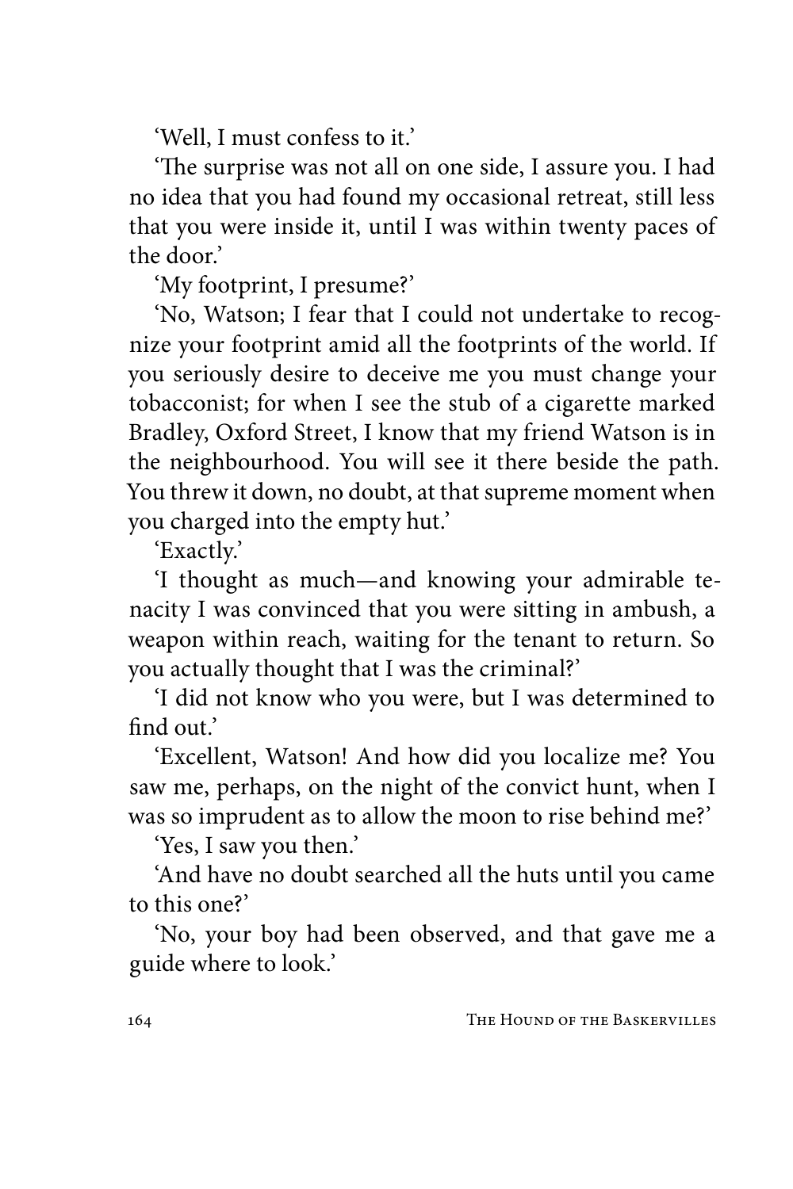'Well, I must confess to it.'

'The surprise was not all on one side, I assure you. I had no idea that you had found my occasional retreat, still less that you were inside it, until I was within twenty paces of the door.'

'My footprint, I presume?'

'No, Watson; I fear that I could not undertake to recognize your footprint amid all the footprints of the world. If you seriously desire to deceive me you must change your tobacconist; for when I see the stub of a cigarette marked Bradley, Oxford Street, I know that my friend Watson is in the neighbourhood. You will see it there beside the path. You threw it down, no doubt, at that supreme moment when you charged into the empty hut.'

'Exactly.'

'I thought as much—and knowing your admirable tenacity I was convinced that you were sitting in ambush, a weapon within reach, waiting for the tenant to return. So you actually thought that I was the criminal?'

'I did not know who you were, but I was determined to find out.'

'Excellent, Watson! And how did you localize me? You saw me, perhaps, on the night of the convict hunt, when I was so imprudent as to allow the moon to rise behind me?'

'Yes, I saw you then.'

'And have no doubt searched all the huts until you came to this one?'

'No, your boy had been observed, and that gave me a guide where to look.'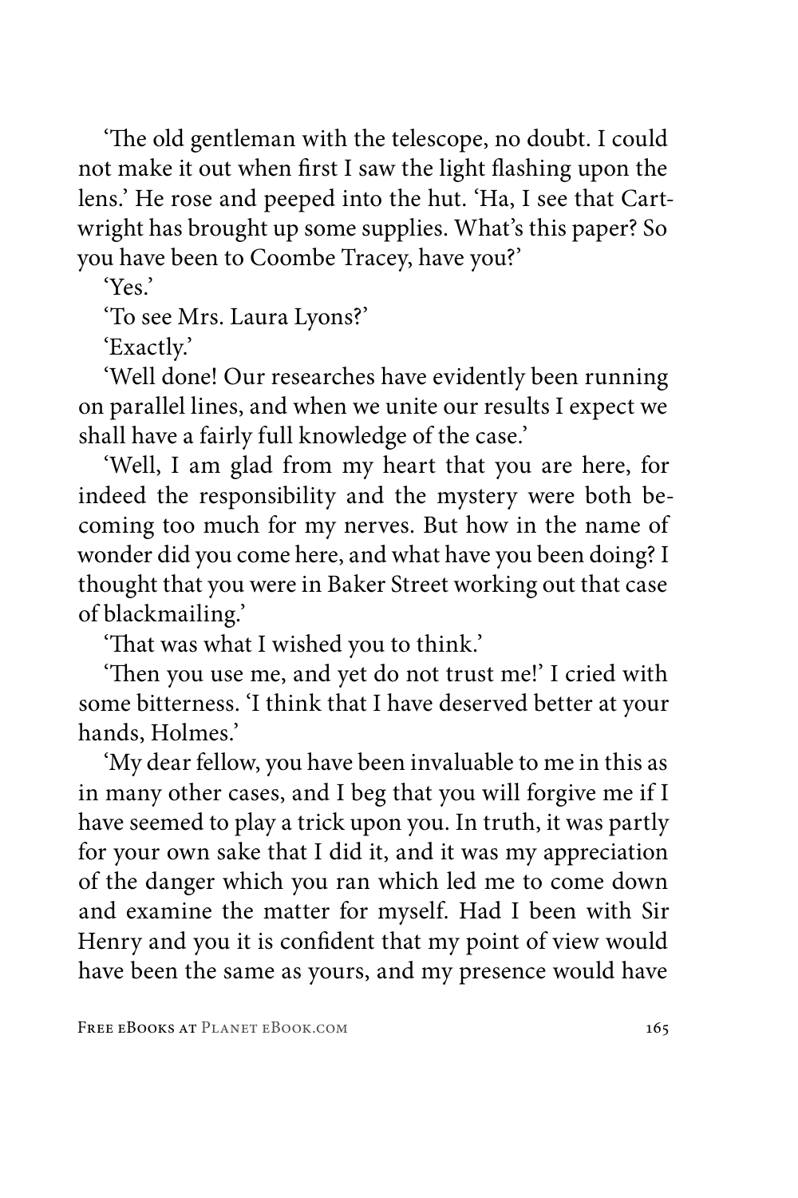'The old gentleman with the telescope, no doubt. I could not make it out when first I saw the light flashing upon the lens.' He rose and peeped into the hut. 'Ha, I see that Cartwright has brought up some supplies. What's this paper? So you have been to Coombe Tracey, have you?'

'Yes.'

'To see Mrs. Laura Lyons?'

'Exactly.'

'Well done! Our researches have evidently been running on parallel lines, and when we unite our results I expect we shall have a fairly full knowledge of the case.'

'Well, I am glad from my heart that you are here, for indeed the responsibility and the mystery were both becoming too much for my nerves. But how in the name of wonder did you come here, and what have you been doing? I thought that you were in Baker Street working out that case of blackmailing.'

'That was what I wished you to think.'

'Then you use me, and yet do not trust me!' I cried with some bitterness. 'I think that I have deserved better at your hands, Holmes.'

'My dear fellow, you have been invaluable to me in this as in many other cases, and I beg that you will forgive me if I have seemed to play a trick upon you. In truth, it was partly for your own sake that I did it, and it was my appreciation of the danger which you ran which led me to come down and examine the matter for myself. Had I been with Sir Henry and you it is confident that my point of view would have been the same as yours, and my presence would have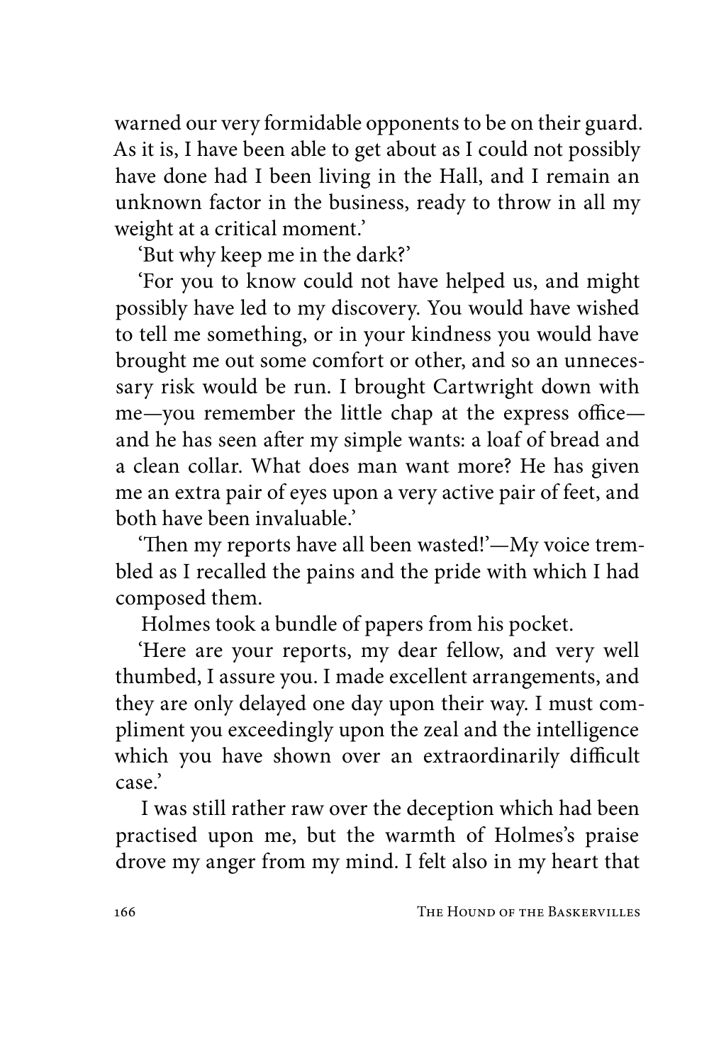warned our very formidable opponents to be on their guard. As it is, I have been able to get about as I could not possibly have done had I been living in the Hall, and I remain an unknown factor in the business, ready to throw in all my weight at a critical moment.'

'But why keep me in the dark?'

'For you to know could not have helped us, and might possibly have led to my discovery. You would have wished to tell me something, or in your kindness you would have brought me out some comfort or other, and so an unnecessary risk would be run. I brought Cartwright down with me—you remember the little chap at the express office—and he has seen after my simple wants: a loaf of bread and a clean collar. What does man want more? He has given me an extra pair of eyes upon a very active pair of feet, and both have been invaluable.'

'Then my reports have all been wasted!'—My voice trembled as I recalled the pains and the pride with which I had composed them.

Holmes took a bundle of papers from his pocket.

'Here are your reports, my dear fellow, and very well thumbed, I assure you. I made excellent arrangements, and they are only delayed one day upon their way. I must compliment you exceedingly upon the zeal and the intelligence which you have shown over an extraordinarily difficult case.'

I was still rather raw over the deception which had been practised upon me, but the warmth of Holmes's praise drove my anger from my mind. I felt also in my heart that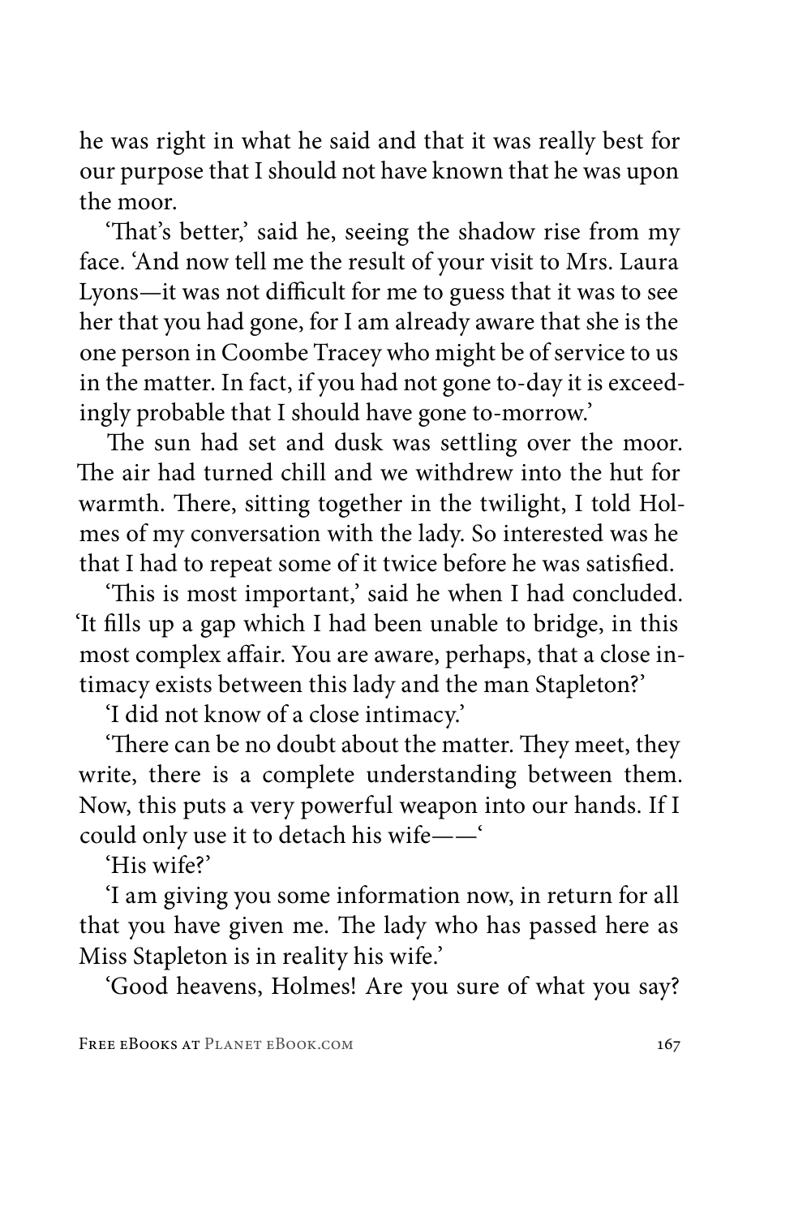he was right in what he said and that it was really best for our purpose that I should not have known that he was upon the moor.

'That's better,' said he, seeing the shadow rise from my face. 'And now tell me the result of your visit to Mrs. Laura Lyons—it was not difficult for me to guess that it was to see her that you had gone, for I am already aware that she is the one person in Coombe Tracey who might be of service to us in the matter. In fact, if you had not gone to-day it is exceedingly probable that I should have gone to-morrow.'

The sun had set and dusk was settling over the moor. The air had turned chill and we withdrew into the hut for warmth. There, sitting together in the twilight, I told Holmes of my conversation with the lady. So interested was he that I had to repeat some of it twice before he was satisfied.

'This is most important,' said he when I had concluded. 'It fills up a gap which I had been unable to bridge, in this most complex affair. You are aware, perhaps, that a close intimacy exists between this lady and the man Stapleton?'

'I did not know of a close intimacy.'

'There can be no doubt about the matter. They meet, they write, there is a complete understanding between them. Now, this puts a very powerful weapon into our hands. If I could only use it to detach his wife——'

'His wife?'

'I am giving you some information now, in return for all that you have given me. The lady who has passed here as Miss Stapleton is in reality his wife.'

'Good heavens, Holmes! Are you sure of what you say?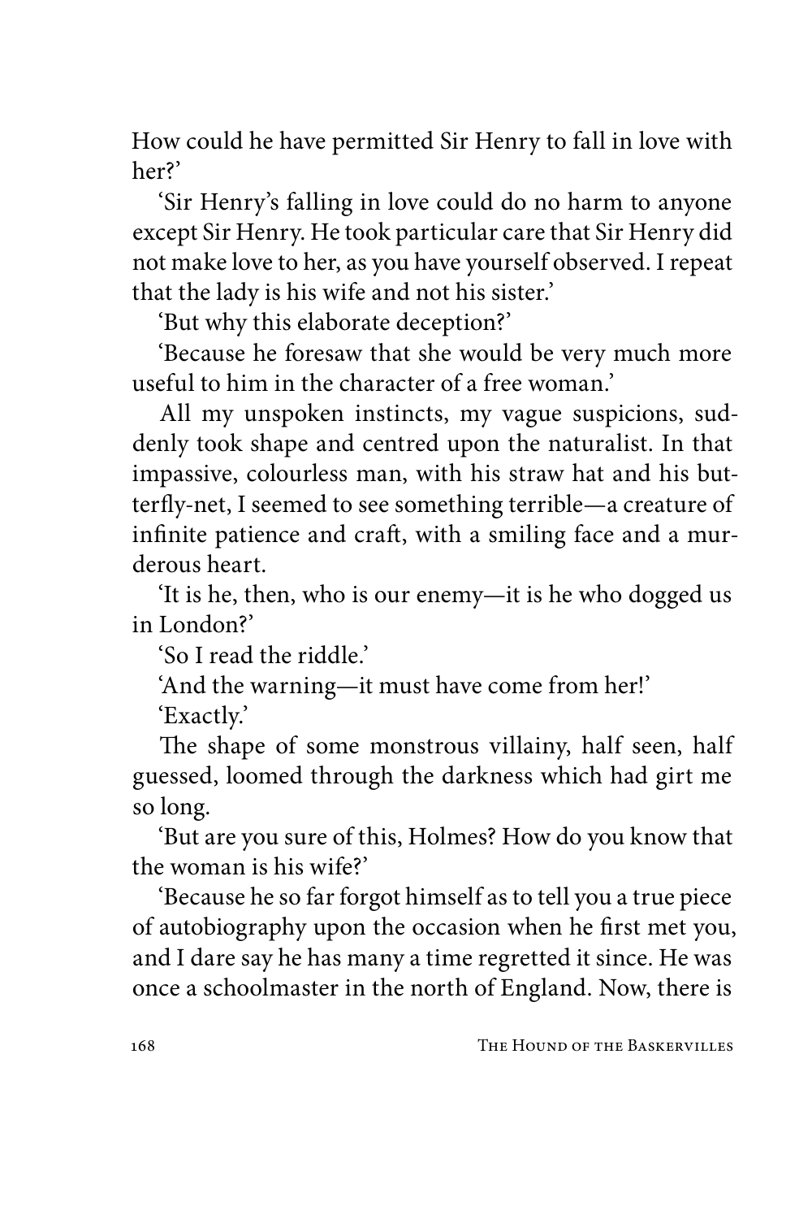How could he have permitted Sir Henry to fall in love with her?'

'Sir Henry's falling in love could do no harm to anyone except Sir Henry. He took particular care that Sir Henry did not make love to her, as you have yourself observed. I repeat that the lady is his wife and not his sister.'

'But why this elaborate deception?'

'Because he foresaw that she would be very much more useful to him in the character of a free woman.'

All my unspoken instincts, my vague suspicions, suddenly took shape and centred upon the naturalist. In that impassive, colourless man, with his straw hat and his butterfly-net, I seemed to see something terrible—a creature of infinite patience and craft, with a smiling face and a murderous heart.

'It is he, then, who is our enemy—it is he who dogged us in London?'

'So I read the riddle.'

'And the warning—it must have come from her!'

'Exactly.'

The shape of some monstrous villainy, half seen, half guessed, loomed through the darkness which had girt me so long.

'But are you sure of this, Holmes? How do you know that the woman is his wife?'

'Because he so far forgot himself as to tell you a true piece of autobiography upon the occasion when he first met you, and I dare say he has many a time regretted it since. He was once a schoolmaster in the north of England. Now, there is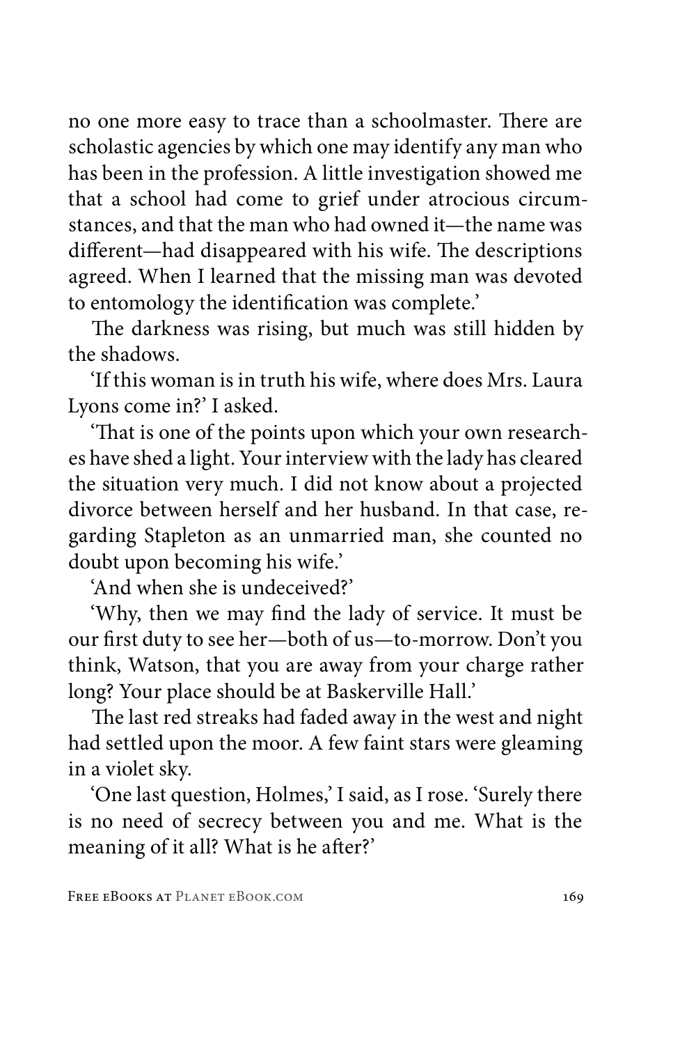no one more easy to trace than a schoolmaster. There are scholastic agencies by which one may identify any man who has been in the profession. A little investigation showed me that a school had come to grief under atrocious circumstances, and that the man who had owned it—the name was different—had disappeared with his wife. The descriptions agreed. When I learned that the missing man was devoted to entomology the identification was complete.'

The darkness was rising, but much was still hidden by the shadows.

'If this woman is in truth his wife, where does Mrs. Laura Lyons come in?' I asked.

'That is one of the points upon which your own researches have shed a light. Your interview with the lady has cleared the situation very much. I did not know about a projected divorce between herself and her husband. In that case, regarding Stapleton as an unmarried man, she counted no doubt upon becoming his wife.'

'And when she is undeceived?'

'Why, then we may find the lady of service. It must be our first duty to see her—both of us—to-morrow. Don't you think, Watson, that you are away from your charge rather long? Your place should be at Baskerville Hall.'

The last red streaks had faded away in the west and night had settled upon the moor. A few faint stars were gleaming in a violet sky.

'One last question, Holmes,' I said, as I rose. 'Surely there is no need of secrecy between you and me. What is the meaning of it all? What is he after?'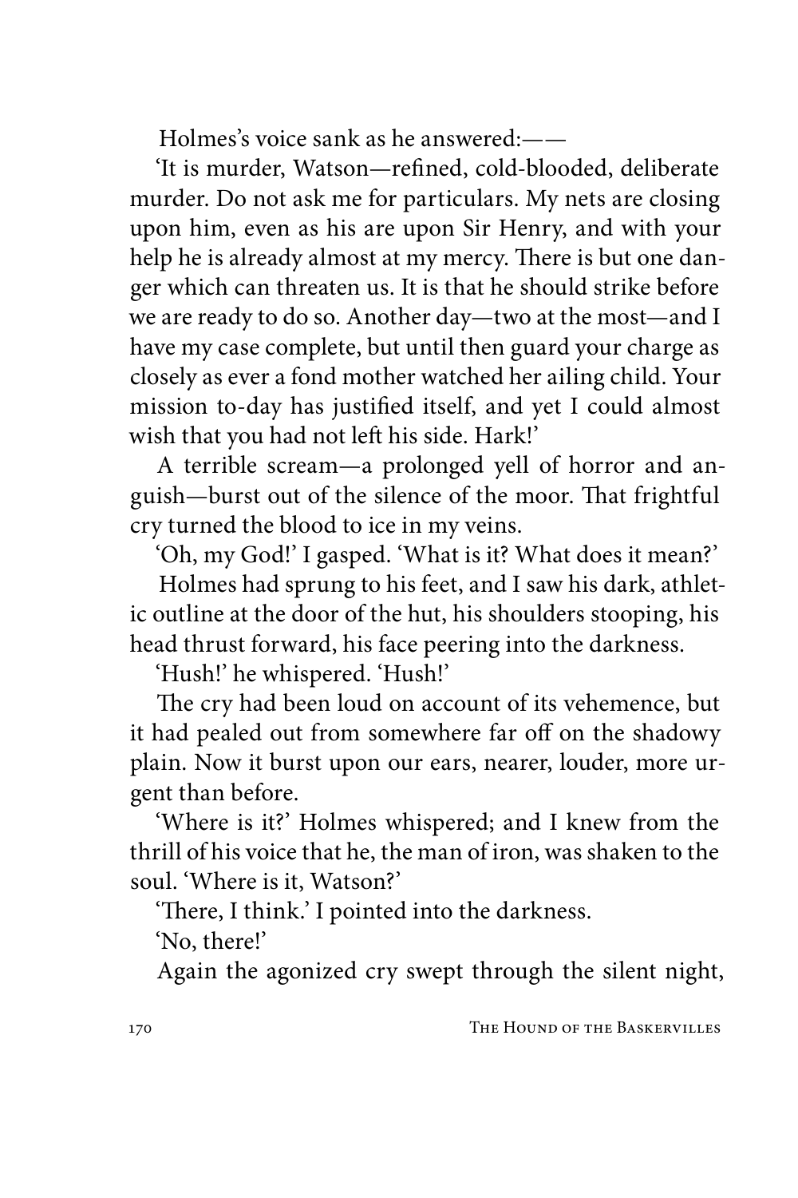Holmes's voice sank as he answered:——

'It is murder, Watson—refined, cold-blooded, deliberate murder. Do not ask me for particulars. My nets are closing upon him, even as his are upon Sir Henry, and with your help he is already almost at my mercy. There is but one danger which can threaten us. It is that he should strike before we are ready to do so. Another day—two at the most—and I have my case complete, but until then guard your charge as closely as ever a fond mother watched her ailing child. Your mission to-day has justified itself, and yet I could almost wish that you had not left his side. Hark!'

A terrible scream—a prolonged yell of horror and anguish—burst out of the silence of the moor. That frightful cry turned the blood to ice in my veins.

'Oh, my God!' I gasped. 'What is it? What does it mean?'

Holmes had sprung to his feet, and I saw his dark, athletic outline at the door of the hut, his shoulders stooping, his head thrust forward, his face peering into the darkness.

'Hush!' he whispered. 'Hush!'

The cry had been loud on account of its vehemence, but it had pealed out from somewhere far off on the shadowy plain. Now it burst upon our ears, nearer, louder, more urgent than before.

'Where is it?' Holmes whispered; and I knew from the thrill of his voice that he, the man of iron, was shaken to the soul. 'Where is it, Watson?'

'There, I think.' I pointed into the darkness.

'No, there!'

Again the agonized cry swept through the silent night,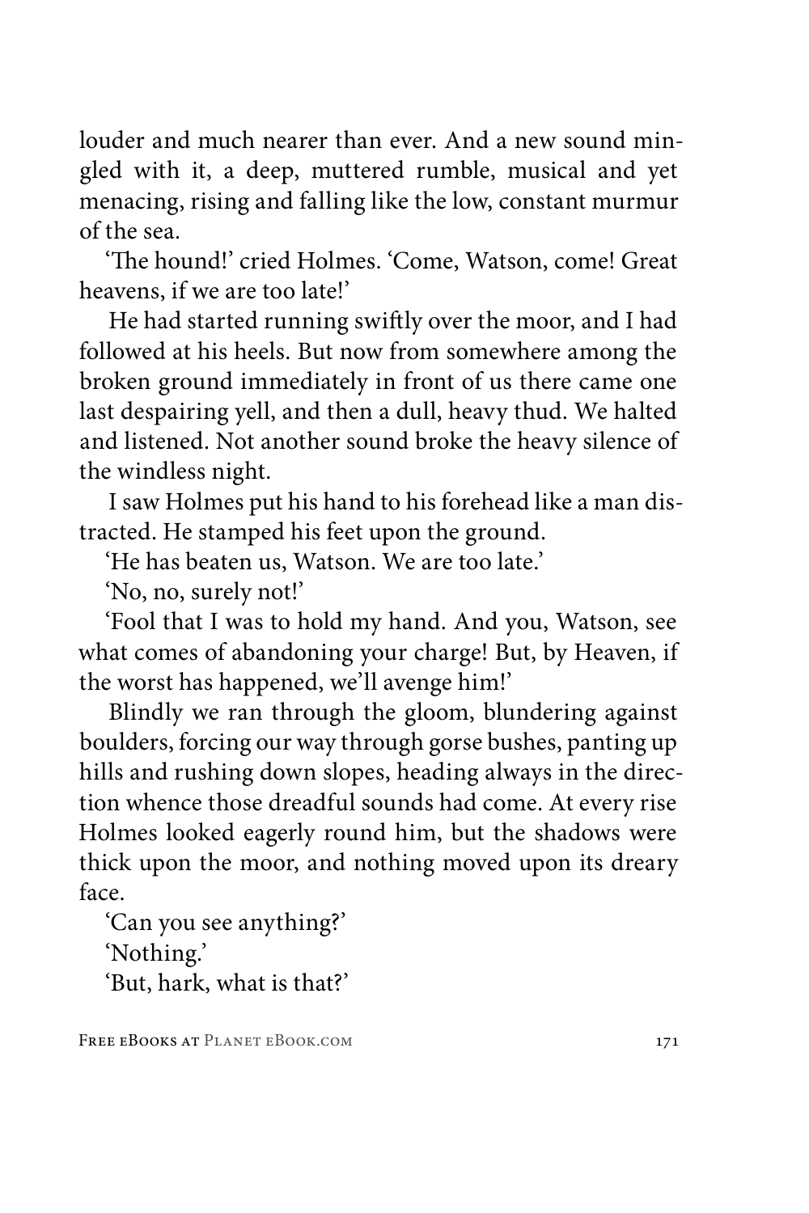louder and much nearer than ever. And a new sound mingled with it, a deep, muttered rumble, musical and yet menacing, rising and falling like the low, constant murmur of the sea.

'The hound!' cried Holmes. 'Come, Watson, come! Great heavens, if we are too late!'

He had started running swiftly over the moor, and I had followed at his heels. But now from somewhere among the broken ground immediately in front of us there came one last despairing yell, and then a dull, heavy thud. We halted and listened. Not another sound broke the heavy silence of the windless night.

I saw Holmes put his hand to his forehead like a man distracted. He stamped his feet upon the ground.

'He has beaten us, Watson. We are too late.'

'No, no, surely not!'

'Fool that I was to hold my hand. And you, Watson, see what comes of abandoning your charge! But, by Heaven, if the worst has happened, we'll avenge him!'

Blindly we ran through the gloom, blundering against boulders, forcing our way through gorse bushes, panting up hills and rushing down slopes, heading always in the direction whence those dreadful sounds had come. At every rise Holmes looked eagerly round him, but the shadows were thick upon the moor, and nothing moved upon its dreary face.

'Can you see anything?'

'Nothing.'

'But, hark, what is that?'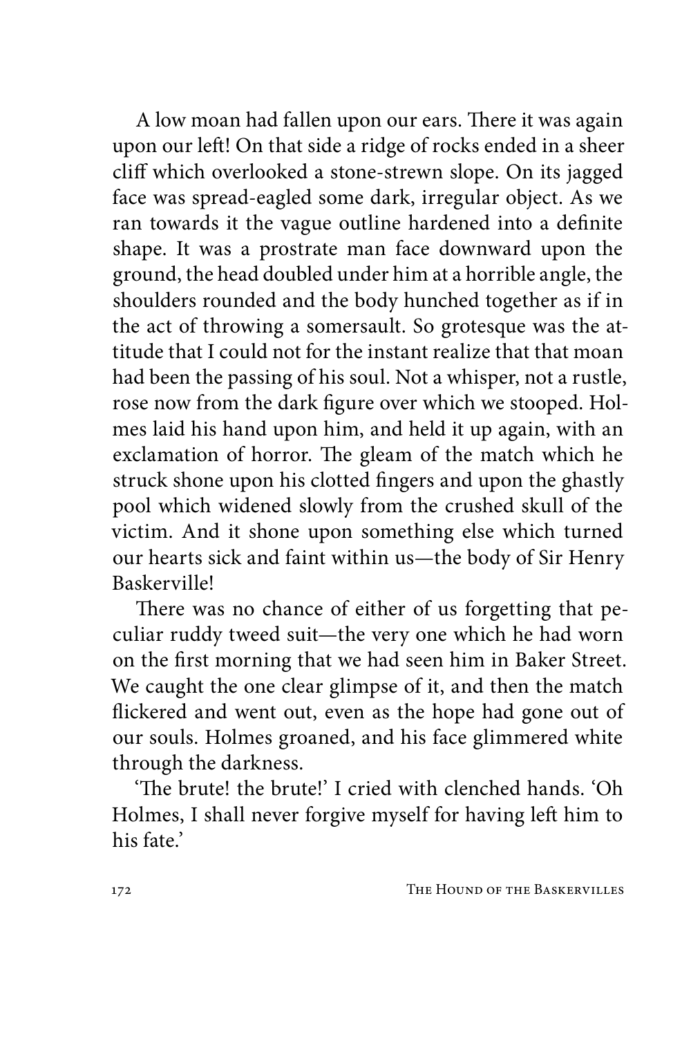A low moan had fallen upon our ears. There it was again upon our left! On that side a ridge of rocks ended in a sheer cliff which overlooked a stone-strewn slope. On its jagged face was spread-eagled some dark, irregular object. As we ran towards it the vague outline hardened into a definite shape. It was a prostrate man face downward upon the ground, the head doubled under him at a horrible angle, the shoulders rounded and the body hunched together as if in the act of throwing a somersault. So grotesque was the attitude that I could not for the instant realize that that moan had been the passing of his soul. Not a whisper, not a rustle, rose now from the dark figure over which we stooped. Holmes laid his hand upon him, and held it up again, with an exclamation of horror. The gleam of the match which he struck shone upon his clotted fingers and upon the ghastly pool which widened slowly from the crushed skull of the victim. And it shone upon something else which turned our hearts sick and faint within us—the body of Sir Henry Baskerville!

There was no chance of either of us forgetting that peculiar ruddy tweed suit—the very one which he had worn on the first morning that we had seen him in Baker Street. We caught the one clear glimpse of it, and then the match flickered and went out, even as the hope had gone out of our souls. Holmes groaned, and his face glimmered white through the darkness.

'The brute! the brute!' I cried with clenched hands. 'Oh Holmes, I shall never forgive myself for having left him to his fate.'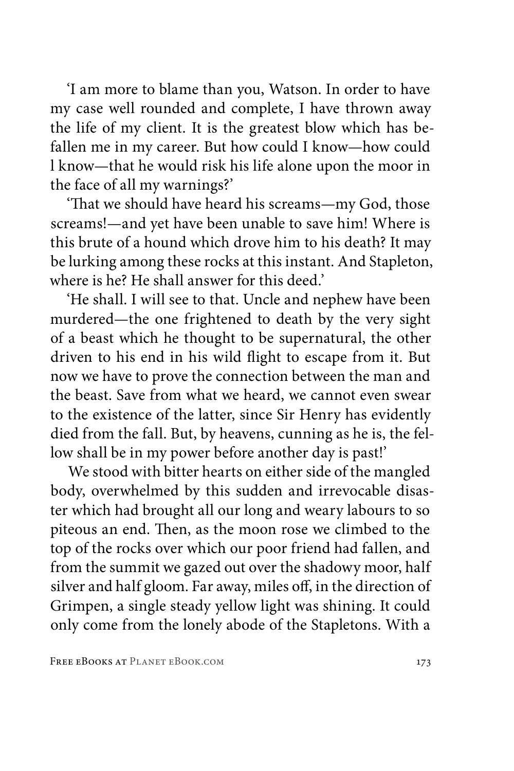'I am more to blame than you, Watson. In order to have my case well rounded and complete, I have thrown away the life of my client. It is the greatest blow which has befallen me in my career. But how could I know—how could l know—that he would risk his life alone upon the moor in the face of all my warnings?'

'That we should have heard his screams—my God, those screams!—and yet have been unable to save him! Where is this brute of a hound which drove him to his death? It may be lurking among these rocks at this instant. And Stapleton, where is he? He shall answer for this deed.'

'He shall. I will see to that. Uncle and nephew have been murdered—the one frightened to death by the very sight of a beast which he thought to be supernatural, the other driven to his end in his wild flight to escape from it. But now we have to prove the connection between the man and the beast. Save from what we heard, we cannot even swear to the existence of the latter, since Sir Henry has evidently died from the fall. But, by heavens, cunning as he is, the fellow shall be in my power before another day is past!'

We stood with bitter hearts on either side of the mangled body, overwhelmed by this sudden and irrevocable disaster which had brought all our long and weary labours to so piteous an end. Then, as the moon rose we climbed to the top of the rocks over which our poor friend had fallen, and from the summit we gazed out over the shadowy moor, half silver and half gloom. Far away, miles off, in the direction of Grimpen, a single steady yellow light was shining. It could only come from the lonely abode of the Stapletons. With a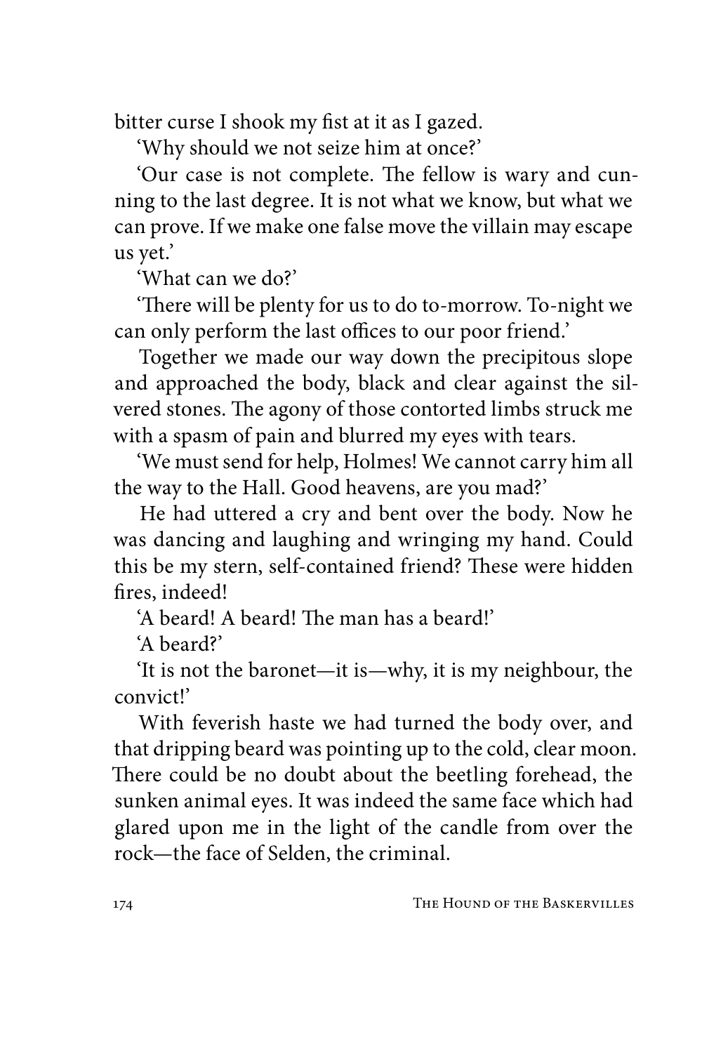bitter curse I shook my fist at it as I gazed.

'Why should we not seize him at once?'

'Our case is not complete. The fellow is wary and cunning to the last degree. It is not what we know, but what we can prove. If we make one false move the villain may escape us yet.'

'What can we do?'

'There will be plenty for us to do to-morrow. To-night we can only perform the last offices to our poor friend.'

Together we made our way down the precipitous slope and approached the body, black and clear against the silvered stones. The agony of those contorted limbs struck me with a spasm of pain and blurred my eyes with tears.

'We must send for help, Holmes! We cannot carry him all the way to the Hall. Good heavens, are you mad?'

He had uttered a cry and bent over the body. Now he was dancing and laughing and wringing my hand. Could this be my stern, self-contained friend? These were hidden fires, indeed!

'A beard! A beard! The man has a beard!'

'A beard?'

'It is not the baronet—it is—why, it is my neighbour, the convict!'

With feverish haste we had turned the body over, and that dripping beard was pointing up to the cold, clear moon. There could be no doubt about the beetling forehead, the sunken animal eyes. It was indeed the same face which had glared upon me in the light of the candle from over the rock—the face of Selden, the criminal.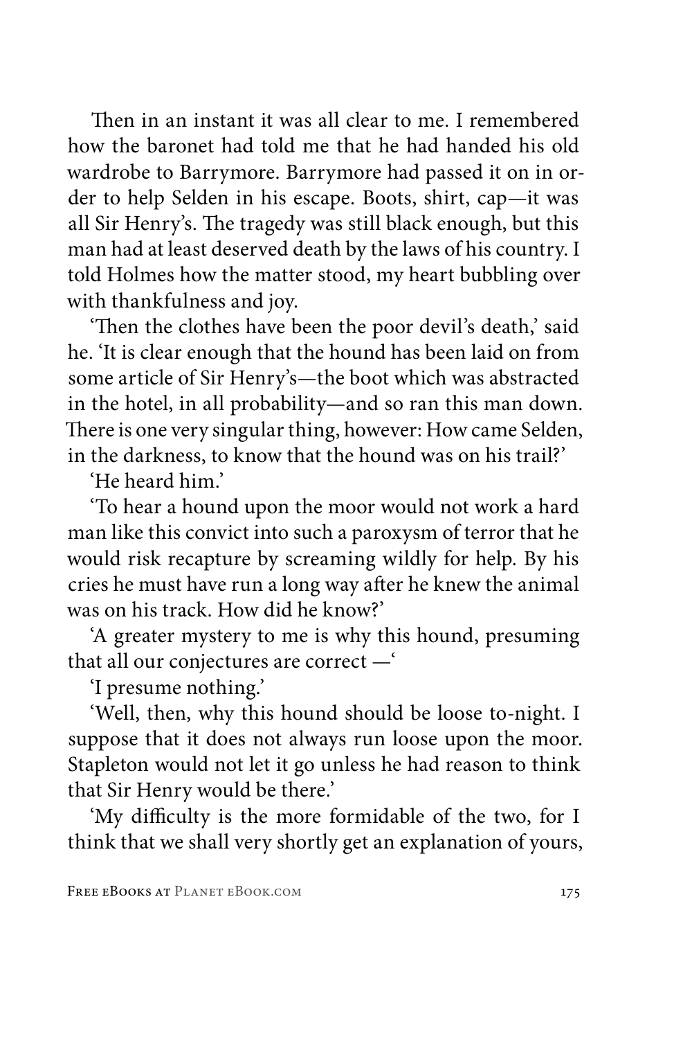Then in an instant it was all clear to me. I remembered how the baronet had told me that he had handed his old wardrobe to Barrymore. Barrymore had passed it on in order to help Selden in his escape. Boots, shirt, cap—it was all Sir Henry's. The tragedy was still black enough, but this man had at least deserved death by the laws of his country. I told Holmes how the matter stood, my heart bubbling over with thankfulness and joy.

'Then the clothes have been the poor devil's death,' said he. 'It is clear enough that the hound has been laid on from some article of Sir Henry's—the boot which was abstracted in the hotel, in all probability—and so ran this man down. There is one very singular thing, however: How came Selden, in the darkness, to know that the hound was on his trail?'

'He heard him.'

'To hear a hound upon the moor would not work a hard man like this convict into such a paroxysm of terror that he would risk recapture by screaming wildly for help. By his cries he must have run a long way after he knew the animal was on his track. How did he know?'

'A greater mystery to me is why this hound, presuming that all our conjectures are correct —'

'I presume nothing.'

'Well, then, why this hound should be loose to-night. I suppose that it does not always run loose upon the moor. Stapleton would not let it go unless he had reason to think that Sir Henry would be there.'

'My difficulty is the more formidable of the two, for I think that we shall very shortly get an explanation of yours,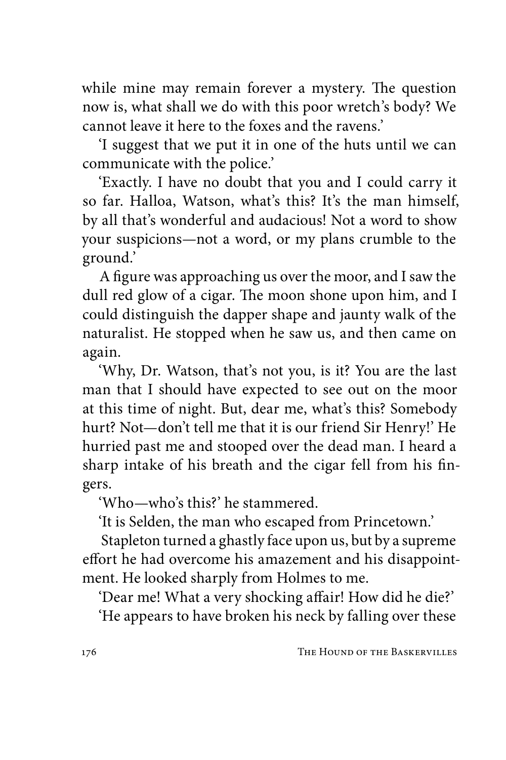while mine may remain forever a mystery. The question now is, what shall we do with this poor wretch's body? We cannot leave it here to the foxes and the ravens.'

'I suggest that we put it in one of the huts until we can communicate with the police.'

'Exactly. I have no doubt that you and I could carry it so far. Halloa, Watson, what's this? It's the man himself, by all that's wonderful and audacious! Not a word to show your suspicions—not a word, or my plans crumble to the ground.'

A figure was approaching us over the moor, and I saw the dull red glow of a cigar. The moon shone upon him, and I could distinguish the dapper shape and jaunty walk of the naturalist. He stopped when he saw us, and then came on again.

'Why, Dr. Watson, that's not you, is it? You are the last man that I should have expected to see out on the moor at this time of night. But, dear me, what's this? Somebody hurt? Not—don't tell me that it is our friend Sir Henry!' He hurried past me and stooped over the dead man. I heard a sharp intake of his breath and the cigar fell from his fingers.

'Who—who's this?' he stammered.

'It is Selden, the man who escaped from Princetown.'

Stapleton turned a ghastly face upon us, but by a supreme effort he had overcome his amazement and his disappointment. He looked sharply from Holmes to me.

'Dear me! What a very shocking affair! How did he die?'

'He appears to have broken his neck by falling over these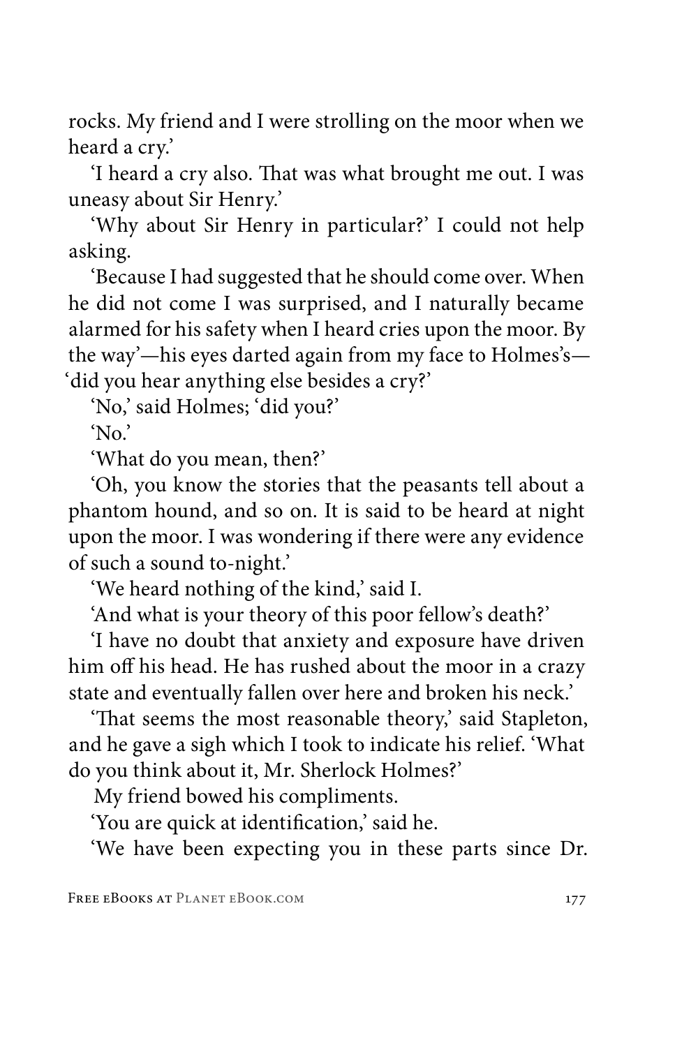rocks. My friend and I were strolling on the moor when we heard a cry.'

'I heard a cry also. That was what brought me out. I was uneasy about Sir Henry.'

'Why about Sir Henry in particular?' I could not help asking.

'Because I had suggested that he should come over. When he did not come I was surprised, and I naturally became alarmed for his safety when I heard cries upon the moor. By the way'—his eyes darted again from my face to Holmes's—'did you hear anything else besides a cry?'

'No,' said Holmes; 'did you?'

'No.'

'What do you mean, then?'

'Oh, you know the stories that the peasants tell about a phantom hound, and so on. It is said to be heard at night upon the moor. I was wondering if there were any evidence of such a sound to-night.'

'We heard nothing of the kind,' said I.

'And what is your theory of this poor fellow's death?'

'I have no doubt that anxiety and exposure have driven him off his head. He has rushed about the moor in a crazy state and eventually fallen over here and broken his neck.'

'That seems the most reasonable theory,' said Stapleton, and he gave a sigh which I took to indicate his relief. 'What do you think about it, Mr. Sherlock Holmes?'

My friend bowed his compliments.

'You are quick at identification,' said he.

'We have been expecting you in these parts since Dr.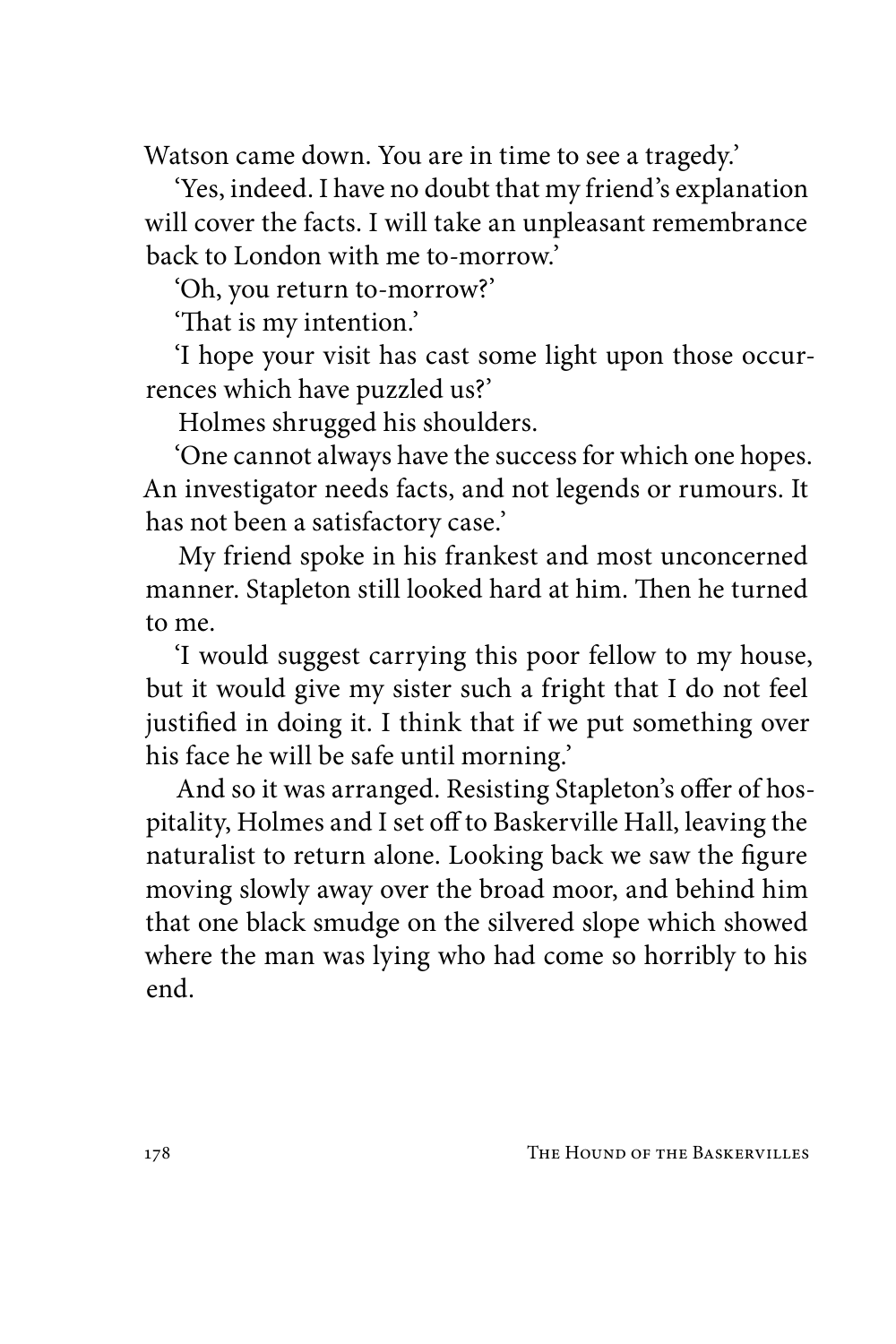Watson came down. You are in time to see a tragedy.'

'Yes, indeed. I have no doubt that my friend's explanation will cover the facts. I will take an unpleasant remembrance back to London with me to-morrow.'

'Oh, you return to-morrow?'

'That is my intention.'

'I hope your visit has cast some light upon those occurrences which have puzzled us?'

Holmes shrugged his shoulders.

'One cannot always have the success for which one hopes. An investigator needs facts, and not legends or rumours. It has not been a satisfactory case.'

My friend spoke in his frankest and most unconcerned manner. Stapleton still looked hard at him. Then he turned to me.

'I would suggest carrying this poor fellow to my house, but it would give my sister such a fright that I do not feel justified in doing it. I think that if we put something over his face he will be safe until morning.'

And so it was arranged. Resisting Stapleton's offer of hospitality, Holmes and I set off to Baskerville Hall, leaving the naturalist to return alone. Looking back we saw the figure moving slowly away over the broad moor, and behind him that one black smudge on the silvered slope which showed where the man was lying who had come so horribly to his end.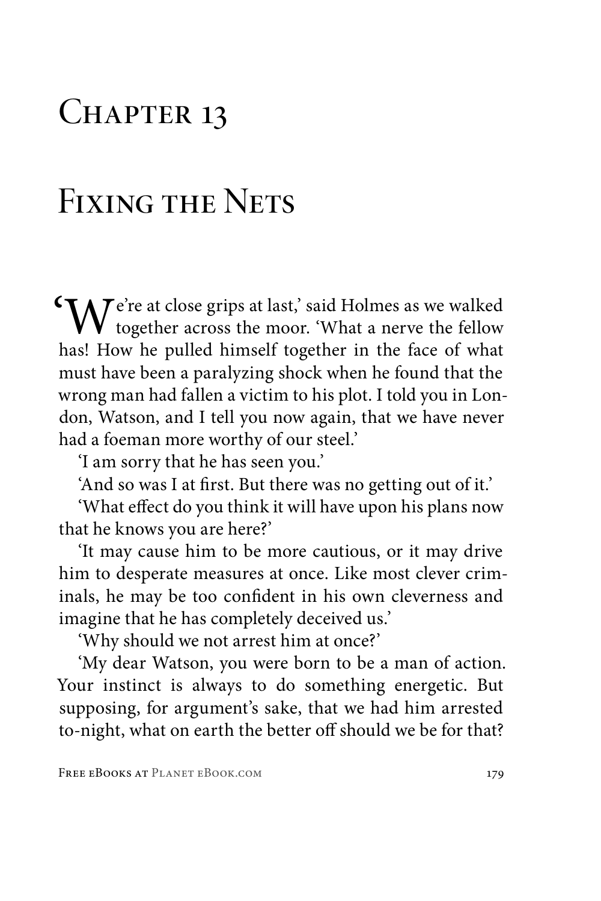# Chapter 13

# Fixing the Nets

'We're at close grips at last,' said Holmes as we walked together across the moor. 'What a nerve the fellow has! How he pulled himself together in the face of what must have been a paralyzing shock when he found that the wrong man had fallen a victim to his plot. I told you in London, Watson, and I tell you now again, that we have never had a foeman more worthy of our steel.'

'I am sorry that he has seen you.'

'And so was I at first. But there was no getting out of it.'

'What effect do you think it will have upon his plans now that he knows you are here?'

'It may cause him to be more cautious, or it may drive him to desperate measures at once. Like most clever criminals, he may be too confident in his own cleverness and imagine that he has completely deceived us.'

'Why should we not arrest him at once?'

'My dear Watson, you were born to be a man of action. Your instinct is always to do something energetic. But supposing, for argument's sake, that we had him arrested to-night, what on earth the better off should we be for that?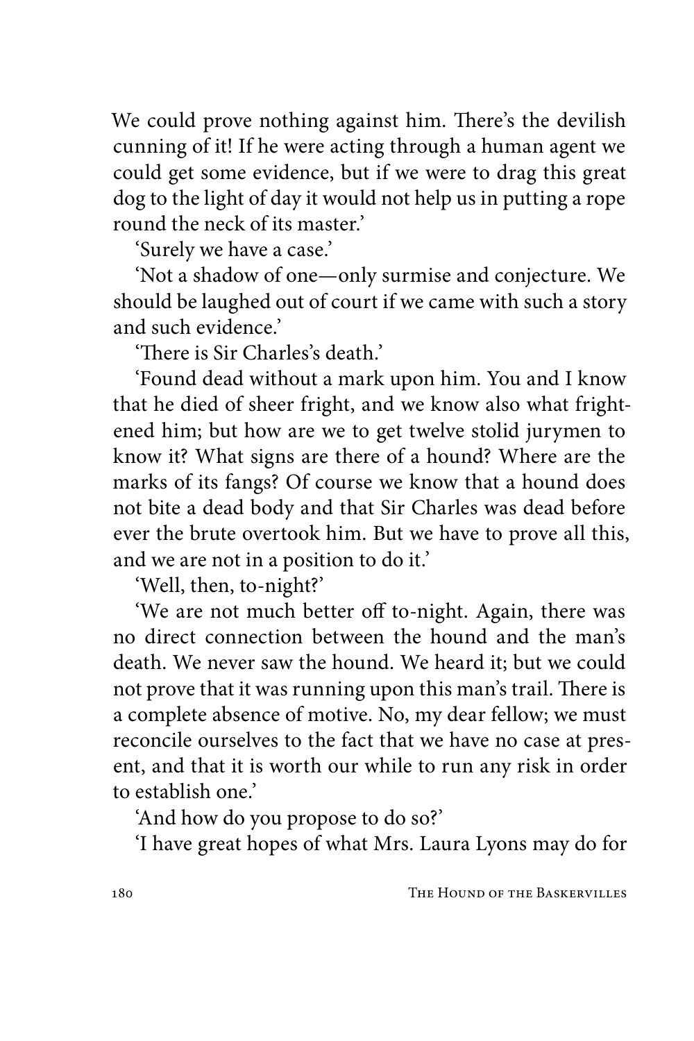We could prove nothing against him. There's the devilish cunning of it! If he were acting through a human agent we could get some evidence, but if we were to drag this great dog to the light of day it would not help us in putting a rope round the neck of its master.'

'Surely we have a case.'

'Not a shadow of one—only surmise and conjecture. We should be laughed out of court if we came with such a story and such evidence.'

'There is Sir Charles's death.'

'Found dead without a mark upon him. You and I know that he died of sheer fright, and we know also what frightened him; but how are we to get twelve stolid jurymen to know it? What signs are there of a hound? Where are the marks of its fangs? Of course we know that a hound does not bite a dead body and that Sir Charles was dead before ever the brute overtook him. But we have to prove all this, and we are not in a position to do it.'

'Well, then, to-night?'

'We are not much better off to-night. Again, there was no direct connection between the hound and the man's death. We never saw the hound. We heard it; but we could not prove that it was running upon this man's trail. There is a complete absence of motive. No, my dear fellow; we must reconcile ourselves to the fact that we have no case at present, and that it is worth our while to run any risk in order to establish one.'

'And how do you propose to do so?'

'I have great hopes of what Mrs. Laura Lyons may do for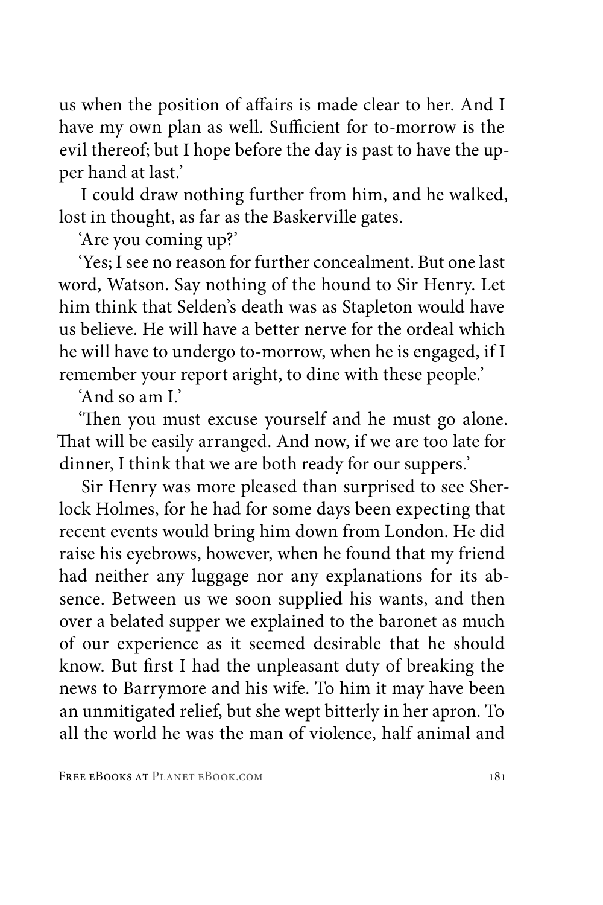us when the position of affairs is made clear to her. And I have my own plan as well. Sufficient for to-morrow is the evil thereof; but I hope before the day is past to have the upper hand at last.'

I could draw nothing further from him, and he walked, lost in thought, as far as the Baskerville gates.

'Are you coming up?'

'Yes; I see no reason for further concealment. But one last word, Watson. Say nothing of the hound to Sir Henry. Let him think that Selden's death was as Stapleton would have us believe. He will have a better nerve for the ordeal which he will have to undergo to-morrow, when he is engaged, if I remember your report aright, to dine with these people.'

'And so am I.'

'Then you must excuse yourself and he must go alone. That will be easily arranged. And now, if we are too late for dinner, I think that we are both ready for our suppers.'

Sir Henry was more pleased than surprised to see Sherlock Holmes, for he had for some days been expecting that recent events would bring him down from London. He did raise his eyebrows, however, when he found that my friend had neither any luggage nor any explanations for its absence. Between us we soon supplied his wants, and then over a belated supper we explained to the baronet as much of our experience as it seemed desirable that he should know. But first I had the unpleasant duty of breaking the news to Barrymore and his wife. To him it may have been an unmitigated relief, but she wept bitterly in her apron. To all the world he was the man of violence, half animal and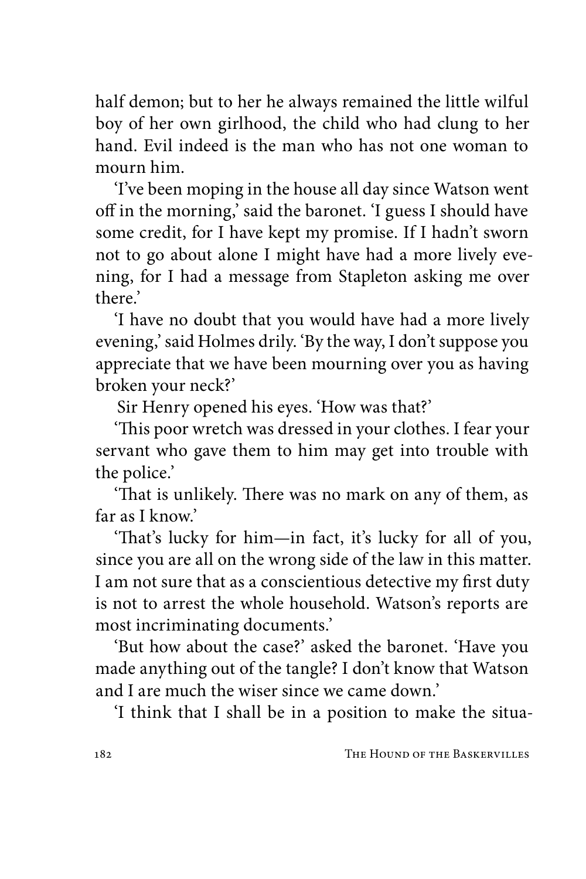half demon; but to her he always remained the little wilful boy of her own girlhood, the child who had clung to her hand. Evil indeed is the man who has not one woman to mourn him.

'I've been moping in the house all day since Watson went off in the morning,' said the baronet. 'I guess I should have some credit, for I have kept my promise. If I hadn't sworn not to go about alone I might have had a more lively evening, for I had a message from Stapleton asking me over there.'

'I have no doubt that you would have had a more lively evening,' said Holmes drily. 'By the way, I don't suppose you appreciate that we have been mourning over you as having broken your neck?'

Sir Henry opened his eyes. 'How was that?'

'This poor wretch was dressed in your clothes. I fear your servant who gave them to him may get into trouble with the police.'

'That is unlikely. There was no mark on any of them, as far as I know.'

'That's lucky for him—in fact, it's lucky for all of you, since you are all on the wrong side of the law in this matter. I am not sure that as a conscientious detective my first duty is not to arrest the whole household. Watson's reports are most incriminating documents.'

'But how about the case?' asked the baronet. 'Have you made anything out of the tangle? I don't know that Watson and I are much the wiser since we came down.'

'I think that I shall be in a position to make the situa-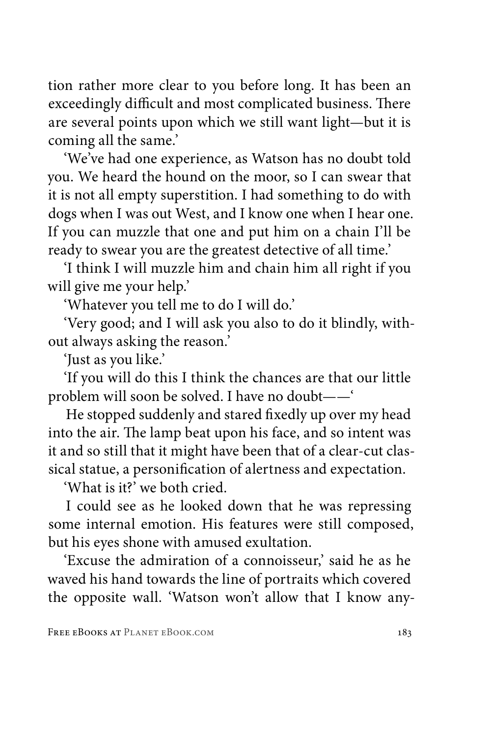tion rather more clear to you before long. It has been an exceedingly difficult and most complicated business. There are several points upon which we still want light—but it is coming all the same.'

'We've had one experience, as Watson has no doubt told you. We heard the hound on the moor, so I can swear that it is not all empty superstition. I had something to do with dogs when I was out West, and I know one when I hear one. If you can muzzle that one and put him on a chain I'll be ready to swear you are the greatest detective of all time.'

'I think I will muzzle him and chain him all right if you will give me your help.'

'Whatever you tell me to do I will do.'

'Very good; and I will ask you also to do it blindly, without always asking the reason.'

'Just as you like.'

'If you will do this I think the chances are that our little problem will soon be solved. I have no doubt——'

He stopped suddenly and stared fixedly up over my head into the air. The lamp beat upon his face, and so intent was it and so still that it might have been that of a clear-cut classical statue, a personification of alertness and expectation.

'What is it?' we both cried.

I could see as he looked down that he was repressing some internal emotion. His features were still composed, but his eyes shone with amused exultation.

'Excuse the admiration of a connoisseur,' said he as he waved his hand towards the line of portraits which covered the opposite wall. 'Watson won't allow that I know any-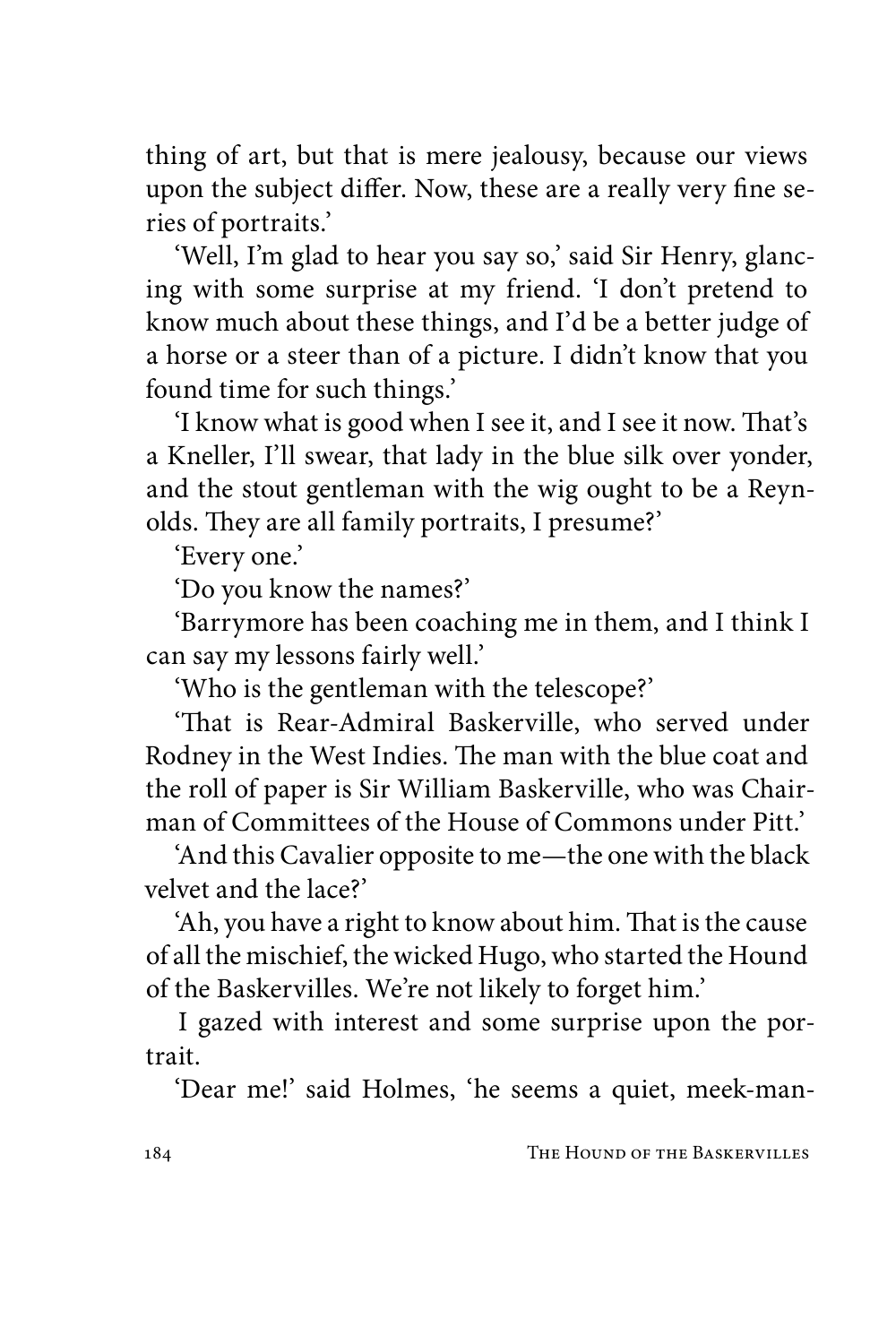thing of art, but that is mere jealousy, because our views upon the subject differ. Now, these are a really very fine series of portraits.'

'Well, I'm glad to hear you say so,' said Sir Henry, glancing with some surprise at my friend. 'I don't pretend to know much about these things, and I'd be a better judge of a horse or a steer than of a picture. I didn't know that you found time for such things.'

'I know what is good when I see it, and I see it now. That's a Kneller, I'll swear, that lady in the blue silk over yonder, and the stout gentleman with the wig ought to be a Reynolds. They are all family portraits, I presume?'

'Every one.'

'Do you know the names?'

'Barrymore has been coaching me in them, and I think I can say my lessons fairly well.'

'Who is the gentleman with the telescope?'

'That is Rear-Admiral Baskerville, who served under Rodney in the West Indies. The man with the blue coat and the roll of paper is Sir William Baskerville, who was Chairman of Committees of the House of Commons under Pitt.'

'And this Cavalier opposite to me—the one with the black velvet and the lace?'

'Ah, you have a right to know about him. That is the cause of all the mischief, the wicked Hugo, who started the Hound of the Baskervilles. We're not likely to forget him.'

I gazed with interest and some surprise upon the portrait.

'Dear me!' said Holmes, 'he seems a quiet, meek-man-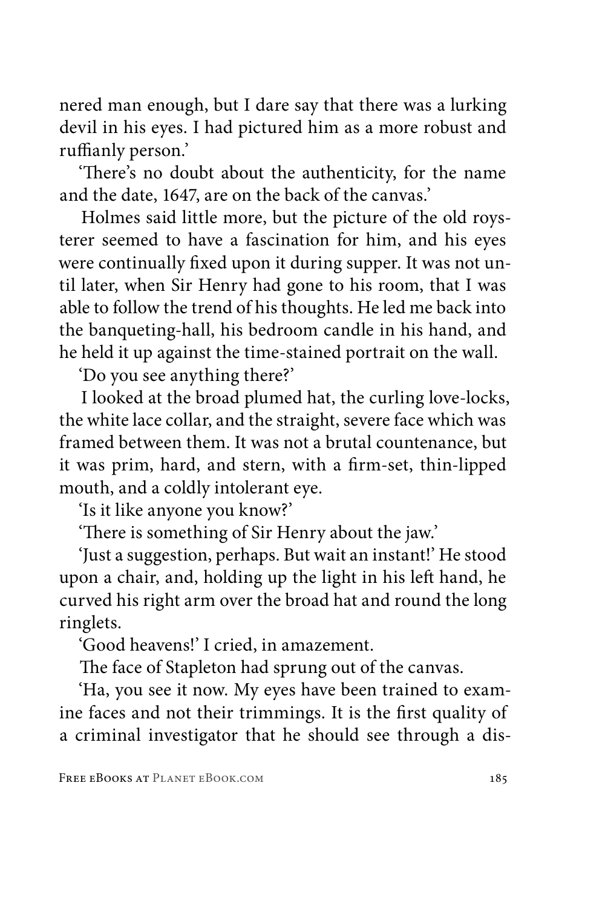nered man enough, but I dare say that there was a lurking devil in his eyes. I had pictured him as a more robust and ruffianly person.'

'There's no doubt about the authenticity, for the name and the date, 1647, are on the back of the canvas.'

Holmes said little more, but the picture of the old roysterer seemed to have a fascination for him, and his eyes were continually fixed upon it during supper. It was not until later, when Sir Henry had gone to his room, that I was able to follow the trend of his thoughts. He led me back into the banqueting-hall, his bedroom candle in his hand, and he held it up against the time-stained portrait on the wall.

'Do you see anything there?'

I looked at the broad plumed hat, the curling love-locks, the white lace collar, and the straight, severe face which was framed between them. It was not a brutal countenance, but it was prim, hard, and stern, with a firm-set, thin-lipped mouth, and a coldly intolerant eye.

'Is it like anyone you know?'

'There is something of Sir Henry about the jaw.'

'Just a suggestion, perhaps. But wait an instant!' He stood upon a chair, and, holding up the light in his left hand, he curved his right arm over the broad hat and round the long ringlets.

'Good heavens!' I cried, in amazement.

The face of Stapleton had sprung out of the canvas.

'Ha, you see it now. My eyes have been trained to examine faces and not their trimmings. It is the first quality of a criminal investigator that he should see through a dis-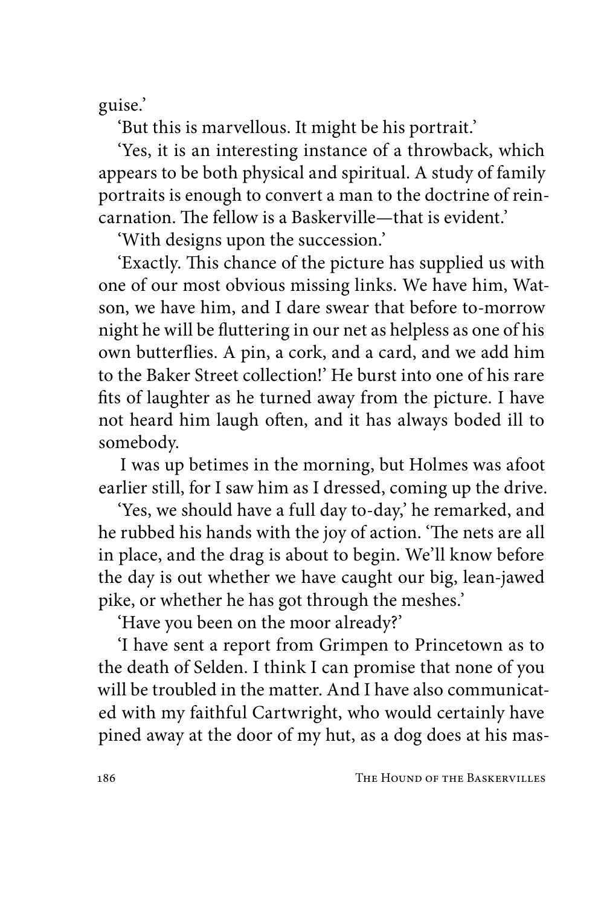guise.'

'But this is marvellous. It might be his portrait.'

'Yes, it is an interesting instance of a throwback, which appears to be both physical and spiritual. A study of family portraits is enough to convert a man to the doctrine of reincarnation. The fellow is a Baskerville—that is evident.'

'With designs upon the succession.'

'Exactly. This chance of the picture has supplied us with one of our most obvious missing links. We have him, Watson, we have him, and I dare swear that before to-morrow night he will be fluttering in our net as helpless as one of his own butterflies. A pin, a cork, and a card, and we add him to the Baker Street collection!' He burst into one of his rare fits of laughter as he turned away from the picture. I have not heard him laugh often, and it has always boded ill to somebody.

I was up betimes in the morning, but Holmes was afoot earlier still, for I saw him as I dressed, coming up the drive.

'Yes, we should have a full day to-day,' he remarked, and he rubbed his hands with the joy of action. 'The nets are all in place, and the drag is about to begin. We'll know before the day is out whether we have caught our big, lean-jawed pike, or whether he has got through the meshes.'

'Have you been on the moor already?'

'I have sent a report from Grimpen to Princetown as to the death of Selden. I think I can promise that none of you will be troubled in the matter. And I have also communicated with my faithful Cartwright, who would certainly have pined away at the door of my hut, as a dog does at his mas-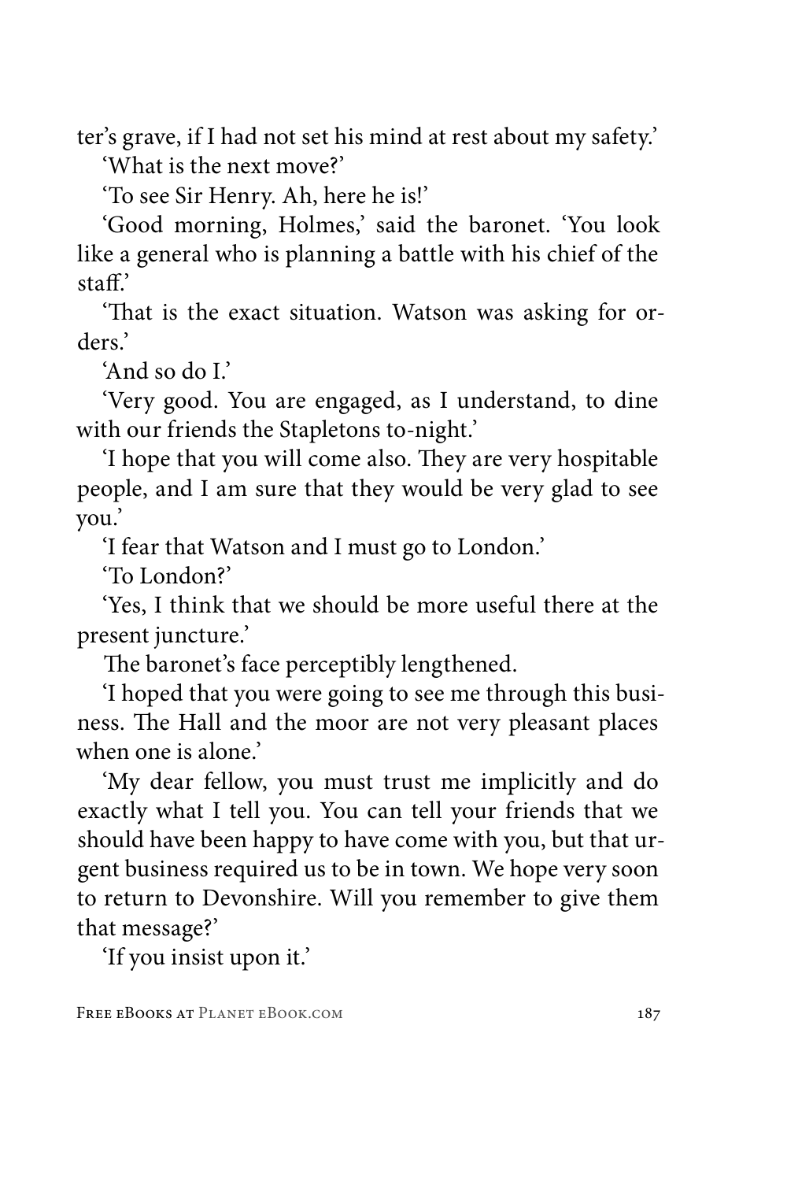ter's grave, if I had not set his mind at rest about my safety.'

'What is the next move?'

'To see Sir Henry. Ah, here he is!'

'Good morning, Holmes,' said the baronet. 'You look like a general who is planning a battle with his chief of the staff.'

'That is the exact situation. Watson was asking for orders.'

'And so do I.'

'Very good. You are engaged, as I understand, to dine with our friends the Stapletons to-night.'

'I hope that you will come also. They are very hospitable people, and I am sure that they would be very glad to see you.'

'I fear that Watson and I must go to London.'

'To London?'

'Yes, I think that we should be more useful there at the present juncture.'

The baronet's face perceptibly lengthened.

'I hoped that you were going to see me through this business. The Hall and the moor are not very pleasant places when one is alone.'

'My dear fellow, you must trust me implicitly and do exactly what I tell you. You can tell your friends that we should have been happy to have come with you, but that urgent business required us to be in town. We hope very soon to return to Devonshire. Will you remember to give them that message?'

'If you insist upon it.'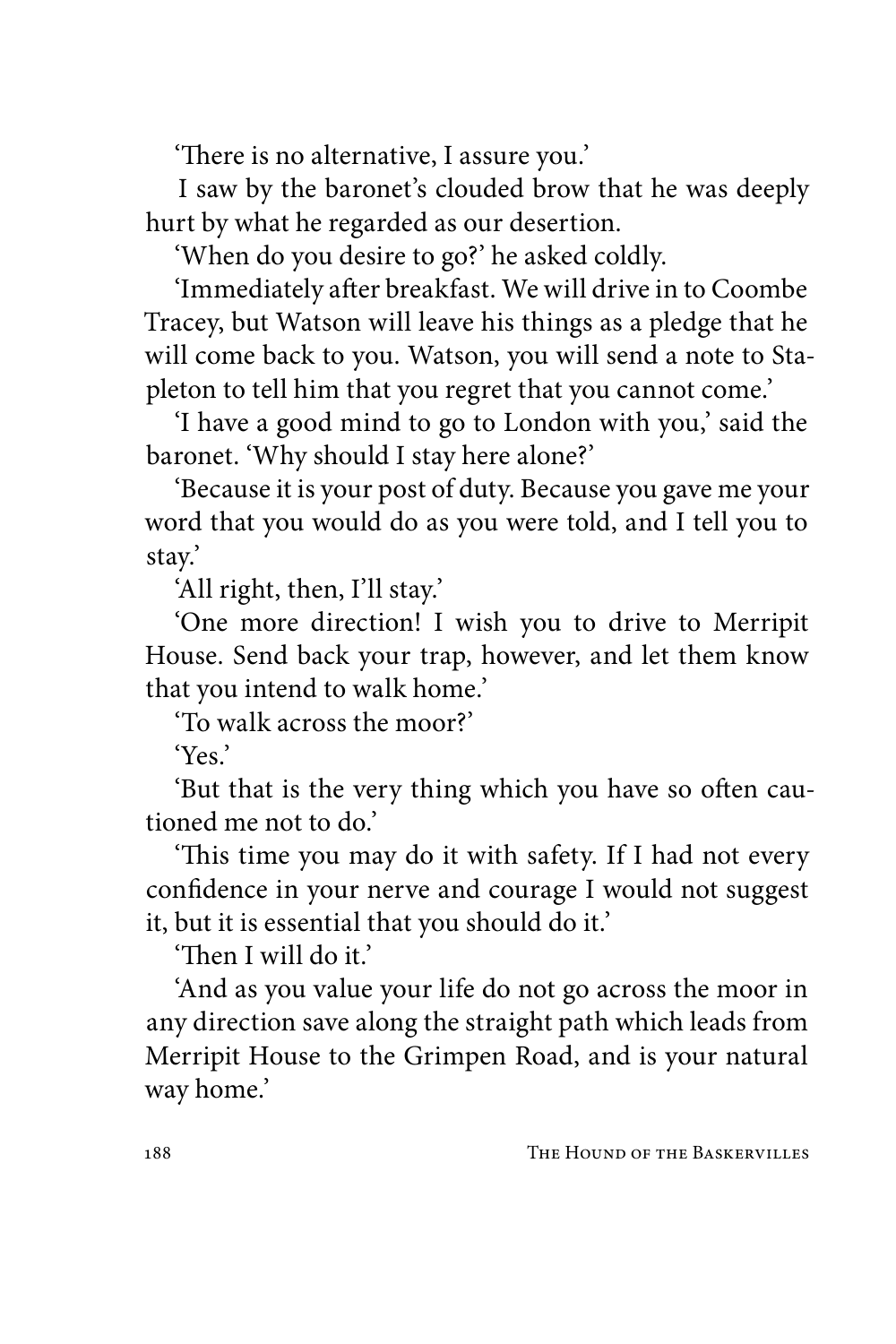'There is no alternative, I assure you.'

I saw by the baronet's clouded brow that he was deeply hurt by what he regarded as our desertion.

'When do you desire to go?' he asked coldly.

'Immediately after breakfast. We will drive in to Coombe Tracey, but Watson will leave his things as a pledge that he will come back to you. Watson, you will send a note to Stapleton to tell him that you regret that you cannot come.'

'I have a good mind to go to London with you,' said the baronet. 'Why should I stay here alone?'

'Because it is your post of duty. Because you gave me your word that you would do as you were told, and I tell you to stay.'

'All right, then, I'll stay.'

'One more direction! I wish you to drive to Merripit House. Send back your trap, however, and let them know that you intend to walk home.'

'To walk across the moor?'

'Yes.'

'But that is the very thing which you have so often cautioned me not to do.'

'This time you may do it with safety. If I had not every confidence in your nerve and courage I would not suggest it, but it is essential that you should do it.'

'Then I will do it.'

'And as you value your life do not go across the moor in any direction save along the straight path which leads from Merripit House to the Grimpen Road, and is your natural way home.'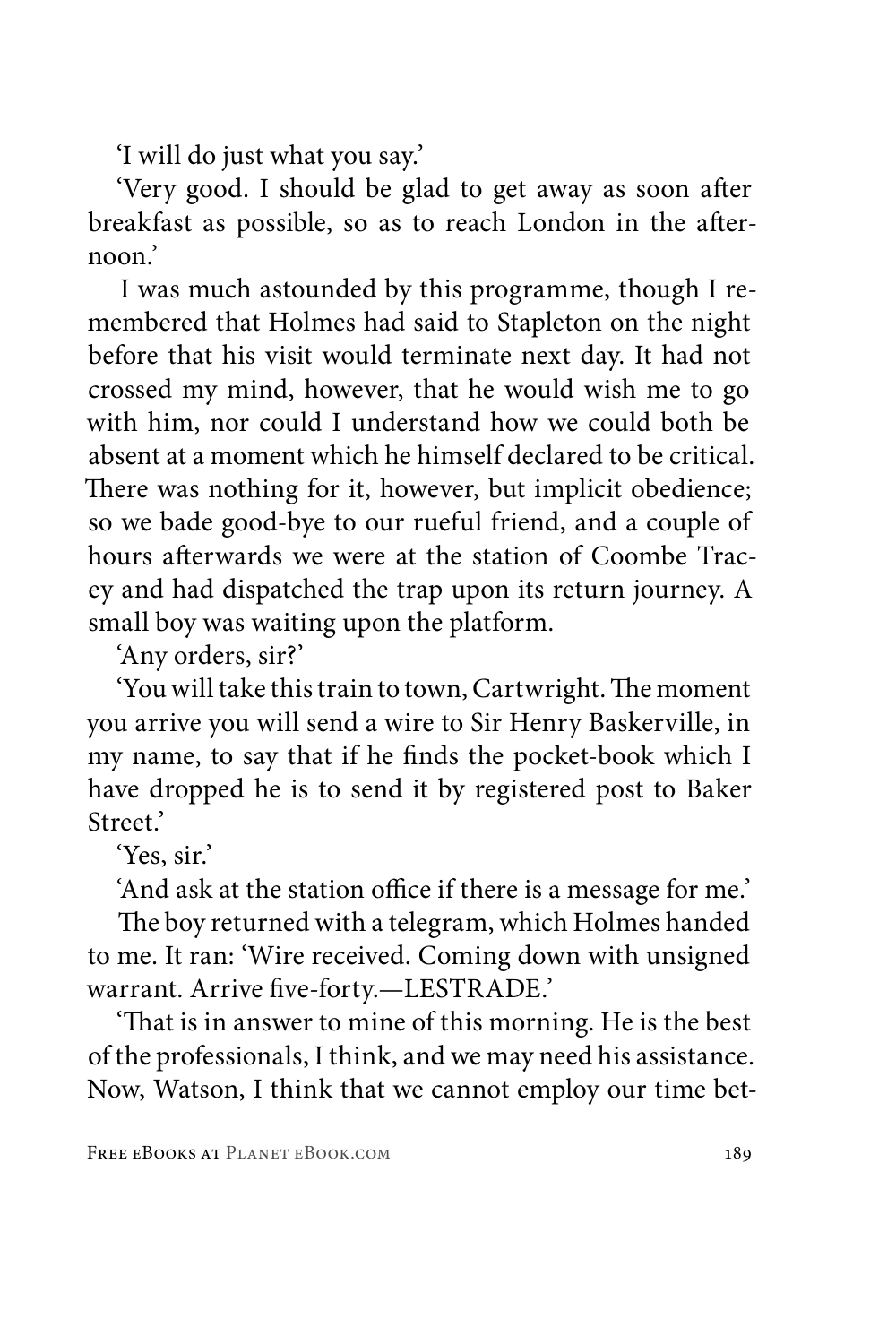'I will do just what you say.'

'Very good. I should be glad to get away as soon after breakfast as possible, so as to reach London in the afternoon.'

I was much astounded by this programme, though I remembered that Holmes had said to Stapleton on the night before that his visit would terminate next day. It had not crossed my mind, however, that he would wish me to go with him, nor could I understand how we could both be absent at a moment which he himself declared to be critical. There was nothing for it, however, but implicit obedience; so we bade good-bye to our rueful friend, and a couple of hours afterwards we were at the station of Coombe Tracey and had dispatched the trap upon its return journey. A small boy was waiting upon the platform.

'Any orders, sir?'

'You will take this train to town, Cartwright. The moment you arrive you will send a wire to Sir Henry Baskerville, in my name, to say that if he finds the pocket-book which I have dropped he is to send it by registered post to Baker Street.'

'Yes, sir.'

'And ask at the station office if there is a message for me.'

The boy returned with a telegram, which Holmes handed to me. It ran: 'Wire received. Coming down with unsigned warrant. Arrive five-forty.—LESTRADE.'

'That is in answer to mine of this morning. He is the best of the professionals, I think, and we may need his assistance. Now, Watson, I think that we cannot employ our time bet-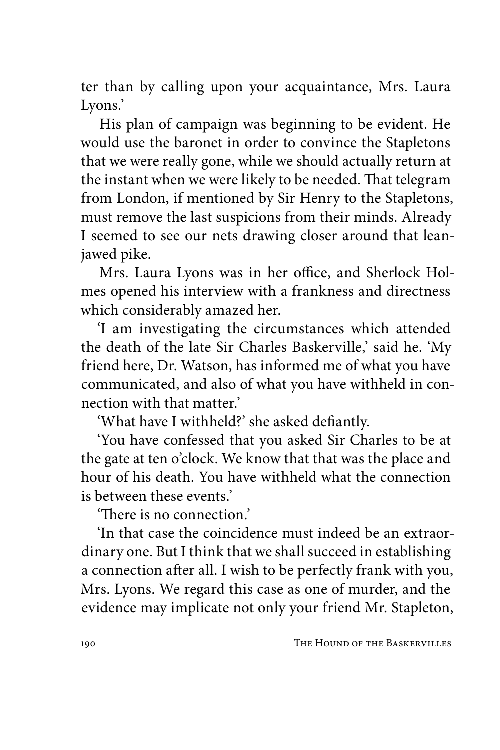ter than by calling upon your acquaintance, Mrs. Laura Lyons.'

His plan of campaign was beginning to be evident. He would use the baronet in order to convince the Stapletons that we were really gone, while we should actually return at the instant when we were likely to be needed. That telegram from London, if mentioned by Sir Henry to the Stapletons, must remove the last suspicions from their minds. Already I seemed to see our nets drawing closer around that lean-jawed pike.

Mrs. Laura Lyons was in her office, and Sherlock Holmes opened his interview with a frankness and directness which considerably amazed her.

'I am investigating the circumstances which attended the death of the late Sir Charles Baskerville,' said he. 'My friend here, Dr. Watson, has informed me of what you have communicated, and also of what you have withheld in connection with that matter.'

'What have I withheld?' she asked defiantly.

'You have confessed that you asked Sir Charles to be at the gate at ten o'clock. We know that that was the place and hour of his death. You have withheld what the connection is between these events.'

'There is no connection.'

'In that case the coincidence must indeed be an extraordinary one. But I think that we shall succeed in establishing a connection after all. I wish to be perfectly frank with you, Mrs. Lyons. We regard this case as one of murder, and the evidence may implicate not only your friend Mr. Stapleton,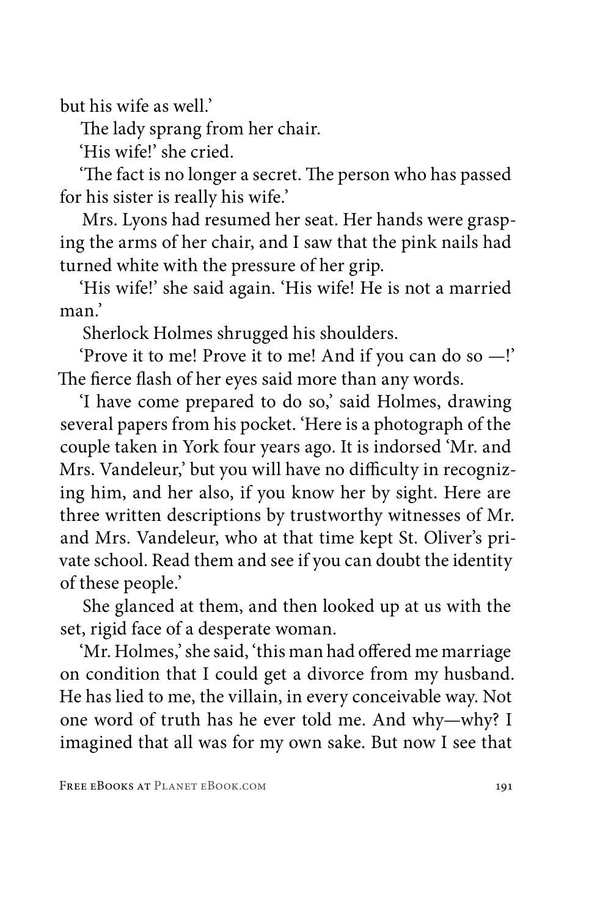but his wife as well.'

The lady sprang from her chair.

'His wife!' she cried.

'The fact is no longer a secret. The person who has passed for his sister is really his wife.'

Mrs. Lyons had resumed her seat. Her hands were grasping the arms of her chair, and I saw that the pink nails had turned white with the pressure of her grip.

'His wife!' she said again. 'His wife! He is not a married man.'

Sherlock Holmes shrugged his shoulders.

'Prove it to me! Prove it to me! And if you can do so —!' The fierce flash of her eyes said more than any words.

'I have come prepared to do so,' said Holmes, drawing several papers from his pocket. 'Here is a photograph of the couple taken in York four years ago. It is indorsed 'Mr. and Mrs. Vandeleur,' but you will have no difficulty in recognizing him, and her also, if you know her by sight. Here are three written descriptions by trustworthy witnesses of Mr. and Mrs. Vandeleur, who at that time kept St. Oliver's private school. Read them and see if you can doubt the identity of these people.'

She glanced at them, and then looked up at us with the set, rigid face of a desperate woman.

'Mr. Holmes,' she said, 'this man had offered me marriage on condition that I could get a divorce from my husband. He has lied to me, the villain, in every conceivable way. Not one word of truth has he ever told me. And why—why? I imagined that all was for my own sake. But now I see that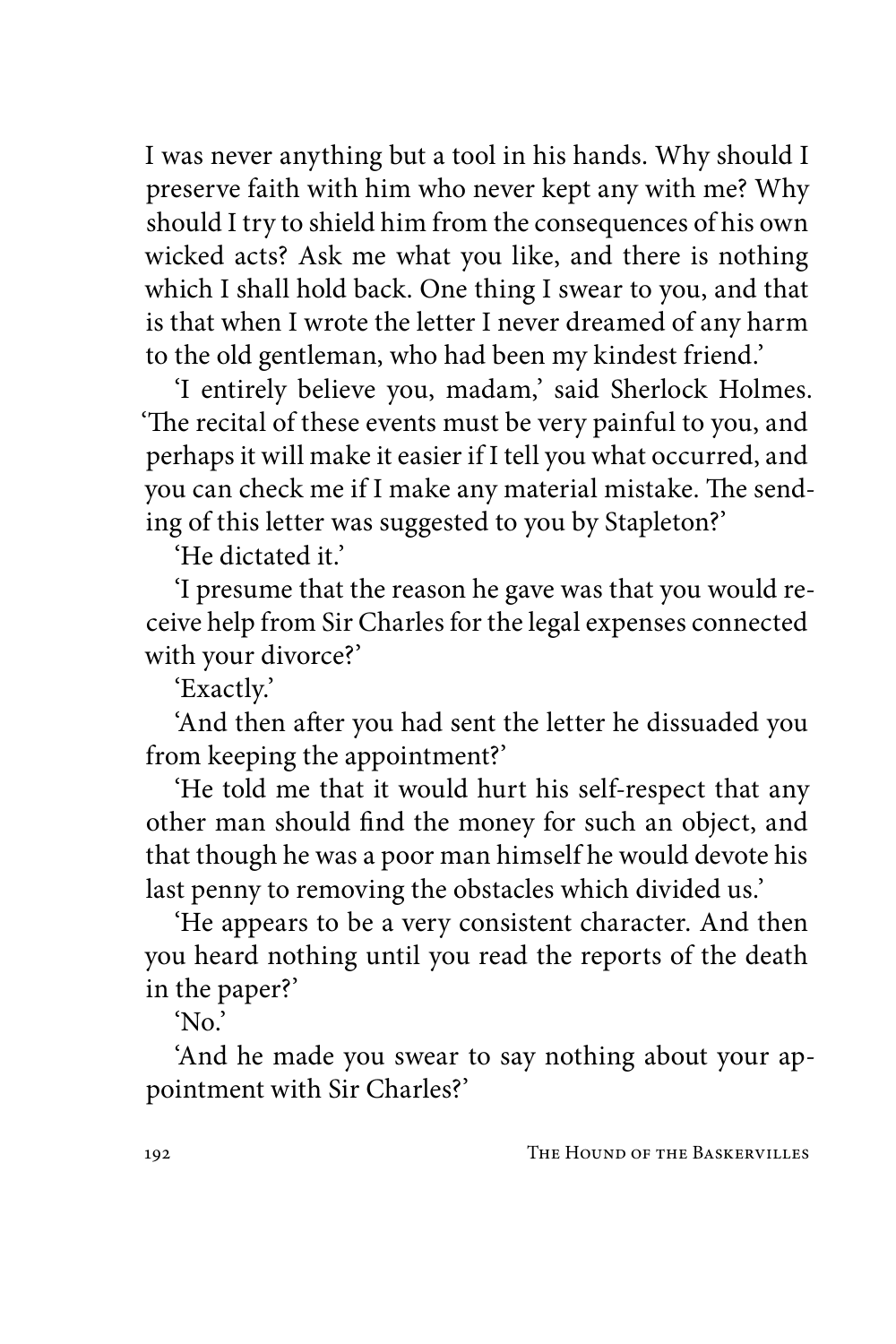I was never anything but a tool in his hands. Why should I preserve faith with him who never kept any with me? Why should I try to shield him from the consequences of his own wicked acts? Ask me what you like, and there is nothing which I shall hold back. One thing I swear to you, and that is that when I wrote the letter I never dreamed of any harm to the old gentleman, who had been my kindest friend.'

'I entirely believe you, madam,' said Sherlock Holmes. 'The recital of these events must be very painful to you, and perhaps it will make it easier if I tell you what occurred, and you can check me if I make any material mistake. The sending of this letter was suggested to you by Stapleton?'

'He dictated it.'

'I presume that the reason he gave was that you would receive help from Sir Charles for the legal expenses connected with your divorce?'

'Exactly.'

'And then after you had sent the letter he dissuaded you from keeping the appointment?'

'He told me that it would hurt his self-respect that any other man should find the money for such an object, and that though he was a poor man himself he would devote his last penny to removing the obstacles which divided us.'

'He appears to be a very consistent character. And then you heard nothing until you read the reports of the death in the paper?'

'No.'

'And he made you swear to say nothing about your appointment with Sir Charles?'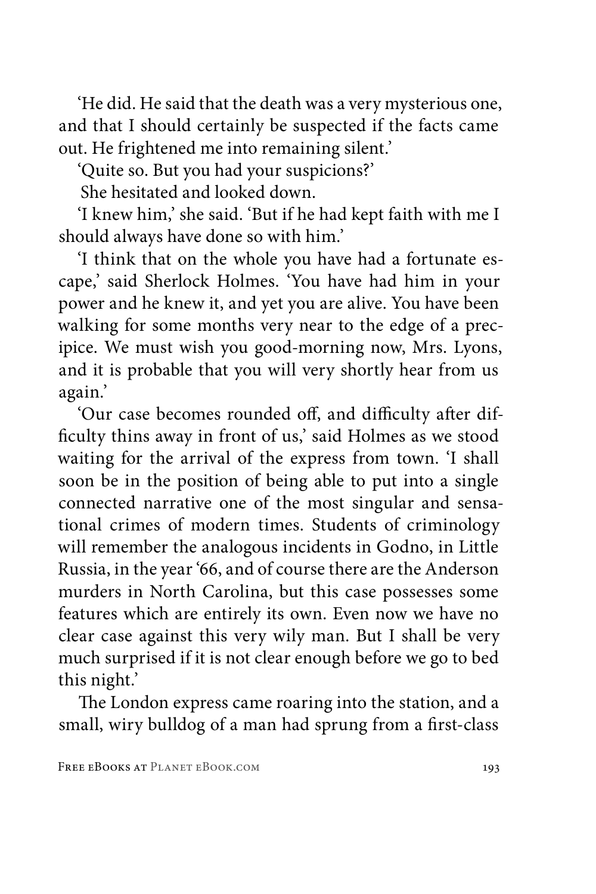'He did. He said that the death was a very mysterious one, and that I should certainly be suspected if the facts came out. He frightened me into remaining silent.'

'Quite so. But you had your suspicions?'

She hesitated and looked down.

'I knew him,' she said. 'But if he had kept faith with me I should always have done so with him.'

'I think that on the whole you have had a fortunate escape,' said Sherlock Holmes. 'You have had him in your power and he knew it, and yet you are alive. You have been walking for some months very near to the edge of a precipice. We must wish you good-morning now, Mrs. Lyons, and it is probable that you will very shortly hear from us again.'

'Our case becomes rounded off, and difficulty after difficulty thins away in front of us,' said Holmes as we stood waiting for the arrival of the express from town. 'I shall soon be in the position of being able to put into a single connected narrative one of the most singular and sensational crimes of modern times. Students of criminology will remember the analogous incidents in Godno, in Little Russia, in the year '66, and of course there are the Anderson murders in North Carolina, but this case possesses some features which are entirely its own. Even now we have no clear case against this very wily man. But I shall be very much surprised if it is not clear enough before we go to bed this night.'

The London express came roaring into the station, and a small, wiry bulldog of a man had sprung from a first-class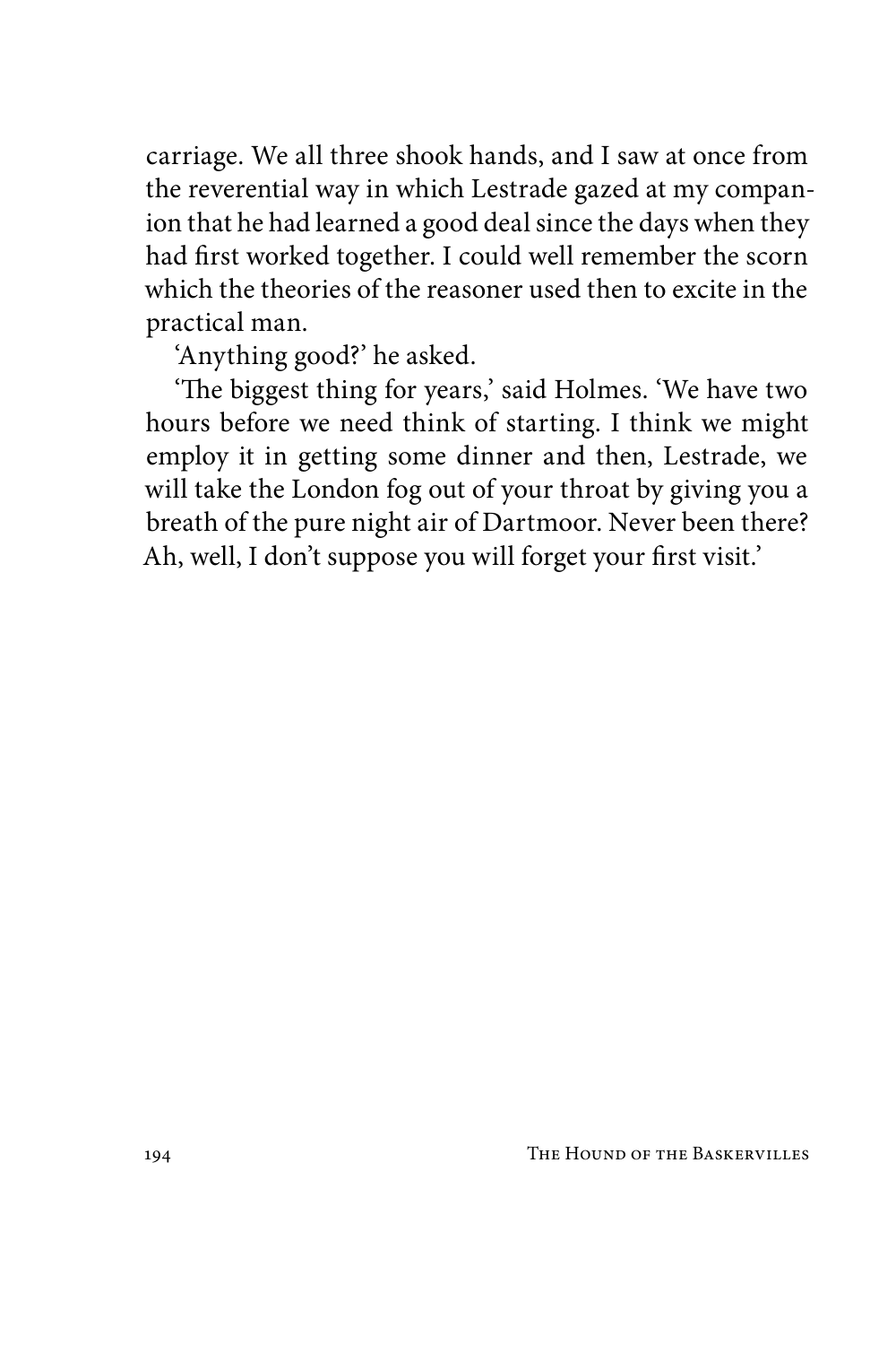carriage. We all three shook hands, and I saw at once from the reverential way in which Lestrade gazed at my companion that he had learned a good deal since the days when they had first worked together. I could well remember the scorn which the theories of the reasoner used then to excite in the practical man.

'Anything good?' he asked.

'The biggest thing for years,' said Holmes. 'We have two hours before we need think of starting. I think we might employ it in getting some dinner and then, Lestrade, we will take the London fog out of your throat by giving you a breath of the pure night air of Dartmoor. Never been there? Ah, well, I don't suppose you will forget your first visit.'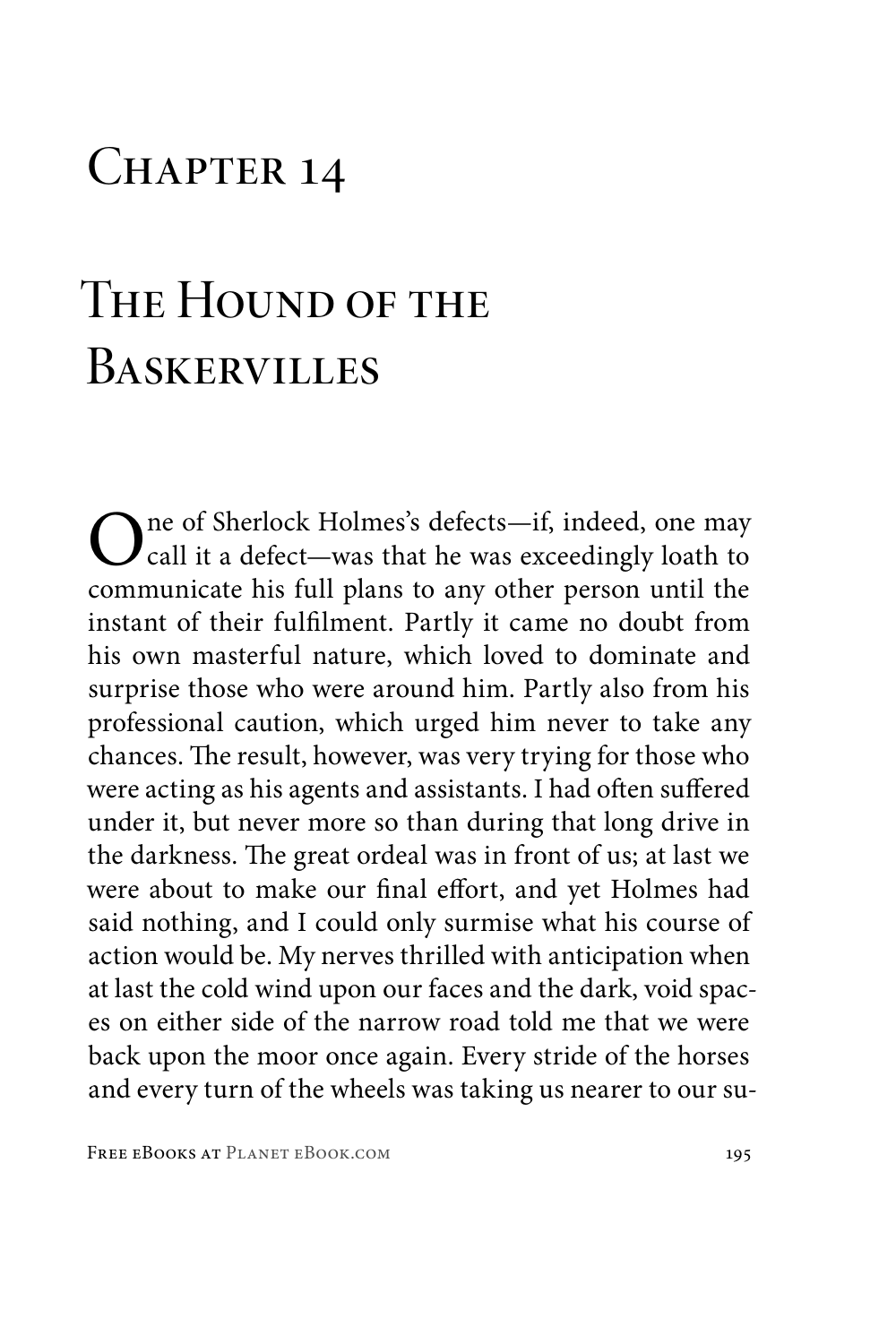# Chapter 14

## The Hound of the Baskervilles

One of Sherlock Holmes's defects—if, indeed, one may call it a defect—was that he was exceedingly loath to communicate his full plans to any other person until the instant of their fulfilment. Partly it came no doubt from his own masterful nature, which loved to dominate and surprise those who were around him. Partly also from his professional caution, which urged him never to take any chances. The result, however, was very trying for those who were acting as his agents and assistants. I had often suffered under it, but never more so than during that long drive in the darkness. The great ordeal was in front of us; at last we were about to make our final effort, and yet Holmes had said nothing, and I could only surmise what his course of action would be. My nerves thrilled with anticipation when at last the cold wind upon our faces and the dark, void spaces on either side of the narrow road told me that we were back upon the moor once again. Every stride of the horses and every turn of the wheels was taking us nearer to our su-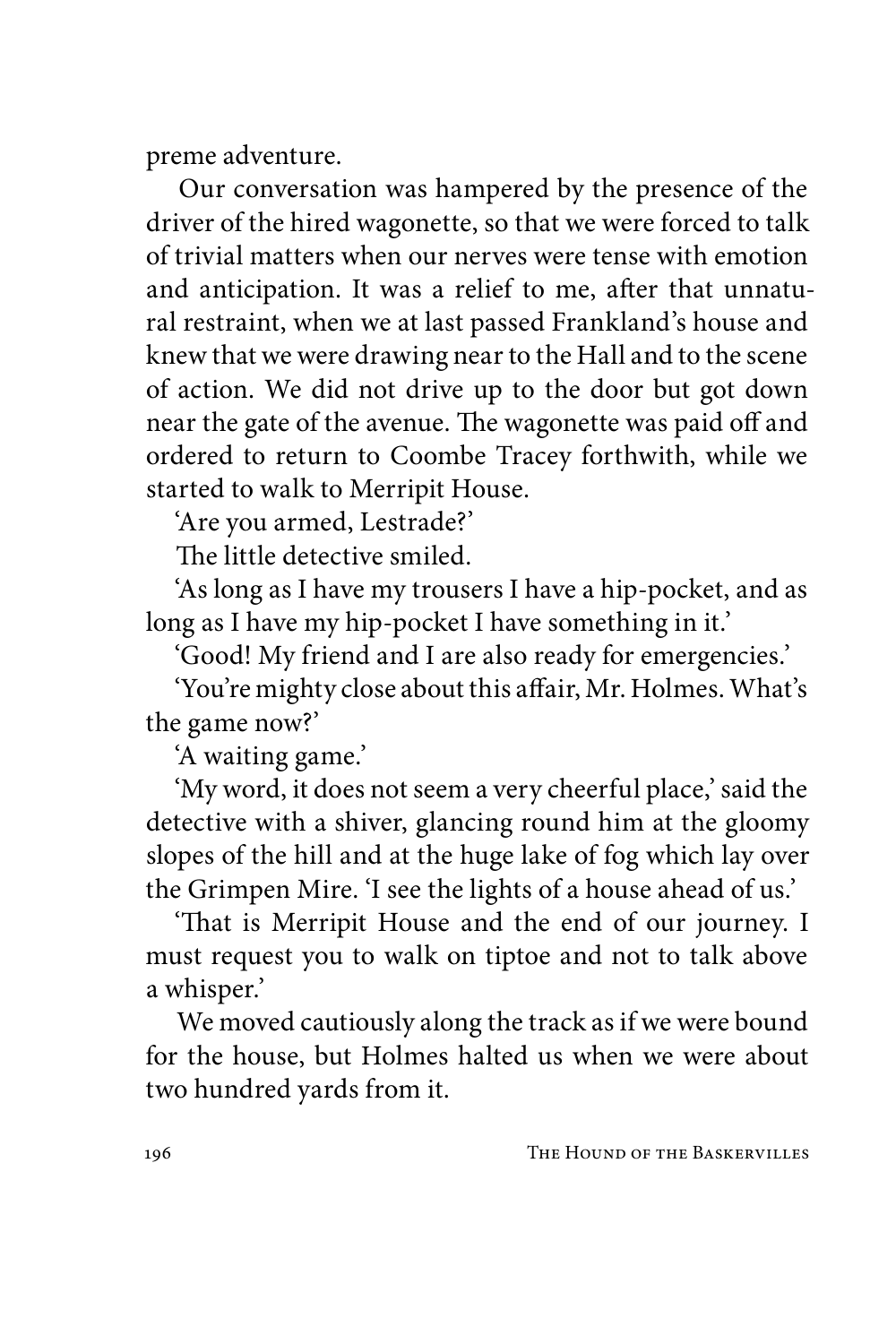preme adventure.

Our conversation was hampered by the presence of the driver of the hired wagonette, so that we were forced to talk of trivial matters when our nerves were tense with emotion and anticipation. It was a relief to me, after that unnatural restraint, when we at last passed Frankland's house and knew that we were drawing near to the Hall and to the scene of action. We did not drive up to the door but got down near the gate of the avenue. The wagonette was paid off and ordered to return to Coombe Tracey forthwith, while we started to walk to Merripit House.

'Are you armed, Lestrade?'

The little detective smiled.

'As long as I have my trousers I have a hip-pocket, and as long as I have my hip-pocket I have something in it.'

'Good! My friend and I are also ready for emergencies.'

'You're mighty close about this affair, Mr. Holmes. What's the game now?'

'A waiting game.'

'My word, it does not seem a very cheerful place,' said the detective with a shiver, glancing round him at the gloomy slopes of the hill and at the huge lake of fog which lay over the Grimpen Mire. 'I see the lights of a house ahead of us.'

'That is Merripit House and the end of our journey. I must request you to walk on tiptoe and not to talk above a whisper.'

We moved cautiously along the track as if we were bound for the house, but Holmes halted us when we were about two hundred yards from it.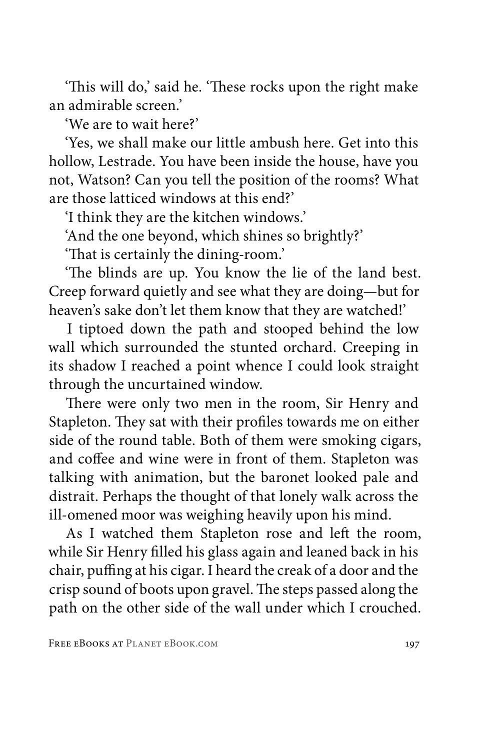'This will do,' said he. 'These rocks upon the right make an admirable screen.'

'We are to wait here?'

'Yes, we shall make our little ambush here. Get into this hollow, Lestrade. You have been inside the house, have you not, Watson? Can you tell the position of the rooms? What are those latticed windows at this end?'

'I think they are the kitchen windows.'

'And the one beyond, which shines so brightly?'

'That is certainly the dining-room.'

'The blinds are up. You know the lie of the land best. Creep forward quietly and see what they are doing—but for heaven's sake don't let them know that they are watched!'

I tiptoed down the path and stooped behind the low wall which surrounded the stunted orchard. Creeping in its shadow I reached a point whence I could look straight through the uncurtained window.

There were only two men in the room, Sir Henry and Stapleton. They sat with their profiles towards me on either side of the round table. Both of them were smoking cigars, and coffee and wine were in front of them. Stapleton was talking with animation, but the baronet looked pale and distrait. Perhaps the thought of that lonely walk across the ill-omened moor was weighing heavily upon his mind.

As I watched them Stapleton rose and left the room, while Sir Henry filled his glass again and leaned back in his chair, puffing at his cigar. I heard the creak of a door and the crisp sound of boots upon gravel. The steps passed along the path on the other side of the wall under which I crouched.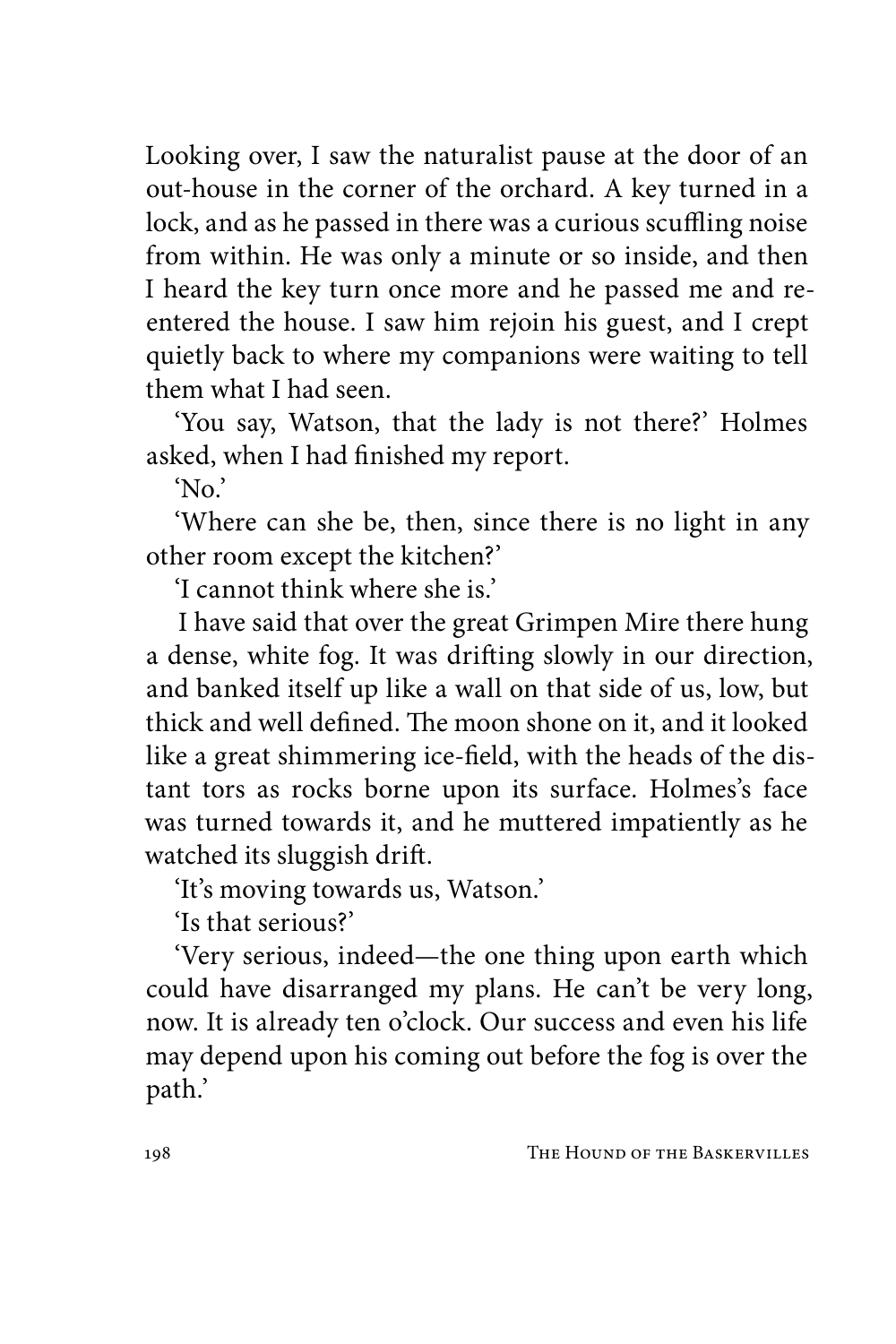Looking over, I saw the naturalist pause at the door of an out-house in the corner of the orchard. A key turned in a lock, and as he passed in there was a curious scuffling noise from within. He was only a minute or so inside, and then I heard the key turn once more and he passed me and re-entered the house. I saw him rejoin his guest, and I crept quietly back to where my companions were waiting to tell them what I had seen.

'You say, Watson, that the lady is not there?' Holmes asked, when I had finished my report.

'No.'

'Where can she be, then, since there is no light in any other room except the kitchen?'

'I cannot think where she is.'

I have said that over the great Grimpen Mire there hung a dense, white fog. It was drifting slowly in our direction, and banked itself up like a wall on that side of us, low, but thick and well defined. The moon shone on it, and it looked like a great shimmering ice-field, with the heads of the distant tors as rocks borne upon its surface. Holmes's face was turned towards it, and he muttered impatiently as he watched its sluggish drift.

'It's moving towards us, Watson.'

'Is that serious?'

'Very serious, indeed—the one thing upon earth which could have disarranged my plans. He can't be very long, now. It is already ten o'clock. Our success and even his life may depend upon his coming out before the fog is over the path.'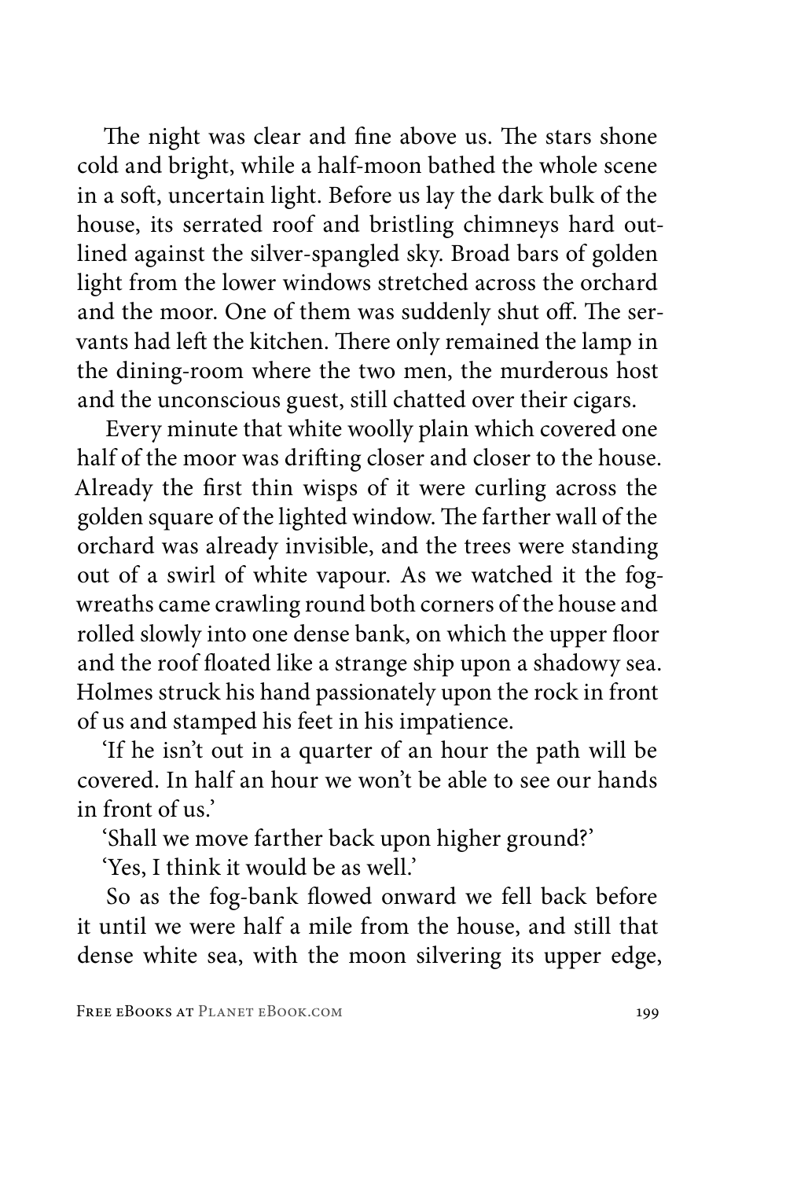The night was clear and fine above us. The stars shone cold and bright, while a half-moon bathed the whole scene in a soft, uncertain light. Before us lay the dark bulk of the house, its serrated roof and bristling chimneys hard outlined against the silver-spangled sky. Broad bars of golden light from the lower windows stretched across the orchard and the moor. One of them was suddenly shut off. The servants had left the kitchen. There only remained the lamp in the dining-room where the two men, the murderous host and the unconscious guest, still chatted over their cigars.

Every minute that white woolly plain which covered one half of the moor was drifting closer and closer to the house. Already the first thin wisps of it were curling across the golden square of the lighted window. The farther wall of the orchard was already invisible, and the trees were standing out of a swirl of white vapour. As we watched it the fog-wreaths came crawling round both corners of the house and rolled slowly into one dense bank, on which the upper floor and the roof floated like a strange ship upon a shadowy sea. Holmes struck his hand passionately upon the rock in front of us and stamped his feet in his impatience.

'If he isn't out in a quarter of an hour the path will be covered. In half an hour we won't be able to see our hands in front of us.'

'Shall we move farther back upon higher ground?'

'Yes, I think it would be as well.'

So as the fog-bank flowed onward we fell back before it until we were half a mile from the house, and still that dense white sea, with the moon silvering its upper edge,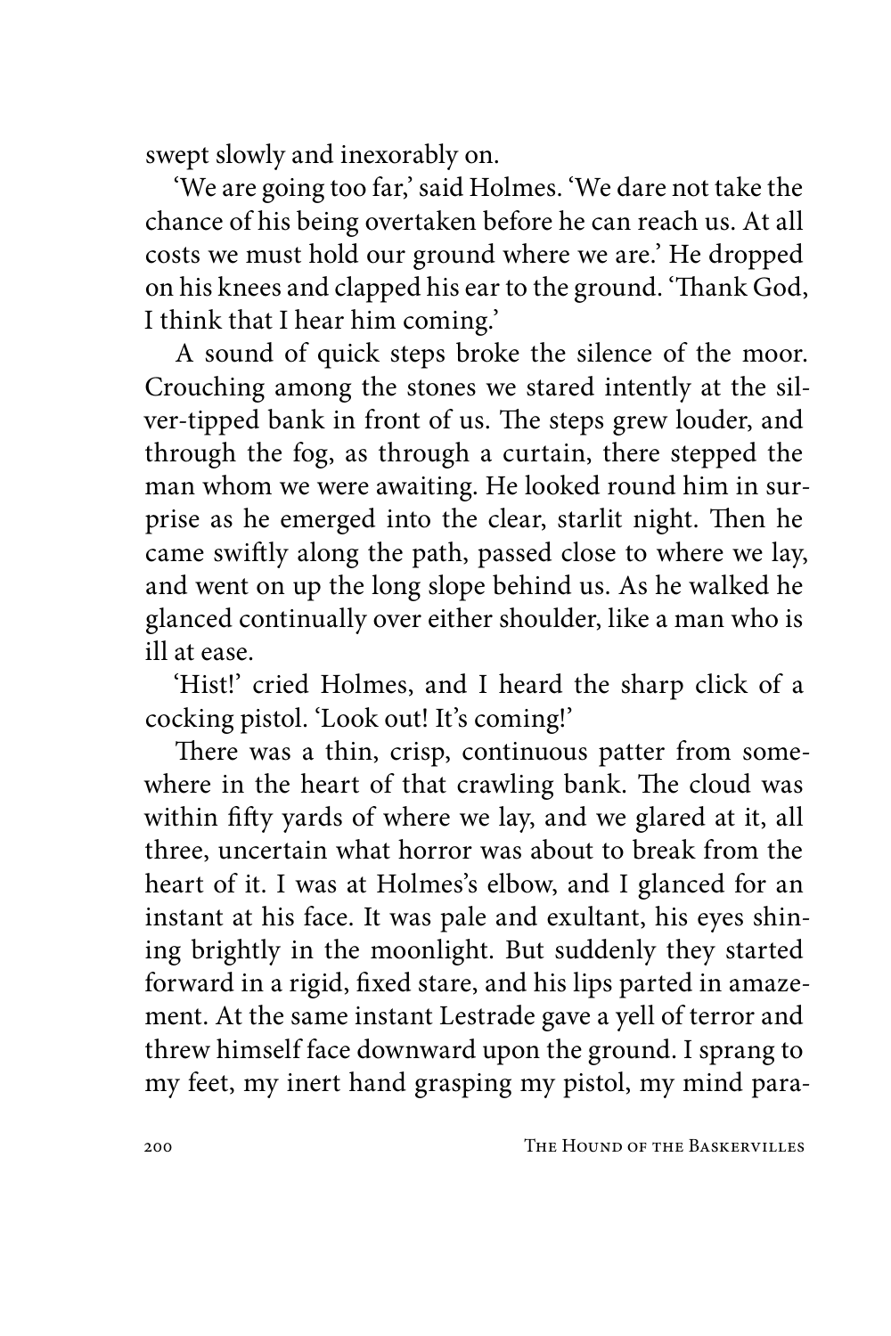swept slowly and inexorably on.

'We are going too far,' said Holmes. 'We dare not take the chance of his being overtaken before he can reach us. At all costs we must hold our ground where we are.' He dropped on his knees and clapped his ear to the ground. 'Thank God, I think that I hear him coming.'

A sound of quick steps broke the silence of the moor. Crouching among the stones we stared intently at the silver-tipped bank in front of us. The steps grew louder, and through the fog, as through a curtain, there stepped the man whom we were awaiting. He looked round him in surprise as he emerged into the clear, starlit night. Then he came swiftly along the path, passed close to where we lay, and went on up the long slope behind us. As he walked he glanced continually over either shoulder, like a man who is ill at ease.

'Hist!' cried Holmes, and I heard the sharp click of a cocking pistol. 'Look out! It's coming!'

There was a thin, crisp, continuous patter from somewhere in the heart of that crawling bank. The cloud was within fifty yards of where we lay, and we glared at it, all three, uncertain what horror was about to break from the heart of it. I was at Holmes's elbow, and I glanced for an instant at his face. It was pale and exultant, his eyes shining brightly in the moonlight. But suddenly they started forward in a rigid, fixed stare, and his lips parted in amazement. At the same instant Lestrade gave a yell of terror and threw himself face downward upon the ground. I sprang to my feet, my inert hand grasping my pistol, my mind para-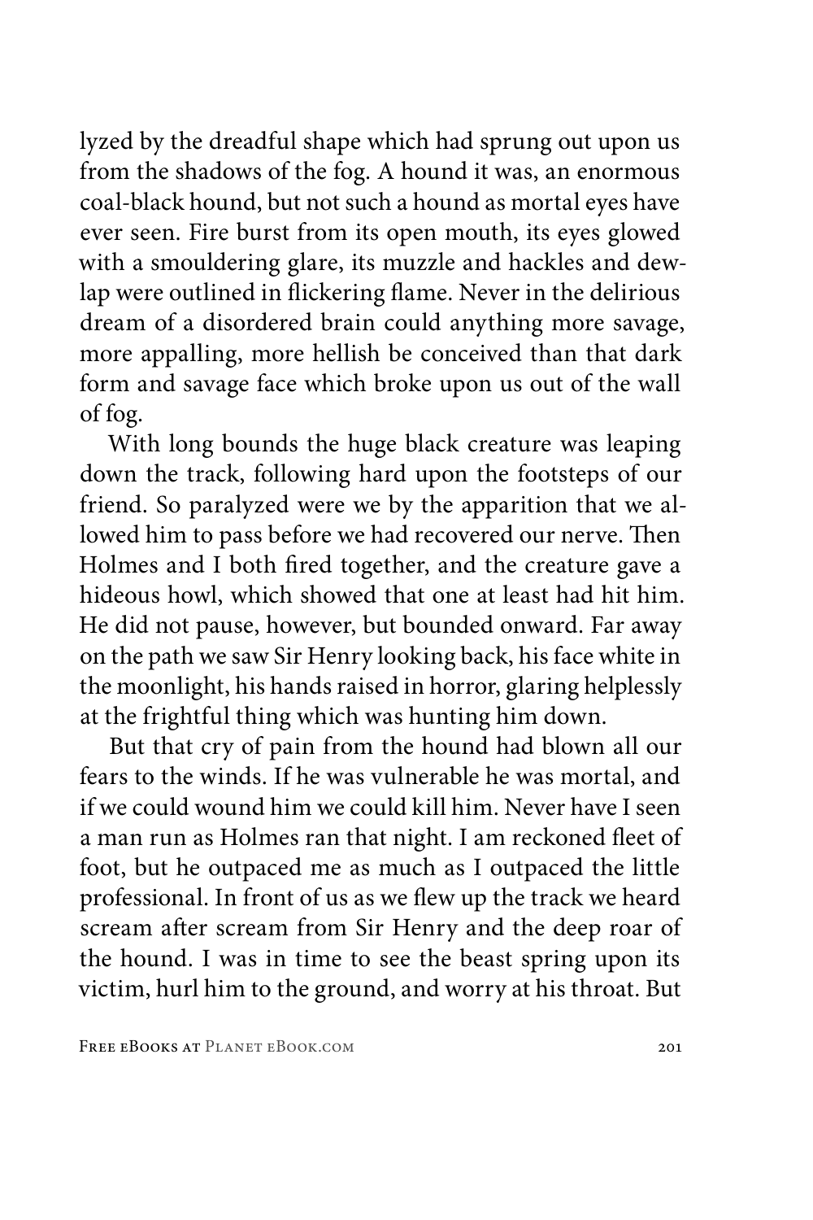lyzed by the dreadful shape which had sprung out upon us from the shadows of the fog. A hound it was, an enormous coal-black hound, but not such a hound as mortal eyes have ever seen. Fire burst from its open mouth, its eyes glowed with a smouldering glare, its muzzle and hackles and dewlap were outlined in flickering flame. Never in the delirious dream of a disordered brain could anything more savage, more appalling, more hellish be conceived than that dark form and savage face which broke upon us out of the wall of fog.

With long bounds the huge black creature was leaping down the track, following hard upon the footsteps of our friend. So paralyzed were we by the apparition that we allowed him to pass before we had recovered our nerve. Then Holmes and I both fired together, and the creature gave a hideous howl, which showed that one at least had hit him. He did not pause, however, but bounded onward. Far away on the path we saw Sir Henry looking back, his face white in the moonlight, his hands raised in horror, glaring helplessly at the frightful thing which was hunting him down.

But that cry of pain from the hound had blown all our fears to the winds. If he was vulnerable he was mortal, and if we could wound him we could kill him. Never have I seen a man run as Holmes ran that night. I am reckoned fleet of foot, but he outpaced me as much as I outpaced the little professional. In front of us as we flew up the track we heard scream after scream from Sir Henry and the deep roar of the hound. I was in time to see the beast spring upon its victim, hurl him to the ground, and worry at his throat. But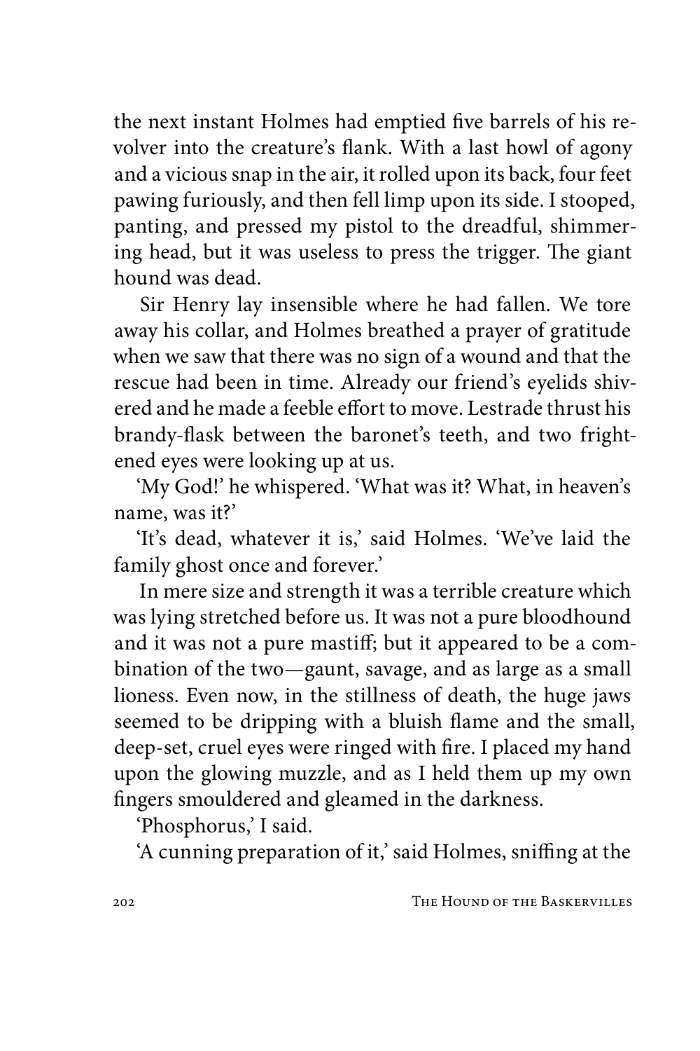the next instant Holmes had emptied five barrels of his revolver into the creature's flank. With a last howl of agony and a vicious snap in the air, it rolled upon its back, four feet pawing furiously, and then fell limp upon its side. I stooped, panting, and pressed my pistol to the dreadful, shimmering head, but it was useless to press the trigger. The giant hound was dead.

Sir Henry lay insensible where he had fallen. We tore away his collar, and Holmes breathed a prayer of gratitude when we saw that there was no sign of a wound and that the rescue had been in time. Already our friend's eyelids shivered and he made a feeble effort to move. Lestrade thrust his brandy-flask between the baronet's teeth, and two frightened eyes were looking up at us.

'My God!' he whispered. 'What was it? What, in heaven's name, was it?'

'It's dead, whatever it is,' said Holmes. 'We've laid the family ghost once and forever.'

In mere size and strength it was a terrible creature which was lying stretched before us. It was not a pure bloodhound and it was not a pure mastiff; but it appeared to be a combination of the two—gaunt, savage, and as large as a small lioness. Even now, in the stillness of death, the huge jaws seemed to be dripping with a bluish flame and the small, deep-set, cruel eyes were ringed with fire. I placed my hand upon the glowing muzzle, and as I held them up my own fingers smouldered and gleamed in the darkness.

'Phosphorus,' I said.

'A cunning preparation of it,' said Holmes, sniffing at the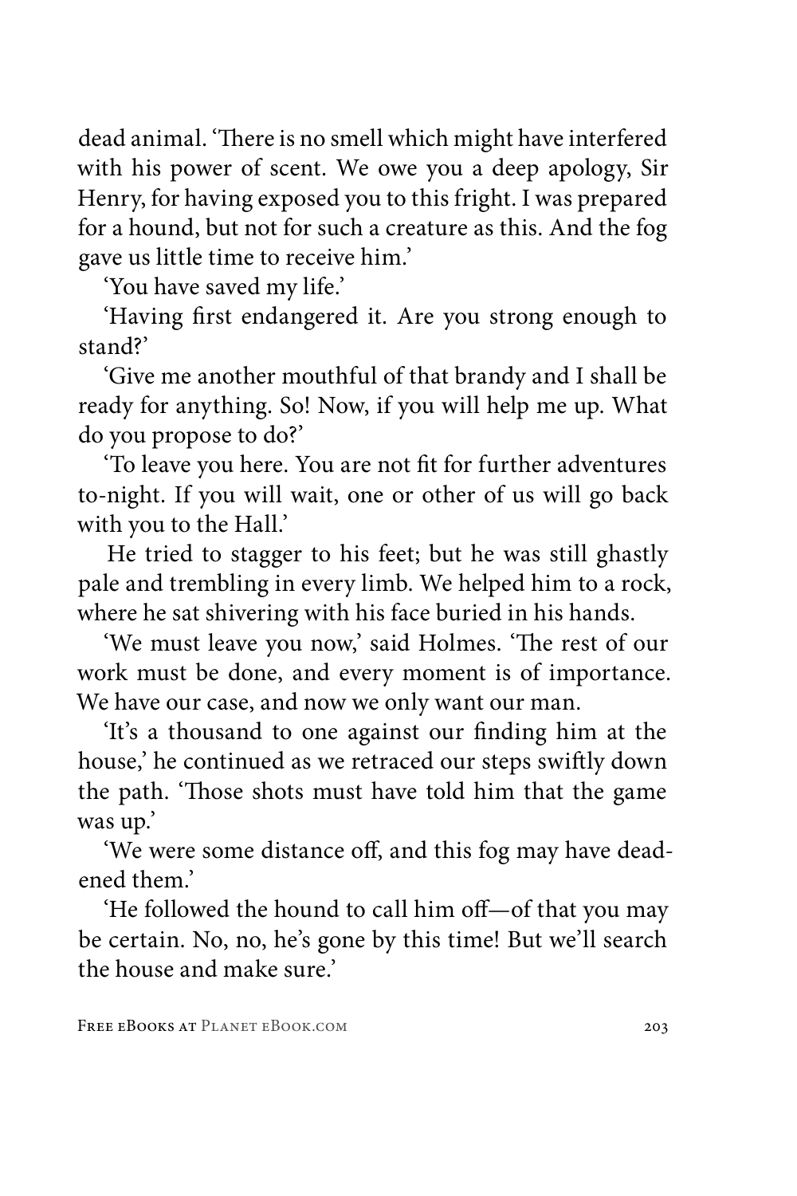dead animal. 'There is no smell which might have interfered with his power of scent. We owe you a deep apology, Sir Henry, for having exposed you to this fright. I was prepared for a hound, but not for such a creature as this. And the fog gave us little time to receive him.'

'You have saved my life.'

'Having first endangered it. Are you strong enough to stand?'

'Give me another mouthful of that brandy and I shall be ready for anything. So! Now, if you will help me up. What do you propose to do?'

'To leave you here. You are not fit for further adventures to-night. If you will wait, one or other of us will go back with you to the Hall.'

He tried to stagger to his feet; but he was still ghastly pale and trembling in every limb. We helped him to a rock, where he sat shivering with his face buried in his hands.

'We must leave you now,' said Holmes. 'The rest of our work must be done, and every moment is of importance. We have our case, and now we only want our man.

'It's a thousand to one against our finding him at the house,' he continued as we retraced our steps swiftly down the path. 'Those shots must have told him that the game was up.'

'We were some distance off, and this fog may have deadened them.'

'He followed the hound to call him off—of that you may be certain. No, no, he's gone by this time! But we'll search the house and make sure.'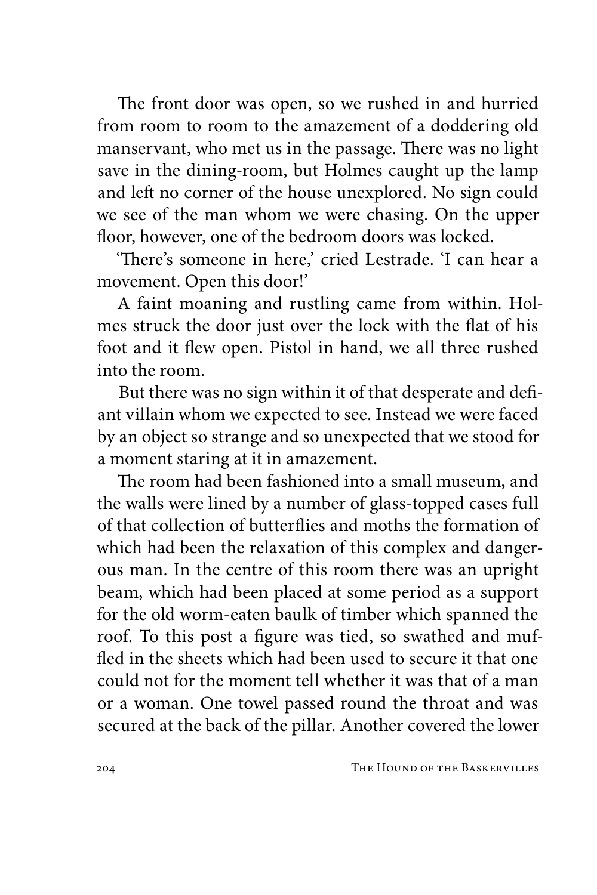The front door was open, so we rushed in and hurried from room to room to the amazement of a doddering old manservant, who met us in the passage. There was no light save in the dining-room, but Holmes caught up the lamp and left no corner of the house unexplored. No sign could we see of the man whom we were chasing. On the upper floor, however, one of the bedroom doors was locked.

'There's someone in here,' cried Lestrade. 'I can hear a movement. Open this door!'

A faint moaning and rustling came from within. Holmes struck the door just over the lock with the flat of his foot and it flew open. Pistol in hand, we all three rushed into the room.

But there was no sign within it of that desperate and defiant villain whom we expected to see. Instead we were faced by an object so strange and so unexpected that we stood for a moment staring at it in amazement.

The room had been fashioned into a small museum, and the walls were lined by a number of glass-topped cases full of that collection of butterflies and moths the formation of which had been the relaxation of this complex and dangerous man. In the centre of this room there was an upright beam, which had been placed at some period as a support for the old worm-eaten baulk of timber which spanned the roof. To this post a figure was tied, so swathed and muffled in the sheets which had been used to secure it that one could not for the moment tell whether it was that of a man or a woman. One towel passed round the throat and was secured at the back of the pillar. Another covered the lower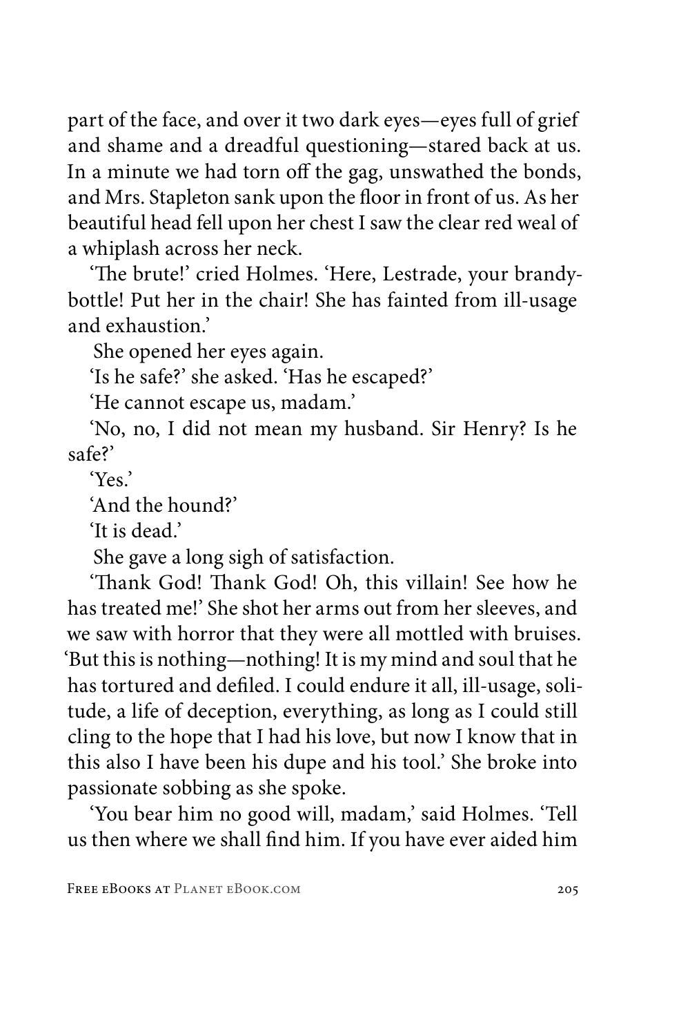part of the face, and over it two dark eyes—eyes full of grief and shame and a dreadful questioning—stared back at us. In a minute we had torn off the gag, unswathed the bonds, and Mrs. Stapleton sank upon the floor in front of us. As her beautiful head fell upon her chest I saw the clear red weal of a whiplash across her neck.

'The brute!' cried Holmes. 'Here, Lestrade, your brandy-bottle! Put her in the chair! She has fainted from ill-usage and exhaustion.'

She opened her eyes again.

'Is he safe?' she asked. 'Has he escaped?'

'He cannot escape us, madam.'

'No, no, I did not mean my husband. Sir Henry? Is he safe?'

'Yes.'

'And the hound?'

'It is dead.'

She gave a long sigh of satisfaction.

'Thank God! Thank God! Oh, this villain! See how he has treated me!' She shot her arms out from her sleeves, and we saw with horror that they were all mottled with bruises. 'But this is nothing—nothing! It is my mind and soul that he has tortured and defiled. I could endure it all, ill-usage, solitude, a life of deception, everything, as long as I could still cling to the hope that I had his love, but now I know that in this also I have been his dupe and his tool.' She broke into passionate sobbing as she spoke.

'You bear him no good will, madam,' said Holmes. 'Tell us then where we shall find him. If you have ever aided him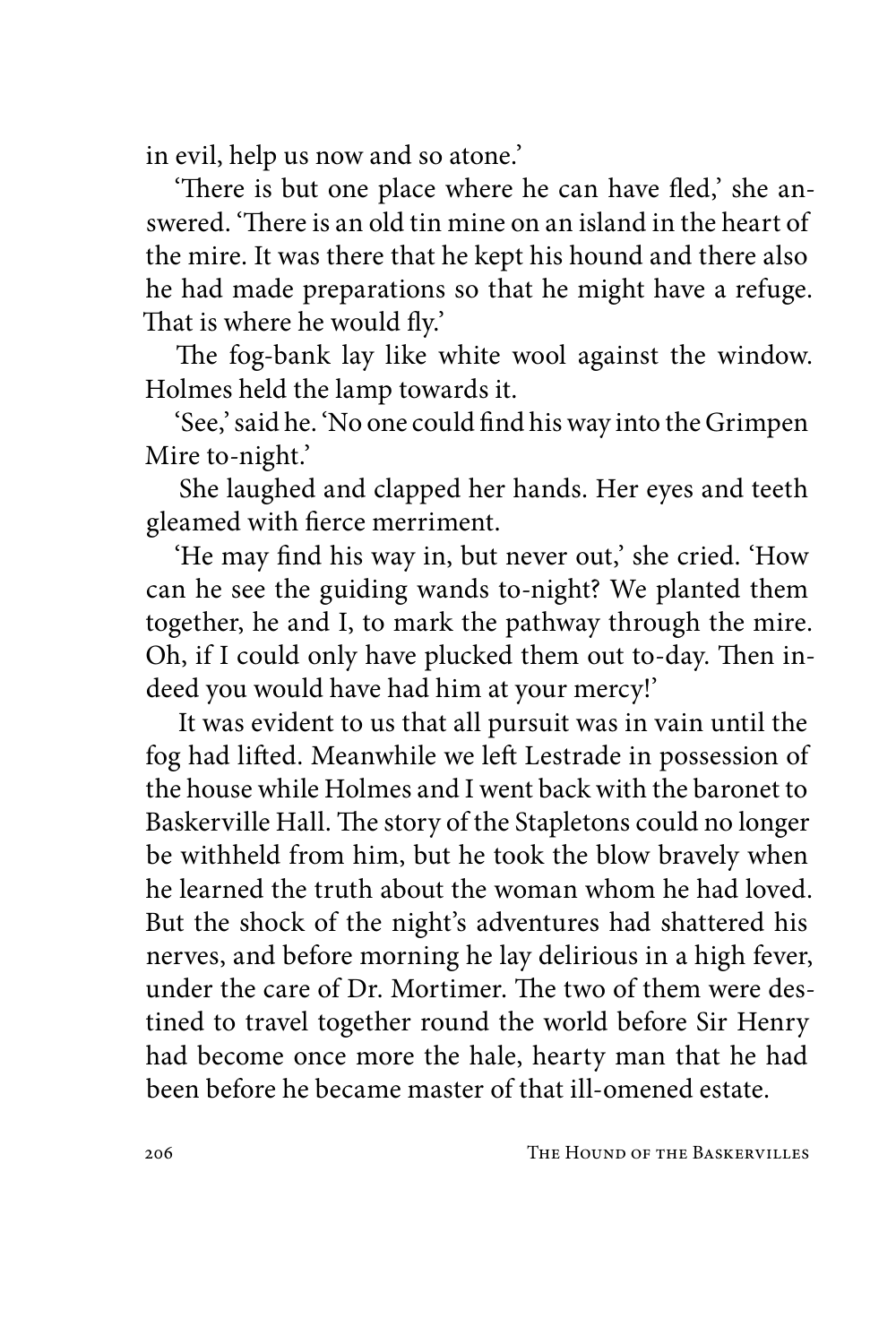in evil, help us now and so atone.'

'There is but one place where he can have fled,' she answered. 'There is an old tin mine on an island in the heart of the mire. It was there that he kept his hound and there also he had made preparations so that he might have a refuge. That is where he would fly.'

The fog-bank lay like white wool against the window. Holmes held the lamp towards it.

'See,' said he. 'No one could find his way into the Grimpen Mire to-night.'

She laughed and clapped her hands. Her eyes and teeth gleamed with fierce merriment.

'He may find his way in, but never out,' she cried. 'How can he see the guiding wands to-night? We planted them together, he and I, to mark the pathway through the mire. Oh, if I could only have plucked them out to-day. Then indeed you would have had him at your mercy!'

It was evident to us that all pursuit was in vain until the fog had lifted. Meanwhile we left Lestrade in possession of the house while Holmes and I went back with the baronet to Baskerville Hall. The story of the Stapletons could no longer be withheld from him, but he took the blow bravely when he learned the truth about the woman whom he had loved. But the shock of the night's adventures had shattered his nerves, and before morning he lay delirious in a high fever, under the care of Dr. Mortimer. The two of them were destined to travel together round the world before Sir Henry had become once more the hale, hearty man that he had been before he became master of that ill-omened estate.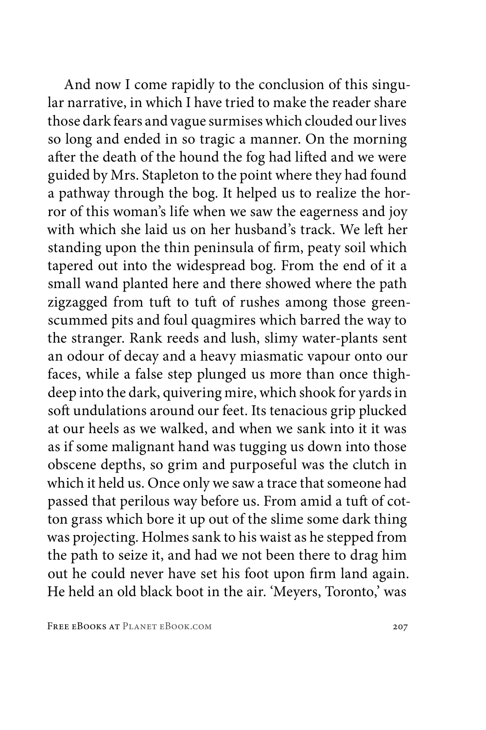And now I come rapidly to the conclusion of this singular narrative, in which I have tried to make the reader share those dark fears and vague surmises which clouded our lives so long and ended in so tragic a manner. On the morning after the death of the hound the fog had lifted and we were guided by Mrs. Stapleton to the point where they had found a pathway through the bog. It helped us to realize the horror of this woman's life when we saw the eagerness and joy with which she laid us on her husband's track. We left her standing upon the thin peninsula of firm, peaty soil which tapered out into the widespread bog. From the end of it a small wand planted here and there showed where the path zigzagged from tuft to tuft of rushes among those green-scummed pits and foul quagmires which barred the way to the stranger. Rank reeds and lush, slimy water-plants sent an odour of decay and a heavy miasmatic vapour onto our faces, while a false step plunged us more than once thigh-deep into the dark, quivering mire, which shook for yards in soft undulations around our feet. Its tenacious grip plucked at our heels as we walked, and when we sank into it it was as if some malignant hand was tugging us down into those obscene depths, so grim and purposeful was the clutch in which it held us. Once only we saw a trace that someone had passed that perilous way before us. From amid a tuft of cotton grass which bore it up out of the slime some dark thing was projecting. Holmes sank to his waist as he stepped from the path to seize it, and had we not been there to drag him out he could never have set his foot upon firm land again. He held an old black boot in the air. 'Meyers, Toronto,' was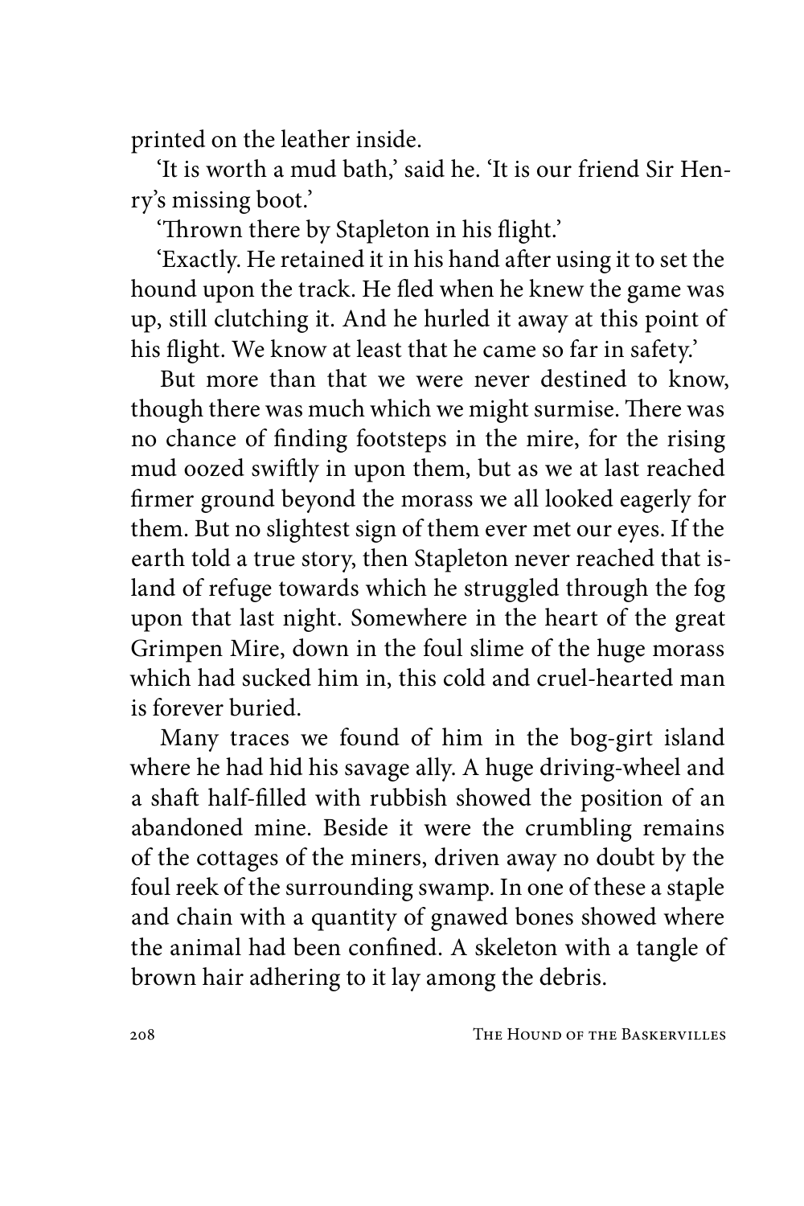printed on the leather inside.

'It is worth a mud bath,' said he. 'It is our friend Sir Henry's missing boot.'

'Thrown there by Stapleton in his flight.'

'Exactly. He retained it in his hand after using it to set the hound upon the track. He fled when he knew the game was up, still clutching it. And he hurled it away at this point of his flight. We know at least that he came so far in safety.'

But more than that we were never destined to know, though there was much which we might surmise. There was no chance of finding footsteps in the mire, for the rising mud oozed swiftly in upon them, but as we at last reached firmer ground beyond the morass we all looked eagerly for them. But no slightest sign of them ever met our eyes. If the earth told a true story, then Stapleton never reached that island of refuge towards which he struggled through the fog upon that last night. Somewhere in the heart of the great Grimpen Mire, down in the foul slime of the huge morass which had sucked him in, this cold and cruel-hearted man is forever buried.

Many traces we found of him in the bog-girt island where he had hid his savage ally. A huge driving-wheel and a shaft half-filled with rubbish showed the position of an abandoned mine. Beside it were the crumbling remains of the cottages of the miners, driven away no doubt by the foul reek of the surrounding swamp. In one of these a staple and chain with a quantity of gnawed bones showed where the animal had been confined. A skeleton with a tangle of brown hair adhering to it lay among the debris.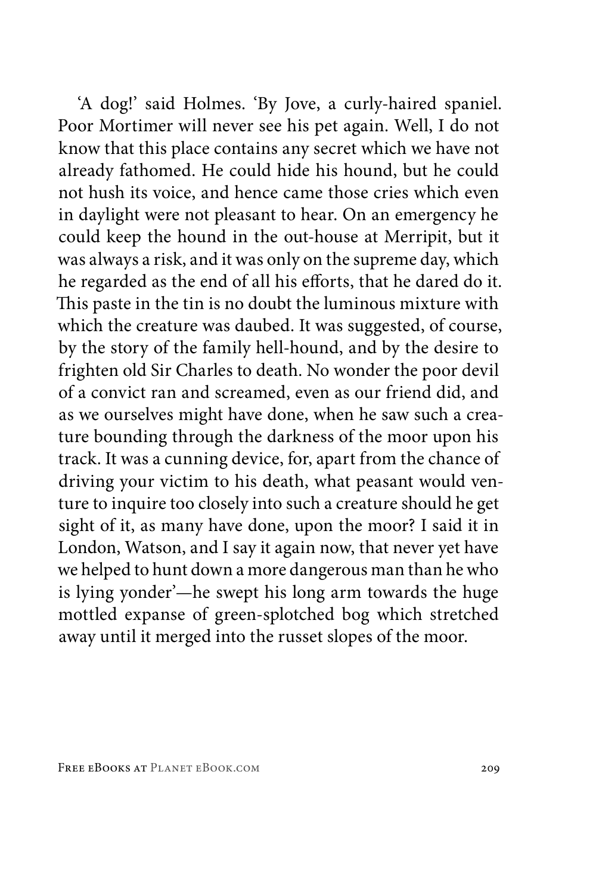'A dog!' said Holmes. 'By Jove, a curly-haired spaniel. Poor Mortimer will never see his pet again. Well, I do not know that this place contains any secret which we have not already fathomed. He could hide his hound, but he could not hush its voice, and hence came those cries which even in daylight were not pleasant to hear. On an emergency he could keep the hound in the out-house at Merripit, but it was always a risk, and it was only on the supreme day, which he regarded as the end of all his efforts, that he dared do it. This paste in the tin is no doubt the luminous mixture with which the creature was daubed. It was suggested, of course, by the story of the family hell-hound, and by the desire to frighten old Sir Charles to death. No wonder the poor devil of a convict ran and screamed, even as our friend did, and as we ourselves might have done, when he saw such a creature bounding through the darkness of the moor upon his track. It was a cunning device, for, apart from the chance of driving your victim to his death, what peasant would venture to inquire too closely into such a creature should he get sight of it, as many have done, upon the moor? I said it in London, Watson, and I say it again now, that never yet have we helped to hunt down a more dangerous man than he who is lying yonder'—he swept his long arm towards the huge mottled expanse of green-splotched bog which stretched away until it merged into the russet slopes of the moor.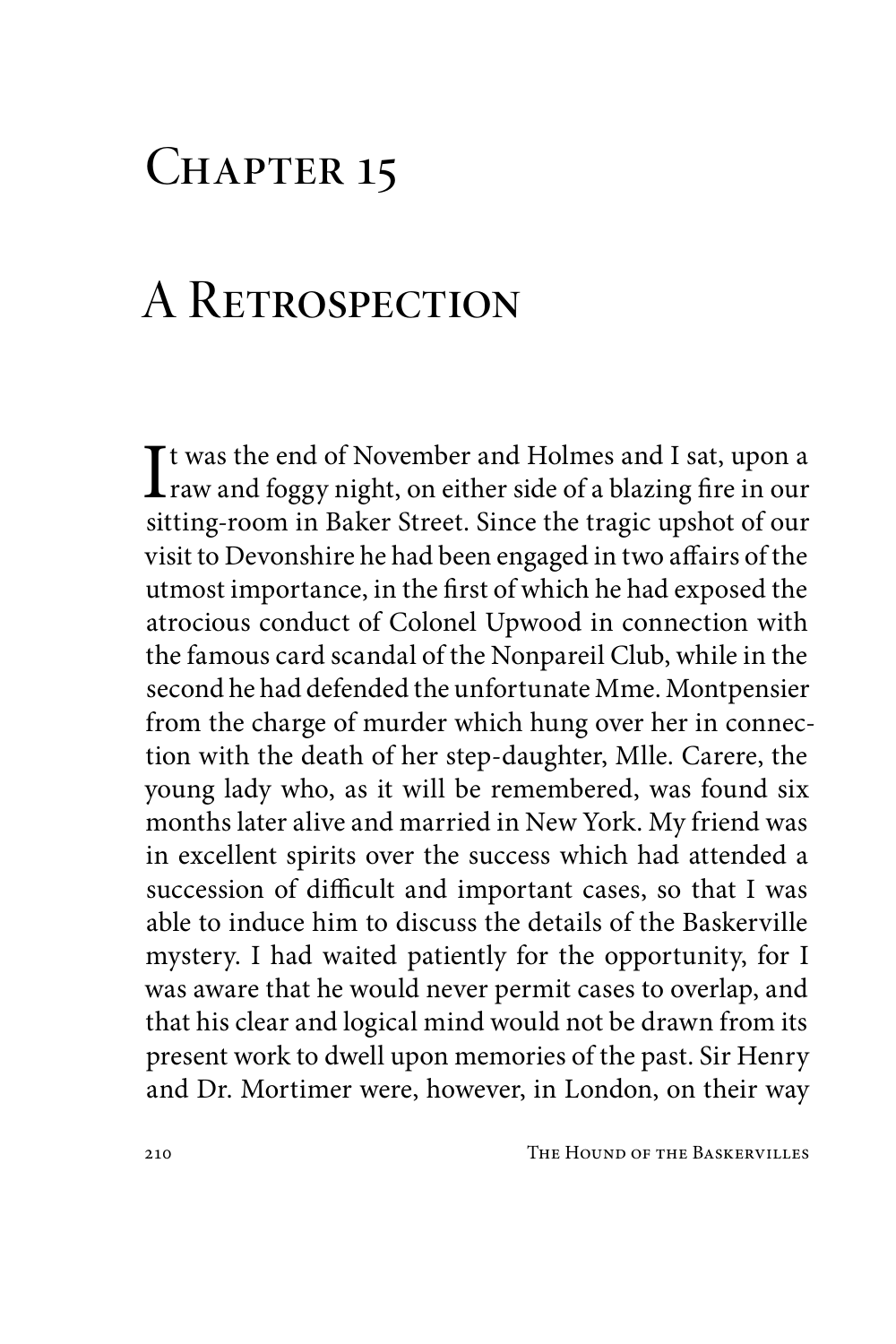# Chapter 15

# A Retrospection

It was the end of November and Holmes and I sat, upon a raw and foggy night, on either side of a blazing fire in our sitting-room in Baker Street. Since the tragic upshot of our visit to Devonshire he had been engaged in two affairs of the utmost importance, in the first of which he had exposed the atrocious conduct of Colonel Upwood in connection with the famous card scandal of the Nonpareil Club, while in the second he had defended the unfortunate Mme. Montpensier from the charge of murder which hung over her in connection with the death of her step-daughter, Mlle. Carere, the young lady who, as it will be remembered, was found six months later alive and married in New York. My friend was in excellent spirits over the success which had attended a succession of difficult and important cases, so that I was able to induce him to discuss the details of the Baskerville mystery. I had waited patiently for the opportunity, for I was aware that he would never permit cases to overlap, and that his clear and logical mind would not be drawn from its present work to dwell upon memories of the past. Sir Henry and Dr. Mortimer were, however, in London, on their way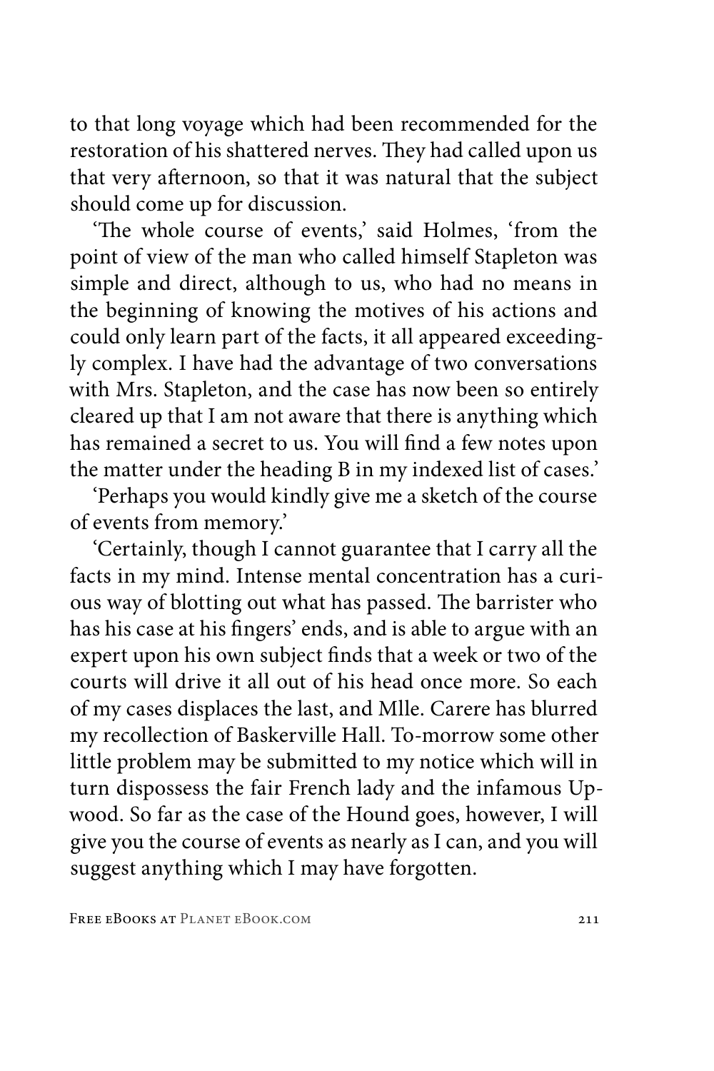to that long voyage which had been recommended for the restoration of his shattered nerves. They had called upon us that very afternoon, so that it was natural that the subject should come up for discussion.

'The whole course of events,' said Holmes, 'from the point of view of the man who called himself Stapleton was simple and direct, although to us, who had no means in the beginning of knowing the motives of his actions and could only learn part of the facts, it all appeared exceedingly complex. I have had the advantage of two conversations with Mrs. Stapleton, and the case has now been so entirely cleared up that I am not aware that there is anything which has remained a secret to us. You will find a few notes upon the matter under the heading B in my indexed list of cases.'

'Perhaps you would kindly give me a sketch of the course of events from memory.'

'Certainly, though I cannot guarantee that I carry all the facts in my mind. Intense mental concentration has a curious way of blotting out what has passed. The barrister who has his case at his fingers' ends, and is able to argue with an expert upon his own subject finds that a week or two of the courts will drive it all out of his head once more. So each of my cases displaces the last, and Mlle. Carere has blurred my recollection of Baskerville Hall. To-morrow some other little problem may be submitted to my notice which will in turn dispossess the fair French lady and the infamous Upwood. So far as the case of the Hound goes, however, I will give you the course of events as nearly as I can, and you will suggest anything which I may have forgotten.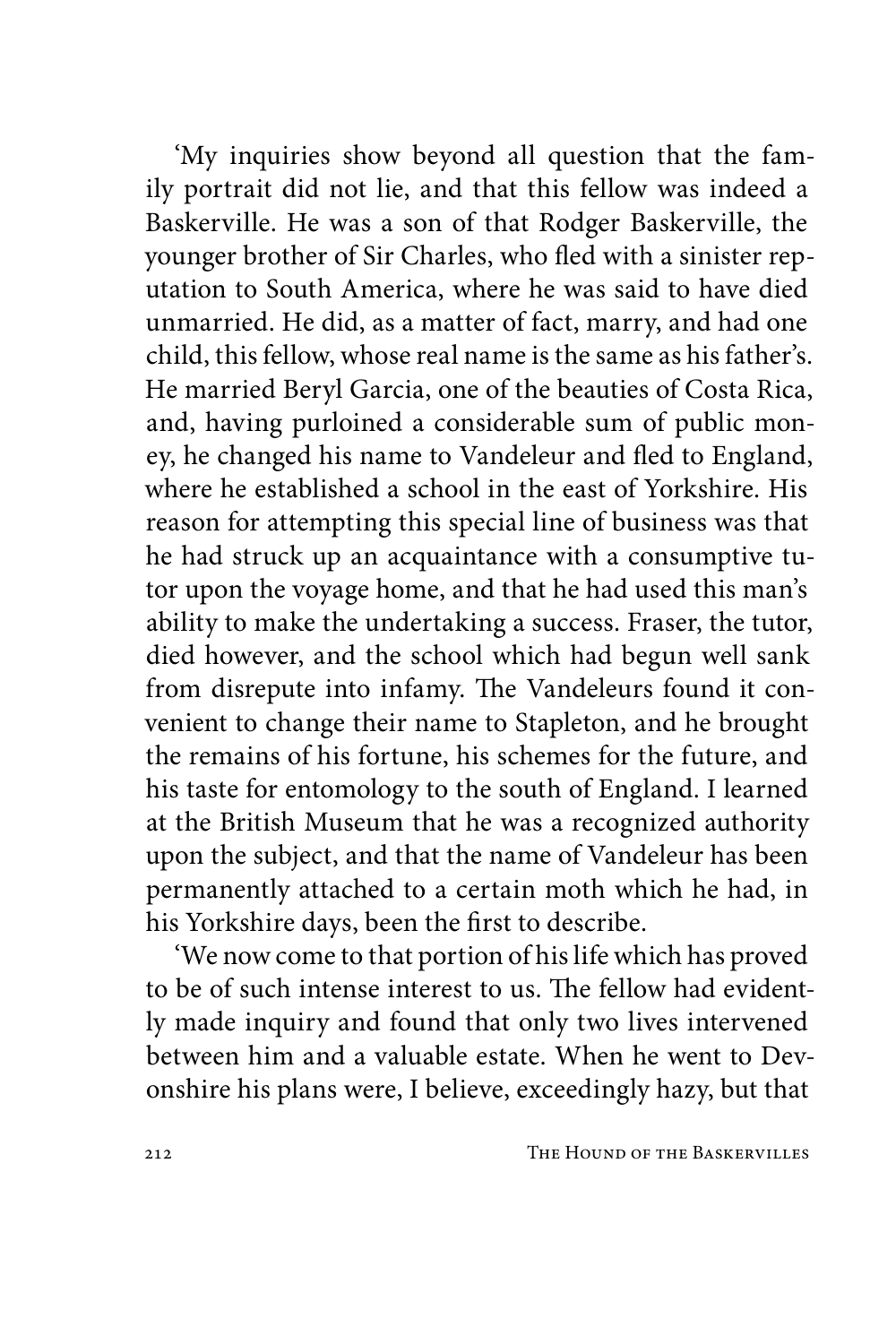'My inquiries show beyond all question that the family portrait did not lie, and that this fellow was indeed a Baskerville. He was a son of that Rodger Baskerville, the younger brother of Sir Charles, who fled with a sinister reputation to South America, where he was said to have died unmarried. He did, as a matter of fact, marry, and had one child, this fellow, whose real name is the same as his father's. He married Beryl Garcia, one of the beauties of Costa Rica, and, having purloined a considerable sum of public money, he changed his name to Vandeleur and fled to England, where he established a school in the east of Yorkshire. His reason for attempting this special line of business was that he had struck up an acquaintance with a consumptive tutor upon the voyage home, and that he had used this man's ability to make the undertaking a success. Fraser, the tutor, died however, and the school which had begun well sank from disrepute into infamy. The Vandeleurs found it convenient to change their name to Stapleton, and he brought the remains of his fortune, his schemes for the future, and his taste for entomology to the south of England. I learned at the British Museum that he was a recognized authority upon the subject, and that the name of Vandeleur has been permanently attached to a certain moth which he had, in his Yorkshire days, been the first to describe.

'We now come to that portion of his life which has proved to be of such intense interest to us. The fellow had evidently made inquiry and found that only two lives intervened between him and a valuable estate. When he went to Devonshire his plans were, I believe, exceedingly hazy, but that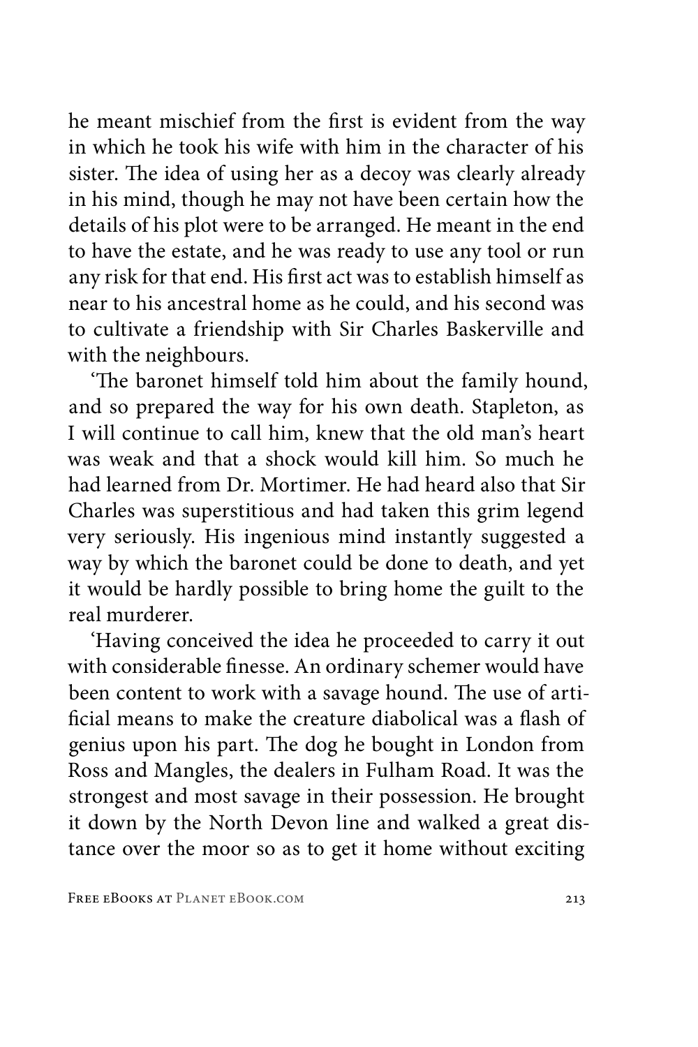he meant mischief from the first is evident from the way in which he took his wife with him in the character of his sister. The idea of using her as a decoy was clearly already in his mind, though he may not have been certain how the details of his plot were to be arranged. He meant in the end to have the estate, and he was ready to use any tool or run any risk for that end. His first act was to establish himself as near to his ancestral home as he could, and his second was to cultivate a friendship with Sir Charles Baskerville and with the neighbours.

'The baronet himself told him about the family hound, and so prepared the way for his own death. Stapleton, as I will continue to call him, knew that the old man's heart was weak and that a shock would kill him. So much he had learned from Dr. Mortimer. He had heard also that Sir Charles was superstitious and had taken this grim legend very seriously. His ingenious mind instantly suggested a way by which the baronet could be done to death, and yet it would be hardly possible to bring home the guilt to the real murderer.

'Having conceived the idea he proceeded to carry it out with considerable finesse. An ordinary schemer would have been content to work with a savage hound. The use of artificial means to make the creature diabolical was a flash of genius upon his part. The dog he bought in London from Ross and Mangles, the dealers in Fulham Road. It was the strongest and most savage in their possession. He brought it down by the North Devon line and walked a great distance over the moor so as to get it home without exciting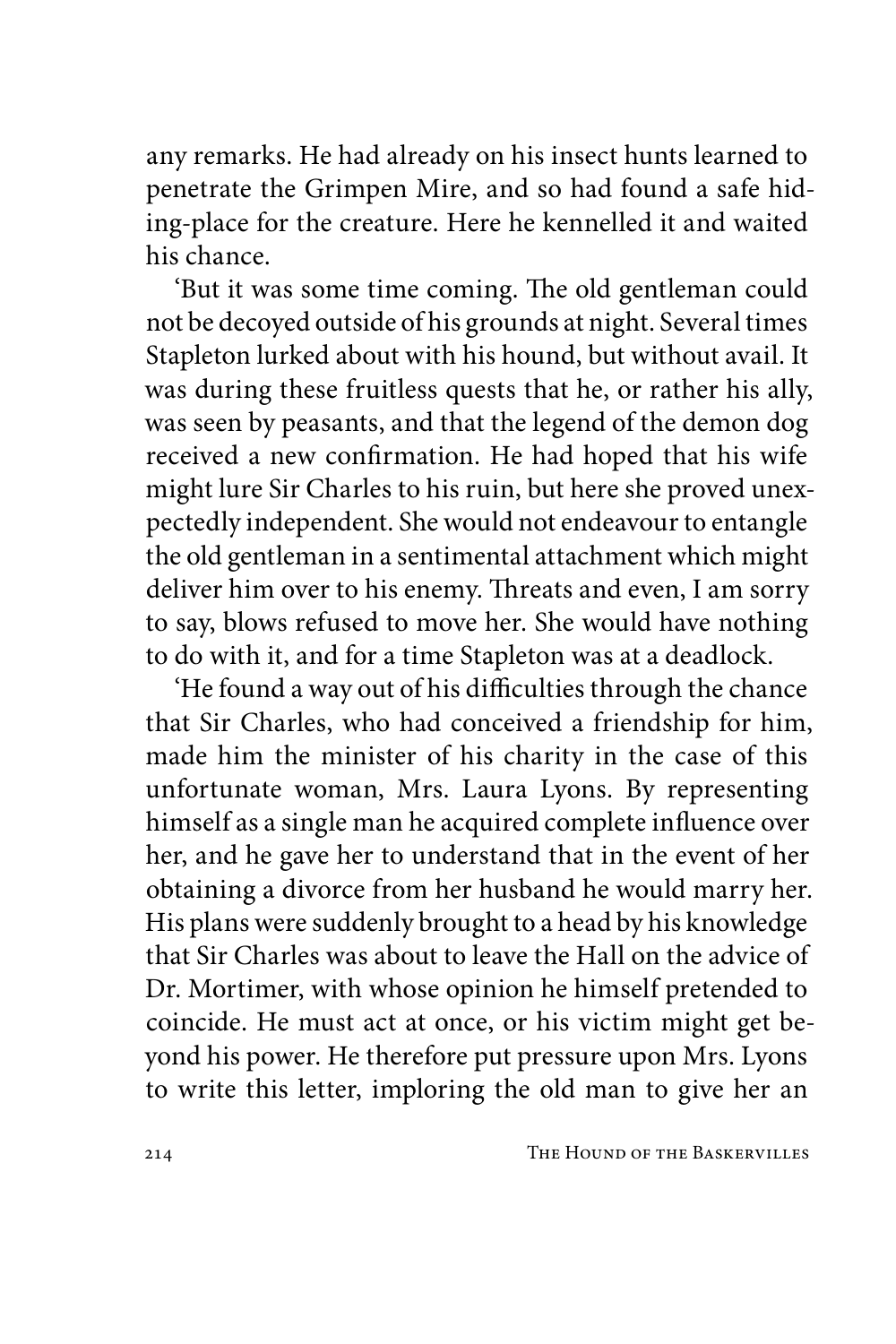any remarks. He had already on his insect hunts learned to penetrate the Grimpen Mire, and so had found a safe hiding-place for the creature. Here he kennelled it and waited his chance.

'But it was some time coming. The old gentleman could not be decoyed outside of his grounds at night. Several times Stapleton lurked about with his hound, but without avail. It was during these fruitless quests that he, or rather his ally, was seen by peasants, and that the legend of the demon dog received a new confirmation. He had hoped that his wife might lure Sir Charles to his ruin, but here she proved unexpectedly independent. She would not endeavour to entangle the old gentleman in a sentimental attachment which might deliver him over to his enemy. Threats and even, I am sorry to say, blows refused to move her. She would have nothing to do with it, and for a time Stapleton was at a deadlock.

'He found a way out of his difficulties through the chance that Sir Charles, who had conceived a friendship for him, made him the minister of his charity in the case of this unfortunate woman, Mrs. Laura Lyons. By representing himself as a single man he acquired complete influence over her, and he gave her to understand that in the event of her obtaining a divorce from her husband he would marry her. His plans were suddenly brought to a head by his knowledge that Sir Charles was about to leave the Hall on the advice of Dr. Mortimer, with whose opinion he himself pretended to coincide. He must act at once, or his victim might get beyond his power. He therefore put pressure upon Mrs. Lyons to write this letter, imploring the old man to give her an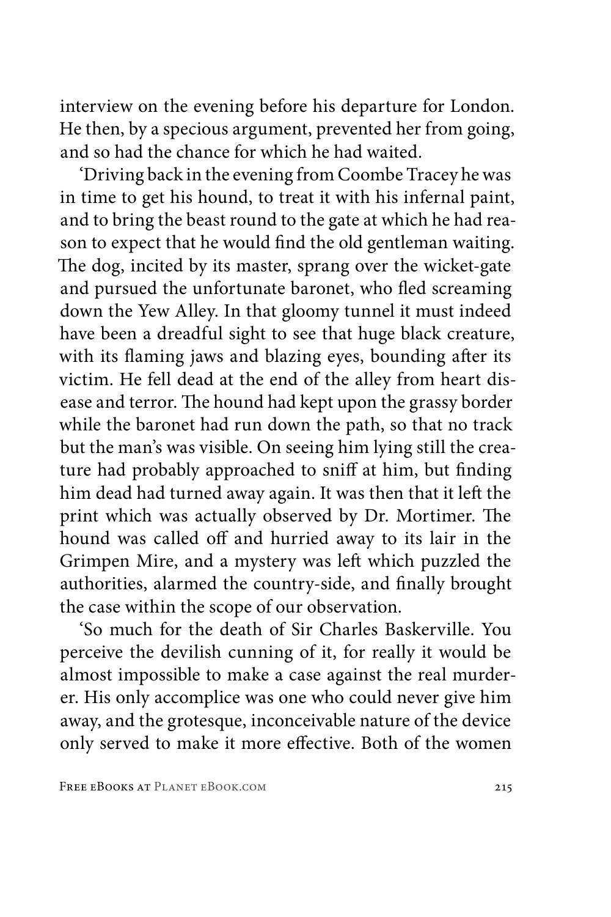interview on the evening before his departure for London. He then, by a specious argument, prevented her from going, and so had the chance for which he had waited.

'Driving back in the evening from Coombe Tracey he was in time to get his hound, to treat it with his infernal paint, and to bring the beast round to the gate at which he had reason to expect that he would find the old gentleman waiting. The dog, incited by its master, sprang over the wicket-gate and pursued the unfortunate baronet, who fled screaming down the Yew Alley. In that gloomy tunnel it must indeed have been a dreadful sight to see that huge black creature, with its flaming jaws and blazing eyes, bounding after its victim. He fell dead at the end of the alley from heart disease and terror. The hound had kept upon the grassy border while the baronet had run down the path, so that no track but the man's was visible. On seeing him lying still the creature had probably approached to sniff at him, but finding him dead had turned away again. It was then that it left the print which was actually observed by Dr. Mortimer. The hound was called off and hurried away to its lair in the Grimpen Mire, and a mystery was left which puzzled the authorities, alarmed the country-side, and finally brought the case within the scope of our observation.

'So much for the death of Sir Charles Baskerville. You perceive the devilish cunning of it, for really it would be almost impossible to make a case against the real murderer. His only accomplice was one who could never give him away, and the grotesque, inconceivable nature of the device only served to make it more effective. Both of the women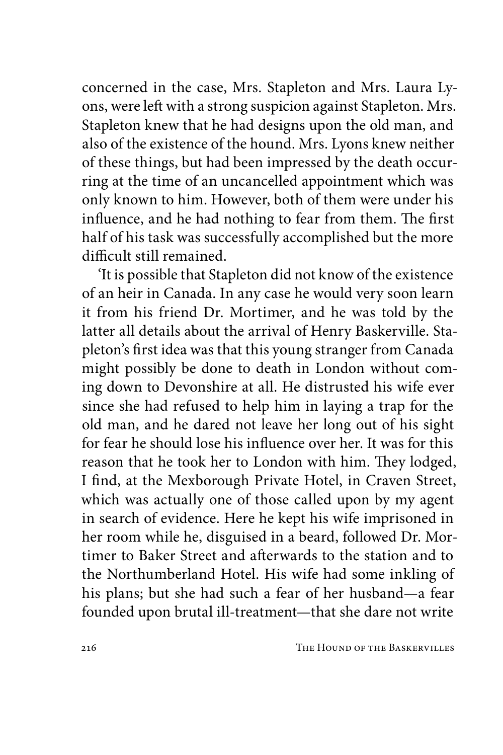concerned in the case, Mrs. Stapleton and Mrs. Laura Lyons, were left with a strong suspicion against Stapleton. Mrs. Stapleton knew that he had designs upon the old man, and also of the existence of the hound. Mrs. Lyons knew neither of these things, but had been impressed by the death occurring at the time of an uncancelled appointment which was only known to him. However, both of them were under his influence, and he had nothing to fear from them. The first half of his task was successfully accomplished but the more difficult still remained.

'It is possible that Stapleton did not know of the existence of an heir in Canada. In any case he would very soon learn it from his friend Dr. Mortimer, and he was told by the latter all details about the arrival of Henry Baskerville. Stapleton's first idea was that this young stranger from Canada might possibly be done to death in London without coming down to Devonshire at all. He distrusted his wife ever since she had refused to help him in laying a trap for the old man, and he dared not leave her long out of his sight for fear he should lose his influence over her. It was for this reason that he took her to London with him. They lodged, I find, at the Mexborough Private Hotel, in Craven Street, which was actually one of those called upon by my agent in search of evidence. Here he kept his wife imprisoned in her room while he, disguised in a beard, followed Dr. Mortimer to Baker Street and afterwards to the station and to the Northumberland Hotel. His wife had some inkling of his plans; but she had such a fear of her husband—a fear founded upon brutal ill-treatment—that she dare not write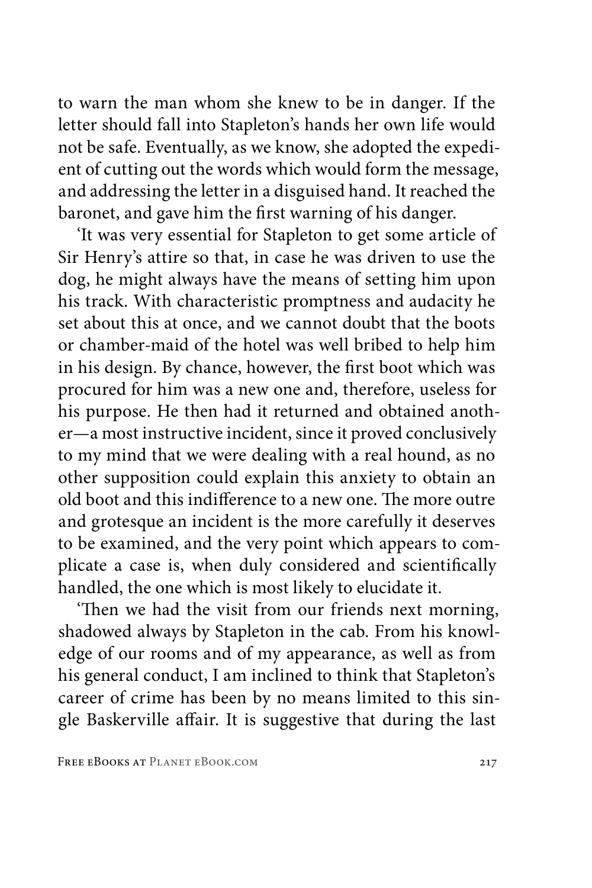to warn the man whom she knew to be in danger. If the letter should fall into Stapleton's hands her own life would not be safe. Eventually, as we know, she adopted the expedient of cutting out the words which would form the message, and addressing the letter in a disguised hand. It reached the baronet, and gave him the first warning of his danger.

'It was very essential for Stapleton to get some article of Sir Henry's attire so that, in case he was driven to use the dog, he might always have the means of setting him upon his track. With characteristic promptness and audacity he set about this at once, and we cannot doubt that the boots or chamber-maid of the hotel was well bribed to help him in his design. By chance, however, the first boot which was procured for him was a new one and, therefore, useless for his purpose. He then had it returned and obtained another—a most instructive incident, since it proved conclusively to my mind that we were dealing with a real hound, as no other supposition could explain this anxiety to obtain an old boot and this indifference to a new one. The more outre and grotesque an incident is the more carefully it deserves to be examined, and the very point which appears to complicate a case is, when duly considered and scientifically handled, the one which is most likely to elucidate it.

'Then we had the visit from our friends next morning, shadowed always by Stapleton in the cab. From his knowledge of our rooms and of my appearance, as well as from his general conduct, I am inclined to think that Stapleton's career of crime has been by no means limited to this single Baskerville affair. It is suggestive that during the last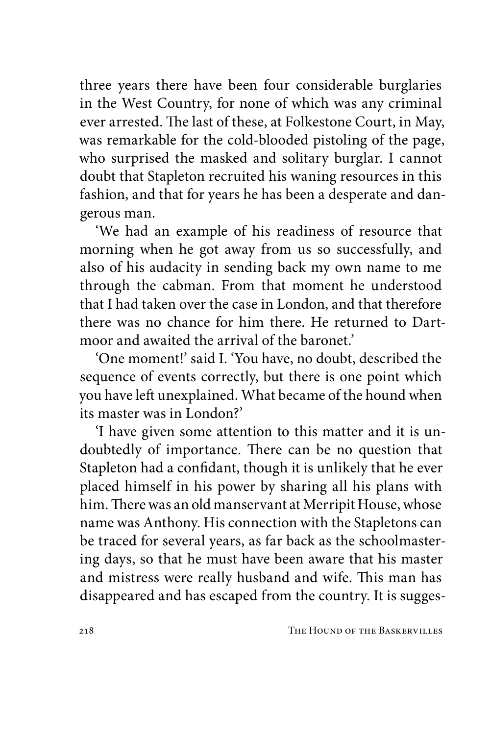three years there have been four considerable burglaries in the West Country, for none of which was any criminal ever arrested. The last of these, at Folkestone Court, in May, was remarkable for the cold-blooded pistoling of the page, who surprised the masked and solitary burglar. I cannot doubt that Stapleton recruited his waning resources in this fashion, and that for years he has been a desperate and dangerous man.

'We had an example of his readiness of resource that morning when he got away from us so successfully, and also of his audacity in sending back my own name to me through the cabman. From that moment he understood that I had taken over the case in London, and that therefore there was no chance for him there. He returned to Dartmoor and awaited the arrival of the baronet.'

'One moment!' said I. 'You have, no doubt, described the sequence of events correctly, but there is one point which you have left unexplained. What became of the hound when its master was in London?'

'I have given some attention to this matter and it is undoubtedly of importance. There can be no question that Stapleton had a confidant, though it is unlikely that he ever placed himself in his power by sharing all his plans with him. There was an old manservant at Merripit House, whose name was Anthony. His connection with the Stapletons can be traced for several years, as far back as the schoolmastering days, so that he must have been aware that his master and mistress were really husband and wife. This man has disappeared and has escaped from the country. It is sugges-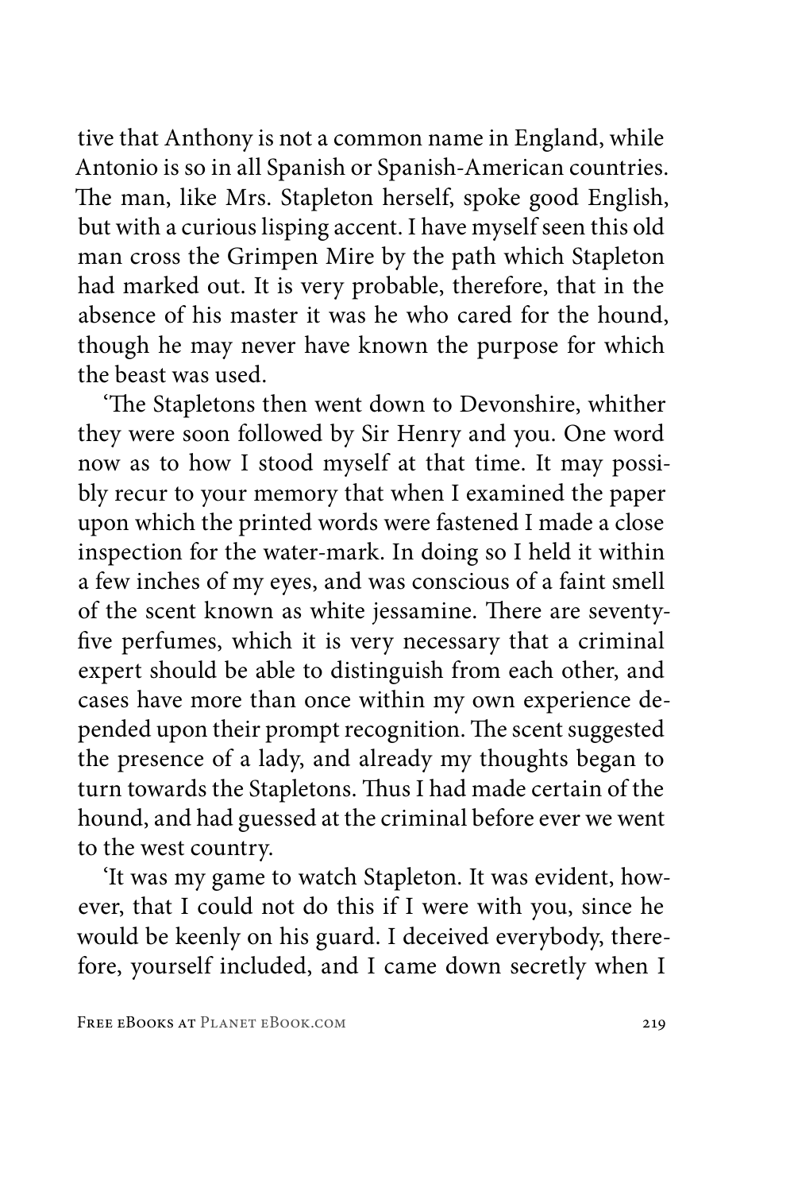tive that Anthony is not a common name in England, while Antonio is so in all Spanish or Spanish-American countries. The man, like Mrs. Stapleton herself, spoke good English, but with a curious lisping accent. I have myself seen this old man cross the Grimpen Mire by the path which Stapleton had marked out. It is very probable, therefore, that in the absence of his master it was he who cared for the hound, though he may never have known the purpose for which the beast was used.

'The Stapletons then went down to Devonshire, whither they were soon followed by Sir Henry and you. One word now as to how I stood myself at that time. It may possibly recur to your memory that when I examined the paper upon which the printed words were fastened I made a close inspection for the water-mark. In doing so I held it within a few inches of my eyes, and was conscious of a faint smell of the scent known as white jessamine. There are seventy-five perfumes, which it is very necessary that a criminal expert should be able to distinguish from each other, and cases have more than once within my own experience depended upon their prompt recognition. The scent suggested the presence of a lady, and already my thoughts began to turn towards the Stapletons. Thus I had made certain of the hound, and had guessed at the criminal before ever we went to the west country.

'It was my game to watch Stapleton. It was evident, however, that I could not do this if I were with you, since he would be keenly on his guard. I deceived everybody, therefore, yourself included, and I came down secretly when I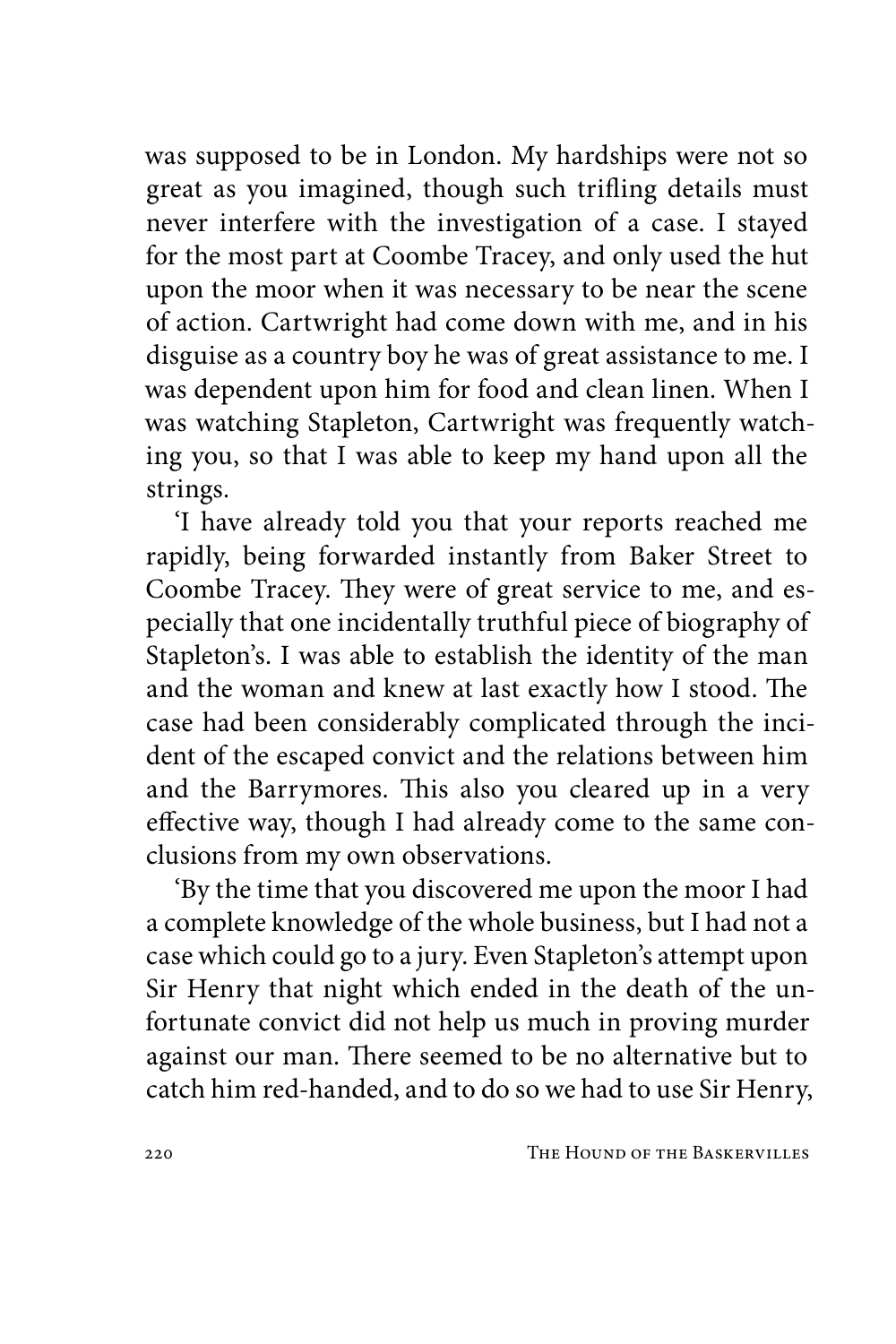was supposed to be in London. My hardships were not so great as you imagined, though such trifling details must never interfere with the investigation of a case. I stayed for the most part at Coombe Tracey, and only used the hut upon the moor when it was necessary to be near the scene of action. Cartwright had come down with me, and in his disguise as a country boy he was of great assistance to me. I was dependent upon him for food and clean linen. When I was watching Stapleton, Cartwright was frequently watching you, so that I was able to keep my hand upon all the strings.

'I have already told you that your reports reached me rapidly, being forwarded instantly from Baker Street to Coombe Tracey. They were of great service to me, and especially that one incidentally truthful piece of biography of Stapleton's. I was able to establish the identity of the man and the woman and knew at last exactly how I stood. The case had been considerably complicated through the incident of the escaped convict and the relations between him and the Barrymores. This also you cleared up in a very effective way, though I had already come to the same conclusions from my own observations.

'By the time that you discovered me upon the moor I had a complete knowledge of the whole business, but I had not a case which could go to a jury. Even Stapleton's attempt upon Sir Henry that night which ended in the death of the unfortunate convict did not help us much in proving murder against our man. There seemed to be no alternative but to catch him red-handed, and to do so we had to use Sir Henry,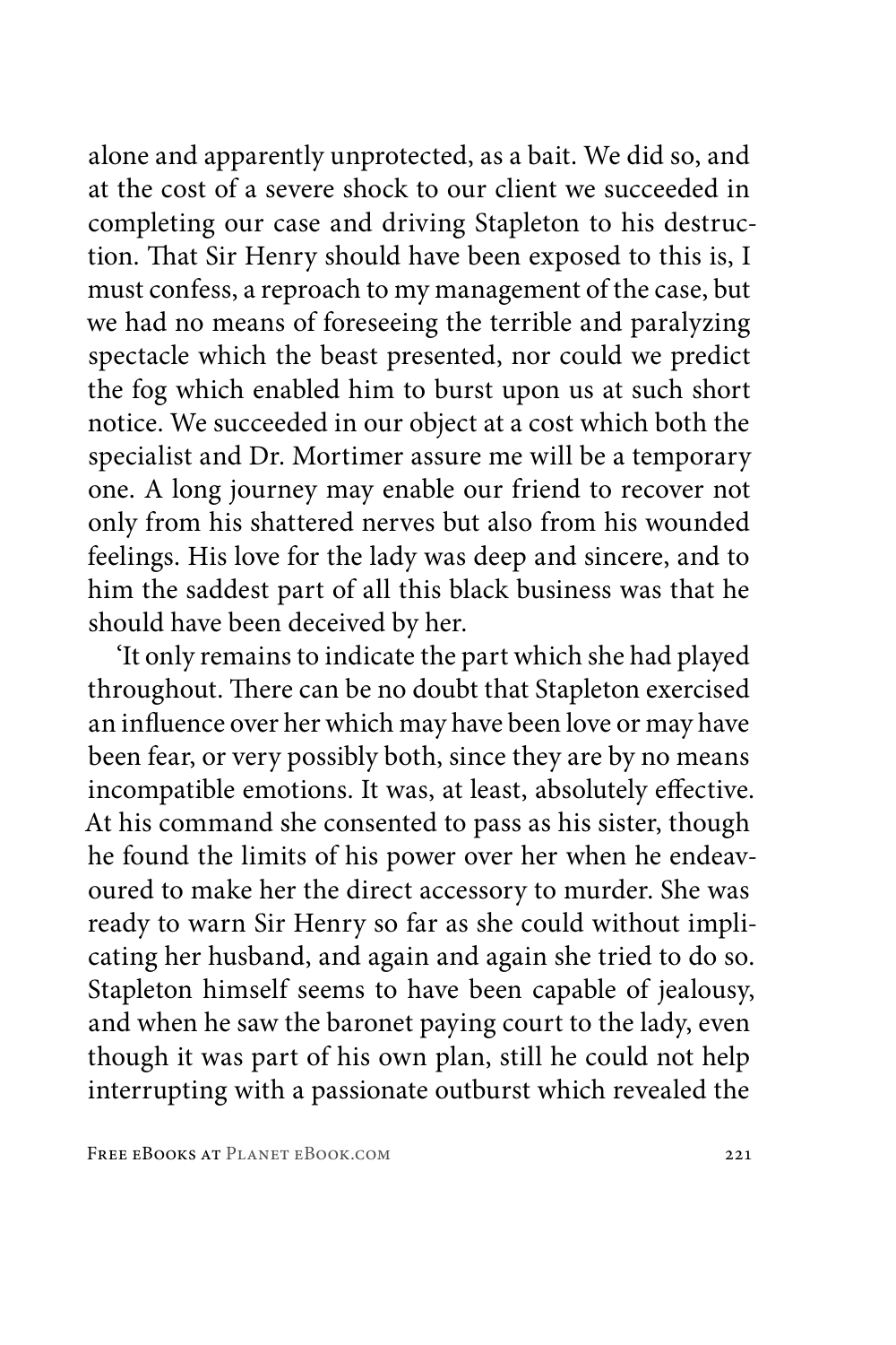alone and apparently unprotected, as a bait. We did so, and at the cost of a severe shock to our client we succeeded in completing our case and driving Stapleton to his destruction. That Sir Henry should have been exposed to this is, I must confess, a reproach to my management of the case, but we had no means of foreseeing the terrible and paralyzing spectacle which the beast presented, nor could we predict the fog which enabled him to burst upon us at such short notice. We succeeded in our object at a cost which both the specialist and Dr. Mortimer assure me will be a temporary one. A long journey may enable our friend to recover not only from his shattered nerves but also from his wounded feelings. His love for the lady was deep and sincere, and to him the saddest part of all this black business was that he should have been deceived by her.

'It only remains to indicate the part which she had played throughout. There can be no doubt that Stapleton exercised an influence over her which may have been love or may have been fear, or very possibly both, since they are by no means incompatible emotions. It was, at least, absolutely effective. At his command she consented to pass as his sister, though he found the limits of his power over her when he endeavoured to make her the direct accessory to murder. She was ready to warn Sir Henry so far as she could without implicating her husband, and again and again she tried to do so. Stapleton himself seems to have been capable of jealousy, and when he saw the baronet paying court to the lady, even though it was part of his own plan, still he could not help interrupting with a passionate outburst which revealed the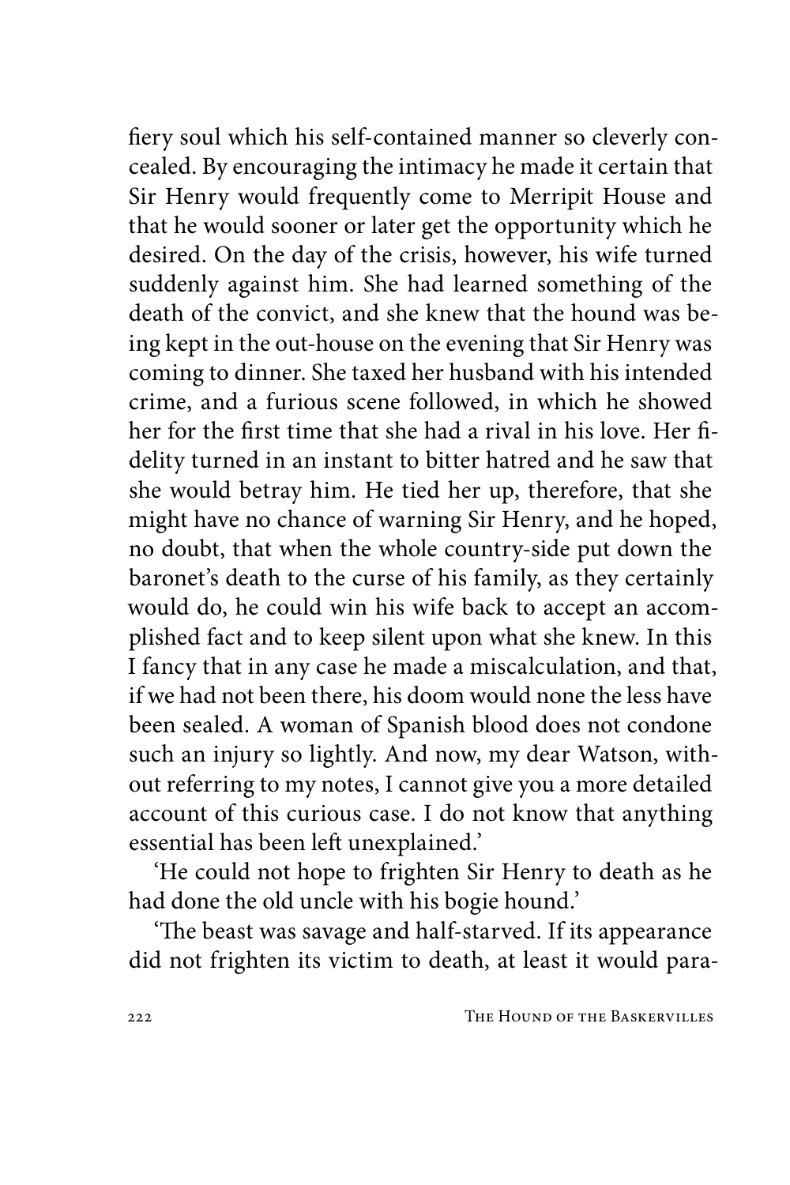fiery soul which his self-contained manner so cleverly concealed. By encouraging the intimacy he made it certain that Sir Henry would frequently come to Merripit House and that he would sooner or later get the opportunity which he desired. On the day of the crisis, however, his wife turned suddenly against him. She had learned something of the death of the convict, and she knew that the hound was being kept in the out-house on the evening that Sir Henry was coming to dinner. She taxed her husband with his intended crime, and a furious scene followed, in which he showed her for the first time that she had a rival in his love. Her fidelity turned in an instant to bitter hatred and he saw that she would betray him. He tied her up, therefore, that she might have no chance of warning Sir Henry, and he hoped, no doubt, that when the whole country-side put down the baronet's death to the curse of his family, as they certainly would do, he could win his wife back to accept an accomplished fact and to keep silent upon what she knew. In this I fancy that in any case he made a miscalculation, and that, if we had not been there, his doom would none the less have been sealed. A woman of Spanish blood does not condone such an injury so lightly. And now, my dear Watson, without referring to my notes, I cannot give you a more detailed account of this curious case. I do not know that anything essential has been left unexplained.'

'He could not hope to frighten Sir Henry to death as he had done the old uncle with his bogie hound.'

'The beast was savage and half-starved. If its appearance did not frighten its victim to death, at least it would para-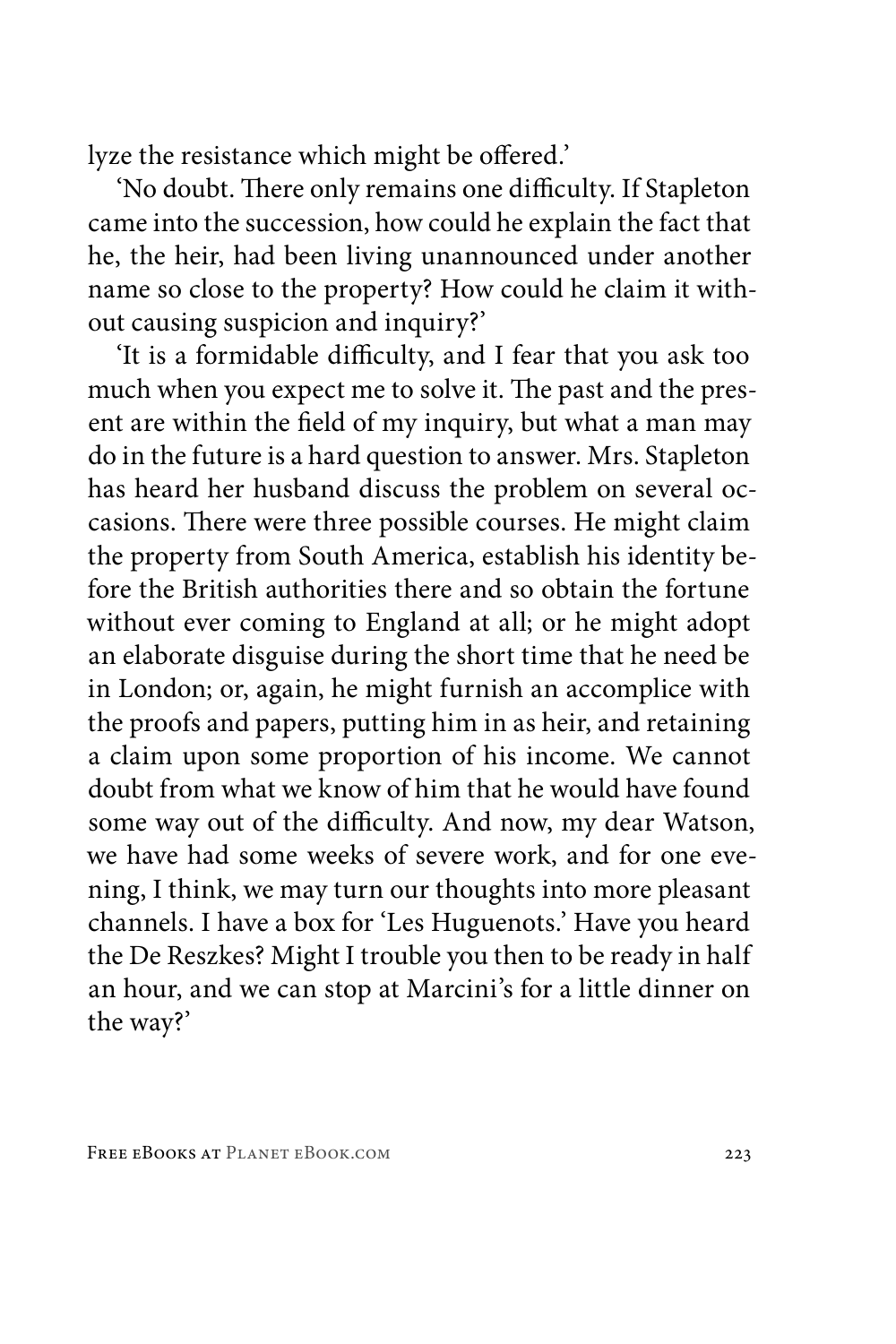lyze the resistance which might be offered.'

'No doubt. There only remains one difficulty. If Stapleton came into the succession, how could he explain the fact that he, the heir, had been living unannounced under another name so close to the property? How could he claim it without causing suspicion and inquiry?'

'It is a formidable difficulty, and I fear that you ask too much when you expect me to solve it. The past and the present are within the field of my inquiry, but what a man may do in the future is a hard question to answer. Mrs. Stapleton has heard her husband discuss the problem on several occasions. There were three possible courses. He might claim the property from South America, establish his identity before the British authorities there and so obtain the fortune without ever coming to England at all; or he might adopt an elaborate disguise during the short time that he need be in London; or, again, he might furnish an accomplice with the proofs and papers, putting him in as heir, and retaining a claim upon some proportion of his income. We cannot doubt from what we know of him that he would have found some way out of the difficulty. And now, my dear Watson, we have had some weeks of severe work, and for one evening, I think, we may turn our thoughts into more pleasant channels. I have a box for 'Les Huguenots.' Have you heard the De Reszkes? Might I trouble you then to be ready in half an hour, and we can stop at Marcini's for a little dinner on the way?'